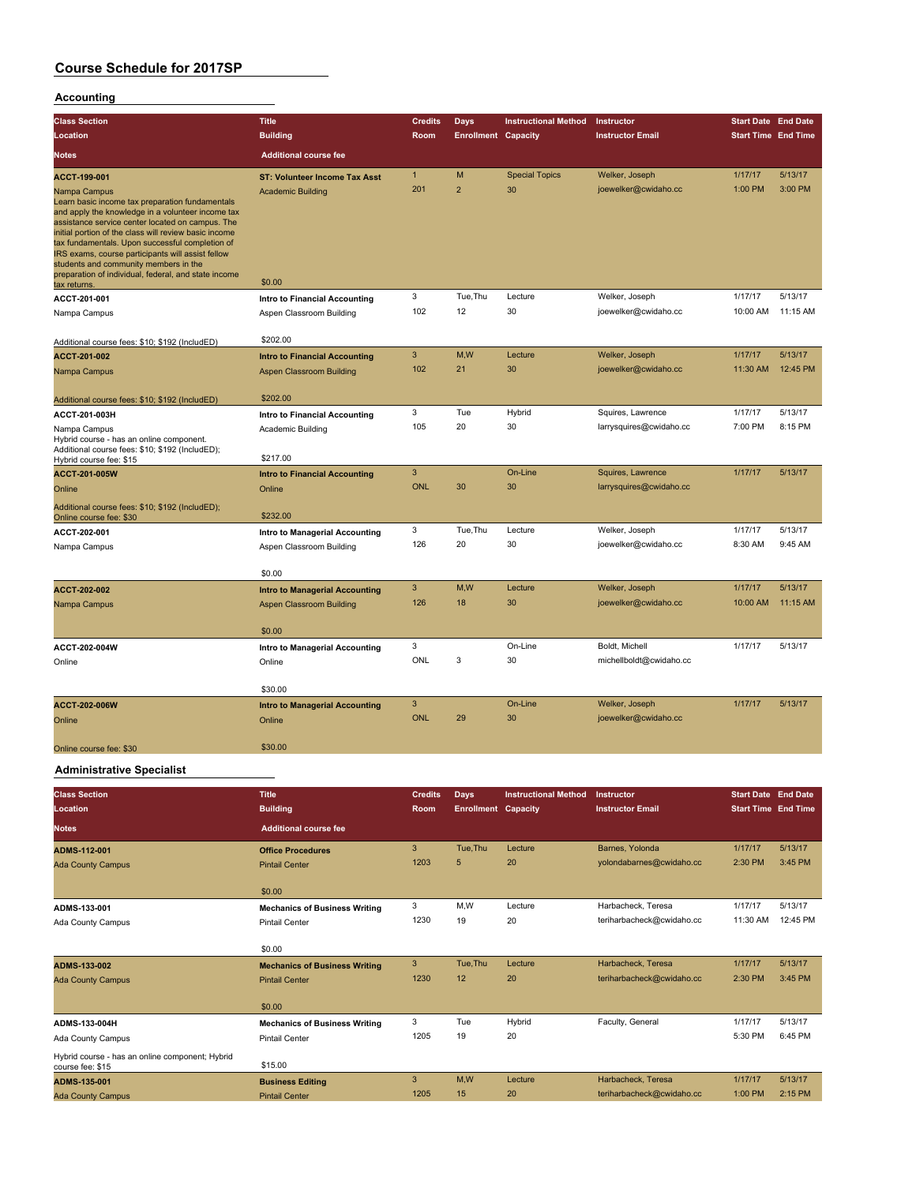# Course Schedule for 2017SP

## Accounting

| Class Section / Location / Notes | Title / Building / Additional course fee | Credits / Room | Days / Enrollment | Instructional Method / Capacity | Instructor / Instructor Email | Start Date / Start Time | End Date / End Time |
|---|---|---|---|---|---|---|---|
| **ACCT-199-001**<br>Nampa Campus<br>Learn basic income tax preparation fundamentals and apply the knowledge in a volunteer income tax assistance service center located on campus. The initial portion of the class will review basic income tax fundamentals. Upon successful completion of IRS exams, course participants will assist fellow students and community members in the preparation of individual, federal, and state income tax returns. | **ST: Volunteer Income Tax Asst**<br>Academic Building<br>$0.00 | 1<br>201 | M<br>2 | Special Topics<br>30 | Welker, Joseph<br>joewelker@cwidaho.cc | 1/17/17<br>1:00 PM | 5/13/17<br>3:00 PM |
| **ACCT-201-001**<br>Nampa Campus<br>Additional course fees: $10; $192 (IncludED) | **Intro to Financial Accounting**<br>Aspen Classroom Building<br>$202.00 | 3<br>102 | Tue,Thu<br>12 | Lecture<br>30 | Welker, Joseph<br>joewelker@cwidaho.cc | 1/17/17<br>10:00 AM | 5/13/17<br>11:15 AM |
| **ACCT-201-002**<br>Nampa Campus<br>Additional course fees: $10; $192 (IncludED) | **Intro to Financial Accounting**<br>Aspen Classroom Building<br>$202.00 | 3<br>102 | M,W<br>21 | Lecture<br>30 | Welker, Joseph<br>joewelker@cwidaho.cc | 1/17/17<br>11:30 AM | 5/13/17<br>12:45 PM |
| **ACCT-201-003H**<br>Nampa Campus<br>Hybrid course - has an online component. Additional course fees: $10; $192 (IncludED); Hybrid course fee: $15 | **Intro to Financial Accounting**<br>Academic Building<br>$217.00 | 3<br>105 | Tue<br>20 | Hybrid<br>30 | Squires, Lawrence<br>larrysquires@cwidaho.cc | 1/17/17<br>7:00 PM | 5/13/17<br>8:15 PM |
| **ACCT-201-005W**<br>Online<br>Additional course fees: $10; $192 (IncludED); Online course fee: $30 | **Intro to Financial Accounting**<br>Online<br>$232.00 | 3<br>ONL | <br>30 | On-Line<br>30 | Squires, Lawrence<br>larrysquires@cwidaho.cc | 1/17/17 | 5/13/17 |
| **ACCT-202-001**<br>Nampa Campus | **Intro to Managerial Accounting**<br>Aspen Classroom Building<br>$0.00 | 3<br>126 | Tue,Thu<br>20 | Lecture<br>30 | Welker, Joseph<br>joewelker@cwidaho.cc | 1/17/17<br>8:30 AM | 5/13/17<br>9:45 AM |
| **ACCT-202-002**<br>Nampa Campus | **Intro to Managerial Accounting**<br>Aspen Classroom Building<br>$0.00 | 3<br>126 | M,W<br>18 | Lecture<br>30 | Welker, Joseph<br>joewelker@cwidaho.cc | 1/17/17<br>10:00 AM | 5/13/17<br>11:15 AM |
| **ACCT-202-004W**<br>Online | **Intro to Managerial Accounting**<br>Online<br>$30.00 | 3<br>ONL | <br>3 | On-Line<br>30 | Boldt, Michell<br>michellboldt@cwidaho.cc | 1/17/17 | 5/13/17 |
| **ACCT-202-006W**<br>Online<br>Online course fee: $30 | **Intro to Managerial Accounting**<br>Online<br>$30.00 | 3<br>ONL | <br>29 | On-Line<br>30 | Welker, Joseph<br>joewelker@cwidaho.cc | 1/17/17 | 5/13/17 |

## Administrative Specialist

| Class Section / Location / Notes | Title / Building / Additional course fee | Credits / Room | Days / Enrollment | Instructional Method / Capacity | Instructor / Instructor Email | Start Date / Start Time | End Date / End Time |
|---|---|---|---|---|---|---|---|
| **ADMS-112-001**<br>Ada County Campus | **Office Procedures**<br>Pintail Center<br>$0.00 | 3<br>1203 | Tue,Thu<br>5 | Lecture<br>20 | Barnes, Yolonda<br>yolondabarnes@cwidaho.cc | 1/17/17<br>2:30 PM | 5/13/17<br>3:45 PM |
| **ADMS-133-001**<br>Ada County Campus | **Mechanics of Business Writing**<br>Pintail Center<br>$0.00 | 3<br>1230 | M,W<br>19 | Lecture<br>20 | Harbacheck, Teresa<br>teriharbacheck@cwidaho.cc | 1/17/17<br>11:30 AM | 5/13/17<br>12:45 PM |
| **ADMS-133-002**<br>Ada County Campus | **Mechanics of Business Writing**<br>Pintail Center<br>$0.00 | 3<br>1230 | Tue,Thu<br>12 | Lecture<br>20 | Harbacheck, Teresa<br>teriharbacheck@cwidaho.cc | 1/17/17<br>2:30 PM | 5/13/17<br>3:45 PM |
| **ADMS-133-004H**<br>Ada County Campus<br>Hybrid course - has an online component; Hybrid course fee: $15 | **Mechanics of Business Writing**<br>Pintail Center<br>$15.00 | 3<br>1205 | Tue<br>19 | Hybrid<br>20 | Faculty, General | 1/17/17<br>5:30 PM | 5/13/17<br>6:45 PM |
| **ADMS-135-001**<br>Ada County Campus | **Business Editing**<br>Pintail Center | 3<br>1205 | M,W<br>15 | Lecture<br>20 | Harbacheck, Teresa<br>teriharbacheck@cwidaho.cc | 1/17/17<br>1:00 PM | 5/13/17<br>2:15 PM |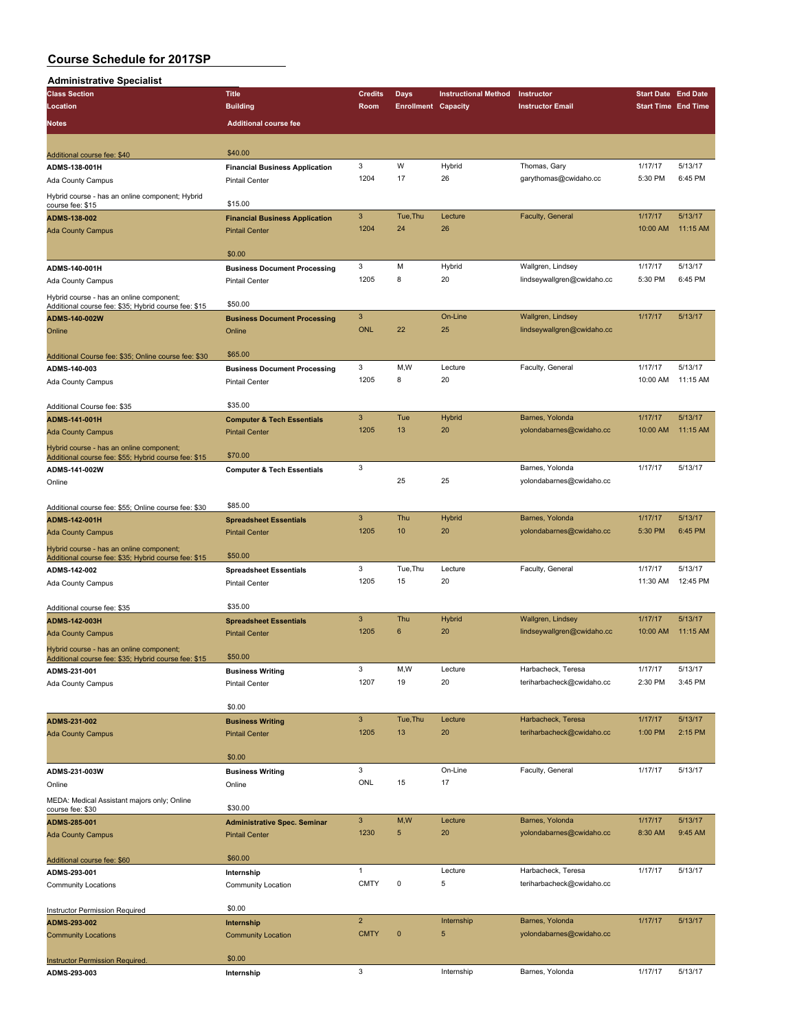# Course Schedule for 2017SP

## Administrative Specialist

| Class Section<br>Location<br>Notes | Title<br>Building<br>Additional course fee | Credits<br>Room | Days<br>Enrollment | Instructional Method<br>Capacity | Instructor<br>Instructor Email | Start Date<br>Start Time | End Date<br>End Time |
|---|---|---|---|---|---|---|---|
| Additional course fee: $40 | $40.00 | | | | | | |
| ADMS-138-001H<br>Ada County Campus<br>Hybrid course - has an online component; Hybrid course fee: $15 | Financial Business Application<br>Pintail Center<br>$15.00 | 3<br>1204 | W<br>17 | Hybrid<br>26 | Thomas, Gary<br>garythomas@cwidaho.cc | 1/17/17<br>5:30 PM | 5/13/17<br>6:45 PM |
| ADMS-138-002<br>Ada County Campus | Financial Business Application<br>Pintail Center<br>$0.00 | 3<br>1204 | Tue,Thu<br>24 | Lecture<br>26 | Faculty, General | 1/17/17<br>10:00 AM | 5/13/17<br>11:15 AM |
| ADMS-140-001H<br>Ada County Campus<br>Hybrid course - has an online component; Additional course fee: $35; Hybrid course fee: $15 | Business Document Processing<br>Pintail Center<br>$50.00 | 3<br>1205 | M<br>8 | Hybrid<br>20 | Wallgren, Lindsey<br>lindseywallgren@cwidaho.cc | 1/17/17<br>5:30 PM | 5/13/17<br>6:45 PM |
| ADMS-140-002W<br>Online<br>Additional Course fee: $35; Online course fee: $30 | Business Document Processing<br>Online<br>$65.00 | 3<br>ONL | <br>22 | On-Line<br>25 | Wallgren, Lindsey<br>lindseywallgren@cwidaho.cc | 1/17/17 | 5/13/17 |
| ADMS-140-003<br>Ada County Campus<br>Additional Course fee: $35 | Business Document Processing<br>Pintail Center<br>$35.00 | 3<br>1205 | M,W<br>8 | Lecture<br>20 | Faculty, General | 1/17/17<br>10:00 AM | 5/13/17<br>11:15 AM |
| ADMS-141-001H<br>Ada County Campus<br>Hybrid course - has an online component; Additional course fee: $55; Hybrid course fee: $15 | Computer & Tech Essentials<br>Pintail Center<br>$70.00 | 3<br>1205 | Tue<br>13 | Hybrid<br>20 | Barnes, Yolonda<br>yolondabarnes@cwidaho.cc | 1/17/17<br>10:00 AM | 5/13/17<br>11:15 AM |
| ADMS-141-002W<br>Online<br>Additional course fee: $55; Online course fee: $30 | Computer & Tech Essentials<br><br>$85.00 | 3 | <br>25 | <br>25 | Barnes, Yolonda<br>yolondabarnes@cwidaho.cc | 1/17/17 | 5/13/17 |
| ADMS-142-001H<br>Ada County Campus<br>Hybrid course - has an online component; Additional course fee: $35; Hybrid course fee: $15 | Spreadsheet Essentials<br>Pintail Center<br>$50.00 | 3<br>1205 | Thu<br>10 | Hybrid<br>20 | Barnes, Yolonda<br>yolondabarnes@cwidaho.cc | 1/17/17<br>5:30 PM | 5/13/17<br>6:45 PM |
| ADMS-142-002<br>Ada County Campus<br>Additional course fee: $35 | Spreadsheet Essentials<br>Pintail Center<br>$35.00 | 3<br>1205 | Tue,Thu<br>15 | Lecture<br>20 | Faculty, General | 1/17/17<br>11:30 AM | 5/13/17<br>12:45 PM |
| ADMS-142-003H<br>Ada County Campus<br>Hybrid course - has an online component; Additional course fee: $35; Hybrid course fee: $15 | Spreadsheet Essentials<br>Pintail Center<br>$50.00 | 3<br>1205 | Thu<br>6 | Hybrid<br>20 | Wallgren, Lindsey<br>lindseywallgren@cwidaho.cc | 1/17/17<br>10:00 AM | 5/13/17<br>11:15 AM |
| ADMS-231-001<br>Ada County Campus | Business Writing<br>Pintail Center<br>$0.00 | 3<br>1207 | M,W<br>19 | Lecture<br>20 | Harbacheck, Teresa<br>teriharbacheck@cwidaho.cc | 1/17/17<br>2:30 PM | 5/13/17<br>3:45 PM |
| ADMS-231-002<br>Ada County Campus | Business Writing<br>Pintail Center<br>$0.00 | 3<br>1205 | Tue,Thu<br>13 | Lecture<br>20 | Harbacheck, Teresa<br>teriharbacheck@cwidaho.cc | 1/17/17<br>1:00 PM | 5/13/17<br>2:15 PM |
| ADMS-231-003W<br>Online<br>MEDA: Medical Assistant majors only; Online course fee: $30 | Business Writing<br>Online<br>$30.00 | 3<br>ONL | <br>15 | On-Line<br>17 | Faculty, General | 1/17/17 | 5/13/17 |
| ADMS-285-001<br>Ada County Campus<br>Additional course fee: $60 | Administrative Spec. Seminar<br>Pintail Center<br>$60.00 | 3<br>1230 | M,W<br>5 | Lecture<br>20 | Barnes, Yolonda<br>yolondabarnes@cwidaho.cc | 1/17/17<br>8:30 AM | 5/13/17<br>9:45 AM |
| ADMS-293-001<br>Community Locations<br>Instructor Permission Required | Internship<br>Community Location<br>$0.00 | 1<br>CMTY | <br>0 | Lecture<br>5 | Harbacheck, Teresa<br>teriharbacheck@cwidaho.cc | 1/17/17 | 5/13/17 |
| ADMS-293-002<br>Community Locations<br>Instructor Permission Required. | Internship<br>Community Location<br>$0.00 | 2<br>CMTY | <br>0 | Internship<br>5 | Barnes, Yolonda<br>yolondabarnes@cwidaho.cc | 1/17/17 | 5/13/17 |
| ADMS-293-003 | Internship | 3 | | Internship | Barnes, Yolonda | 1/17/17 | 5/13/17 |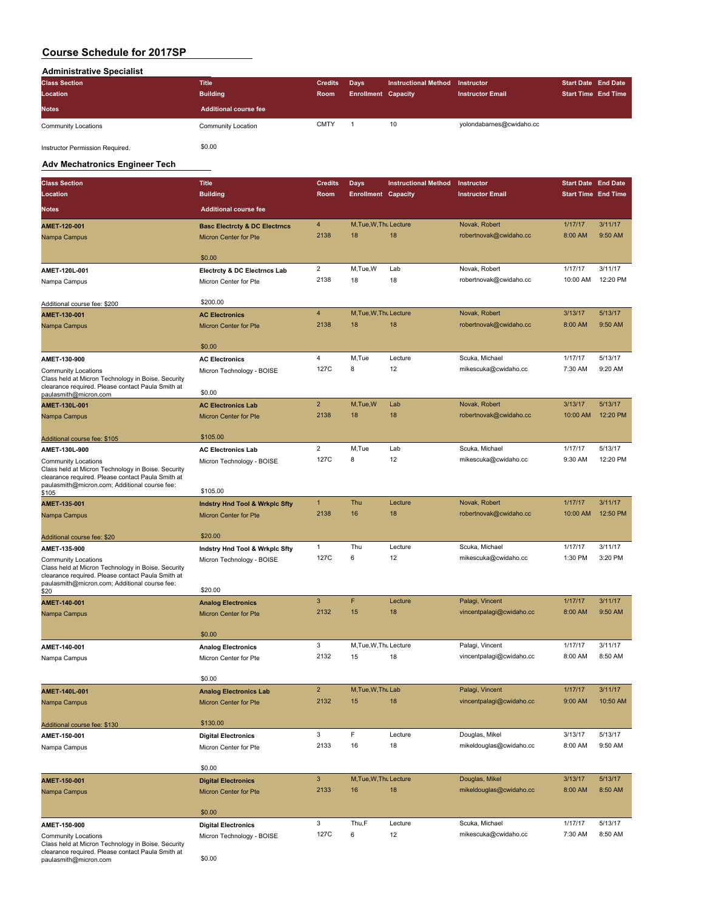# Course Schedule for 2017SP

## Administrative Specialist

| Class Section / Location / Notes | Title / Building / Additional course fee | Credits / Room | Days / Enrollment | Instructional Method / Capacity | Instructor / Instructor Email | Start Date / Start Time | End Date / End Time |
|---|---|---|---|---|---|---|---|
| Community Locations<br>Instructor Permission Required. | Community Location<br>$0.00 | CMTY | 1 | 10 | yolondabarnes@cwidaho.cc | | |

## Adv Mechatronics Engineer Tech

| Class Section / Location / Notes | Title / Building / Additional course fee | Credits / Room | Days / Enrollment | Instructional Method / Capacity | Instructor / Instructor Email | Start Date / Start Time | End Date / End Time |
|---|---|---|---|---|---|---|---|
| **AMET-120-001**<br>Nampa Campus | **Basc Electrcty & DC Electrncs**<br>Micron Center for Pte<br>$0.00 | 4<br>2138 | M,Tue,W,Thu<br>18 | Lecture<br>18 | Novak, Robert<br>robertnovak@cwidaho.cc | 1/17/17<br>8:00 AM | 3/11/17<br>9:50 AM |
| **AMET-120L-001**<br>Nampa Campus<br>Additional course fee: $200 | **Electrcty & DC Electrncs Lab**<br>Micron Center for Pte<br>$200.00 | 2<br>2138 | M,Tue,W<br>18 | Lab<br>18 | Novak, Robert<br>robertnovak@cwidaho.cc | 1/17/17<br>10:00 AM | 3/11/17<br>12:20 PM |
| **AMET-130-001**<br>Nampa Campus | **AC Electronics**<br>Micron Center for Pte<br>$0.00 | 4<br>2138 | M,Tue,W,Thu<br>18 | Lecture<br>18 | Novak, Robert<br>robertnovak@cwidaho.cc | 3/13/17<br>8:00 AM | 5/13/17<br>9:50 AM |
| **AMET-130-900**<br>Community Locations<br>Class held at Micron Technology in Boise. Security clearance required. Please contact Paula Smith at paulasmith@micron.com | **AC Electronics**<br>Micron Technology - BOISE<br>$0.00 | 4<br>127C | M,Tue<br>8 | Lecture<br>12 | Scuka, Michael<br>mikescuka@cwidaho.cc | 1/17/17<br>7:30 AM | 5/13/17<br>9:20 AM |
| **AMET-130L-001**<br>Nampa Campus<br>Additional course fee: $105 | **AC Electronics Lab**<br>Micron Center for Pte<br>$105.00 | 2<br>2138 | M,Tue,W<br>18 | Lab<br>18 | Novak, Robert<br>robertnovak@cwidaho.cc | 3/13/17<br>10:00 AM | 5/13/17<br>12:20 PM |
| **AMET-130L-900**<br>Community Locations<br>Class held at Micron Technology in Boise. Security clearance required. Please contact Paula Smith at paulasmith@micron.com; Additional course fee: $105 | **AC Electronics Lab**<br>Micron Technology - BOISE<br>$105.00 | 2<br>127C | M,Tue<br>8 | Lab<br>12 | Scuka, Michael<br>mikescuka@cwidaho.cc | 1/17/17<br>9:30 AM | 5/13/17<br>12:20 PM |
| **AMET-135-001**<br>Nampa Campus<br>Additional course fee: $20 | **Indstry Hnd Tool & Wrkplc Sfty**<br>Micron Center for Pte<br>$20.00 | 1<br>2138 | Thu<br>16 | Lecture<br>18 | Novak, Robert<br>robertnovak@cwidaho.cc | 1/17/17<br>10:00 AM | 3/11/17<br>12:50 PM |
| **AMET-135-900**<br>Community Locations<br>Class held at Micron Technology in Boise. Security clearance required. Please contact Paula Smith at paulasmith@micron.com; Additional course fee: $20 | **Indstry Hnd Tool & Wrkplc Sfty**<br>Micron Technology - BOISE<br>$20.00 | 1<br>127C | Thu<br>6 | Lecture<br>12 | Scuka, Michael<br>mikescuka@cwidaho.cc | 1/17/17<br>1:30 PM | 3/11/17<br>3:20 PM |
| **AMET-140-001**<br>Nampa Campus | **Analog Electronics**<br>Micron Center for Pte<br>$0.00 | 3<br>2132 | F<br>15 | Lecture<br>18 | Palagi, Vincent<br>vincentpalagi@cwidaho.cc | 1/17/17<br>8:00 AM | 3/11/17<br>9:50 AM |
| **AMET-140-001**<br>Nampa Campus | **Analog Electronics**<br>Micron Center for Pte<br>$0.00 | 3<br>2132 | M,Tue,W,Thu<br>15 | Lecture<br>18 | Palagi, Vincent<br>vincentpalagi@cwidaho.cc | 1/17/17<br>8:00 AM | 3/11/17<br>8:50 AM |
| **AMET-140L-001**<br>Nampa Campus<br>Additional course fee: $130 | **Analog Electronics Lab**<br>Micron Center for Pte<br>$130.00 | 2<br>2132 | M,Tue,W,Thu<br>15 | Lab<br>18 | Palagi, Vincent<br>vincentpalagi@cwidaho.cc | 1/17/17<br>9:00 AM | 3/11/17<br>10:50 AM |
| **AMET-150-001**<br>Nampa Campus | **Digital Electronics**<br>Micron Center for Pte<br>$0.00 | 3<br>2133 | F<br>16 | Lecture<br>18 | Douglas, Mikel<br>mikeldouglas@cwidaho.cc | 3/13/17<br>8:00 AM | 5/13/17<br>9:50 AM |
| **AMET-150-001**<br>Nampa Campus | **Digital Electronics**<br>Micron Center for Pte<br>$0.00 | 3<br>2133 | M,Tue,W,Thu<br>16 | Lecture<br>18 | Douglas, Mikel<br>mikeldouglas@cwidaho.cc | 3/13/17<br>8:00 AM | 5/13/17<br>8:50 AM |
| **AMET-150-900**<br>Community Locations<br>Class held at Micron Technology in Boise. Security clearance required. Please contact Paula Smith at paulasmith@micron.com | **Digital Electronics**<br>Micron Technology - BOISE<br>$0.00 | 3<br>127C | Thu,F<br>6 | Lecture<br>12 | Scuka, Michael<br>mikescuka@cwidaho.cc | 1/17/17<br>7:30 AM | 5/13/17<br>8:50 AM |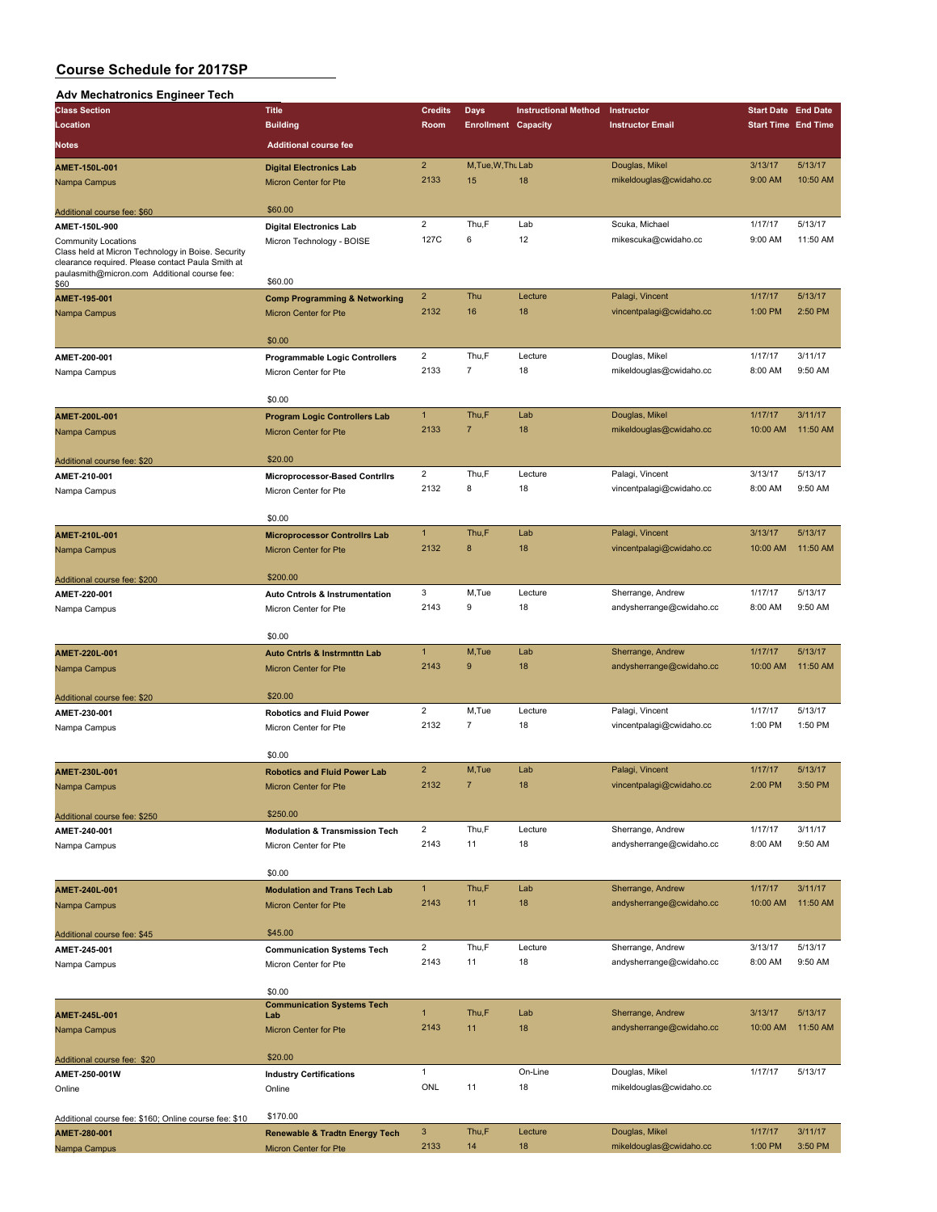# Course Schedule for 2017SP

## Adv Mechatronics Engineer Tech

| Class Section / Location / Notes | Title / Building / Additional course fee | Credits / Room | Days / Enrollment | Instructional Method / Capacity | Instructor / Instructor Email | Start Date / Start Time | End Date / End Time |
|---|---|---|---|---|---|---|---|
| **AMET-150L-001** | **Digital Electronics Lab** | 2 | M,Tue,W,Thu | Lab | Douglas, Mikel | 3/13/17 | 5/13/17 |
| Nampa Campus | Micron Center for Pte | 2133 | 15 | 18 | mikeldouglas@cwidaho.cc | 9:00 AM | 10:50 AM |
| Additional course fee: $60 | $60.00 | | | | | | |
| **AMET-150L-900** | **Digital Electronics Lab** | 2 | Thu,F | Lab | Scuka, Michael | 1/17/17 | 5/13/17 |
| Community Locations | Micron Technology - BOISE | 127C | 6 | 12 | mikescuka@cwidaho.cc | 9:00 AM | 11:50 AM |
| Class held at Micron Technology in Boise. Security clearance required. Please contact Paula Smith at paulasmith@micron.com Additional course fee: $60 | $60.00 | | | | | | |
| **AMET-195-001** | **Comp Programming & Networking** | 2 | Thu | Lecture | Palagi, Vincent | 1/17/17 | 5/13/17 |
| Nampa Campus | Micron Center for Pte | 2132 | 16 | 18 | vincentpalagi@cwidaho.cc | 1:00 PM | 2:50 PM |
| | $0.00 | | | | | | |
| **AMET-200-001** | **Programmable Logic Controllers** | 2 | Thu,F | Lecture | Douglas, Mikel | 1/17/17 | 3/11/17 |
| Nampa Campus | Micron Center for Pte | 2133 | 7 | 18 | mikeldouglas@cwidaho.cc | 8:00 AM | 9:50 AM |
| | $0.00 | | | | | | |
| **AMET-200L-001** | **Program Logic Controllers Lab** | 1 | Thu,F | Lab | Douglas, Mikel | 1/17/17 | 3/11/17 |
| Nampa Campus | Micron Center for Pte | 2133 | 7 | 18 | mikeldouglas@cwidaho.cc | 10:00 AM | 11:50 AM |
| Additional course fee: $20 | $20.00 | | | | | | |
| **AMET-210-001** | **Microprocessor-Based Contrllrs** | 2 | Thu,F | Lecture | Palagi, Vincent | 3/13/17 | 5/13/17 |
| Nampa Campus | Micron Center for Pte | 2132 | 8 | 18 | vincentpalagi@cwidaho.cc | 8:00 AM | 9:50 AM |
| | $0.00 | | | | | | |
| **AMET-210L-001** | **Microprocessor Controllrs Lab** | 1 | Thu,F | Lab | Palagi, Vincent | 3/13/17 | 5/13/17 |
| Nampa Campus | Micron Center for Pte | 2132 | 8 | 18 | vincentpalagi@cwidaho.cc | 10:00 AM | 11:50 AM |
| Additional course fee: $200 | $200.00 | | | | | | |
| **AMET-220-001** | **Auto Cntrols & Instrumentation** | 3 | M,Tue | Lecture | Sherrange, Andrew | 1/17/17 | 5/13/17 |
| Nampa Campus | Micron Center for Pte | 2143 | 9 | 18 | andysherrange@cwidaho.cc | 8:00 AM | 9:50 AM |
| | $0.00 | | | | | | |
| **AMET-220L-001** | **Auto Cntrls & Instrmnttn Lab** | 1 | M,Tue | Lab | Sherrange, Andrew | 1/17/17 | 5/13/17 |
| Nampa Campus | Micron Center for Pte | 2143 | 9 | 18 | andysherrange@cwidaho.cc | 10:00 AM | 11:50 AM |
| Additional course fee: $20 | $20.00 | | | | | | |
| **AMET-230-001** | **Robotics and Fluid Power** | 2 | M,Tue | Lecture | Palagi, Vincent | 1/17/17 | 5/13/17 |
| Nampa Campus | Micron Center for Pte | 2132 | 7 | 18 | vincentpalagi@cwidaho.cc | 1:00 PM | 1:50 PM |
| | $0.00 | | | | | | |
| **AMET-230L-001** | **Robotics and Fluid Power Lab** | 2 | M,Tue | Lab | Palagi, Vincent | 1/17/17 | 5/13/17 |
| Nampa Campus | Micron Center for Pte | 2132 | 7 | 18 | vincentpalagi@cwidaho.cc | 2:00 PM | 3:50 PM |
| Additional course fee: $250 | $250.00 | | | | | | |
| **AMET-240-001** | **Modulation & Transmission Tech** | 2 | Thu,F | Lecture | Sherrange, Andrew | 1/17/17 | 3/11/17 |
| Nampa Campus | Micron Center for Pte | 2143 | 11 | 18 | andysherrange@cwidaho.cc | 8:00 AM | 9:50 AM |
| | $0.00 | | | | | | |
| **AMET-240L-001** | **Modulation and Trans Tech Lab** | 1 | Thu,F | Lab | Sherrange, Andrew | 1/17/17 | 3/11/17 |
| Nampa Campus | Micron Center for Pte | 2143 | 11 | 18 | andysherrange@cwidaho.cc | 10:00 AM | 11:50 AM |
| Additional course fee: $45 | $45.00 | | | | | | |
| **AMET-245-001** | **Communication Systems Tech** | 2 | Thu,F | Lecture | Sherrange, Andrew | 3/13/17 | 5/13/17 |
| Nampa Campus | Micron Center for Pte | 2143 | 11 | 18 | andysherrange@cwidaho.cc | 8:00 AM | 9:50 AM |
| | $0.00 | | | | | | |
| **AMET-245L-001** | **Communication Systems Tech Lab** | 1 | Thu,F | Lab | Sherrange, Andrew | 3/13/17 | 5/13/17 |
| Nampa Campus | Micron Center for Pte | 2143 | 11 | 18 | andysherrange@cwidaho.cc | 10:00 AM | 11:50 AM |
| Additional course fee: $20 | $20.00 | | | | | | |
| **AMET-250-001W** | **Industry Certifications** | 1 | | On-Line | Douglas, Mikel | 1/17/17 | 5/13/17 |
| Online | Online | ONL | 11 | 18 | mikeldouglas@cwidaho.cc | | |
| Additional course fee: $160; Online course fee: $10 | $170.00 | | | | | | |
| **AMET-280-001** | **Renewable & Tradtn Energy Tech** | 3 | Thu,F | Lecture | Douglas, Mikel | 1/17/17 | 3/11/17 |
| Nampa Campus | Micron Center for Pte | 2133 | 14 | 18 | mikeldouglas@cwidaho.cc | 1:00 PM | 3:50 PM |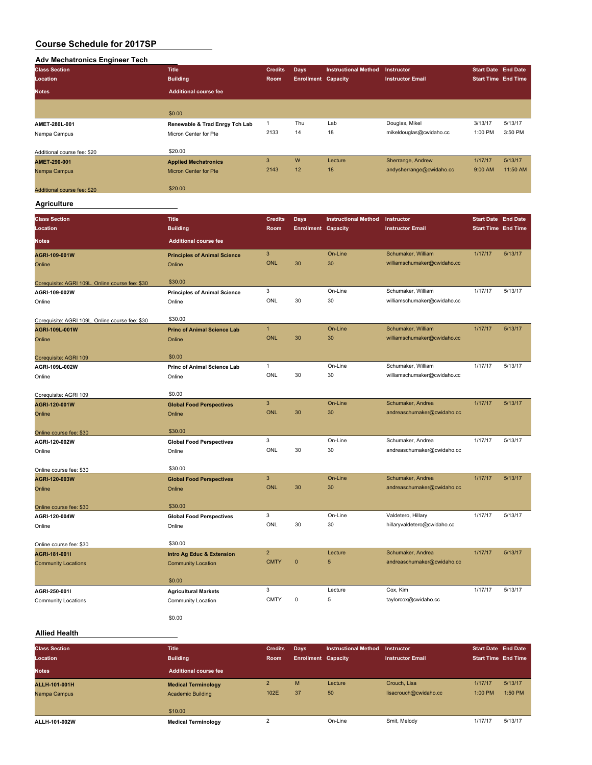# Course Schedule for 2017SP

## Adv Mechatronics Engineer Tech

| Class Section / Location / Notes | Title / Building / Additional course fee | Credits / Room | Days / Enrollment | Instructional Method / Capacity | Instructor / Instructor Email | Start Date / Start Time | End Date / End Time |
|---|---|---|---|---|---|---|---|
| | $0.00 | | | | | | |
| AMET-280L-001 | Renewable & Trad Enrgy Tch Lab | 1 | Thu | Lab | Douglas, Mikel | 3/13/17 | 5/13/17 |
| Nampa Campus | Micron Center for Pte | 2133 | 14 | 18 | mikeldouglas@cwidaho.cc | 1:00 PM | 3:50 PM |
| Additional course fee: $20 | $20.00 | | | | | | |
| AMET-290-001 | Applied Mechatronics | 3 | W | Lecture | Sherrange, Andrew | 1/17/17 | 5/13/17 |
| Nampa Campus | Micron Center for Pte | 2143 | 12 | 18 | andysherrange@cwidaho.cc | 9:00 AM | 11:50 AM |
| Additional course fee: $20 | $20.00 | | | | | | |

## Agriculture

| Class Section / Location / Notes | Title / Building / Additional course fee | Credits / Room | Days / Enrollment | Instructional Method / Capacity | Instructor / Instructor Email | Start Date / Start Time | End Date / End Time |
|---|---|---|---|---|---|---|---|
| AGRI-109-001W | Principles of Animal Science | 3 | | On-Line | Schumaker, William | 1/17/17 | 5/13/17 |
| Online | Online | ONL | 30 | 30 | williamschumaker@cwidaho.cc | | |
| Corequisite: AGRI 109L. Online course fee: $30 | $30.00 | | | | | | |
| AGRI-109-002W | Principles of Animal Science | 3 | | On-Line | Schumaker, William | 1/17/17 | 5/13/17 |
| Online | Online | ONL | 30 | 30 | williamschumaker@cwidaho.cc | | |
| Corequisite: AGRI 109L. Online course fee: $30 | $30.00 | | | | | | |
| AGRI-109L-001W | Princ of Animal Science Lab | 1 | | On-Line | Schumaker, William | 1/17/17 | 5/13/17 |
| Online | Online | ONL | 30 | 30 | williamschumaker@cwidaho.cc | | |
| Corequisite: AGRI 109 | $0.00 | | | | | | |
| AGRI-109L-002W | Princ of Animal Science Lab | 1 | | On-Line | Schumaker, William | 1/17/17 | 5/13/17 |
| Online | Online | ONL | 30 | 30 | williamschumaker@cwidaho.cc | | |
| Corequisite: AGRI 109 | $0.00 | | | | | | |
| AGRI-120-001W | Global Food Perspectives | 3 | | On-Line | Schumaker, Andrea | 1/17/17 | 5/13/17 |
| Online | Online | ONL | 30 | 30 | andreaschumaker@cwidaho.cc | | |
| Online course fee: $30 | $30.00 | | | | | | |
| AGRI-120-002W | Global Food Perspectives | 3 | | On-Line | Schumaker, Andrea | 1/17/17 | 5/13/17 |
| Online | Online | ONL | 30 | 30 | andreaschumaker@cwidaho.cc | | |
| Online course fee: $30 | $30.00 | | | | | | |
| AGRI-120-003W | Global Food Perspectives | 3 | | On-Line | Schumaker, Andrea | 1/17/17 | 5/13/17 |
| Online | Online | ONL | 30 | 30 | andreaschumaker@cwidaho.cc | | |
| Online course fee: $30 | $30.00 | | | | | | |
| AGRI-120-004W | Global Food Perspectives | 3 | | On-Line | Valdetero, Hillary | 1/17/17 | 5/13/17 |
| Online | Online | ONL | 30 | 30 | hillaryvaldetero@cwidaho.cc | | |
| Online course fee: $30 | $30.00 | | | | | | |
| AGRI-181-001I | Intro Ag Educ & Extension | 2 | | Lecture | Schumaker, Andrea | 1/17/17 | 5/13/17 |
| Community Locations | Community Location | CMTY | 0 | 5 | andreaschumaker@cwidaho.cc | | |
| | $0.00 | | | | | | |
| AGRI-250-001I | Agricultural Markets | 3 | | Lecture | Cox, Kim | 1/17/17 | 5/13/17 |
| Community Locations | Community Location | CMTY | 0 | 5 | taylorcox@cwidaho.cc | | |
| | $0.00 | | | | | | |

## Allied Health

| Class Section / Location / Notes | Title / Building / Additional course fee | Credits / Room | Days / Enrollment | Instructional Method / Capacity | Instructor / Instructor Email | Start Date / Start Time | End Date / End Time |
|---|---|---|---|---|---|---|---|
| ALLH-101-001H | Medical Terminology | 2 | M | Lecture | Crouch, Lisa | 1/17/17 | 5/13/17 |
| Nampa Campus | Academic Building | 102E | 37 | 50 | lisacrouch@cwidaho.cc | 1:00 PM | 1:50 PM |
| | $10.00 | | | | | | |
| ALLH-101-002W | Medical Terminology | 2 | | On-Line | Smit, Melody | 1/17/17 | 5/13/17 |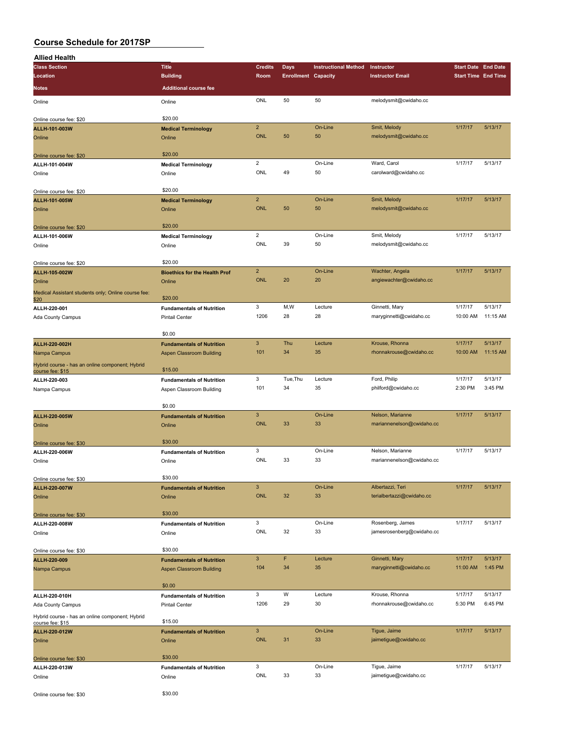# Course Schedule for 2017SP

## Allied Health

| Class Section / Location / Notes | Title / Building / Additional course fee | Credits / Room | Days / Enrollment | Instructional Method / Capacity | Instructor / Instructor Email | Start Date / Start Time | End Date / End Time |
|---|---|---|---|---|---|---|---|
| Online | Online | ONL | 50 | 50 | melodysmit@cwidaho.cc | | |
| Online course fee: $20 | $20.00 | | | | | | |
| **ALLH-101-003W** | **Medical Terminology** | 2 | | On-Line | Smit, Melody | 1/17/17 | 5/13/17 |
| Online | Online | ONL | 50 | 50 | melodysmit@cwidaho.cc | | |
| Online course fee: $20 | $20.00 | | | | | | |
| **ALLH-101-004W** | **Medical Terminology** | 2 | | On-Line | Ward, Carol | 1/17/17 | 5/13/17 |
| Online | Online | ONL | 49 | 50 | carolward@cwidaho.cc | | |
| Online course fee: $20 | $20.00 | | | | | | |
| **ALLH-101-005W** | **Medical Terminology** | 2 | | On-Line | Smit, Melody | 1/17/17 | 5/13/17 |
| Online | Online | ONL | 50 | 50 | melodysmit@cwidaho.cc | | |
| Online course fee: $20 | $20.00 | | | | | | |
| **ALLH-101-006W** | **Medical Terminology** | 2 | | On-Line | Smit, Melody | 1/17/17 | 5/13/17 |
| Online | Online | ONL | 39 | 50 | melodysmit@cwidaho.cc | | |
| Online course fee: $20 | $20.00 | | | | | | |
| **ALLH-105-002W** | **Bioethics for the Health Prof** | 2 | | On-Line | Wachter, Angela | 1/17/17 | 5/13/17 |
| Online | Online | ONL | 20 | 20 | angiewachter@cwidaho.cc | | |
| Medical Assistant students only; Online course fee: $20 | $20.00 | | | | | | |
| **ALLH-220-001** | **Fundamentals of Nutrition** | 3 | M,W | Lecture | Ginnetti, Mary | 1/17/17 | 5/13/17 |
| Ada County Campus | Pintail Center | 1206 | 28 | 28 | maryginnetti@cwidaho.cc | 10:00 AM | 11:15 AM |
| | $0.00 | | | | | | |
| **ALLH-220-002H** | **Fundamentals of Nutrition** | 3 | Thu | Lecture | Krouse, Rhonna | 1/17/17 | 5/13/17 |
| Nampa Campus | Aspen Classroom Building | 101 | 34 | 35 | rhonnakrouse@cwidaho.cc | 10:00 AM | 11:15 AM |
| Hybrid course - has an online component; Hybrid course fee: $15 | $15.00 | | | | | | |
| **ALLH-220-003** | **Fundamentals of Nutrition** | 3 | Tue,Thu | Lecture | Ford, Philip | 1/17/17 | 5/13/17 |
| Nampa Campus | Aspen Classroom Building | 101 | 34 | 35 | philford@cwidaho.cc | 2:30 PM | 3:45 PM |
| | $0.00 | | | | | | |
| **ALLH-220-005W** | **Fundamentals of Nutrition** | 3 | | On-Line | Nelson, Marianne | 1/17/17 | 5/13/17 |
| Online | Online | ONL | 33 | 33 | mariannenelson@cwidaho.cc | | |
| Online course fee: $30 | $30.00 | | | | | | |
| **ALLH-220-006W** | **Fundamentals of Nutrition** | 3 | | On-Line | Nelson, Marianne | 1/17/17 | 5/13/17 |
| Online | Online | ONL | 33 | 33 | mariannenelson@cwidaho.cc | | |
| Online course fee: $30 | $30.00 | | | | | | |
| **ALLH-220-007W** | **Fundamentals of Nutrition** | 3 | | On-Line | Albertazzi, Teri | 1/17/17 | 5/13/17 |
| Online | Online | ONL | 32 | 33 | terialbertazzi@cwidaho.cc | | |
| Online course fee: $30 | $30.00 | | | | | | |
| **ALLH-220-008W** | **Fundamentals of Nutrition** | 3 | | On-Line | Rosenberg, James | 1/17/17 | 5/13/17 |
| Online | Online | ONL | 32 | 33 | jamesrosenberg@cwidaho.cc | | |
| Online course fee: $30 | $30.00 | | | | | | |
| **ALLH-220-009** | **Fundamentals of Nutrition** | 3 | F | Lecture | Ginnetti, Mary | 1/17/17 | 5/13/17 |
| Nampa Campus | Aspen Classroom Building | 104 | 34 | 35 | maryginnetti@cwidaho.cc | 11:00 AM | 1:45 PM |
| | $0.00 | | | | | | |
| **ALLH-220-010H** | **Fundamentals of Nutrition** | 3 | W | Lecture | Krouse, Rhonna | 1/17/17 | 5/13/17 |
| Ada County Campus | Pintail Center | 1206 | 29 | 30 | rhonnakrouse@cwidaho.cc | 5:30 PM | 6:45 PM |
| Hybrid course - has an online component; Hybrid course fee: $15 | $15.00 | | | | | | |
| **ALLH-220-012W** | **Fundamentals of Nutrition** | 3 | | On-Line | Tigue, Jaime | 1/17/17 | 5/13/17 |
| Online | Online | ONL | 31 | 33 | jaimetigue@cwidaho.cc | | |
| Online course fee: $30 | $30.00 | | | | | | |
| **ALLH-220-013W** | **Fundamentals of Nutrition** | 3 | | On-Line | Tigue, Jaime | 1/17/17 | 5/13/17 |
| Online | Online | ONL | 33 | 33 | jaimetigue@cwidaho.cc | | |
| Online course fee: $30 | $30.00 | | | | | | |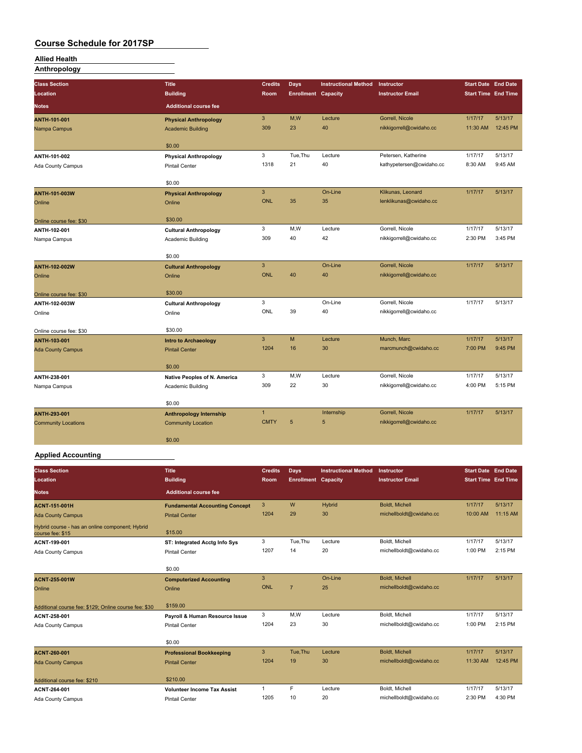# Course Schedule for 2017SP

## Allied Health

### Anthropology

| Class Section / Location / Notes | Title / Building / Additional course fee | Credits / Room | Days / Enrollment | Instructional Method / Capacity | Instructor / Instructor Email | Start Date / Start Time | End Date / End Time |
|---|---|---|---|---|---|---|---|
| **ANTH-101-001** | **Physical Anthropology** | 3 | M,W | Lecture | Gorrell, Nicole | 1/17/17 | 5/13/17 |
| Nampa Campus | Academic Building | 309 | 23 | 40 | nikkigorrell@cwidaho.cc | 11:30 AM | 12:45 PM |
| | $0.00 | | | | | | |
| **ANTH-101-002** | **Physical Anthropology** | 3 | Tue,Thu | Lecture | Petersen, Katherine | 1/17/17 | 5/13/17 |
| Ada County Campus | Pintail Center | 1318 | 21 | 40 | kathypetersen@cwidaho.cc | 8:30 AM | 9:45 AM |
| | $0.00 | | | | | | |
| **ANTH-101-003W** | **Physical Anthropology** | 3 | | On-Line | Klikunas, Leonard | 1/17/17 | 5/13/17 |
| Online | Online | ONL | 35 | 35 | lenklikunas@cwidaho.cc | | |
| Online course fee: $30 | $30.00 | | | | | | |
| **ANTH-102-001** | **Cultural Anthropology** | 3 | M,W | Lecture | Gorrell, Nicole | 1/17/17 | 5/13/17 |
| Nampa Campus | Academic Building | 309 | 40 | 42 | nikkigorrell@cwidaho.cc | 2:30 PM | 3:45 PM |
| | $0.00 | | | | | | |
| **ANTH-102-002W** | **Cultural Anthropology** | 3 | | On-Line | Gorrell, Nicole | 1/17/17 | 5/13/17 |
| Online | Online | ONL | 40 | 40 | nikkigorrell@cwidaho.cc | | |
| Online course fee: $30 | $30.00 | | | | | | |
| **ANTH-102-003W** | **Cultural Anthropology** | 3 | | On-Line | Gorrell, Nicole | 1/17/17 | 5/13/17 |
| Online | Online | ONL | 39 | 40 | nikkigorrell@cwidaho.cc | | |
| Online course fee: $30 | $30.00 | | | | | | |
| **ANTH-103-001** | **Intro to Archaeology** | 3 | M | Lecture | Munch, Marc | 1/17/17 | 5/13/17 |
| Ada County Campus | Pintail Center | 1204 | 16 | 30 | marcmunch@cwidaho.cc | 7:00 PM | 9:45 PM |
| | $0.00 | | | | | | |
| **ANTH-238-001** | **Native Peoples of N. America** | 3 | M,W | Lecture | Gorrell, Nicole | 1/17/17 | 5/13/17 |
| Nampa Campus | Academic Building | 309 | 22 | 30 | nikkigorrell@cwidaho.cc | 4:00 PM | 5:15 PM |
| | $0.00 | | | | | | |
| **ANTH-293-001** | **Anthropology Internship** | 1 | | Internship | Gorrell, Nicole | 1/17/17 | 5/13/17 |
| Community Locations | Community Location | CMTY | 5 | 5 | nikkigorrell@cwidaho.cc | | |
| | $0.00 | | | | | | |

### Applied Accounting

| Class Section / Location / Notes | Title / Building / Additional course fee | Credits / Room | Days / Enrollment | Instructional Method / Capacity | Instructor / Instructor Email | Start Date / Start Time | End Date / End Time |
|---|---|---|---|---|---|---|---|
| **ACNT-151-001H** | **Fundamental Accounting Concept** | 3 | W | Hybrid | Boldt, Michell | 1/17/17 | 5/13/17 |
| Ada County Campus | Pintail Center | 1204 | 29 | 30 | michellboldt@cwidaho.cc | 10:00 AM | 11:15 AM |
| Hybrid course - has an online component; Hybrid course fee: $15 | $15.00 | | | | | | |
| **ACNT-199-001** | **ST: Integrated Acctg Info Sys** | 3 | Tue,Thu | Lecture | Boldt, Michell | 1/17/17 | 5/13/17 |
| Ada County Campus | Pintail Center | 1207 | 14 | 20 | michellboldt@cwidaho.cc | 1:00 PM | 2:15 PM |
| | $0.00 | | | | | | |
| **ACNT-255-001W** | **Computerized Accounting** | 3 | | On-Line | Boldt, Michell | 1/17/17 | 5/13/17 |
| Online | Online | ONL | 7 | 25 | michellboldt@cwidaho.cc | | |
| Additional course fee: $129; Online course fee: $30 | $159.00 | | | | | | |
| **ACNT-258-001** | **Payroll & Human Resource Issue** | 3 | M,W | Lecture | Boldt, Michell | 1/17/17 | 5/13/17 |
| Ada County Campus | Pintail Center | 1204 | 23 | 30 | michellboldt@cwidaho.cc | 1:00 PM | 2:15 PM |
| | $0.00 | | | | | | |
| **ACNT-260-001** | **Professional Bookkeeping** | 3 | Tue,Thu | Lecture | Boldt, Michell | 1/17/17 | 5/13/17 |
| Ada County Campus | Pintail Center | 1204 | 19 | 30 | michellboldt@cwidaho.cc | 11:30 AM | 12:45 PM |
| Additional course fee: $210 | $210.00 | | | | | | |
| **ACNT-264-001** | **Volunteer Income Tax Assist** | 1 | F | Lecture | Boldt, Michell | 1/17/17 | 5/13/17 |
| Ada County Campus | Pintail Center | 1205 | 10 | 20 | michellboldt@cwidaho.cc | 2:30 PM | 4:30 PM |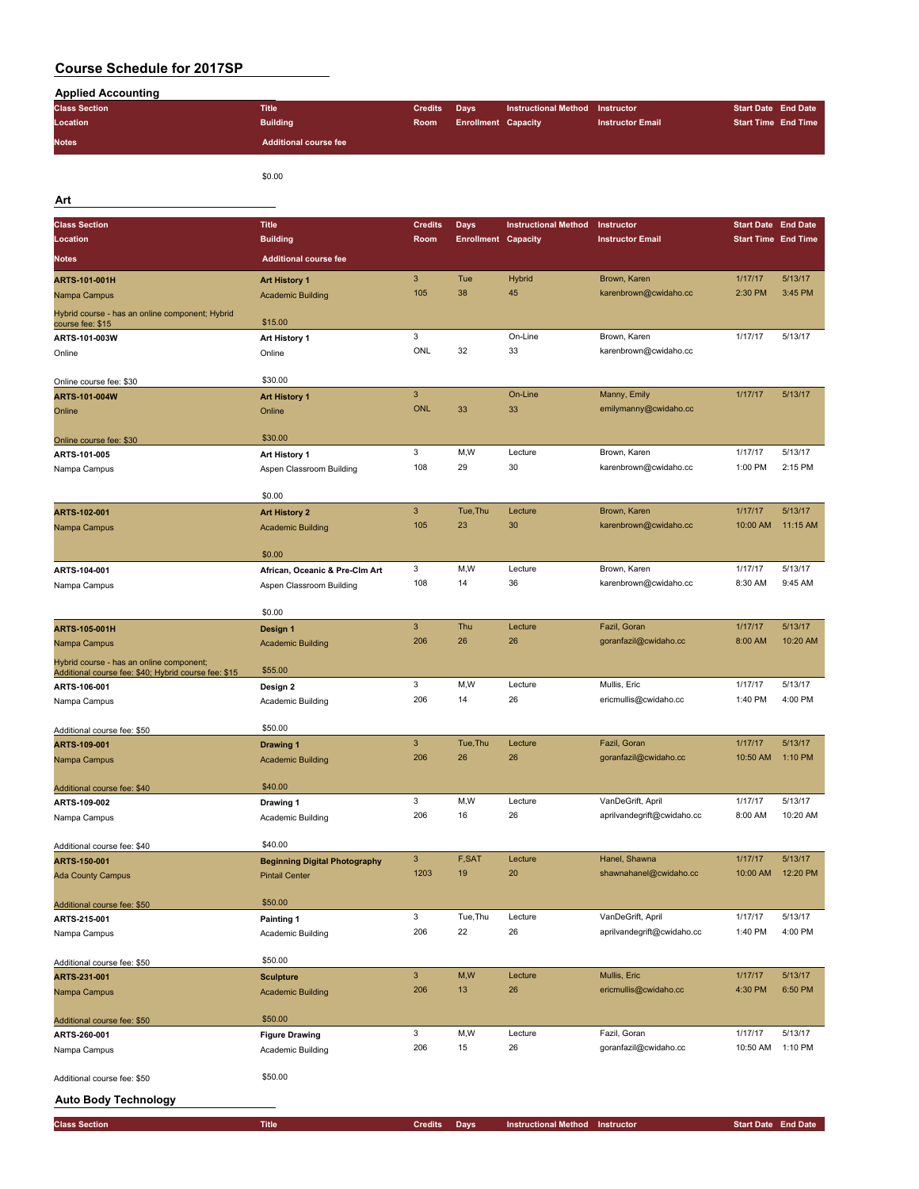# Course Schedule for 2017SP

## Applied Accounting

| Class Section / Location / Notes | Title / Building / Additional course fee | Credits / Room | Days / Enrollment | Instructional Method / Capacity | Instructor / Instructor Email | Start Date / Start Time | End Date / End Time |
|---|---|---|---|---|---|---|---|
| | $0.00 | | | | | | |

## Art

| Class Section / Location / Notes | Title / Building / Additional course fee | Credits / Room | Days / Enrollment | Instructional Method / Capacity | Instructor / Instructor Email | Start Date / Start Time | End Date / End Time |
|---|---|---|---|---|---|---|---|
| **ARTS-101-001H** | **Art History 1** | 3 | Tue | Hybrid | Brown, Karen | 1/17/17 | 5/13/17 |
| Nampa Campus | Academic Building | 105 | 38 | 45 | karenbrown@cwidaho.cc | 2:30 PM | 3:45 PM |
| Hybrid course - has an online component; Hybrid course fee: $15 | $15.00 | | | | | | |
| **ARTS-101-003W** | **Art History 1** | 3 | | On-Line | Brown, Karen | 1/17/17 | 5/13/17 |
| Online | Online | ONL | 32 | 33 | karenbrown@cwidaho.cc | | |
| Online course fee: $30 | $30.00 | | | | | | |
| **ARTS-101-004W** | **Art History 1** | 3 | | On-Line | Manny, Emily | 1/17/17 | 5/13/17 |
| Online | Online | ONL | 33 | 33 | emilymanny@cwidaho.cc | | |
| Online course fee: $30 | $30.00 | | | | | | |
| **ARTS-101-005** | **Art History 1** | 3 | M,W | Lecture | Brown, Karen | 1/17/17 | 5/13/17 |
| Nampa Campus | Aspen Classroom Building | 108 | 29 | 30 | karenbrown@cwidaho.cc | 1:00 PM | 2:15 PM |
| | $0.00 | | | | | | |
| **ARTS-102-001** | **Art History 2** | 3 | Tue,Thu | Lecture | Brown, Karen | 1/17/17 | 5/13/17 |
| Nampa Campus | Academic Building | 105 | 23 | 30 | karenbrown@cwidaho.cc | 10:00 AM | 11:15 AM |
| | $0.00 | | | | | | |
| **ARTS-104-001** | **African, Oceanic & Pre-Clm Art** | 3 | M,W | Lecture | Brown, Karen | 1/17/17 | 5/13/17 |
| Nampa Campus | Aspen Classroom Building | 108 | 14 | 36 | karenbrown@cwidaho.cc | 8:30 AM | 9:45 AM |
| | $0.00 | | | | | | |
| **ARTS-105-001H** | **Design 1** | 3 | Thu | Lecture | Fazil, Goran | 1/17/17 | 5/13/17 |
| Nampa Campus | Academic Building | 206 | 26 | 26 | goranfazil@cwidaho.cc | 8:00 AM | 10:20 AM |
| Hybrid course - has an online component; Additional course fee: $40; Hybrid course fee: $15 | $55.00 | | | | | | |
| **ARTS-106-001** | **Design 2** | 3 | M,W | Lecture | Mullis, Eric | 1/17/17 | 5/13/17 |
| Nampa Campus | Academic Building | 206 | 14 | 26 | ericmullis@cwidaho.cc | 1:40 PM | 4:00 PM |
| Additional course fee: $50 | $50.00 | | | | | | |
| **ARTS-109-001** | **Drawing 1** | 3 | Tue,Thu | Lecture | Fazil, Goran | 1/17/17 | 5/13/17 |
| Nampa Campus | Academic Building | 206 | 26 | 26 | goranfazil@cwidaho.cc | 10:50 AM | 1:10 PM |
| Additional course fee: $40 | $40.00 | | | | | | |
| **ARTS-109-002** | **Drawing 1** | 3 | M,W | Lecture | VanDeGrift, April | 1/17/17 | 5/13/17 |
| Nampa Campus | Academic Building | 206 | 16 | 26 | aprilvandegrift@cwidaho.cc | 8:00 AM | 10:20 AM |
| Additional course fee: $40 | $40.00 | | | | | | |
| **ARTS-150-001** | **Beginning Digital Photography** | 3 | F,SAT | Lecture | Hanel, Shawna | 1/17/17 | 5/13/17 |
| Ada County Campus | Pintail Center | 1203 | 19 | 20 | shawnahanel@cwidaho.cc | 10:00 AM | 12:20 PM |
| Additional course fee: $50 | $50.00 | | | | | | |
| **ARTS-215-001** | **Painting 1** | 3 | Tue,Thu | Lecture | VanDeGrift, April | 1/17/17 | 5/13/17 |
| Nampa Campus | Academic Building | 206 | 22 | 26 | aprilvandegrift@cwidaho.cc | 1:40 PM | 4:00 PM |
| Additional course fee: $50 | $50.00 | | | | | | |
| **ARTS-231-001** | **Sculpture** | 3 | M,W | Lecture | Mullis, Eric | 1/17/17 | 5/13/17 |
| Nampa Campus | Academic Building | 206 | 13 | 26 | ericmullis@cwidaho.cc | 4:30 PM | 6:50 PM |
| Additional course fee: $50 | $50.00 | | | | | | |
| **ARTS-260-001** | **Figure Drawing** | 3 | M,W | Lecture | Fazil, Goran | 1/17/17 | 5/13/17 |
| Nampa Campus | Academic Building | 206 | 15 | 26 | goranfazil@cwidaho.cc | 10:50 AM | 1:10 PM |
| Additional course fee: $50 | $50.00 | | | | | | |

## Auto Body Technology

| Class Section | Title | Credits | Days | Instructional Method | Instructor | Start Date | End Date |
|---|---|---|---|---|---|---|---|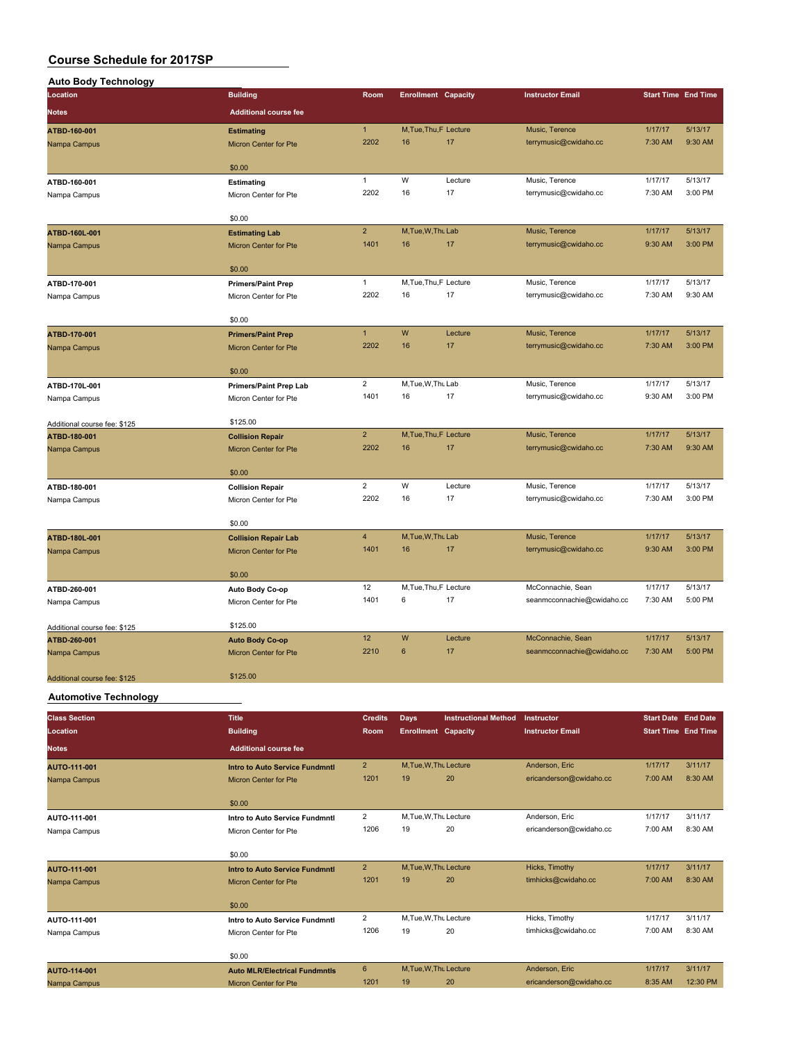# Course Schedule for 2017SP

## Auto Body Technology

| Location | Building | Room | Enrollment | Capacity | Instructor Email | Start Time | End Time |
|---|---|---|---|---|---|---|---|
| Notes | Additional course fee | | | | | | |
| ATBD-160-001 | Estimating | 1 | M,Tue,Thu,F | Lecture | Music, Terence | 1/17/17 | 5/13/17 |
| Nampa Campus | Micron Center for Pte | 2202 | 16 | 17 | terrymusic@cwidaho.cc | 7:30 AM | 9:30 AM |
| | $0.00 | | | | | | |
| ATBD-160-001 | Estimating | 1 | W | Lecture | Music, Terence | 1/17/17 | 5/13/17 |
| Nampa Campus | Micron Center for Pte | 2202 | 16 | 17 | terrymusic@cwidaho.cc | 7:30 AM | 3:00 PM |
| | $0.00 | | | | | | |
| ATBD-160L-001 | Estimating Lab | 2 | M,Tue,W,Thu | Lab | Music, Terence | 1/17/17 | 5/13/17 |
| Nampa Campus | Micron Center for Pte | 1401 | 16 | 17 | terrymusic@cwidaho.cc | 9:30 AM | 3:00 PM |
| | $0.00 | | | | | | |
| ATBD-170-001 | Primers/Paint Prep | 1 | M,Tue,Thu,F | Lecture | Music, Terence | 1/17/17 | 5/13/17 |
| Nampa Campus | Micron Center for Pte | 2202 | 16 | 17 | terrymusic@cwidaho.cc | 7:30 AM | 9:30 AM |
| | $0.00 | | | | | | |
| ATBD-170-001 | Primers/Paint Prep | 1 | W | Lecture | Music, Terence | 1/17/17 | 5/13/17 |
| Nampa Campus | Micron Center for Pte | 2202 | 16 | 17 | terrymusic@cwidaho.cc | 7:30 AM | 3:00 PM |
| | $0.00 | | | | | | |
| ATBD-170L-001 | Primers/Paint Prep Lab | 2 | M,Tue,W,Thu | Lab | Music, Terence | 1/17/17 | 5/13/17 |
| Nampa Campus | Micron Center for Pte | 1401 | 16 | 17 | terrymusic@cwidaho.cc | 9:30 AM | 3:00 PM |
| Additional course fee: $125 | $125.00 | | | | | | |
| ATBD-180-001 | Collision Repair | 2 | M,Tue,Thu,F | Lecture | Music, Terence | 1/17/17 | 5/13/17 |
| Nampa Campus | Micron Center for Pte | 2202 | 16 | 17 | terrymusic@cwidaho.cc | 7:30 AM | 9:30 AM |
| | $0.00 | | | | | | |
| ATBD-180-001 | Collision Repair | 2 | W | Lecture | Music, Terence | 1/17/17 | 5/13/17 |
| Nampa Campus | Micron Center for Pte | 2202 | 16 | 17 | terrymusic@cwidaho.cc | 7:30 AM | 3:00 PM |
| | $0.00 | | | | | | |
| ATBD-180L-001 | Collision Repair Lab | 4 | M,Tue,W,Thu | Lab | Music, Terence | 1/17/17 | 5/13/17 |
| Nampa Campus | Micron Center for Pte | 1401 | 16 | 17 | terrymusic@cwidaho.cc | 9:30 AM | 3:00 PM |
| | $0.00 | | | | | | |
| ATBD-260-001 | Auto Body Co-op | 12 | M,Tue,Thu,F | Lecture | McConnachie, Sean | 1/17/17 | 5/13/17 |
| Nampa Campus | Micron Center for Pte | 1401 | 6 | 17 | seanmcconnachie@cwidaho.cc | 7:30 AM | 5:00 PM |
| Additional course fee: $125 | $125.00 | | | | | | |
| ATBD-260-001 | Auto Body Co-op | 12 | W | Lecture | McConnachie, Sean | 1/17/17 | 5/13/17 |
| Nampa Campus | Micron Center for Pte | 2210 | 6 | 17 | seanmcconnachie@cwidaho.cc | 7:30 AM | 5:00 PM |
| Additional course fee: $125 | $125.00 | | | | | | |

## Automotive Technology

| Class Section | Title | Credits | Days | Instructional Method | Instructor | Start Date | End Date |
|---|---|---|---|---|---|---|---|
| Location | Building | Room | Enrollment | Capacity | Instructor Email | Start Time | End Time |
| Notes | Additional course fee | | | | | | |
| AUTO-111-001 | Intro to Auto Service Fundmntl | 2 | M,Tue,W,Thu | Lecture | Anderson, Eric | 1/17/17 | 3/11/17 |
| Nampa Campus | Micron Center for Pte | 1201 | 19 | 20 | ericanderson@cwidaho.cc | 7:00 AM | 8:30 AM |
| | $0.00 | | | | | | |
| AUTO-111-001 | Intro to Auto Service Fundmntl | 2 | M,Tue,W,Thu | Lecture | Anderson, Eric | 1/17/17 | 3/11/17 |
| Nampa Campus | Micron Center for Pte | 1206 | 19 | 20 | ericanderson@cwidaho.cc | 7:00 AM | 8:30 AM |
| | $0.00 | | | | | | |
| AUTO-111-001 | Intro to Auto Service Fundmntl | 2 | M,Tue,W,Thu | Lecture | Hicks, Timothy | 1/17/17 | 3/11/17 |
| Nampa Campus | Micron Center for Pte | 1201 | 19 | 20 | timhicks@cwidaho.cc | 7:00 AM | 8:30 AM |
| | $0.00 | | | | | | |
| AUTO-111-001 | Intro to Auto Service Fundmntl | 2 | M,Tue,W,Thu | Lecture | Hicks, Timothy | 1/17/17 | 3/11/17 |
| Nampa Campus | Micron Center for Pte | 1206 | 19 | 20 | timhicks@cwidaho.cc | 7:00 AM | 8:30 AM |
| | $0.00 | | | | | | |
| AUTO-114-001 | Auto MLR/Electrical Fundmntls | 6 | M,Tue,W,Thu | Lecture | Anderson, Eric | 1/17/17 | 3/11/17 |
| Nampa Campus | Micron Center for Pte | 1201 | 19 | 20 | ericanderson@cwidaho.cc | 8:35 AM | 12:30 PM |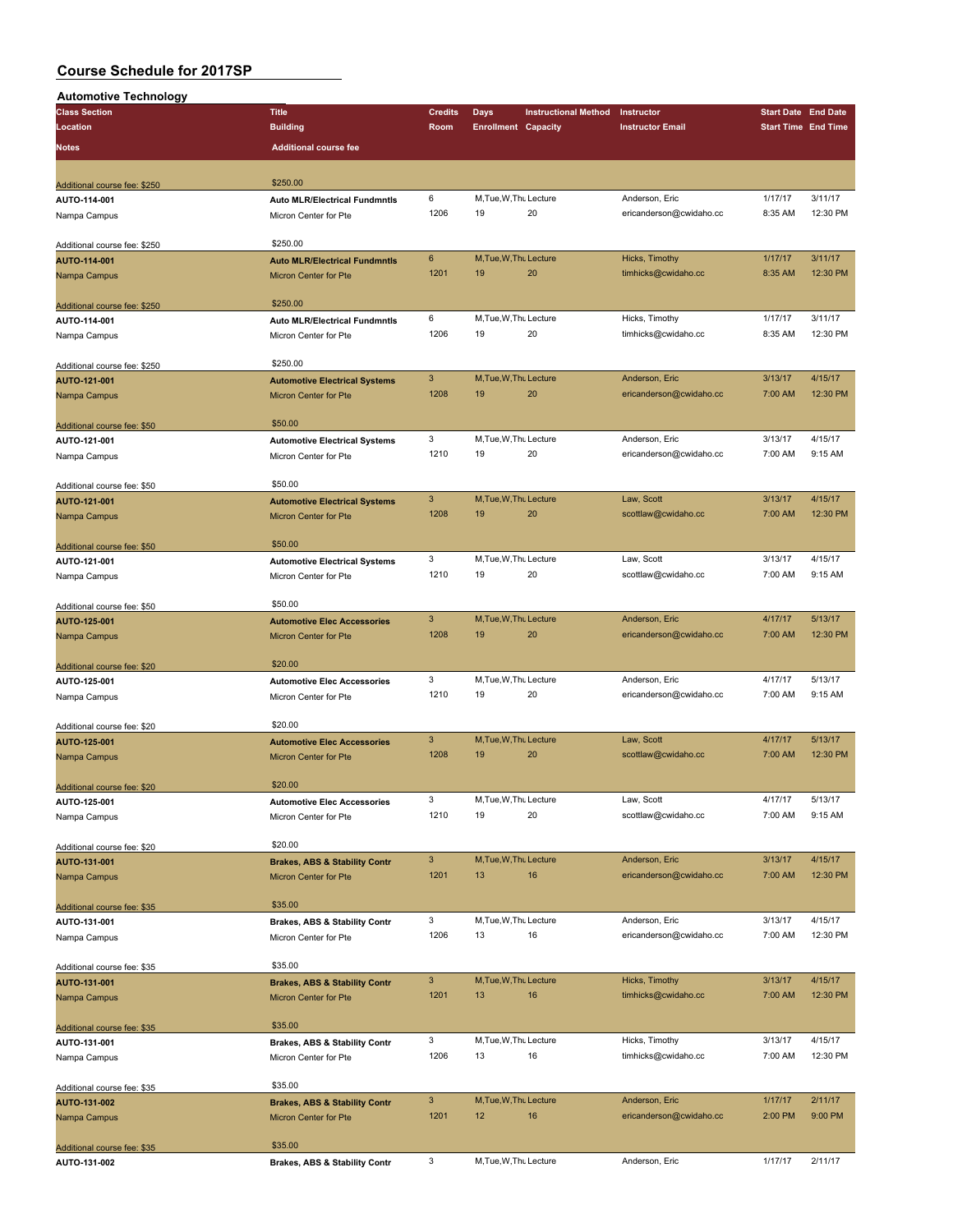# Course Schedule for 2017SP

## Automotive Technology

| Class Section / Location / Notes | Title / Building / Additional course fee | Credits / Room | Days / Enrollment | Instructional Method / Capacity | Instructor / Instructor Email | Start Date / Start Time | End Date / End Time |
|---|---|---|---|---|---|---|---|
| Additional course fee: $250 | $250.00 | | | | | | |
| AUTO-114-001 | Auto MLR/Electrical Fundmntls | 6 | M,Tue,W,Thu | Lecture | Anderson, Eric | 1/17/17 | 3/11/17 |
| Nampa Campus | Micron Center for Pte | 1206 | 19 | 20 | ericanderson@cwidaho.cc | 8:35 AM | 12:30 PM |
| Additional course fee: $250 | $250.00 | | | | | | |
| AUTO-114-001 | Auto MLR/Electrical Fundmntls | 6 | M,Tue,W,Thu | Lecture | Hicks, Timothy | 1/17/17 | 3/11/17 |
| Nampa Campus | Micron Center for Pte | 1201 | 19 | 20 | timhicks@cwidaho.cc | 8:35 AM | 12:30 PM |
| Additional course fee: $250 | $250.00 | | | | | | |
| AUTO-114-001 | Auto MLR/Electrical Fundmntls | 6 | M,Tue,W,Thu | Lecture | Hicks, Timothy | 1/17/17 | 3/11/17 |
| Nampa Campus | Micron Center for Pte | 1206 | 19 | 20 | timhicks@cwidaho.cc | 8:35 AM | 12:30 PM |
| Additional course fee: $250 | $250.00 | | | | | | |
| AUTO-121-001 | Automotive Electrical Systems | 3 | M,Tue,W,Thu | Lecture | Anderson, Eric | 3/13/17 | 4/15/17 |
| Nampa Campus | Micron Center for Pte | 1208 | 19 | 20 | ericanderson@cwidaho.cc | 7:00 AM | 12:30 PM |
| Additional course fee: $50 | $50.00 | | | | | | |
| AUTO-121-001 | Automotive Electrical Systems | 3 | M,Tue,W,Thu | Lecture | Anderson, Eric | 3/13/17 | 4/15/17 |
| Nampa Campus | Micron Center for Pte | 1210 | 19 | 20 | ericanderson@cwidaho.cc | 7:00 AM | 9:15 AM |
| Additional course fee: $50 | $50.00 | | | | | | |
| AUTO-121-001 | Automotive Electrical Systems | 3 | M,Tue,W,Thu | Lecture | Law, Scott | 3/13/17 | 4/15/17 |
| Nampa Campus | Micron Center for Pte | 1208 | 19 | 20 | scottlaw@cwidaho.cc | 7:00 AM | 12:30 PM |
| Additional course fee: $50 | $50.00 | | | | | | |
| AUTO-121-001 | Automotive Electrical Systems | 3 | M,Tue,W,Thu | Lecture | Law, Scott | 3/13/17 | 4/15/17 |
| Nampa Campus | Micron Center for Pte | 1210 | 19 | 20 | scottlaw@cwidaho.cc | 7:00 AM | 9:15 AM |
| Additional course fee: $50 | $50.00 | | | | | | |
| AUTO-125-001 | Automotive Elec Accessories | 3 | M,Tue,W,Thu | Lecture | Anderson, Eric | 4/17/17 | 5/13/17 |
| Nampa Campus | Micron Center for Pte | 1208 | 19 | 20 | ericanderson@cwidaho.cc | 7:00 AM | 12:30 PM |
| Additional course fee: $20 | $20.00 | | | | | | |
| AUTO-125-001 | Automotive Elec Accessories | 3 | M,Tue,W,Thu | Lecture | Anderson, Eric | 4/17/17 | 5/13/17 |
| Nampa Campus | Micron Center for Pte | 1210 | 19 | 20 | ericanderson@cwidaho.cc | 7:00 AM | 9:15 AM |
| Additional course fee: $20 | $20.00 | | | | | | |
| AUTO-125-001 | Automotive Elec Accessories | 3 | M,Tue,W,Thu | Lecture | Law, Scott | 4/17/17 | 5/13/17 |
| Nampa Campus | Micron Center for Pte | 1208 | 19 | 20 | scottlaw@cwidaho.cc | 7:00 AM | 12:30 PM |
| Additional course fee: $20 | $20.00 | | | | | | |
| AUTO-125-001 | Automotive Elec Accessories | 3 | M,Tue,W,Thu | Lecture | Law, Scott | 4/17/17 | 5/13/17 |
| Nampa Campus | Micron Center for Pte | 1210 | 19 | 20 | scottlaw@cwidaho.cc | 7:00 AM | 9:15 AM |
| Additional course fee: $20 | $20.00 | | | | | | |
| AUTO-131-001 | Brakes, ABS & Stability Contr | 3 | M,Tue,W,Thu | Lecture | Anderson, Eric | 3/13/17 | 4/15/17 |
| Nampa Campus | Micron Center for Pte | 1201 | 13 | 16 | ericanderson@cwidaho.cc | 7:00 AM | 12:30 PM |
| Additional course fee: $35 | $35.00 | | | | | | |
| AUTO-131-001 | Brakes, ABS & Stability Contr | 3 | M,Tue,W,Thu | Lecture | Anderson, Eric | 3/13/17 | 4/15/17 |
| Nampa Campus | Micron Center for Pte | 1206 | 13 | 16 | ericanderson@cwidaho.cc | 7:00 AM | 12:30 PM |
| Additional course fee: $35 | $35.00 | | | | | | |
| AUTO-131-001 | Brakes, ABS & Stability Contr | 3 | M,Tue,W,Thu | Lecture | Hicks, Timothy | 3/13/17 | 4/15/17 |
| Nampa Campus | Micron Center for Pte | 1201 | 13 | 16 | timhicks@cwidaho.cc | 7:00 AM | 12:30 PM |
| Additional course fee: $35 | $35.00 | | | | | | |
| AUTO-131-001 | Brakes, ABS & Stability Contr | 3 | M,Tue,W,Thu | Lecture | Hicks, Timothy | 3/13/17 | 4/15/17 |
| Nampa Campus | Micron Center for Pte | 1206 | 13 | 16 | timhicks@cwidaho.cc | 7:00 AM | 12:30 PM |
| Additional course fee: $35 | $35.00 | | | | | | |
| AUTO-131-002 | Brakes, ABS & Stability Contr | 3 | M,Tue,W,Thu | Lecture | Anderson, Eric | 1/17/17 | 2/11/17 |
| Nampa Campus | Micron Center for Pte | 1201 | 12 | 16 | ericanderson@cwidaho.cc | 2:00 PM | 9:00 PM |
| Additional course fee: $35 | $35.00 | | | | | | |
| AUTO-131-002 | Brakes, ABS & Stability Contr | 3 | M,Tue,W,Thu | Lecture | Anderson, Eric | 1/17/17 | 2/11/17 |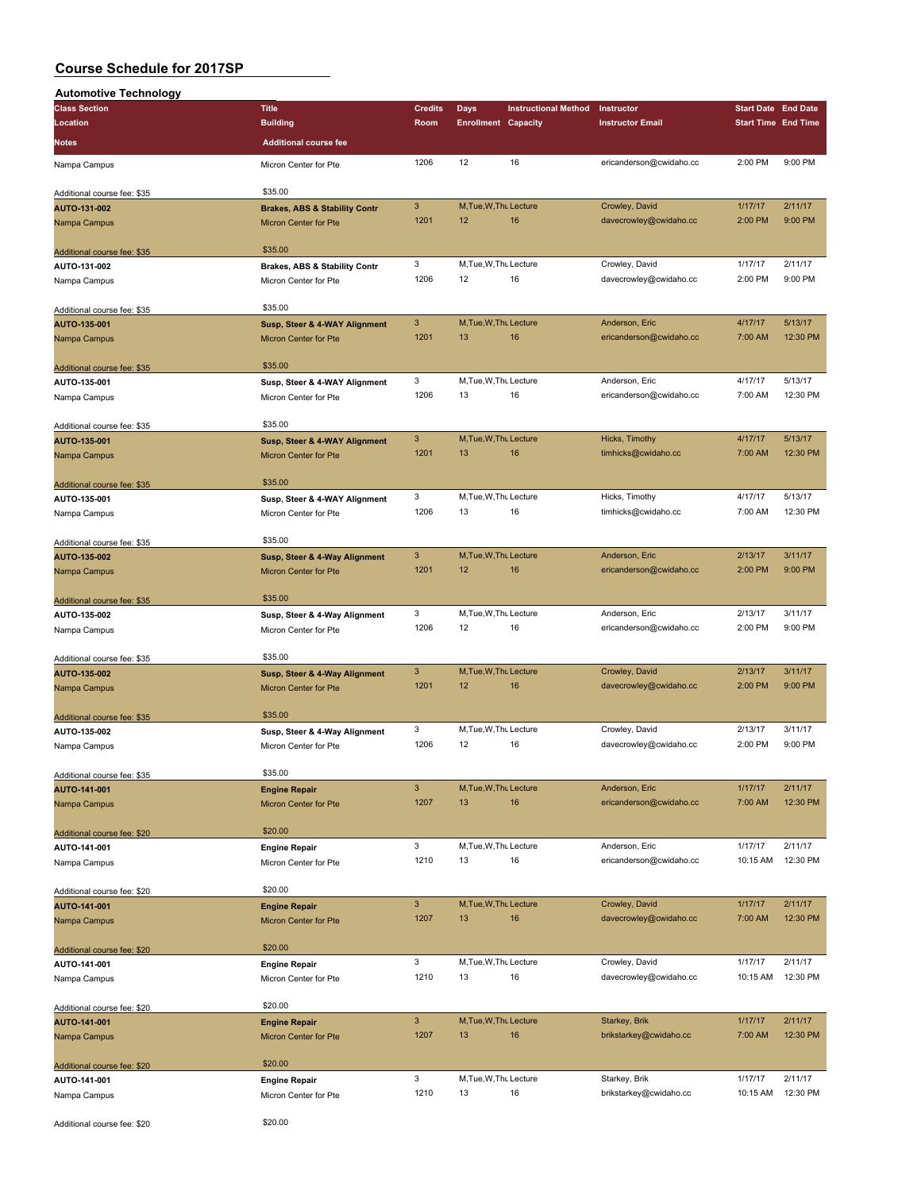# Course Schedule for 2017SP

## Automotive Technology

| Class Section / Location / Notes | Title / Building / Additional course fee | Credits / Room | Days / Enrollment | Instructional Method / Capacity | Instructor / Instructor Email | Start Date / Start Time | End Date / End Time |
|---|---|---|---|---|---|---|---|
| Nampa Campus | Micron Center for Pte | 1206 | 12 | 16 | ericanderson@cwidaho.cc | 2:00 PM | 9:00 PM |
| Additional course fee: $35 | $35.00 | | | | | | |
| **AUTO-131-002** | **Brakes, ABS & Stability Contr** | 3 | M,Tue,W,Thu | Lecture | Crowley, David | 1/17/17 | 2/11/17 |
| Nampa Campus | Micron Center for Pte | 1201 | 12 | 16 | davecrowley@cwidaho.cc | 2:00 PM | 9:00 PM |
| Additional course fee: $35 | $35.00 | | | | | | |
| **AUTO-131-002** | **Brakes, ABS & Stability Contr** | 3 | M,Tue,W,Thu | Lecture | Crowley, David | 1/17/17 | 2/11/17 |
| Nampa Campus | Micron Center for Pte | 1206 | 12 | 16 | davecrowley@cwidaho.cc | 2:00 PM | 9:00 PM |
| Additional course fee: $35 | $35.00 | | | | | | |
| **AUTO-135-001** | **Susp, Steer & 4-WAY Alignment** | 3 | M,Tue,W,Thu | Lecture | Anderson, Eric | 4/17/17 | 5/13/17 |
| Nampa Campus | Micron Center for Pte | 1201 | 13 | 16 | ericanderson@cwidaho.cc | 7:00 AM | 12:30 PM |
| Additional course fee: $35 | $35.00 | | | | | | |
| **AUTO-135-001** | **Susp, Steer & 4-WAY Alignment** | 3 | M,Tue,W,Thu | Lecture | Anderson, Eric | 4/17/17 | 5/13/17 |
| Nampa Campus | Micron Center for Pte | 1206 | 13 | 16 | ericanderson@cwidaho.cc | 7:00 AM | 12:30 PM |
| Additional course fee: $35 | $35.00 | | | | | | |
| **AUTO-135-001** | **Susp, Steer & 4-WAY Alignment** | 3 | M,Tue,W,Thu | Lecture | Hicks, Timothy | 4/17/17 | 5/13/17 |
| Nampa Campus | Micron Center for Pte | 1201 | 13 | 16 | timhicks@cwidaho.cc | 7:00 AM | 12:30 PM |
| Additional course fee: $35 | $35.00 | | | | | | |
| **AUTO-135-001** | **Susp, Steer & 4-WAY Alignment** | 3 | M,Tue,W,Thu | Lecture | Hicks, Timothy | 4/17/17 | 5/13/17 |
| Nampa Campus | Micron Center for Pte | 1206 | 13 | 16 | timhicks@cwidaho.cc | 7:00 AM | 12:30 PM |
| Additional course fee: $35 | $35.00 | | | | | | |
| **AUTO-135-002** | **Susp, Steer & 4-Way Alignment** | 3 | M,Tue,W,Thu | Lecture | Anderson, Eric | 2/13/17 | 3/11/17 |
| Nampa Campus | Micron Center for Pte | 1201 | 12 | 16 | ericanderson@cwidaho.cc | 2:00 PM | 9:00 PM |
| Additional course fee: $35 | $35.00 | | | | | | |
| **AUTO-135-002** | **Susp, Steer & 4-Way Alignment** | 3 | M,Tue,W,Thu | Lecture | Anderson, Eric | 2/13/17 | 3/11/17 |
| Nampa Campus | Micron Center for Pte | 1206 | 12 | 16 | ericanderson@cwidaho.cc | 2:00 PM | 9:00 PM |
| Additional course fee: $35 | $35.00 | | | | | | |
| **AUTO-135-002** | **Susp, Steer & 4-Way Alignment** | 3 | M,Tue,W,Thu | Lecture | Crowley, David | 2/13/17 | 3/11/17 |
| Nampa Campus | Micron Center for Pte | 1201 | 12 | 16 | davecrowley@cwidaho.cc | 2:00 PM | 9:00 PM |
| Additional course fee: $35 | $35.00 | | | | | | |
| **AUTO-135-002** | **Susp, Steer & 4-Way Alignment** | 3 | M,Tue,W,Thu | Lecture | Crowley, David | 2/13/17 | 3/11/17 |
| Nampa Campus | Micron Center for Pte | 1206 | 12 | 16 | davecrowley@cwidaho.cc | 2:00 PM | 9:00 PM |
| Additional course fee: $35 | $35.00 | | | | | | |
| **AUTO-141-001** | **Engine Repair** | 3 | M,Tue,W,Thu | Lecture | Anderson, Eric | 1/17/17 | 2/11/17 |
| Nampa Campus | Micron Center for Pte | 1207 | 13 | 16 | ericanderson@cwidaho.cc | 7:00 AM | 12:30 PM |
| Additional course fee: $20 | $20.00 | | | | | | |
| **AUTO-141-001** | **Engine Repair** | 3 | M,Tue,W,Thu | Lecture | Anderson, Eric | 1/17/17 | 2/11/17 |
| Nampa Campus | Micron Center for Pte | 1210 | 13 | 16 | ericanderson@cwidaho.cc | 10:15 AM | 12:30 PM |
| Additional course fee: $20 | $20.00 | | | | | | |
| **AUTO-141-001** | **Engine Repair** | 3 | M,Tue,W,Thu | Lecture | Crowley, David | 1/17/17 | 2/11/17 |
| Nampa Campus | Micron Center for Pte | 1207 | 13 | 16 | davecrowley@cwidaho.cc | 7:00 AM | 12:30 PM |
| Additional course fee: $20 | $20.00 | | | | | | |
| **AUTO-141-001** | **Engine Repair** | 3 | M,Tue,W,Thu | Lecture | Crowley, David | 1/17/17 | 2/11/17 |
| Nampa Campus | Micron Center for Pte | 1210 | 13 | 16 | davecrowley@cwidaho.cc | 10:15 AM | 12:30 PM |
| Additional course fee: $20 | $20.00 | | | | | | |
| **AUTO-141-001** | **Engine Repair** | 3 | M,Tue,W,Thu | Lecture | Starkey, Brik | 1/17/17 | 2/11/17 |
| Nampa Campus | Micron Center for Pte | 1207 | 13 | 16 | brikstarkey@cwidaho.cc | 7:00 AM | 12:30 PM |
| Additional course fee: $20 | $20.00 | | | | | | |
| **AUTO-141-001** | **Engine Repair** | 3 | M,Tue,W,Thu | Lecture | Starkey, Brik | 1/17/17 | 2/11/17 |
| Nampa Campus | Micron Center for Pte | 1210 | 13 | 16 | brikstarkey@cwidaho.cc | 10:15 AM | 12:30 PM |
| Additional course fee: $20 | $20.00 | | | | | | |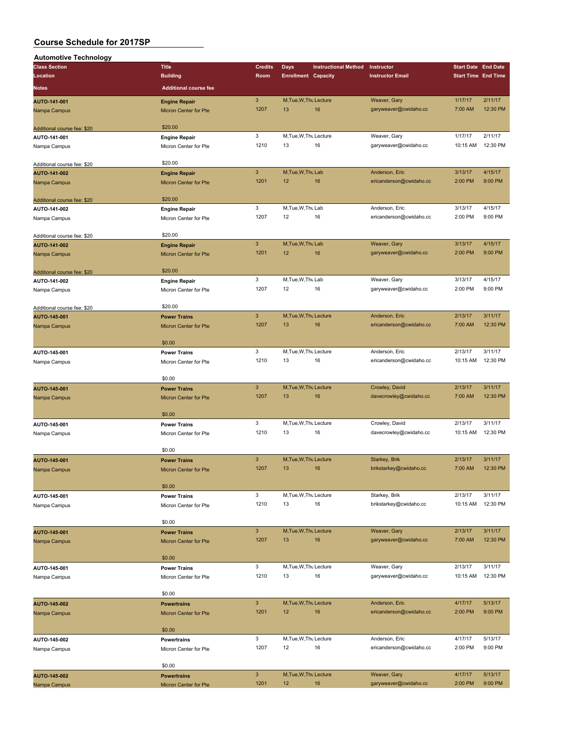# Course Schedule for 2017SP

## Automotive Technology

| Class Section | Title | Credits | Days | Instructional Method | Instructor | Start Date | End Date |
|---|---|---|---|---|---|---|---|
| Location | Building | Room | Enrollment | Capacity | Instructor Email | Start Time | End Time |
| Notes | Additional course fee | | | | | | |
| **AUTO-141-001** | **Engine Repair** | 3 | M,Tue,W,Thu | Lecture | Weaver, Gary | 1/17/17 | 2/11/17 |
| Nampa Campus | Micron Center for Pte | 1207 | 13 | 16 | garyweaver@cwidaho.cc | 7:00 AM | 12:30 PM |
| Additional course fee: $20 | $20.00 | | | | | | |
| **AUTO-141-001** | **Engine Repair** | 3 | M,Tue,W,Thu | Lecture | Weaver, Gary | 1/17/17 | 2/11/17 |
| Nampa Campus | Micron Center for Pte | 1210 | 13 | 16 | garyweaver@cwidaho.cc | 10:15 AM | 12:30 PM |
| Additional course fee: $20 | $20.00 | | | | | | |
| **AUTO-141-002** | **Engine Repair** | 3 | M,Tue,W,Thu | Lab | Anderson, Eric | 3/13/17 | 4/15/17 |
| Nampa Campus | Micron Center for Pte | 1201 | 12 | 16 | ericanderson@cwidaho.cc | 2:00 PM | 9:00 PM |
| Additional course fee: $20 | $20.00 | | | | | | |
| **AUTO-141-002** | **Engine Repair** | 3 | M,Tue,W,Thu | Lab | Anderson, Eric | 3/13/17 | 4/15/17 |
| Nampa Campus | Micron Center for Pte | 1207 | 12 | 16 | ericanderson@cwidaho.cc | 2:00 PM | 9:00 PM |
| Additional course fee: $20 | $20.00 | | | | | | |
| **AUTO-141-002** | **Engine Repair** | 3 | M,Tue,W,Thu | Lab | Weaver, Gary | 3/13/17 | 4/15/17 |
| Nampa Campus | Micron Center for Pte | 1201 | 12 | 16 | garyweaver@cwidaho.cc | 2:00 PM | 9:00 PM |
| Additional course fee: $20 | $20.00 | | | | | | |
| **AUTO-141-002** | **Engine Repair** | 3 | M,Tue,W,Thu | Lab | Weaver, Gary | 3/13/17 | 4/15/17 |
| Nampa Campus | Micron Center for Pte | 1207 | 12 | 16 | garyweaver@cwidaho.cc | 2:00 PM | 9:00 PM |
| Additional course fee: $20 | $20.00 | | | | | | |
| **AUTO-145-001** | **Power Trains** | 3 | M,Tue,W,Thu | Lecture | Anderson, Eric | 2/13/17 | 3/11/17 |
| Nampa Campus | Micron Center for Pte | 1207 | 13 | 16 | ericanderson@cwidaho.cc | 7:00 AM | 12:30 PM |
| | $0.00 | | | | | | |
| **AUTO-145-001** | **Power Trains** | 3 | M,Tue,W,Thu | Lecture | Anderson, Eric | 2/13/17 | 3/11/17 |
| Nampa Campus | Micron Center for Pte | 1210 | 13 | 16 | ericanderson@cwidaho.cc | 10:15 AM | 12:30 PM |
| | $0.00 | | | | | | |
| **AUTO-145-001** | **Power Trains** | 3 | M,Tue,W,Thu | Lecture | Crowley, David | 2/13/17 | 3/11/17 |
| Nampa Campus | Micron Center for Pte | 1207 | 13 | 16 | davecrowley@cwidaho.cc | 7:00 AM | 12:30 PM |
| | $0.00 | | | | | | |
| **AUTO-145-001** | **Power Trains** | 3 | M,Tue,W,Thu | Lecture | Crowley, David | 2/13/17 | 3/11/17 |
| Nampa Campus | Micron Center for Pte | 1210 | 13 | 16 | davecrowley@cwidaho.cc | 10:15 AM | 12:30 PM |
| | $0.00 | | | | | | |
| **AUTO-145-001** | **Power Trains** | 3 | M,Tue,W,Thu | Lecture | Starkey, Brik | 2/13/17 | 3/11/17 |
| Nampa Campus | Micron Center for Pte | 1207 | 13 | 16 | brikstarkey@cwidaho.cc | 7:00 AM | 12:30 PM |
| | $0.00 | | | | | | |
| **AUTO-145-001** | **Power Trains** | 3 | M,Tue,W,Thu | Lecture | Starkey, Brik | 2/13/17 | 3/11/17 |
| Nampa Campus | Micron Center for Pte | 1210 | 13 | 16 | brikstarkey@cwidaho.cc | 10:15 AM | 12:30 PM |
| | $0.00 | | | | | | |
| **AUTO-145-001** | **Power Trains** | 3 | M,Tue,W,Thu | Lecture | Weaver, Gary | 2/13/17 | 3/11/17 |
| Nampa Campus | Micron Center for Pte | 1207 | 13 | 16 | garyweaver@cwidaho.cc | 7:00 AM | 12:30 PM |
| | $0.00 | | | | | | |
| **AUTO-145-001** | **Power Trains** | 3 | M,Tue,W,Thu | Lecture | Weaver, Gary | 2/13/17 | 3/11/17 |
| Nampa Campus | Micron Center for Pte | 1210 | 13 | 16 | garyweaver@cwidaho.cc | 10:15 AM | 12:30 PM |
| | $0.00 | | | | | | |
| **AUTO-145-002** | **Powertrains** | 3 | M,Tue,W,Thu | Lecture | Anderson, Eric | 4/17/17 | 5/13/17 |
| Nampa Campus | Micron Center for Pte | 1201 | 12 | 16 | ericanderson@cwidaho.cc | 2:00 PM | 9:00 PM |
| | $0.00 | | | | | | |
| **AUTO-145-002** | **Powertrains** | 3 | M,Tue,W,Thu | Lecture | Anderson, Eric | 4/17/17 | 5/13/17 |
| Nampa Campus | Micron Center for Pte | 1207 | 12 | 16 | ericanderson@cwidaho.cc | 2:00 PM | 9:00 PM |
| | $0.00 | | | | | | |
| **AUTO-145-002** | **Powertrains** | 3 | M,Tue,W,Thu | Lecture | Weaver, Gary | 4/17/17 | 5/13/17 |
| Nampa Campus | Micron Center for Pte | 1201 | 12 | 16 | garyweaver@cwidaho.cc | 2:00 PM | 9:00 PM |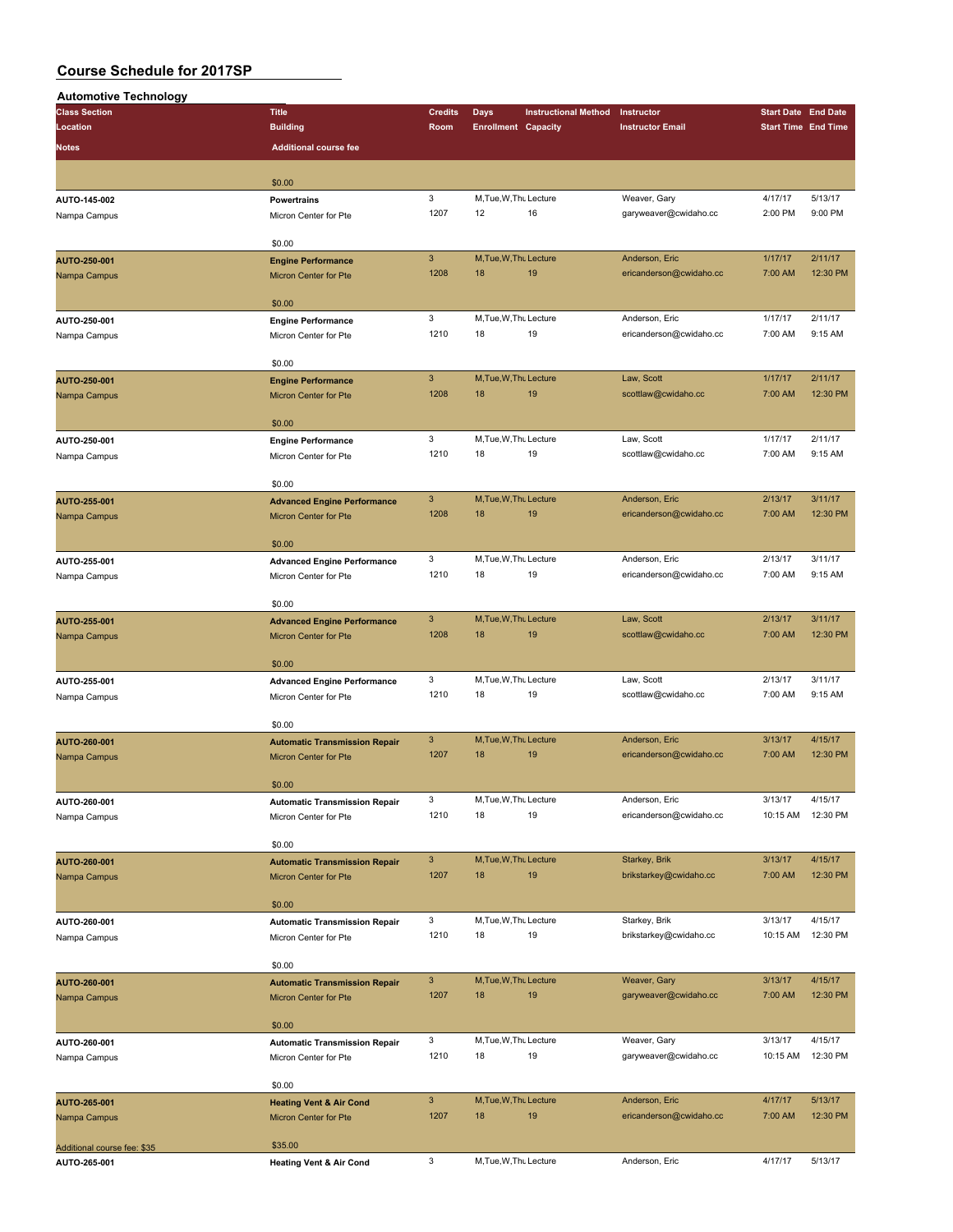# Course Schedule for 2017SP

## Automotive Technology

| Class Section / Location / Notes | Title / Building / Additional course fee | Credits / Room | Days / Enrollment | Instructional Method / Capacity | Instructor / Instructor Email | Start Date / Start Time | End Date / End Time |
|---|---|---|---|---|---|---|---|
| | $0.00 | | | | | | |
| AUTO-145-002 | **Powertrains** | 3 | M,Tue,W,Thu | Lecture | Weaver, Gary | 4/17/17 | 5/13/17 |
| Nampa Campus | Micron Center for Pte | 1207 | 12 | 16 | garyweaver@cwidaho.cc | 2:00 PM | 9:00 PM |
| | $0.00 | | | | | | |
| AUTO-250-001 | **Engine Performance** | 3 | M,Tue,W,Thu | Lecture | Anderson, Eric | 1/17/17 | 2/11/17 |
| Nampa Campus | Micron Center for Pte | 1208 | 18 | 19 | ericanderson@cwidaho.cc | 7:00 AM | 12:30 PM |
| | $0.00 | | | | | | |
| AUTO-250-001 | **Engine Performance** | 3 | M,Tue,W,Thu | Lecture | Anderson, Eric | 1/17/17 | 2/11/17 |
| Nampa Campus | Micron Center for Pte | 1210 | 18 | 19 | ericanderson@cwidaho.cc | 7:00 AM | 9:15 AM |
| | $0.00 | | | | | | |
| AUTO-250-001 | **Engine Performance** | 3 | M,Tue,W,Thu | Lecture | Law, Scott | 1/17/17 | 2/11/17 |
| Nampa Campus | Micron Center for Pte | 1208 | 18 | 19 | scottlaw@cwidaho.cc | 7:00 AM | 12:30 PM |
| | $0.00 | | | | | | |
| AUTO-250-001 | **Engine Performance** | 3 | M,Tue,W,Thu | Lecture | Law, Scott | 1/17/17 | 2/11/17 |
| Nampa Campus | Micron Center for Pte | 1210 | 18 | 19 | scottlaw@cwidaho.cc | 7:00 AM | 9:15 AM |
| | $0.00 | | | | | | |
| AUTO-255-001 | **Advanced Engine Performance** | 3 | M,Tue,W,Thu | Lecture | Anderson, Eric | 2/13/17 | 3/11/17 |
| Nampa Campus | Micron Center for Pte | 1208 | 18 | 19 | ericanderson@cwidaho.cc | 7:00 AM | 12:30 PM |
| | $0.00 | | | | | | |
| AUTO-255-001 | **Advanced Engine Performance** | 3 | M,Tue,W,Thu | Lecture | Anderson, Eric | 2/13/17 | 3/11/17 |
| Nampa Campus | Micron Center for Pte | 1210 | 18 | 19 | ericanderson@cwidaho.cc | 7:00 AM | 9:15 AM |
| | $0.00 | | | | | | |
| AUTO-255-001 | **Advanced Engine Performance** | 3 | M,Tue,W,Thu | Lecture | Law, Scott | 2/13/17 | 3/11/17 |
| Nampa Campus | Micron Center for Pte | 1208 | 18 | 19 | scottlaw@cwidaho.cc | 7:00 AM | 12:30 PM |
| | $0.00 | | | | | | |
| AUTO-255-001 | **Advanced Engine Performance** | 3 | M,Tue,W,Thu | Lecture | Law, Scott | 2/13/17 | 3/11/17 |
| Nampa Campus | Micron Center for Pte | 1210 | 18 | 19 | scottlaw@cwidaho.cc | 7:00 AM | 9:15 AM |
| | $0.00 | | | | | | |
| AUTO-260-001 | **Automatic Transmission Repair** | 3 | M,Tue,W,Thu | Lecture | Anderson, Eric | 3/13/17 | 4/15/17 |
| Nampa Campus | Micron Center for Pte | 1207 | 18 | 19 | ericanderson@cwidaho.cc | 7:00 AM | 12:30 PM |
| | $0.00 | | | | | | |
| AUTO-260-001 | **Automatic Transmission Repair** | 3 | M,Tue,W,Thu | Lecture | Anderson, Eric | 3/13/17 | 4/15/17 |
| Nampa Campus | Micron Center for Pte | 1210 | 18 | 19 | ericanderson@cwidaho.cc | 10:15 AM | 12:30 PM |
| | $0.00 | | | | | | |
| AUTO-260-001 | **Automatic Transmission Repair** | 3 | M,Tue,W,Thu | Lecture | Starkey, Brik | 3/13/17 | 4/15/17 |
| Nampa Campus | Micron Center for Pte | 1207 | 18 | 19 | brikstarkey@cwidaho.cc | 7:00 AM | 12:30 PM |
| | $0.00 | | | | | | |
| AUTO-260-001 | **Automatic Transmission Repair** | 3 | M,Tue,W,Thu | Lecture | Starkey, Brik | 3/13/17 | 4/15/17 |
| Nampa Campus | Micron Center for Pte | 1210 | 18 | 19 | brikstarkey@cwidaho.cc | 10:15 AM | 12:30 PM |
| | $0.00 | | | | | | |
| AUTO-260-001 | **Automatic Transmission Repair** | 3 | M,Tue,W,Thu | Lecture | Weaver, Gary | 3/13/17 | 4/15/17 |
| Nampa Campus | Micron Center for Pte | 1207 | 18 | 19 | garyweaver@cwidaho.cc | 7:00 AM | 12:30 PM |
| | $0.00 | | | | | | |
| AUTO-260-001 | **Automatic Transmission Repair** | 3 | M,Tue,W,Thu | Lecture | Weaver, Gary | 3/13/17 | 4/15/17 |
| Nampa Campus | Micron Center for Pte | 1210 | 18 | 19 | garyweaver@cwidaho.cc | 10:15 AM | 12:30 PM |
| | $0.00 | | | | | | |
| AUTO-265-001 | **Heating Vent & Air Cond** | 3 | M,Tue,W,Thu | Lecture | Anderson, Eric | 4/17/17 | 5/13/17 |
| Nampa Campus | Micron Center for Pte | 1207 | 18 | 19 | ericanderson@cwidaho.cc | 7:00 AM | 12:30 PM |
| Additional course fee: $35 | $35.00 | | | | | | |
| AUTO-265-001 | **Heating Vent & Air Cond** | 3 | M,Tue,W,Thu | Lecture | Anderson, Eric | 4/17/17 | 5/13/17 |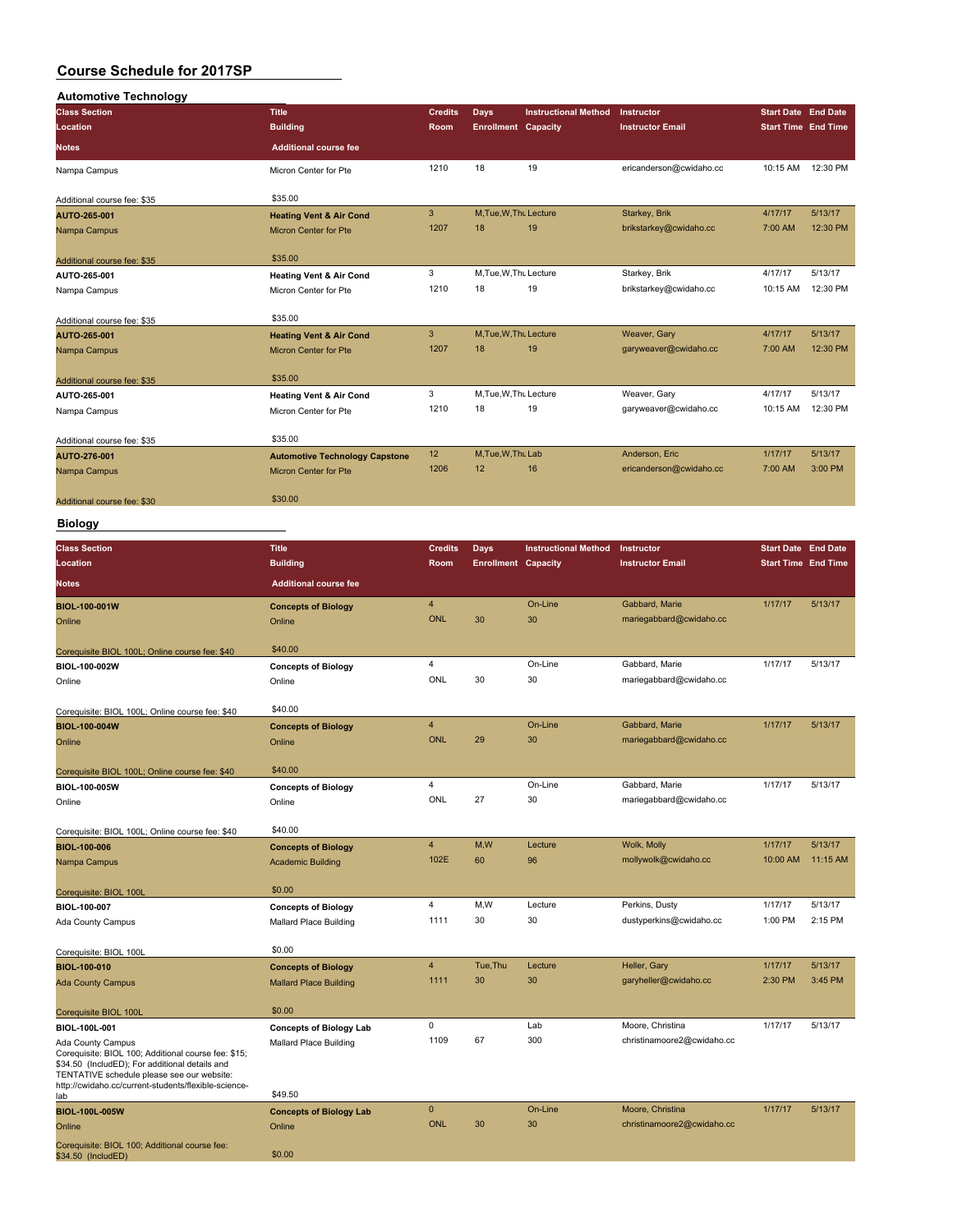# Course Schedule for 2017SP

## Automotive Technology

| Class Section<br>Location<br>Notes | Title<br>Building<br>Additional course fee | Credits<br>Room | Days<br>Enrollment | Instructional Method<br>Capacity | Instructor<br>Instructor Email | Start Date<br>Start Time | End Date<br>End Time |
|---|---|---|---|---|---|---|---|
| Nampa Campus<br>Additional course fee: $35 | Micron Center for Pte<br>$35.00 | 1210 | 18 | 19 | ericanderson@cwidaho.cc | 10:15 AM | 12:30 PM |
| AUTO-265-001<br>Nampa Campus<br>Additional course fee: $35 | Heating Vent & Air Cond<br>Micron Center for Pte<br>$35.00 | 3<br>1207 | M,Tue,W,Thu<br>18 | Lecture<br>19 | Starkey, Brik<br>brikstarkey@cwidaho.cc | 4/17/17<br>7:00 AM | 5/13/17<br>12:30 PM |
| AUTO-265-001<br>Nampa Campus<br>Additional course fee: $35 | Heating Vent & Air Cond<br>Micron Center for Pte<br>$35.00 | 3<br>1210 | M,Tue,W,Thu<br>18 | Lecture<br>19 | Starkey, Brik<br>brikstarkey@cwidaho.cc | 4/17/17<br>10:15 AM | 5/13/17<br>12:30 PM |
| AUTO-265-001<br>Nampa Campus<br>Additional course fee: $35 | Heating Vent & Air Cond<br>Micron Center for Pte<br>$35.00 | 3<br>1207 | M,Tue,W,Thu<br>18 | Lecture<br>19 | Weaver, Gary<br>garyweaver@cwidaho.cc | 4/17/17<br>7:00 AM | 5/13/17<br>12:30 PM |
| AUTO-265-001<br>Nampa Campus<br>Additional course fee: $35 | Heating Vent & Air Cond<br>Micron Center for Pte<br>$35.00 | 3<br>1210 | M,Tue,W,Thu<br>18 | Lecture<br>19 | Weaver, Gary<br>garyweaver@cwidaho.cc | 4/17/17<br>10:15 AM | 5/13/17<br>12:30 PM |
| AUTO-276-001<br>Nampa Campus<br>Additional course fee: $30 | Automotive Technology Capstone<br>Micron Center for Pte<br>$30.00 | 12<br>1206 | M,Tue,W,Thu<br>12 | Lab<br>16 | Anderson, Eric<br>ericanderson@cwidaho.cc | 1/17/17<br>7:00 AM | 5/13/17<br>3:00 PM |

## Biology

| Class Section<br>Location<br>Notes | Title<br>Building<br>Additional course fee | Credits<br>Room | Days<br>Enrollment | Instructional Method<br>Capacity | Instructor<br>Instructor Email | Start Date<br>Start Time | End Date<br>End Time |
|---|---|---|---|---|---|---|---|
| BIOL-100-001W<br>Online<br>Corequisite BIOL 100L; Online course fee: $40 | Concepts of Biology<br>Online<br>$40.00 | 4<br>ONL | 30 | On-Line<br>30 | Gabbard, Marie<br>mariegabbard@cwidaho.cc | 1/17/17 | 5/13/17 |
| BIOL-100-002W<br>Online<br>Corequisite: BIOL 100L; Online course fee: $40 | Concepts of Biology<br>Online<br>$40.00 | 4<br>ONL | 30 | On-Line<br>30 | Gabbard, Marie<br>mariegabbard@cwidaho.cc | 1/17/17 | 5/13/17 |
| BIOL-100-004W<br>Online<br>Corequisite BIOL 100L; Online course fee: $40 | Concepts of Biology<br>Online<br>$40.00 | 4<br>ONL | 29 | On-Line<br>30 | Gabbard, Marie<br>mariegabbard@cwidaho.cc | 1/17/17 | 5/13/17 |
| BIOL-100-005W<br>Online<br>Corequisite: BIOL 100L; Online course fee: $40 | Concepts of Biology<br>Online<br>$40.00 | 4<br>ONL | 27 | On-Line<br>30 | Gabbard, Marie<br>mariegabbard@cwidaho.cc | 1/17/17 | 5/13/17 |
| BIOL-100-006<br>Nampa Campus<br>Corequisite: BIOL 100L | Concepts of Biology<br>Academic Building<br>$0.00 | 4<br>102E | M,W<br>60 | Lecture<br>96 | Wolk, Molly<br>mollywolk@cwidaho.cc | 1/17/17<br>10:00 AM | 5/13/17<br>11:15 AM |
| BIOL-100-007<br>Ada County Campus<br>Corequisite: BIOL 100L | Concepts of Biology<br>Mallard Place Building<br>$0.00 | 4<br>1111 | M,W<br>30 | Lecture<br>30 | Perkins, Dusty<br>dustyperkins@cwidaho.cc | 1/17/17<br>1:00 PM | 5/13/17<br>2:15 PM |
| BIOL-100-010<br>Ada County Campus<br>Corequisite BIOL 100L | Concepts of Biology<br>Mallard Place Building<br>$0.00 | 4<br>1111 | Tue,Thu<br>30 | Lecture<br>30 | Heller, Gary<br>garyheller@cwidaho.cc | 1/17/17<br>2:30 PM | 5/13/17<br>3:45 PM |
| BIOL-100L-001<br>Ada County Campus<br>Corequisite: BIOL 100; Additional course fee: $15; $34.50 (IncludED); For additional details and TENTATIVE schedule please see our website: http://cwidaho.cc/current-students/flexible-science-lab | Concepts of Biology Lab<br>Mallard Place Building<br>$49.50 | 0<br>1109 | 67 | Lab<br>300 | Moore, Christina<br>christinamoore2@cwidaho.cc | 1/17/17 | 5/13/17 |
| BIOL-100L-005W<br>Online<br>Corequisite: BIOL 100; Additional course fee: $34.50 (IncludED) | Concepts of Biology Lab<br>Online<br>$0.00 | 0<br>ONL | 30 | On-Line<br>30 | Moore, Christina<br>christinamoore2@cwidaho.cc | 1/17/17 | 5/13/17 |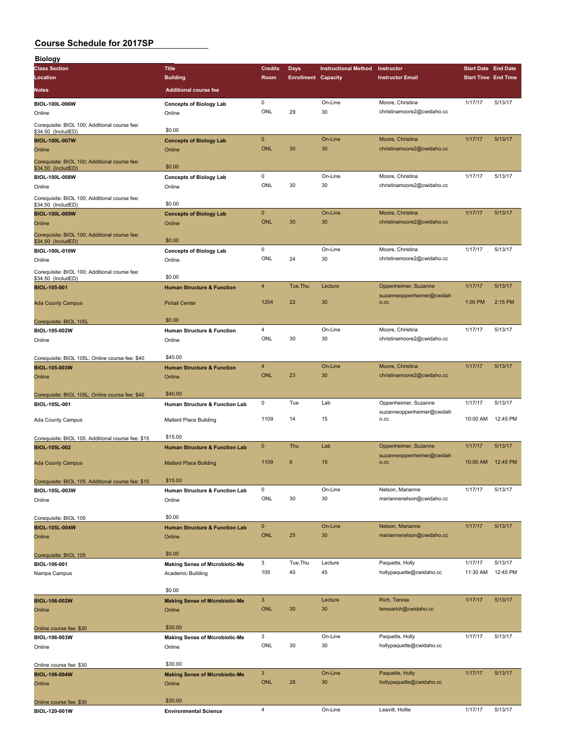# Course Schedule for 2017SP

## Biology

| Class Section | Title | Credits | Days | Instructional Method | Instructor | Start Date | End Date |
|---|---|---|---|---|---|---|---|
| Location | Building | Room | Enrollment | Capacity | Instructor Email | Start Time | End Time |
| Notes | Additional course fee | | | | | | |
| **BIOL-100L-006W** | **Concepts of Biology Lab** | 0 | | On-Line | Moore, Christina | 1/17/17 | 5/13/17 |
| Online | Online | ONL | 29 | 30 | christinamoore2@cwidaho.cc | | |
| Corequisite: BIOL 100; Additional course fee: $34.50 (IncludED) | $0.00 | | | | | | |
| **BIOL-100L-007W** | **Concepts of Biology Lab** | 0 | | On-Line | Moore, Christina | 1/17/17 | 5/13/17 |
| Online | Online | ONL | 30 | 30 | christinamoore2@cwidaho.cc | | |
| Corequisite: BIOL 100; Additional course fee: $34.50 (IncludED) | $0.00 | | | | | | |
| **BIOL-100L-008W** | **Concepts of Biology Lab** | 0 | | On-Line | Moore, Christina | 1/17/17 | 5/13/17 |
| Online | Online | ONL | 30 | 30 | christinamoore2@cwidaho.cc | | |
| Corequisite: BIOL 100; Additional course fee: $34.50 (IncludED) | $0.00 | | | | | | |
| **BIOL-100L-009W** | **Concepts of Biology Lab** | 0 | | On-Line | Moore, Christina | 1/17/17 | 5/13/17 |
| Online | Online | ONL | 30 | 30 | christinamoore2@cwidaho.cc | | |
| Corequisite: BIOL 100; Additional course fee: $34.50 (IncludED) | $0.00 | | | | | | |
| **BIOL-100L-010W** | **Concepts of Biology Lab** | 0 | | On-Line | Moore, Christina | 1/17/17 | 5/13/17 |
| Online | Online | ONL | 24 | 30 | christinamoore2@cwidaho.cc | | |
| Corequisite: BIOL 100; Additional course fee: $34.50 (IncludED) | $0.00 | | | | | | |
| **BIOL-105-001** | **Human Structure & Function** | 4 | Tue,Thu | Lecture | Oppenheimer, Suzanne | 1/17/17 | 5/13/17 |
| Ada County Campus | Pintail Center | 1204 | 22 | 30 | suzanneoppenheimer@cwidaho.cc | 1:00 PM | 2:15 PM |
| Corequisite: BIOL 105L | $0.00 | | | | | | |
| **BIOL-105-002W** | **Human Structure & Function** | 4 | | On-Line | Moore, Christina | 1/17/17 | 5/13/17 |
| Online | Online | ONL | 30 | 30 | christinamoore2@cwidaho.cc | | |
| Corequisite: BIOL 105L; Online course fee: $40 | $40.00 | | | | | | |
| **BIOL-105-003W** | **Human Structure & Function** | 4 | | On-Line | Moore, Christina | 1/17/17 | 5/13/17 |
| Online | Online | ONL | 23 | 30 | christinamoore2@cwidaho.cc | | |
| Corequisite: BIOL 105L; Online course fee: $40 | $40.00 | | | | | | |
| **BIOL-105L-001** | **Human Structure & Function Lab** | 0 | Tue | Lab | Oppenheimer, Suzanne | 1/17/17 | 5/13/17 |
| Ada County Campus | Mallard Place Building | 1109 | 14 | 15 | suzanneoppenheimer@cwidaho.cc | 10:00 AM | 12:45 PM |
| Corequisite: BIOL 105. Additional course fee: $15 | $15.00 | | | | | | |
| **BIOL-105L-002** | **Human Structure & Function Lab** | 0 | Thu | Lab | Oppenheimer, Suzanne | 1/17/17 | 5/13/17 |
| Ada County Campus | Mallard Place Building | 1109 | 6 | 15 | suzanneoppenheimer@cwidaho.cc | 10:00 AM | 12:45 PM |
| Corequisite: BIOL 105. Additional course fee: $15 | $15.00 | | | | | | |
| **BIOL-105L-003W** | **Human Structure & Function Lab** | 0 | | On-Line | Nelson, Marianne | 1/17/17 | 5/13/17 |
| Online | Online | ONL | 30 | 30 | mariannenelson@cwidaho.cc | | |
| Corequisite: BIOL 105 | $0.00 | | | | | | |
| **BIOL-105L-004W** | **Human Structure & Function Lab** | 0 | | On-Line | Nelson, Marianne | 1/17/17 | 5/13/17 |
| Online | Online | ONL | 25 | 30 | mariannenelson@cwidaho.cc | | |
| Corequisite: BIOL 105 | $0.00 | | | | | | |
| **BIOL-106-001** | **Making Sense of Microbiotic-Me** | 3 | Tue,Thu | Lecture | Paquette, Holly | 1/17/17 | 5/13/17 |
| Nampa Campus | Academic Building | 105 | 40 | 45 | hollypaquette@cwidaho.cc | 11:30 AM | 12:45 PM |
| | $0.00 | | | | | | |
| **BIOL-106-002W** | **Making Sense of Microbiotic-Me** | 3 | | Lecture | Rich, Teresa | 1/17/17 | 5/13/17 |
| Online | Online | ONL | 30 | 30 | teresarich@cwidaho.cc | | |
| Online course fee: $30 | $30.00 | | | | | | |
| **BIOL-106-003W** | **Making Sense of Microbiotic-Me** | 3 | | On-Line | Paquette, Holly | 1/17/17 | 5/13/17 |
| Online | Online | ONL | 30 | 30 | hollypaquette@cwidaho.cc | | |
| Online course fee: $30 | $30.00 | | | | | | |
| **BIOL-106-004W** | **Making Sense of Microbiotic-Me** | 3 | | On-Line | Paquette, Holly | 1/17/17 | 5/13/17 |
| Online | Online | ONL | 28 | 30 | hollypaquette@cwidaho.cc | | |
| Online course fee: $30 | $30.00 | | | | | | |
| **BIOL-120-001W** | **Environmental Science** | 4 | | On-Line | Leavitt, Hollie | 1/17/17 | 5/13/17 |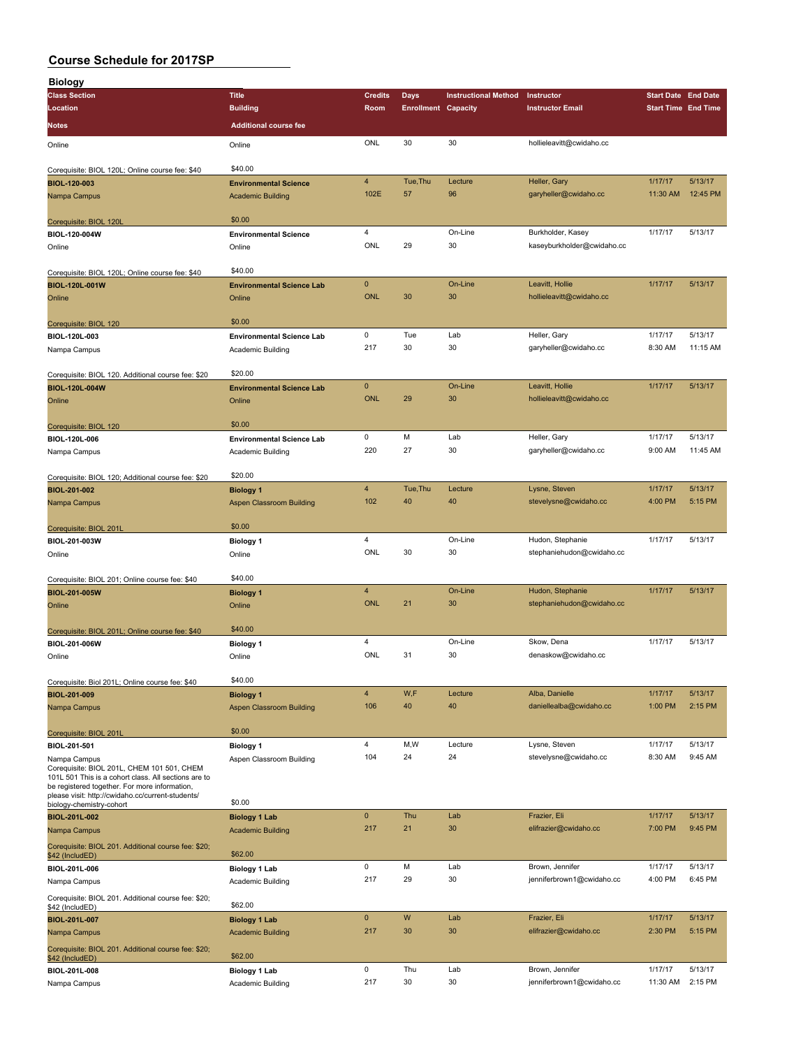# Course Schedule for 2017SP

## Biology

| Class Section<br>Location<br>Notes | Title<br>Building<br>Additional course fee | Credits<br>Room | Days<br>Enrollment | Instructional Method<br>Capacity | Instructor<br>Instructor Email | Start Date<br>Start Time | End Date<br>End Time |
|---|---|---|---|---|---|---|---|
| Online<br>Corequisite: BIOL 120L; Online course fee: $40 | Online<br>$40.00 | ONL | 30 | 30 | hollieleavitt@cwidaho.cc | | |
| **BIOL-120-003**<br>Nampa Campus<br>Corequisite: BIOL 120L | **Environmental Science**<br>Academic Building<br>$0.00 | 4<br>102E | Tue,Thu<br>57 | Lecture<br>96 | Heller, Gary<br>garyheller@cwidaho.cc | 1/17/17<br>11:30 AM | 5/13/17<br>12:45 PM |
| **BIOL-120-004W**<br>Online<br>Corequisite: BIOL 120L; Online course fee: $40 | **Environmental Science**<br>Online<br>$40.00 | 4<br>ONL | <br>29 | On-Line<br>30 | Burkholder, Kasey<br>kaseyburkholder@cwidaho.cc | 1/17/17 | 5/13/17 |
| **BIOL-120L-001W**<br>Online<br>Corequisite: BIOL 120 | **Environmental Science Lab**<br>Online<br>$0.00 | 0<br>ONL | <br>30 | On-Line<br>30 | Leavitt, Hollie<br>hollieleavitt@cwidaho.cc | 1/17/17 | 5/13/17 |
| **BIOL-120L-003**<br>Nampa Campus<br>Corequisite: BIOL 120. Additional course fee: $20 | **Environmental Science Lab**<br>Academic Building<br>$20.00 | 0<br>217 | Tue<br>30 | Lab<br>30 | Heller, Gary<br>garyheller@cwidaho.cc | 1/17/17<br>8:30 AM | 5/13/17<br>11:15 AM |
| **BIOL-120L-004W**<br>Online<br>Corequisite: BIOL 120 | **Environmental Science Lab**<br>Online<br>$0.00 | 0<br>ONL | <br>29 | On-Line<br>30 | Leavitt, Hollie<br>hollieleavitt@cwidaho.cc | 1/17/17 | 5/13/17 |
| **BIOL-120L-006**<br>Nampa Campus<br>Corequisite: BIOL 120; Additional course fee: $20 | **Environmental Science Lab**<br>Academic Building<br>$20.00 | 0<br>220 | M<br>27 | Lab<br>30 | Heller, Gary<br>garyheller@cwidaho.cc | 1/17/17<br>9:00 AM | 5/13/17<br>11:45 AM |
| **BIOL-201-002**<br>Nampa Campus<br>Corequisite: BIOL 201L | **Biology 1**<br>Aspen Classroom Building<br>$0.00 | 4<br>102 | Tue,Thu<br>40 | Lecture<br>40 | Lysne, Steven<br>stevelysne@cwidaho.cc | 1/17/17<br>4:00 PM | 5/13/17<br>5:15 PM |
| **BIOL-201-003W**<br>Online<br>Corequisite: BIOL 201; Online course fee: $40 | **Biology 1**<br>Online<br>$40.00 | 4<br>ONL | <br>30 | On-Line<br>30 | Hudon, Stephanie<br>stephaniehudon@cwidaho.cc | 1/17/17 | 5/13/17 |
| **BIOL-201-005W**<br>Online<br>Corequisite: BIOL 201L; Online course fee: $40 | **Biology 1**<br>Online<br>$40.00 | 4<br>ONL | <br>21 | On-Line<br>30 | Hudon, Stephanie<br>stephaniehudon@cwidaho.cc | 1/17/17 | 5/13/17 |
| **BIOL-201-006W**<br>Online<br>Corequisite: Biol 201L; Online course fee: $40 | **Biology 1**<br>Online<br>$40.00 | 4<br>ONL | <br>31 | On-Line<br>30 | Skow, Dena<br>denaskow@cwidaho.cc | 1/17/17 | 5/13/17 |
| **BIOL-201-009**<br>Nampa Campus<br>Corequisite: BIOL 201L | **Biology 1**<br>Aspen Classroom Building<br>$0.00 | 4<br>106 | W,F<br>40 | Lecture<br>40 | Alba, Danielle<br>daniellealba@cwidaho.cc | 1/17/17<br>1:00 PM | 5/13/17<br>2:15 PM |
| **BIOL-201-501**<br>Nampa Campus<br>Corequisite: BIOL 201L, CHEM 101 501, CHEM 101L 501 This is a cohort class. All sections are to be registered together. For more information, please visit: http://cwidaho.cc/current-students/biology-chemistry-cohort | **Biology 1**<br>Aspen Classroom Building<br>$0.00 | 4<br>104 | M,W<br>24 | Lecture<br>24 | Lysne, Steven<br>stevelysne@cwidaho.cc | 1/17/17<br>8:30 AM | 5/13/17<br>9:45 AM |
| **BIOL-201L-002**<br>Nampa Campus<br>Corequisite: BIOL 201. Additional course fee: $20; $42 (IncludED) | **Biology 1 Lab**<br>Academic Building<br>$62.00 | 0<br>217 | Thu<br>21 | Lab<br>30 | Frazier, Eli<br>elifrazier@cwidaho.cc | 1/17/17<br>7:00 PM | 5/13/17<br>9:45 PM |
| **BIOL-201L-006**<br>Nampa Campus<br>Corequisite: BIOL 201. Additional course fee: $20; $42 (IncludED) | **Biology 1 Lab**<br>Academic Building<br>$62.00 | 0<br>217 | M<br>29 | Lab<br>30 | Brown, Jennifer<br>jenniferbrown1@cwidaho.cc | 1/17/17<br>4:00 PM | 5/13/17<br>6:45 PM |
| **BIOL-201L-007**<br>Nampa Campus<br>Corequisite: BIOL 201. Additional course fee: $20; $42 (IncludED) | **Biology 1 Lab**<br>Academic Building<br>$62.00 | 0<br>217 | W<br>30 | Lab<br>30 | Frazier, Eli<br>elifrazier@cwidaho.cc | 1/17/17<br>2:30 PM | 5/13/17<br>5:15 PM |
| **BIOL-201L-008**<br>Nampa Campus | **Biology 1 Lab**<br>Academic Building | 0<br>217 | Thu<br>30 | Lab<br>30 | Brown, Jennifer<br>jenniferbrown1@cwidaho.cc | 1/17/17<br>11:30 AM | 5/13/17<br>2:15 PM |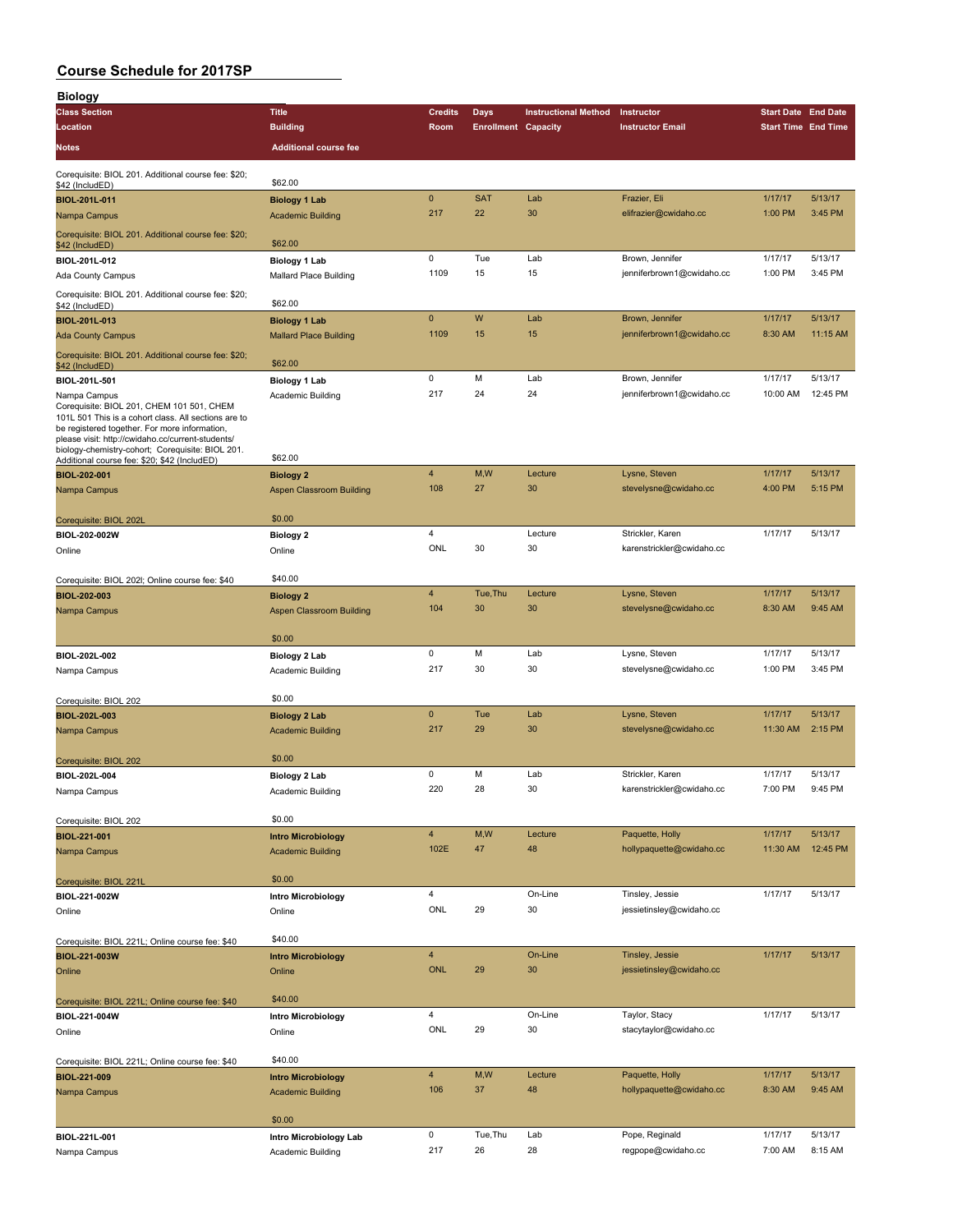# Course Schedule for 2017SP

## Biology

| Class Section / Location | Title / Building | Credits / Room | Days / Enrollment | Instructional Method / Capacity | Instructor / Instructor Email | Start Date / Start Time | End Date / End Time | Notes | Additional course fee |
|---|---|---|---|---|---|---|---|---|---|
| | | | | | | | | Corequisite: BIOL 201. Additional course fee: $20; $42 (IncludED) | $62.00 |
| BIOL-201L-011 / Nampa Campus | Biology 1 Lab / Academic Building | 0 / 217 | SAT / 22 | Lab / 30 | Frazier, Eli / elifrazier@cwidaho.cc | 1/17/17 / 1:00 PM | 5/13/17 / 3:45 PM | Corequisite: BIOL 201. Additional course fee: $20; $42 (IncludED) | $62.00 |
| BIOL-201L-012 / Ada County Campus | Biology 1 Lab / Mallard Place Building | 0 / 1109 | Tue / 15 | Lab / 15 | Brown, Jennifer / jenniferbrown1@cwidaho.cc | 1/17/17 / 1:00 PM | 5/13/17 / 3:45 PM | Corequisite: BIOL 201. Additional course fee: $20; $42 (IncludED) | $62.00 |
| BIOL-201L-013 / Ada County Campus | Biology 1 Lab / Mallard Place Building | 0 / 1109 | W / 15 | Lab / 15 | Brown, Jennifer / jenniferbrown1@cwidaho.cc | 1/17/17 / 8:30 AM | 5/13/17 / 11:15 AM | Corequisite: BIOL 201. Additional course fee: $20; $42 (IncludED) | $62.00 |
| BIOL-201L-501 / Nampa Campus | Biology 1 Lab / Academic Building | 0 / 217 | M / 24 | Lab / 24 | Brown, Jennifer / jenniferbrown1@cwidaho.cc | 1/17/17 / 10:00 AM | 5/13/17 / 12:45 PM | Corequisite: BIOL 201, CHEM 101 501, CHEM 101L 501 This is a cohort class. All sections are to be registered together. For more information, please visit: http://cwidaho.cc/current-students/biology-chemistry-cohort; Corequisite: BIOL 201. Additional course fee: $20; $42 (IncludED) | $62.00 |
| BIOL-202-001 / Nampa Campus | Biology 2 / Aspen Classroom Building | 4 / 108 | M,W / 27 | Lecture / 30 | Lysne, Steven / stevelysne@cwidaho.cc | 1/17/17 / 4:00 PM | 5/13/17 / 5:15 PM | Corequisite: BIOL 202L | $0.00 |
| BIOL-202-002W / Online | Biology 2 / Online | 4 / ONL | / 30 | Lecture / 30 | Strickler, Karen / karenstrickler@cwidaho.cc | 1/17/17 | 5/13/17 | Corequisite: BIOL 202l; Online course fee: $40 | $40.00 |
| BIOL-202-003 / Nampa Campus | Biology 2 / Aspen Classroom Building | 4 / 104 | Tue,Thu / 30 | Lecture / 30 | Lysne, Steven / stevelysne@cwidaho.cc | 1/17/17 / 8:30 AM | 5/13/17 / 9:45 AM | | $0.00 |
| BIOL-202L-002 / Nampa Campus | Biology 2 Lab / Academic Building | 0 / 217 | M / 30 | Lab / 30 | Lysne, Steven / stevelysne@cwidaho.cc | 1/17/17 / 1:00 PM | 5/13/17 / 3:45 PM | Corequisite: BIOL 202 | $0.00 |
| BIOL-202L-003 / Nampa Campus | Biology 2 Lab / Academic Building | 0 / 217 | Tue / 29 | Lab / 30 | Lysne, Steven / stevelysne@cwidaho.cc | 1/17/17 / 11:30 AM | 5/13/17 / 2:15 PM | Corequisite: BIOL 202 | $0.00 |
| BIOL-202L-004 / Nampa Campus | Biology 2 Lab / Academic Building | 0 / 220 | M / 28 | Lab / 30 | Strickler, Karen / karenstrickler@cwidaho.cc | 1/17/17 / 7:00 PM | 5/13/17 / 9:45 PM | Corequisite: BIOL 202 | $0.00 |
| BIOL-221-001 / Nampa Campus | Intro Microbiology / Academic Building | 4 / 102E | M,W / 47 | Lecture / 48 | Paquette, Holly / hollypaquette@cwidaho.cc | 1/17/17 / 11:30 AM | 5/13/17 / 12:45 PM | Corequisite: BIOL 221L | $0.00 |
| BIOL-221-002W / Online | Intro Microbiology / Online | 4 / ONL | / 29 | On-Line / 30 | Tinsley, Jessie / jessietinsley@cwidaho.cc | 1/17/17 | 5/13/17 | Corequisite: BIOL 221L; Online course fee: $40 | $40.00 |
| BIOL-221-003W / Online | Intro Microbiology / Online | 4 / ONL | / 29 | On-Line / 30 | Tinsley, Jessie / jessietinsley@cwidaho.cc | 1/17/17 | 5/13/17 | Corequisite: BIOL 221L; Online course fee: $40 | $40.00 |
| BIOL-221-004W / Online | Intro Microbiology / Online | 4 / ONL | / 29 | On-Line / 30 | Taylor, Stacy / stacytaylor@cwidaho.cc | 1/17/17 | 5/13/17 | Corequisite: BIOL 221L; Online course fee: $40 | $40.00 |
| BIOL-221-009 / Nampa Campus | Intro Microbiology / Academic Building | 4 / 106 | M,W / 37 | Lecture / 48 | Paquette, Holly / hollypaquette@cwidaho.cc | 1/17/17 / 8:30 AM | 5/13/17 / 9:45 AM | | $0.00 |
| BIOL-221L-001 / Nampa Campus | Intro Microbiology Lab / Academic Building | 0 / 217 | Tue,Thu / 26 | Lab / 28 | Pope, Reginald / regpope@cwidaho.cc | 1/17/17 / 7:00 AM | 5/13/17 / 8:15 AM | | |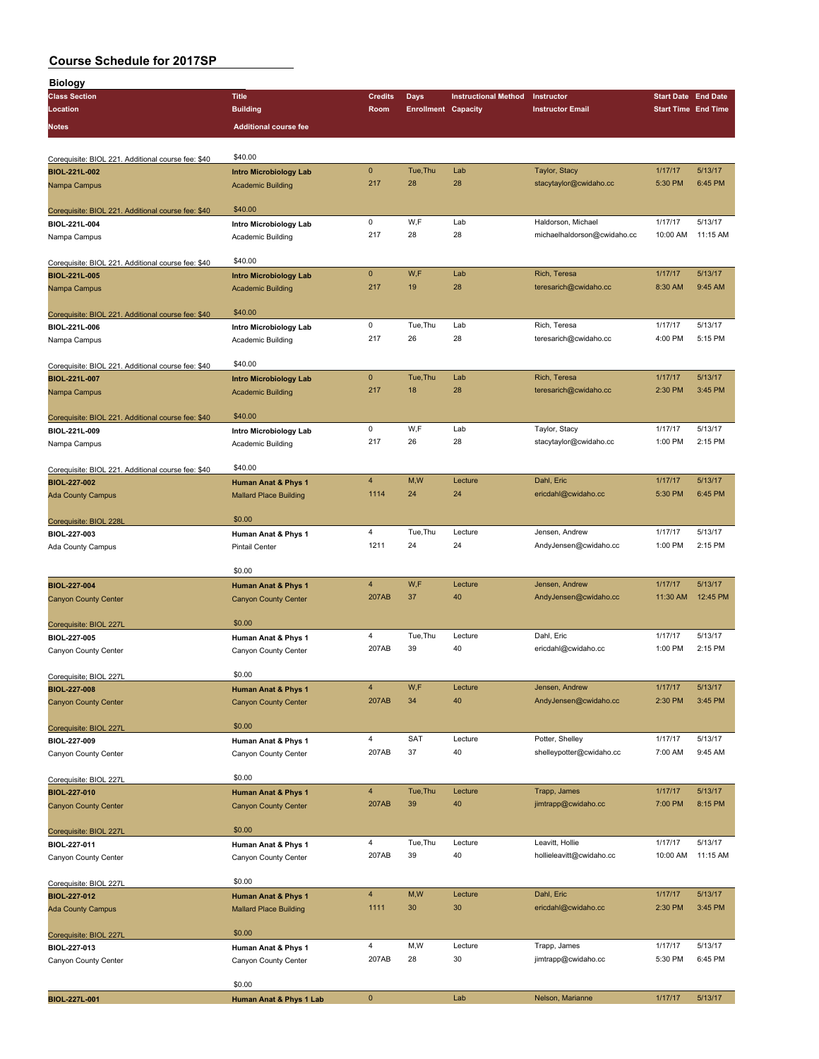# Course Schedule for 2017SP

## Biology

| Class Section / Location / Notes | Title / Building / Additional course fee | Credits / Room | Days / Enrollment | Instructional Method / Capacity | Instructor / Instructor Email | Start Date / Start Time | End Date / End Time |
|---|---|---|---|---|---|---|---|
| Corequisite: BIOL 221. Additional course fee: $40 | $40.00 | | | | | | |
| BIOL-221L-002 | Intro Microbiology Lab | 0 | Tue,Thu | Lab | Taylor, Stacy | 1/17/17 | 5/13/17 |
| Nampa Campus | Academic Building | 217 | 28 | 28 | stacytaylor@cwidaho.cc | 5:30 PM | 6:45 PM |
| Corequisite: BIOL 221. Additional course fee: $40 | $40.00 | | | | | | |
| BIOL-221L-004 | Intro Microbiology Lab | 0 | W,F | Lab | Haldorson, Michael | 1/17/17 | 5/13/17 |
| Nampa Campus | Academic Building | 217 | 28 | 28 | michaelhaldorson@cwidaho.cc | 10:00 AM | 11:15 AM |
| Corequisite: BIOL 221. Additional course fee: $40 | $40.00 | | | | | | |
| BIOL-221L-005 | Intro Microbiology Lab | 0 | W,F | Lab | Rich, Teresa | 1/17/17 | 5/13/17 |
| Nampa Campus | Academic Building | 217 | 19 | 28 | teresarich@cwidaho.cc | 8:30 AM | 9:45 AM |
| Corequisite: BIOL 221. Additional course fee: $40 | $40.00 | | | | | | |
| BIOL-221L-006 | Intro Microbiology Lab | 0 | Tue,Thu | Lab | Rich, Teresa | 1/17/17 | 5/13/17 |
| Nampa Campus | Academic Building | 217 | 26 | 28 | teresarich@cwidaho.cc | 4:00 PM | 5:15 PM |
| Corequisite: BIOL 221. Additional course fee: $40 | $40.00 | | | | | | |
| BIOL-221L-007 | Intro Microbiology Lab | 0 | Tue,Thu | Lab | Rich, Teresa | 1/17/17 | 5/13/17 |
| Nampa Campus | Academic Building | 217 | 18 | 28 | teresarich@cwidaho.cc | 2:30 PM | 3:45 PM |
| Corequisite: BIOL 221. Additional course fee: $40 | $40.00 | | | | | | |
| BIOL-221L-009 | Intro Microbiology Lab | 0 | W,F | Lab | Taylor, Stacy | 1/17/17 | 5/13/17 |
| Nampa Campus | Academic Building | 217 | 26 | 28 | stacytaylor@cwidaho.cc | 1:00 PM | 2:15 PM |
| Corequisite: BIOL 221. Additional course fee: $40 | $40.00 | | | | | | |
| BIOL-227-002 | Human Anat & Phys 1 | 4 | M,W | Lecture | Dahl, Eric | 1/17/17 | 5/13/17 |
| Ada County Campus | Mallard Place Building | 1114 | 24 | 24 | ericdahl@cwidaho.cc | 5:30 PM | 6:45 PM |
| Corequisite: BIOL 228L | $0.00 | | | | | | |
| BIOL-227-003 | Human Anat & Phys 1 | 4 | Tue,Thu | Lecture | Jensen, Andrew | 1/17/17 | 5/13/17 |
| Ada County Campus | Pintail Center | 1211 | 24 | 24 | AndyJensen@cwidaho.cc | 1:00 PM | 2:15 PM |
| | $0.00 | | | | | | |
| BIOL-227-004 | Human Anat & Phys 1 | 4 | W,F | Lecture | Jensen, Andrew | 1/17/17 | 5/13/17 |
| Canyon County Center | Canyon County Center | 207AB | 37 | 40 | AndyJensen@cwidaho.cc | 11:30 AM | 12:45 PM |
| Corequisite: BIOL 227L | $0.00 | | | | | | |
| BIOL-227-005 | Human Anat & Phys 1 | 4 | Tue,Thu | Lecture | Dahl, Eric | 1/17/17 | 5/13/17 |
| Canyon County Center | Canyon County Center | 207AB | 39 | 40 | ericdahl@cwidaho.cc | 1:00 PM | 2:15 PM |
| Corequisite; BIOL 227L | $0.00 | | | | | | |
| BIOL-227-008 | Human Anat & Phys 1 | 4 | W,F | Lecture | Jensen, Andrew | 1/17/17 | 5/13/17 |
| Canyon County Center | Canyon County Center | 207AB | 34 | 40 | AndyJensen@cwidaho.cc | 2:30 PM | 3:45 PM |
| Corequisite: BIOL 227L | $0.00 | | | | | | |
| BIOL-227-009 | Human Anat & Phys 1 | 4 | SAT | Lecture | Potter, Shelley | 1/17/17 | 5/13/17 |
| Canyon County Center | Canyon County Center | 207AB | 37 | 40 | shelleypotter@cwidaho.cc | 7:00 AM | 9:45 AM |
| Corequisite: BIOL 227L | $0.00 | | | | | | |
| BIOL-227-010 | Human Anat & Phys 1 | 4 | Tue,Thu | Lecture | Trapp, James | 1/17/17 | 5/13/17 |
| Canyon County Center | Canyon County Center | 207AB | 39 | 40 | jimtrapp@cwidaho.cc | 7:00 PM | 8:15 PM |
| Corequisite: BIOL 227L | $0.00 | | | | | | |
| BIOL-227-011 | Human Anat & Phys 1 | 4 | Tue,Thu | Lecture | Leavitt, Hollie | 1/17/17 | 5/13/17 |
| Canyon County Center | Canyon County Center | 207AB | 39 | 40 | hollieleavitt@cwidaho.cc | 10:00 AM | 11:15 AM |
| Corequisite: BIOL 227L | $0.00 | | | | | | |
| BIOL-227-012 | Human Anat & Phys 1 | 4 | M,W | Lecture | Dahl, Eric | 1/17/17 | 5/13/17 |
| Ada County Campus | Mallard Place Building | 1111 | 30 | 30 | ericdahl@cwidaho.cc | 2:30 PM | 3:45 PM |
| Corequisite: BIOL 227L | $0.00 | | | | | | |
| BIOL-227-013 | Human Anat & Phys 1 | 4 | M,W | Lecture | Trapp, James | 1/17/17 | 5/13/17 |
| Canyon County Center | Canyon County Center | 207AB | 28 | 30 | jimtrapp@cwidaho.cc | 5:30 PM | 6:45 PM |
| | $0.00 | | | | | | |
| BIOL-227L-001 | Human Anat & Phys 1 Lab | 0 | | Lab | Nelson, Marianne | 1/17/17 | 5/13/17 |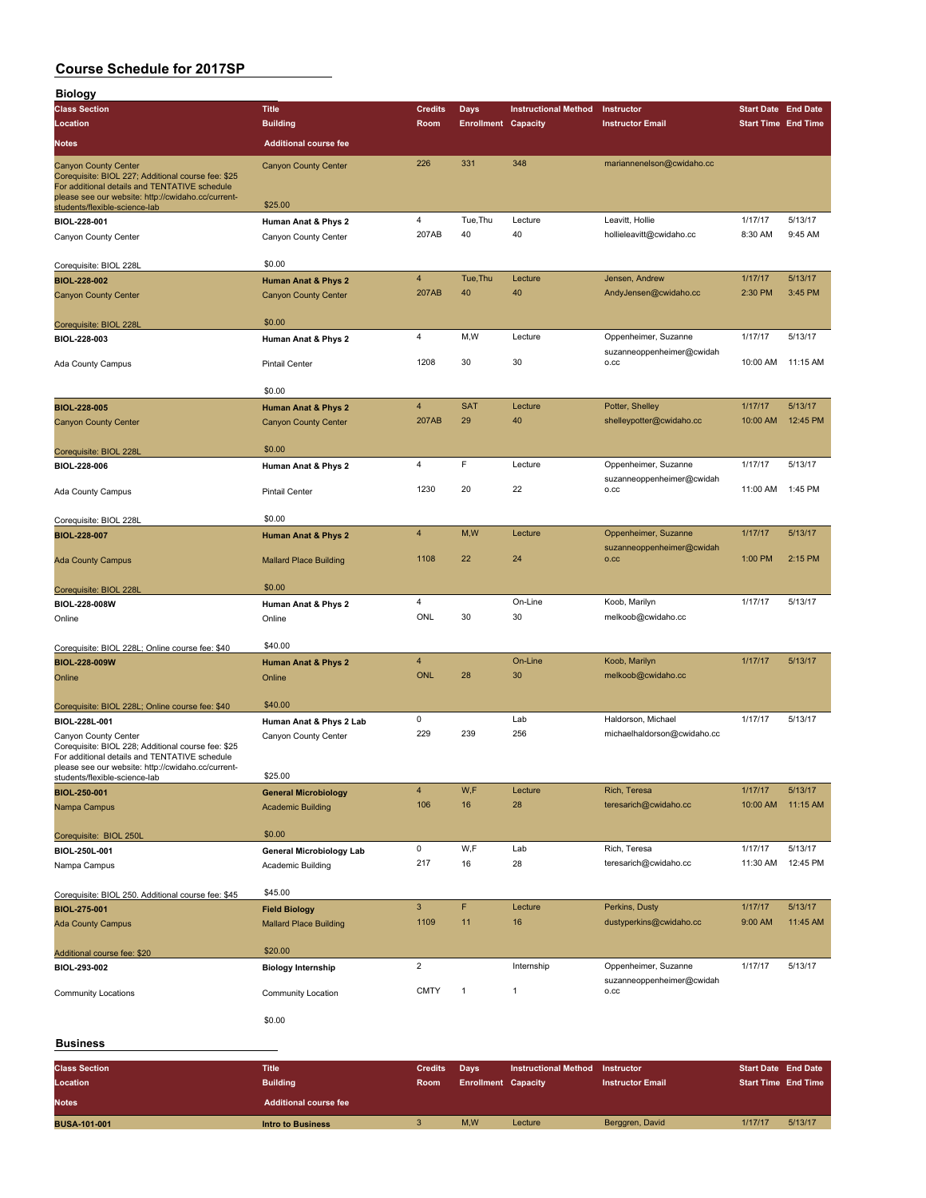# Course Schedule for 2017SP

## Biology

| Class Section / Location / Notes | Title / Building / Additional course fee | Credits / Room | Days / Enrollment | Instructional Method / Capacity | Instructor / Instructor Email | Start Date / Start Time | End Date / End Time |
|---|---|---|---|---|---|---|---|
| Canyon County Center<br>Corequisite: BIOL 227; Additional course fee: $25 For additional details and TENTATIVE schedule please see our website: http://cwidaho.cc/current-students/flexible-science-lab | Canyon County Center<br>$25.00 | 226 | 331 | 348 | mariannenelson@cwidaho.cc | | |
| **BIOL-228-001**<br>Canyon County Center<br>Corequisite: BIOL 228L | **Human Anat & Phys 2**<br>Canyon County Center<br>$0.00 | 4<br>207AB | Tue,Thu<br>40 | Lecture<br>40 | Leavitt, Hollie<br>hollieleavitt@cwidaho.cc | 1/17/17<br>8:30 AM | 5/13/17<br>9:45 AM |
| **BIOL-228-002**<br>Canyon County Center<br>Corequisite: BIOL 228L | **Human Anat & Phys 2**<br>Canyon County Center<br>$0.00 | 4<br>207AB | Tue,Thu<br>40 | Lecture<br>40 | Jensen, Andrew<br>AndyJensen@cwidaho.cc | 1/17/17<br>2:30 PM | 5/13/17<br>3:45 PM |
| **BIOL-228-003**<br>Ada County Campus | **Human Anat & Phys 2**<br>Pintail Center<br>$0.00 | 4<br>1208 | M,W<br>30 | Lecture<br>30 | Oppenheimer, Suzanne<br>suzanneoppenheimer@cwidaho.cc | 1/17/17<br>10:00 AM | 5/13/17<br>11:15 AM |
| **BIOL-228-005**<br>Canyon County Center<br>Corequisite: BIOL 228L | **Human Anat & Phys 2**<br>Canyon County Center<br>$0.00 | 4<br>207AB | SAT<br>29 | Lecture<br>40 | Potter, Shelley<br>shelleypotter@cwidaho.cc | 1/17/17<br>10:00 AM | 5/13/17<br>12:45 PM |
| **BIOL-228-006**<br>Ada County Campus<br>Corequisite: BIOL 228L | **Human Anat & Phys 2**<br>Pintail Center<br>$0.00 | 4<br>1230 | F<br>20 | Lecture<br>22 | Oppenheimer, Suzanne<br>suzanneoppenheimer@cwidaho.cc | 1/17/17<br>11:00 AM | 5/13/17<br>1:45 PM |
| **BIOL-228-007**<br>Ada County Campus<br>Corequisite: BIOL 228L | **Human Anat & Phys 2**<br>Mallard Place Building<br>$0.00 | 4<br>1108 | M,W<br>22 | Lecture<br>24 | Oppenheimer, Suzanne<br>suzanneoppenheimer@cwidaho.cc | 1/17/17<br>1:00 PM | 5/13/17<br>2:15 PM |
| **BIOL-228-008W**<br>Online<br>Corequisite: BIOL 228L; Online course fee: $40 | **Human Anat & Phys 2**<br>Online<br>$40.00 | 4<br>ONL | <br>30 | On-Line<br>30 | Koob, Marilyn<br>melkoob@cwidaho.cc | 1/17/17 | 5/13/17 |
| **BIOL-228-009W**<br>Online<br>Corequisite: BIOL 228L; Online course fee: $40 | **Human Anat & Phys 2**<br>Online<br>$40.00 | 4<br>ONL | <br>28 | On-Line<br>30 | Koob, Marilyn<br>melkoob@cwidaho.cc | 1/17/17 | 5/13/17 |
| **BIOL-228L-001**<br>Canyon County Center<br>Corequisite: BIOL 228; Additional course fee: $25 For additional details and TENTATIVE schedule please see our website: http://cwidaho.cc/current-students/flexible-science-lab | **Human Anat & Phys 2 Lab**<br>Canyon County Center<br>$25.00 | 0<br>229 | <br>239 | Lab<br>256 | Haldorson, Michael<br>michaelhaldorson@cwidaho.cc | 1/17/17 | 5/13/17 |
| **BIOL-250-001**<br>Nampa Campus<br>Corequisite: BIOL 250L | **General Microbiology**<br>Academic Building<br>$0.00 | 4<br>106 | W,F<br>16 | Lecture<br>28 | Rich, Teresa<br>teresarich@cwidaho.cc | 1/17/17<br>10:00 AM | 5/13/17<br>11:15 AM |
| **BIOL-250L-001**<br>Nampa Campus<br>Corequisite: BIOL 250. Additional course fee: $45 | **General Microbiology Lab**<br>Academic Building<br>$45.00 | 0<br>217 | W,F<br>16 | Lab<br>28 | Rich, Teresa<br>teresarich@cwidaho.cc | 1/17/17<br>11:30 AM | 5/13/17<br>12:45 PM |
| **BIOL-275-001**<br>Ada County Campus<br>Additional course fee: $20 | **Field Biology**<br>Mallard Place Building<br>$20.00 | 3<br>1109 | F<br>11 | Lecture<br>16 | Perkins, Dusty<br>dustyperkins@cwidaho.cc | 1/17/17<br>9:00 AM | 5/13/17<br>11:45 AM |
| **BIOL-293-002**<br>Community Locations | **Biology Internship**<br>Community Location<br>$0.00 | 2<br>CMTY | <br>1 | Internship<br>1 | Oppenheimer, Suzanne<br>suzanneoppenheimer@cwidaho.cc | 1/17/17 | 5/13/17 |

## Business

| Class Section / Location / Notes | Title / Building / Additional course fee | Credits / Room | Days / Enrollment | Instructional Method / Capacity | Instructor / Instructor Email | Start Date / Start Time | End Date / End Time |
|---|---|---|---|---|---|---|---|
| **BUSA-101-001** | **Intro to Business** | 3 | M,W | Lecture | Berggren, David | 1/17/17 | 5/13/17 |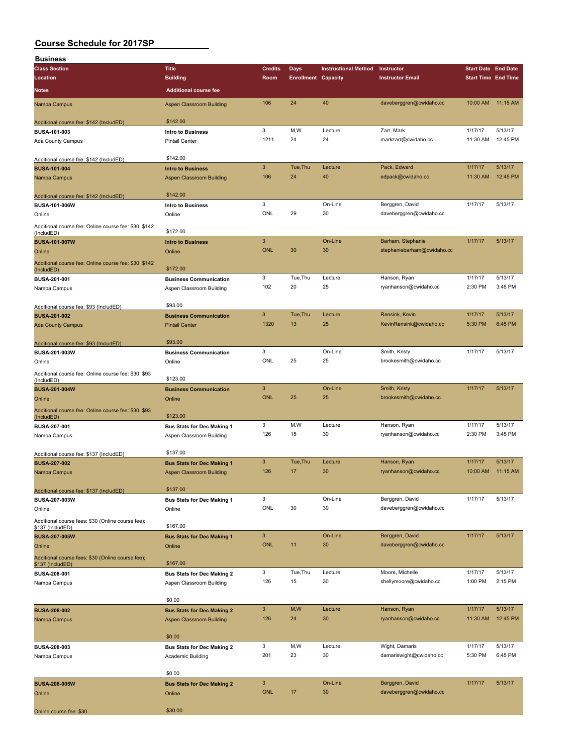# Course Schedule for 2017SP

## Business

| Class Section / Location / Notes | Title / Building / Additional course fee | Credits / Room | Days / Enrollment | Instructional Method / Capacity | Instructor / Instructor Email | Start Date / Start Time | End Date / End Time |
|---|---|---|---|---|---|---|---|
| Nampa Campus | Aspen Classroom Building | 106 | 24 | 40 | daveberggren@cwidaho.cc | 10:00 AM | 11:15 AM |
| Additional course fee: $142 (IncludED) | $142.00 | | | | | | |
| BUSA-101-003 | Intro to Business | 3 | M,W | Lecture | Zarr, Mark | 1/17/17 | 5/13/17 |
| Ada County Campus | Pintail Center | 1211 | 24 | 24 | markzarr@cwidaho.cc | 11:30 AM | 12:45 PM |
| Additional course fee: $142 (IncludED) | $142.00 | | | | | | |
| BUSA-101-004 | Intro to Business | 3 | Tue,Thu | Lecture | Pack, Edward | 1/17/17 | 5/13/17 |
| Nampa Campus | Aspen Classroom Building | 106 | 24 | 40 | edpack@cwidaho.cc | 11:30 AM | 12:45 PM |
| Additional course fee: $142 (IncludED) | $142.00 | | | | | | |
| BUSA-101-006W | Intro to Business | 3 | | On-Line | Berggren, David | 1/17/17 | 5/13/17 |
| Online | Online | ONL | 29 | 30 | daveberggren@cwidaho.cc | | |
| Additional course fee: Online course fee: $30; $142 (IncludED) | $172.00 | | | | | | |
| BUSA-101-007W | Intro to Business | 3 | | On-Line | Barham, Stephanie | 1/17/17 | 5/13/17 |
| Online | Online | ONL | 30 | 30 | stephaniebarham@cwidaho.cc | | |
| Additional course fee: Online course fee: $30; $142 (IncludED) | $172.00 | | | | | | |
| BUSA-201-001 | Business Communication | 3 | Tue,Thu | Lecture | Hanson, Ryan | 1/17/17 | 5/13/17 |
| Nampa Campus | Aspen Classroom Building | 102 | 20 | 25 | ryanhanson@cwidaho.cc | 2:30 PM | 3:45 PM |
| Additional course fee: $93 (IncludED) | $93.00 | | | | | | |
| BUSA-201-002 | Business Communication | 3 | Tue,Thu | Lecture | Rensink, Kevin | 1/17/17 | 5/13/17 |
| Ada County Campus | Pintail Center | 1320 | 13 | 25 | KevinRensink@cwidaho.cc | 5:30 PM | 6:45 PM |
| Additional course fee: $93 (IncludED) | $93.00 | | | | | | |
| BUSA-201-003W | Business Communication | 3 | | On-Line | Smith, Kristy | 1/17/17 | 5/13/17 |
| Online | Online | ONL | 25 | 25 | brookesmith@cwidaho.cc | | |
| Additional course fee: Online course fee: $30; $93 (IncludED) | $123.00 | | | | | | |
| BUSA-201-004W | Business Communication | 3 | | On-Line | Smith, Kristy | 1/17/17 | 5/13/17 |
| Online | Online | ONL | 25 | 25 | brookesmith@cwidaho.cc | | |
| Additional course fee: Online course fee: $30; $93 (IncludED) | $123.00 | | | | | | |
| BUSA-207-001 | Bus Stats for Dec Making 1 | 3 | M,W | Lecture | Hanson, Ryan | 1/17/17 | 5/13/17 |
| Nampa Campus | Aspen Classroom Building | 126 | 15 | 30 | ryanhanson@cwidaho.cc | 2:30 PM | 3:45 PM |
| Additional course fee: $137 (IncludED) | $137.00 | | | | | | |
| BUSA-207-002 | Bus Stats for Dec Making 1 | 3 | Tue,Thu | Lecture | Hanson, Ryan | 1/17/17 | 5/13/17 |
| Nampa Campus | Aspen Classroom Building | 126 | 17 | 30 | ryanhanson@cwidaho.cc | 10:00 AM | 11:15 AM |
| Additional course fee: $137 (IncludED) | $137.00 | | | | | | |
| BUSA-207-003W | Bus Stats for Dec Making 1 | 3 | | On-Line | Berggren, David | 1/17/17 | 5/13/17 |
| Online | Online | ONL | 30 | 30 | daveberggren@cwidaho.cc | | |
| Additional course fees: $30 (Online course fee); $137 (IncludED) | $167.00 | | | | | | |
| BUSA-207-005W | Bus Stats for Dec Making 1 | 3 | | On-Line | Berggren, David | 1/17/17 | 5/13/17 |
| Online | Online | ONL | 11 | 30 | daveberggren@cwidaho.cc | | |
| Additional course fees: $30 (Online course fee); $137 (IncludED) | $167.00 | | | | | | |
| BUSA-208-001 | Bus Stats for Dec Making 2 | 3 | Tue,Thu | Lecture | Moore, Michelle | 1/17/17 | 5/13/17 |
| Nampa Campus | Aspen Classroom Building | 126 | 15 | 30 | shellymoore@cwidaho.cc | 1:00 PM | 2:15 PM |
| | $0.00 | | | | | | |
| BUSA-208-002 | Bus Stats for Dec Making 2 | 3 | M,W | Lecture | Hanson, Ryan | 1/17/17 | 5/13/17 |
| Nampa Campus | Aspen Classroom Building | 126 | 24 | 30 | ryanhanson@cwidaho.cc | 11:30 AM | 12:45 PM |
| | $0.00 | | | | | | |
| BUSA-208-003 | Bus Stats for Dec Making 2 | 3 | M,W | Lecture | Wight, Damaris | 1/17/17 | 5/13/17 |
| Nampa Campus | Academic Building | 201 | 23 | 30 | damariswight@cwidaho.cc | 5:30 PM | 6:45 PM |
| | $0.00 | | | | | | |
| BUSA-208-005W | Bus Stats for Dec Making 2 | 3 | | On-Line | Berggren, David | 1/17/17 | 5/13/17 |
| Online | Online | ONL | 17 | 30 | daveberggren@cwidaho.cc | | |
| Online course fee: $30 | $30.00 | | | | | | |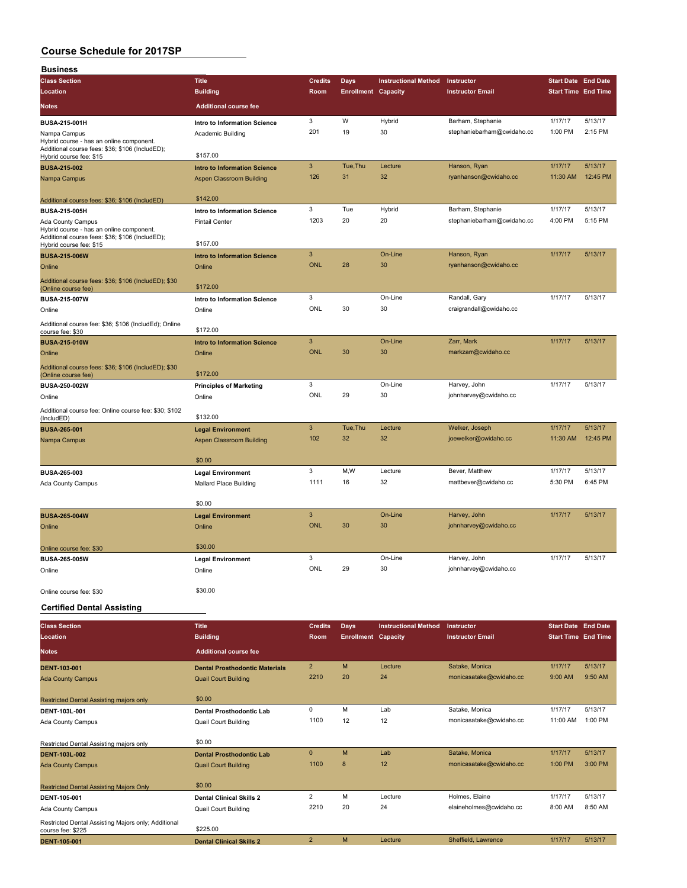# Course Schedule for 2017SP

## Business

| Class Section / Location / Notes | Title / Building / Additional course fee | Credits / Room | Days / Enrollment | Instructional Method / Capacity | Instructor / Instructor Email | Start Date / Start Time | End Date / End Time |
|---|---|---|---|---|---|---|---|
| **BUSA-215-001H**<br>Nampa Campus<br>Hybrid course - has an online component. Additional course fees: $36; $106 (IncludED); Hybrid course fee: $15 | **Intro to Information Science**<br>Academic Building<br>$157.00 | 3<br>201 | W<br>19 | Hybrid<br>30 | Barham, Stephanie<br>stephaniebarham@cwidaho.cc | 1/17/17<br>1:00 PM | 5/13/17<br>2:15 PM |
| **BUSA-215-002**<br>Nampa Campus<br>Additional course fees: $36; $106 (IncludED) | **Intro to Information Science**<br>Aspen Classroom Building<br>$142.00 | 3<br>126 | Tue,Thu<br>31 | Lecture<br>32 | Hanson, Ryan<br>ryanhanson@cwidaho.cc | 1/17/17<br>11:30 AM | 5/13/17<br>12:45 PM |
| **BUSA-215-005H**<br>Ada County Campus<br>Hybrid course - has an online component. Additional course fees: $36; $106 (IncludED); Hybrid course fee: $15 | **Intro to Information Science**<br>Pintail Center<br>$157.00 | 3<br>1203 | Tue<br>20 | Hybrid<br>20 | Barham, Stephanie<br>stephaniebarham@cwidaho.cc | 1/17/17<br>4:00 PM | 5/13/17<br>5:15 PM |
| **BUSA-215-006W**<br>Online<br>Additional course fees: $36; $106 (IncludED); $30 (Online course fee) | **Intro to Information Science**<br>Online<br>$172.00 | 3<br>ONL | <br>28 | On-Line<br>30 | Hanson, Ryan<br>ryanhanson@cwidaho.cc | 1/17/17 | 5/13/17 |
| **BUSA-215-007W**<br>Online<br>Additional course fee: $36; $106 (IncludEd); Online course fee: $30 | **Intro to Information Science**<br>Online<br>$172.00 | 3<br>ONL | <br>30 | On-Line<br>30 | Randall, Gary<br>craigrandall@cwidaho.cc | 1/17/17 | 5/13/17 |
| **BUSA-215-010W**<br>Online<br>Additional course fees: $36; $106 (IncludED); $30 (Online course fee) | **Intro to Information Science**<br>Online<br>$172.00 | 3<br>ONL | <br>30 | On-Line<br>30 | Zarr, Mark<br>markzarr@cwidaho.cc | 1/17/17 | 5/13/17 |
| **BUSA-250-002W**<br>Online<br>Additional course fee: Online course fee: $30; $102 (IncludED) | **Principles of Marketing**<br>Online<br>$132.00 | 3<br>ONL | <br>29 | On-Line<br>30 | Harvey, John<br>johnharvey@cwidaho.cc | 1/17/17 | 5/13/17 |
| **BUSA-265-001**<br>Nampa Campus | **Legal Environment**<br>Aspen Classroom Building<br>$0.00 | 3<br>102 | Tue,Thu<br>32 | Lecture<br>32 | Welker, Joseph<br>joewelker@cwidaho.cc | 1/17/17<br>11:30 AM | 5/13/17<br>12:45 PM |
| **BUSA-265-003**<br>Ada County Campus | **Legal Environment**<br>Mallard Place Building<br>$0.00 | 3<br>1111 | M,W<br>16 | Lecture<br>32 | Bever, Matthew<br>mattbever@cwidaho.cc | 1/17/17<br>5:30 PM | 5/13/17<br>6:45 PM |
| **BUSA-265-004W**<br>Online<br>Online course fee: $30 | **Legal Environment**<br>Online<br>$30.00 | 3<br>ONL | <br>30 | On-Line<br>30 | Harvey, John<br>johnharvey@cwidaho.cc | 1/17/17 | 5/13/17 |
| **BUSA-265-005W**<br>Online<br>Online course fee: $30 | **Legal Environment**<br>Online<br>$30.00 | 3<br>ONL | <br>29 | On-Line<br>30 | Harvey, John<br>johnharvey@cwidaho.cc | 1/17/17 | 5/13/17 |

## Certified Dental Assisting

| Class Section / Location / Notes | Title / Building / Additional course fee | Credits / Room | Days / Enrollment | Instructional Method / Capacity | Instructor / Instructor Email | Start Date / Start Time | End Date / End Time |
|---|---|---|---|---|---|---|---|
| **DENT-103-001**<br>Ada County Campus<br>Restricted Dental Assisting majors only | **Dental Prosthodontic Materials**<br>Quail Court Building<br>$0.00 | 2<br>2210 | M<br>20 | Lecture<br>24 | Satake, Monica<br>monicasatake@cwidaho.cc | 1/17/17<br>9:00 AM | 5/13/17<br>9:50 AM |
| **DENT-103L-001**<br>Ada County Campus<br>Restricted Dental Assisting majors only | **Dental Prosthodontic Lab**<br>Quail Court Building<br>$0.00 | 0<br>1100 | M<br>12 | Lab<br>12 | Satake, Monica<br>monicasatake@cwidaho.cc | 1/17/17<br>11:00 AM | 5/13/17<br>1:00 PM |
| **DENT-103L-002**<br>Ada County Campus<br>Restricted Dental Assisting Majors Only | **Dental Prosthodontic Lab**<br>Quail Court Building<br>$0.00 | 0<br>1100 | M<br>8 | Lab<br>12 | Satake, Monica<br>monicasatake@cwidaho.cc | 1/17/17<br>1:00 PM | 5/13/17<br>3:00 PM |
| **DENT-105-001**<br>Ada County Campus<br>Restricted Dental Assisting Majors only; Additional course fee: $225 | **Dental Clinical Skills 2**<br>Quail Court Building<br>$225.00 | 2<br>2210 | M<br>20 | Lecture<br>24 | Holmes, Elaine<br>elaineholmes@cwidaho.cc | 1/17/17<br>8:00 AM | 5/13/17<br>8:50 AM |
| **DENT-105-001** | **Dental Clinical Skills 2** | 2 | M | Lecture | Sheffield, Lawrence | 1/17/17 | 5/13/17 |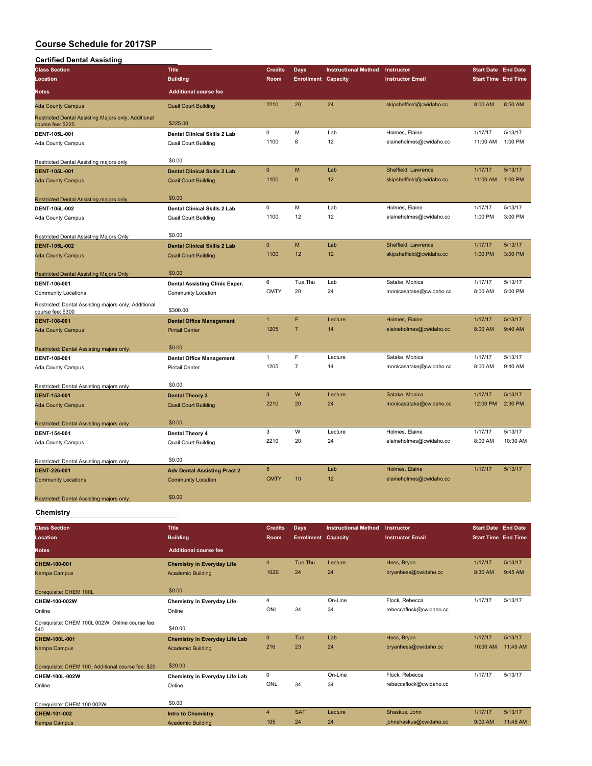# Course Schedule for 2017SP

## Certified Dental Assisting

| Class Section / Location / Notes | Title / Building / Additional course fee | Credits / Room | Days / Enrollment | Instructional Method / Capacity | Instructor / Instructor Email | Start Date / Start Time | End Date / End Time |
|---|---|---|---|---|---|---|---|
| Ada County Campus | Quail Court Building | 2210 | 20 | 24 | skipsheffield@cwidaho.cc | 8:00 AM | 8:50 AM |
| Restricted Dental Assisting Majors only; Additional course fee: $225 | $225.00 | | | | | | |
| DENT-105L-001 | Dental Clinical Skills 2 Lab | 0 | M | Lab | Holmes, Elaine | 1/17/17 | 5/13/17 |
| Ada County Campus | Quail Court Building | 1100 | 8 | 12 | elaineholmes@cwidaho.cc | 11:00 AM | 1:00 PM |
| Restricted Dental Assisting majors only | $0.00 | | | | | | |
| DENT-105L-001 | Dental Clinical Skills 2 Lab | 0 | M | Lab | Sheffield, Lawrence | 1/17/17 | 5/13/17 |
| Ada County Campus | Quail Court Building | 1100 | 8 | 12 | skipsheffield@cwidaho.cc | 11:00 AM | 1:00 PM |
| Restricted Dental Assisting majors only | $0.00 | | | | | | |
| DENT-105L-002 | Dental Clinical Skills 2 Lab | 0 | M | Lab | Holmes, Elaine | 1/17/17 | 5/13/17 |
| Ada County Campus | Quail Court Building | 1100 | 12 | 12 | elaineholmes@cwidaho.cc | 1:00 PM | 3:00 PM |
| Restricted Dental Assisting Majors Only | $0.00 | | | | | | |
| DENT-105L-002 | Dental Clinical Skills 2 Lab | 0 | M | Lab | Sheffield, Lawrence | 1/17/17 | 5/13/17 |
| Ada County Campus | Quail Court Building | 1100 | 12 | 12 | skipsheffield@cwidaho.cc | 1:00 PM | 3:00 PM |
| Restricted Dental Assisting Majors Only | $0.00 | | | | | | |
| DENT-106-001 | Dental Assisting Clinic Exper. | 6 | Tue,Thu | Lab | Satake, Monica | 1/17/17 | 5/13/17 |
| Community Locations | Community Location | CMTY | 20 | 24 | monicasatake@cwidaho.cc | 8:00 AM | 5:00 PM |
| Restricted: Dental Assisting majors only; Additional course fee: $300 | $300.00 | | | | | | |
| DENT-108-001 | Dental Office Management | 1 | F | Lecture | Holmes, Elaine | 1/17/17 | 5/13/17 |
| Ada County Campus | Pintail Center | 1205 | 7 | 14 | elaineholmes@cwidaho.cc | 8:00 AM | 9:40 AM |
| Restricted: Dental Assisting majors only. | $0.00 | | | | | | |
| DENT-108-001 | Dental Office Management | 1 | F | Lecture | Satake, Monica | 1/17/17 | 5/13/17 |
| Ada County Campus | Pintail Center | 1205 | 7 | 14 | monicasatake@cwidaho.cc | 8:00 AM | 9:40 AM |
| Restricted: Dental Assisting majors only. | $0.00 | | | | | | |
| DENT-153-001 | Dental Theory 3 | 3 | W | Lecture | Satake, Monica | 1/17/17 | 5/13/17 |
| Ada County Campus | Quail Court Building | 2210 | 20 | 24 | monicasatake@cwidaho.cc | 12:00 PM | 2:30 PM |
| Restricted: Dental Assisting majors only. | $0.00 | | | | | | |
| DENT-154-001 | Dental Theory 4 | 3 | W | Lecture | Holmes, Elaine | 1/17/17 | 5/13/17 |
| Ada County Campus | Quail Court Building | 2210 | 20 | 24 | elaineholmes@cwidaho.cc | 8:00 AM | 10:30 AM |
| Restricted: Dental Assisting majors only. | $0.00 | | | | | | |
| DENT-226-001 | Adv Dental Assisting Pract 2 | 5 | | Lab | Holmes, Elaine | 1/17/17 | 5/13/17 |
| Community Locations | Community Location | CMTY | 10 | 12 | elaineholmes@cwidaho.cc | | |
| Restricted: Dental Assisting majors only. | $0.00 | | | | | | |

## Chemistry

| Class Section / Location / Notes | Title / Building / Additional course fee | Credits / Room | Days / Enrollment | Instructional Method / Capacity | Instructor / Instructor Email | Start Date / Start Time | End Date / End Time |
|---|---|---|---|---|---|---|---|
| CHEM-100-001 | Chemistry in Everyday Life | 4 | Tue,Thu | Lecture | Hess, Bryan | 1/17/17 | 5/13/17 |
| Nampa Campus | Academic Building | 102E | 24 | 24 | bryanhess@cwidaho.cc | 8:30 AM | 9:45 AM |
| Corequisite: CHEM 100L | $0.00 | | | | | | |
| CHEM-100-002W | Chemistry in Everyday Life | 4 | | On-Line | Flock, Rebecca | 1/17/17 | 5/13/17 |
| Online | Online | ONL | 34 | 34 | rebeccaflock@cwidaho.cc | | |
| Corequisite: CHEM 100L 002W; Online course fee: $40 | $40.00 | | | | | | |
| CHEM-100L-001 | Chemistry in Everyday Life Lab | 0 | Tue | Lab | Hess, Bryan | 1/17/17 | 5/13/17 |
| Nampa Campus | Academic Building | 216 | 23 | 24 | bryanhess@cwidaho.cc | 10:00 AM | 11:45 AM |
| Corequisite: CHEM 100. Additional course fee: $20 | $20.00 | | | | | | |
| CHEM-100L-002W | Chemistry in Everyday Life Lab | 0 | | On-Line | Flock, Rebecca | 1/17/17 | 5/13/17 |
| Online | Online | ONL | 34 | 34 | rebeccaflock@cwidaho.cc | | |
| Corequisite: CHEM 100 002W | $0.00 | | | | | | |
| CHEM-101-002 | Intro to Chemistry | 4 | SAT | Lecture | Shaskus, John | 1/17/17 | 5/13/17 |
| Nampa Campus | Academic Building | 105 | 24 | 24 | johnshaskus@cwidaho.cc | 9:00 AM | 11:45 AM |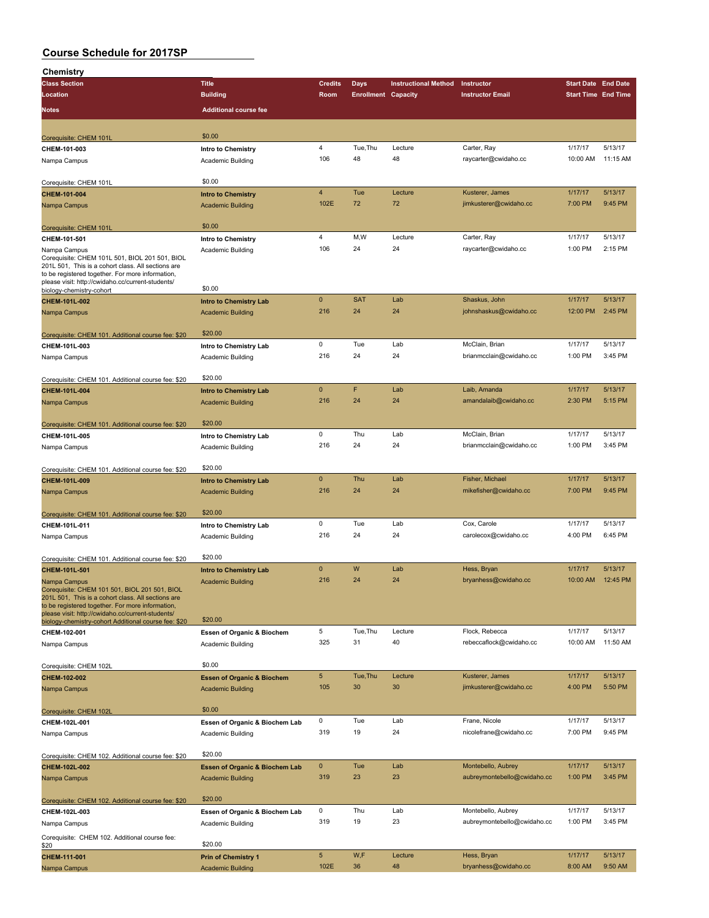# Course Schedule for 2017SP

## Chemistry

| Class Section / Location / Notes | Title / Building / Additional course fee | Credits / Room | Days / Enrollment | Instructional Method / Capacity | Instructor / Instructor Email | Start Date / Start Time | End Date / End Time |
|---|---|---|---|---|---|---|---|
| Corequisite: CHEM 101L | $0.00 | | | | | | |
| CHEM-101-003 | Intro to Chemistry | 4 | Tue,Thu | Lecture | Carter, Ray | 1/17/17 | 5/13/17 |
| Nampa Campus | Academic Building | 106 | 48 | 48 | raycarter@cwidaho.cc | 10:00 AM | 11:15 AM |
| Corequisite: CHEM 101L | $0.00 | | | | | | |
| CHEM-101-004 | Intro to Chemistry | 4 | Tue | Lecture | Kusterer, James | 1/17/17 | 5/13/17 |
| Nampa Campus | Academic Building | 102E | 72 | 72 | jimkusterer@cwidaho.cc | 7:00 PM | 9:45 PM |
| Corequisite: CHEM 101L | $0.00 | | | | | | |
| CHEM-101-501 | Intro to Chemistry | 4 | M,W | Lecture | Carter, Ray | 1/17/17 | 5/13/17 |
| Nampa Campus<br>Corequisite: CHEM 101L 501, BIOL 201 501, BIOL 201L 501, This is a cohort class. All sections are to be registered together. For more information, please visit: http://cwidaho.cc/current-students/biology-chemistry-cohort | Academic Building<br>$0.00 | 106 | 24 | 24 | raycarter@cwidaho.cc | 1:00 PM | 2:15 PM |
| CHEM-101L-002 | Intro to Chemistry Lab | 0 | SAT | Lab | Shaskus, John | 1/17/17 | 5/13/17 |
| Nampa Campus | Academic Building | 216 | 24 | 24 | johnshaskus@cwidaho.cc | 12:00 PM | 2:45 PM |
| Corequisite: CHEM 101. Additional course fee: $20 | $20.00 | | | | | | |
| CHEM-101L-003 | Intro to Chemistry Lab | 0 | Tue | Lab | McClain, Brian | 1/17/17 | 5/13/17 |
| Nampa Campus | Academic Building | 216 | 24 | 24 | brianmcclain@cwidaho.cc | 1:00 PM | 3:45 PM |
| Corequisite: CHEM 101. Additional course fee: $20 | $20.00 | | | | | | |
| CHEM-101L-004 | Intro to Chemistry Lab | 0 | F | Lab | Laib, Amanda | 1/17/17 | 5/13/17 |
| Nampa Campus | Academic Building | 216 | 24 | 24 | amandalaib@cwidaho.cc | 2:30 PM | 5:15 PM |
| Corequisite: CHEM 101. Additional course fee: $20 | $20.00 | | | | | | |
| CHEM-101L-005 | Intro to Chemistry Lab | 0 | Thu | Lab | McClain, Brian | 1/17/17 | 5/13/17 |
| Nampa Campus | Academic Building | 216 | 24 | 24 | brianmcclain@cwidaho.cc | 1:00 PM | 3:45 PM |
| Corequisite: CHEM 101. Additional course fee: $20 | $20.00 | | | | | | |
| CHEM-101L-009 | Intro to Chemistry Lab | 0 | Thu | Lab | Fisher, Michael | 1/17/17 | 5/13/17 |
| Nampa Campus | Academic Building | 216 | 24 | 24 | mikefisher@cwidaho.cc | 7:00 PM | 9:45 PM |
| Corequisite: CHEM 101. Additional course fee: $20 | $20.00 | | | | | | |
| CHEM-101L-011 | Intro to Chemistry Lab | 0 | Tue | Lab | Cox, Carole | 1/17/17 | 5/13/17 |
| Nampa Campus | Academic Building | 216 | 24 | 24 | carolecox@cwidaho.cc | 4:00 PM | 6:45 PM |
| Corequisite: CHEM 101. Additional course fee: $20 | $20.00 | | | | | | |
| CHEM-101L-501 | Intro to Chemistry Lab | 0 | W | Lab | Hess, Bryan | 1/17/17 | 5/13/17 |
| Nampa Campus<br>Corequisite: CHEM 101 501, BIOL 201 501, BIOL 201L 501, This is a cohort class. All sections are to be registered together. For more information, please visit: http://cwidaho.cc/current-students/biology-chemistry-cohort Additional course fee: $20 | Academic Building<br>$20.00 | 216 | 24 | 24 | bryanhess@cwidaho.cc | 10:00 AM | 12:45 PM |
| CHEM-102-001 | Essen of Organic & Biochem | 5 | Tue,Thu | Lecture | Flock, Rebecca | 1/17/17 | 5/13/17 |
| Nampa Campus | Academic Building | 325 | 31 | 40 | rebeccaflock@cwidaho.cc | 10:00 AM | 11:50 AM |
| Corequisite: CHEM 102L | $0.00 | | | | | | |
| CHEM-102-002 | Essen of Organic & Biochem | 5 | Tue,Thu | Lecture | Kusterer, James | 1/17/17 | 5/13/17 |
| Nampa Campus | Academic Building | 105 | 30 | 30 | jimkusterer@cwidaho.cc | 4:00 PM | 5:50 PM |
| Corequisite: CHEM 102L | $0.00 | | | | | | |
| CHEM-102L-001 | Essen of Organic & Biochem Lab | 0 | Tue | Lab | Frane, Nicole | 1/17/17 | 5/13/17 |
| Nampa Campus | Academic Building | 319 | 19 | 24 | nicolefrane@cwidaho.cc | 7:00 PM | 9:45 PM |
| Corequisite: CHEM 102. Additional course fee: $20 | $20.00 | | | | | | |
| CHEM-102L-002 | Essen of Organic & Biochem Lab | 0 | Tue | Lab | Montebello, Aubrey | 1/17/17 | 5/13/17 |
| Nampa Campus | Academic Building | 319 | 23 | 23 | aubreymontebello@cwidaho.cc | 1:00 PM | 3:45 PM |
| Corequisite: CHEM 102. Additional course fee: $20 | $20.00 | | | | | | |
| CHEM-102L-003 | Essen of Organic & Biochem Lab | 0 | Thu | Lab | Montebello, Aubrey | 1/17/17 | 5/13/17 |
| Nampa Campus | Academic Building | 319 | 19 | 23 | aubreymontebello@cwidaho.cc | 1:00 PM | 3:45 PM |
| Corequisite: CHEM 102. Additional course fee: $20 | $20.00 | | | | | | |
| CHEM-111-001 | Prin of Chemistry 1 | 5 | W,F | Lecture | Hess, Bryan | 1/17/17 | 5/13/17 |
| Nampa Campus | Academic Building | 102E | 36 | 48 | bryanhess@cwidaho.cc | 8:00 AM | 9:50 AM |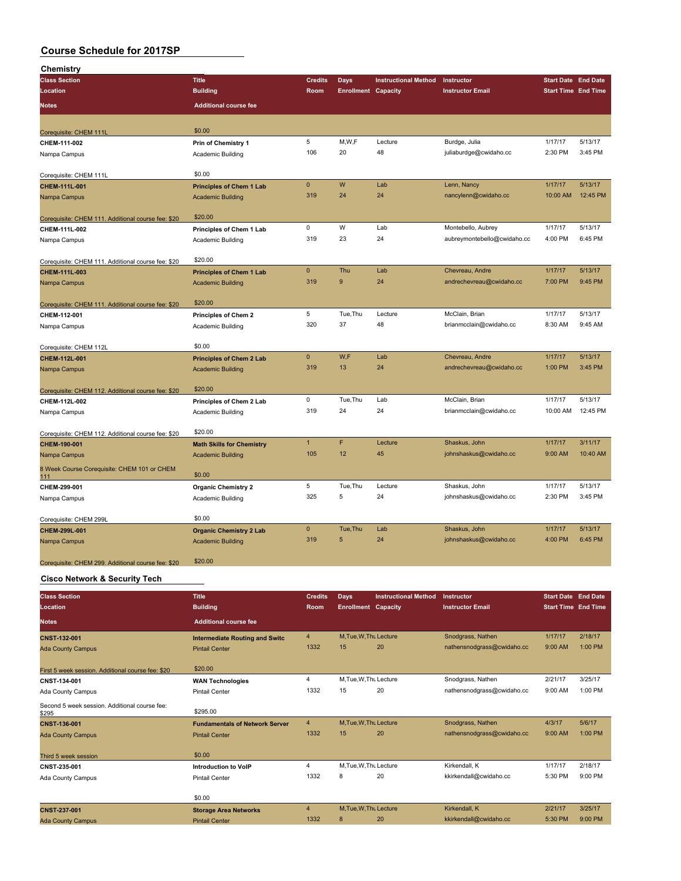# Course Schedule for 2017SP

## Chemistry

| Class Section / Location / Notes | Title / Building / Additional course fee | Credits / Room | Days / Enrollment | Instructional Method / Capacity | Instructor / Instructor Email | Start Date / Start Time | End Date / End Time |
|---|---|---|---|---|---|---|---|
| Corequisite: CHEM 111L | $0.00 | | | | | | |
| **CHEM-111-002** | **Prin of Chemistry 1** | 5 | M,W,F | Lecture | Burdge, Julia | 1/17/17 | 5/13/17 |
| Nampa Campus | Academic Building | 106 | 20 | 48 | juliaburdge@cwidaho.cc | 2:30 PM | 3:45 PM |
| Corequisite: CHEM 111L | $0.00 | | | | | | |
| **CHEM-111L-001** | **Principles of Chem 1 Lab** | 0 | W | Lab | Lenn, Nancy | 1/17/17 | 5/13/17 |
| Nampa Campus | Academic Building | 319 | 24 | 24 | nancylenn@cwidaho.cc | 10:00 AM | 12:45 PM |
| Corequisite: CHEM 111. Additional course fee: $20 | $20.00 | | | | | | |
| **CHEM-111L-002** | **Principles of Chem 1 Lab** | 0 | W | Lab | Montebello, Aubrey | 1/17/17 | 5/13/17 |
| Nampa Campus | Academic Building | 319 | 23 | 24 | aubreymontebello@cwidaho.cc | 4:00 PM | 6:45 PM |
| Corequisite: CHEM 111. Additional course fee: $20 | $20.00 | | | | | | |
| **CHEM-111L-003** | **Principles of Chem 1 Lab** | 0 | Thu | Lab | Chevreau, Andre | 1/17/17 | 5/13/17 |
| Nampa Campus | Academic Building | 319 | 9 | 24 | andrechevreau@cwidaho.cc | 7:00 PM | 9:45 PM |
| Corequisite: CHEM 111. Additional course fee: $20 | $20.00 | | | | | | |
| **CHEM-112-001** | **Principles of Chem 2** | 5 | Tue,Thu | Lecture | McClain, Brian | 1/17/17 | 5/13/17 |
| Nampa Campus | Academic Building | 320 | 37 | 48 | brianmcclain@cwidaho.cc | 8:30 AM | 9:45 AM |
| Corequisite: CHEM 112L | $0.00 | | | | | | |
| **CHEM-112L-001** | **Principles of Chem 2 Lab** | 0 | W,F | Lab | Chevreau, Andre | 1/17/17 | 5/13/17 |
| Nampa Campus | Academic Building | 319 | 13 | 24 | andrechevreau@cwidaho.cc | 1:00 PM | 3:45 PM |
| Corequisite: CHEM 112. Additional course fee: $20 | $20.00 | | | | | | |
| **CHEM-112L-002** | **Principles of Chem 2 Lab** | 0 | Tue,Thu | Lab | McClain, Brian | 1/17/17 | 5/13/17 |
| Nampa Campus | Academic Building | 319 | 24 | 24 | brianmcclain@cwidaho.cc | 10:00 AM | 12:45 PM |
| Corequisite: CHEM 112. Additional course fee: $20 | $20.00 | | | | | | |
| **CHEM-190-001** | **Math Skills for Chemistry** | 1 | F | Lecture | Shaskus, John | 1/17/17 | 3/11/17 |
| Nampa Campus | Academic Building | 105 | 12 | 45 | johnshaskus@cwidaho.cc | 9:00 AM | 10:40 AM |
| 8 Week Course Corequisite: CHEM 101 or CHEM 111 | $0.00 | | | | | | |
| **CHEM-299-001** | **Organic Chemistry 2** | 5 | Tue,Thu | Lecture | Shaskus, John | 1/17/17 | 5/13/17 |
| Nampa Campus | Academic Building | 325 | 5 | 24 | johnshaskus@cwidaho.cc | 2:30 PM | 3:45 PM |
| Corequisite: CHEM 299L | $0.00 | | | | | | |
| **CHEM-299L-001** | **Organic Chemistry 2 Lab** | 0 | Tue,Thu | Lab | Shaskus, John | 1/17/17 | 5/13/17 |
| Nampa Campus | Academic Building | 319 | 5 | 24 | johnshaskus@cwidaho.cc | 4:00 PM | 6:45 PM |
| Corequisite: CHEM 299. Additional course fee: $20 | $20.00 | | | | | | |

## Cisco Network & Security Tech

| Class Section / Location / Notes | Title / Building / Additional course fee | Credits / Room | Days / Enrollment | Instructional Method / Capacity | Instructor / Instructor Email | Start Date / Start Time | End Date / End Time |
|---|---|---|---|---|---|---|---|
| **CNST-132-001** | **Intermediate Routing and Switc** | 4 | M,Tue,W,Thu | Lecture | Snodgrass, Nathen | 1/17/17 | 2/18/17 |
| Ada County Campus | Pintail Center | 1332 | 15 | 20 | nathensnodgrass@cwidaho.cc | 9:00 AM | 1:00 PM |
| First 5 week session. Additional course fee: $20 | $20.00 | | | | | | |
| **CNST-134-001** | **WAN Technologies** | 4 | M,Tue,W,Thu | Lecture | Snodgrass, Nathen | 2/21/17 | 3/25/17 |
| Ada County Campus | Pintail Center | 1332 | 15 | 20 | nathensnodgrass@cwidaho.cc | 9:00 AM | 1:00 PM |
| Second 5 week session. Additional course fee: $295 | $295.00 | | | | | | |
| **CNST-136-001** | **Fundamentals of Network Server** | 4 | M,Tue,W,Thu | Lecture | Snodgrass, Nathen | 4/3/17 | 5/6/17 |
| Ada County Campus | Pintail Center | 1332 | 15 | 20 | nathensnodgrass@cwidaho.cc | 9:00 AM | 1:00 PM |
| Third 5 week session | $0.00 | | | | | | |
| **CNST-235-001** | **Introduction to VoIP** | 4 | M,Tue,W,Thu | Lecture | Kirkendall, K | 1/17/17 | 2/18/17 |
| Ada County Campus | Pintail Center | 1332 | 8 | 20 | kkirkendall@cwidaho.cc | 5:30 PM | 9:00 PM |
| | $0.00 | | | | | | |
| **CNST-237-001** | **Storage Area Networks** | 4 | M,Tue,W,Thu | Lecture | Kirkendall, K | 2/21/17 | 3/25/17 |
| Ada County Campus | Pintail Center | 1332 | 8 | 20 | kkirkendall@cwidaho.cc | 5:30 PM | 9:00 PM |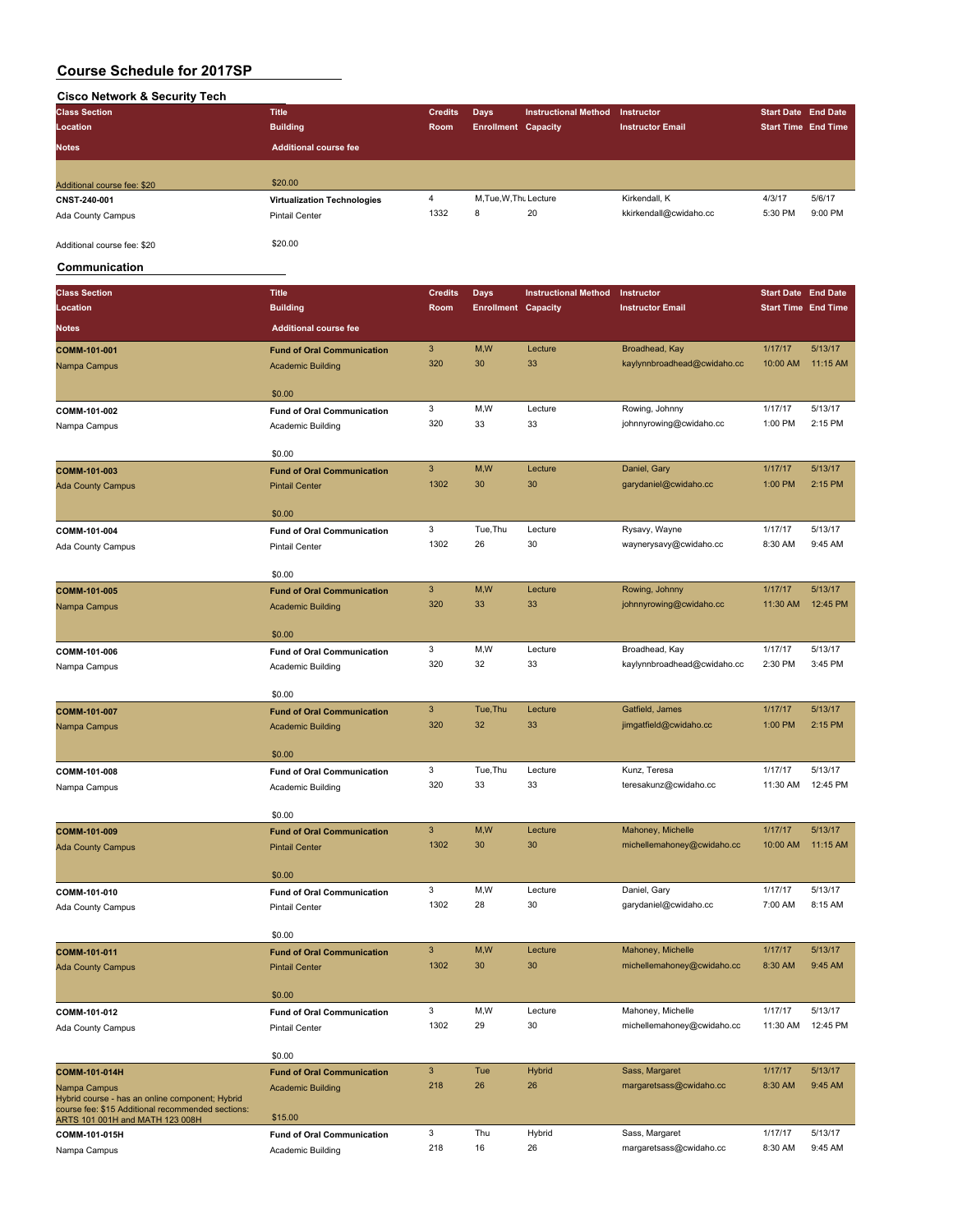# Course Schedule for 2017SP

## Cisco Network & Security Tech

| Class Section<br>Location<br>Notes | Title<br>Building<br>Additional course fee | Credits<br>Room | Days<br>Enrollment | Instructional Method<br>Capacity | Instructor<br>Instructor Email | Start Date<br>Start Time | End Date<br>End Time |
|---|---|---|---|---|---|---|---|
| Additional course fee: $20 | $20.00 | | | | | | |
| CNST-240-001<br>Ada County Campus<br><br>Additional course fee: $20 | Virtualization Technologies<br>Pintail Center<br><br>$20.00 | 4<br>1332 | M,Tue,W,Thu<br>8 | Lecture<br>20 | Kirkendall, K<br>kkirkendall@cwidaho.cc | 4/3/17<br>5:30 PM | 5/6/17<br>9:00 PM |

## Communication

| Class Section<br>Location<br>Notes | Title<br>Building<br>Additional course fee | Credits<br>Room | Days<br>Enrollment | Instructional Method<br>Capacity | Instructor<br>Instructor Email | Start Date<br>Start Time | End Date<br>End Time |
|---|---|---|---|---|---|---|---|
| COMM-101-001<br>Nampa Campus | Fund of Oral Communication<br>Academic Building<br>$0.00 | 3<br>320 | M,W<br>30 | Lecture<br>33 | Broadhead, Kay<br>kaylynnbroadhead@cwidaho.cc | 1/17/17<br>10:00 AM | 5/13/17<br>11:15 AM |
| COMM-101-002<br>Nampa Campus | Fund of Oral Communication<br>Academic Building<br>$0.00 | 3<br>320 | M,W<br>33 | Lecture<br>33 | Rowing, Johnny<br>johnnyrowing@cwidaho.cc | 1/17/17<br>1:00 PM | 5/13/17<br>2:15 PM |
| COMM-101-003<br>Ada County Campus | Fund of Oral Communication<br>Pintail Center<br>$0.00 | 3<br>1302 | M,W<br>30 | Lecture<br>30 | Daniel, Gary<br>garydaniel@cwidaho.cc | 1/17/17<br>1:00 PM | 5/13/17<br>2:15 PM |
| COMM-101-004<br>Ada County Campus | Fund of Oral Communication<br>Pintail Center<br>$0.00 | 3<br>1302 | Tue,Thu<br>26 | Lecture<br>30 | Rysavy, Wayne<br>waynerysavy@cwidaho.cc | 1/17/17<br>8:30 AM | 5/13/17<br>9:45 AM |
| COMM-101-005<br>Nampa Campus | Fund of Oral Communication<br>Academic Building<br>$0.00 | 3<br>320 | M,W<br>33 | Lecture<br>33 | Rowing, Johnny<br>johnnyrowing@cwidaho.cc | 1/17/17<br>11:30 AM | 5/13/17<br>12:45 PM |
| COMM-101-006<br>Nampa Campus | Fund of Oral Communication<br>Academic Building<br>$0.00 | 3<br>320 | M,W<br>32 | Lecture<br>33 | Broadhead, Kay<br>kaylynnbroadhead@cwidaho.cc | 1/17/17<br>2:30 PM | 5/13/17<br>3:45 PM |
| COMM-101-007<br>Nampa Campus | Fund of Oral Communication<br>Academic Building<br>$0.00 | 3<br>320 | Tue,Thu<br>32 | Lecture<br>33 | Gatfield, James<br>jimgatfield@cwidaho.cc | 1/17/17<br>1:00 PM | 5/13/17<br>2:15 PM |
| COMM-101-008<br>Nampa Campus | Fund of Oral Communication<br>Academic Building<br>$0.00 | 3<br>320 | Tue,Thu<br>33 | Lecture<br>33 | Kunz, Teresa<br>teresakunz@cwidaho.cc | 1/17/17<br>11:30 AM | 5/13/17<br>12:45 PM |
| COMM-101-009<br>Ada County Campus | Fund of Oral Communication<br>Pintail Center<br>$0.00 | 3<br>1302 | M,W<br>30 | Lecture<br>30 | Mahoney, Michelle<br>michellemahoney@cwidaho.cc | 1/17/17<br>10:00 AM | 5/13/17<br>11:15 AM |
| COMM-101-010<br>Ada County Campus | Fund of Oral Communication<br>Pintail Center<br>$0.00 | 3<br>1302 | M,W<br>28 | Lecture<br>30 | Daniel, Gary<br>garydaniel@cwidaho.cc | 1/17/17<br>7:00 AM | 5/13/17<br>8:15 AM |
| COMM-101-011<br>Ada County Campus | Fund of Oral Communication<br>Pintail Center<br>$0.00 | 3<br>1302 | M,W<br>30 | Lecture<br>30 | Mahoney, Michelle<br>michellemahoney@cwidaho.cc | 1/17/17<br>8:30 AM | 5/13/17<br>9:45 AM |
| COMM-101-012<br>Ada County Campus | Fund of Oral Communication<br>Pintail Center<br>$0.00 | 3<br>1302 | M,W<br>29 | Lecture<br>30 | Mahoney, Michelle<br>michellemahoney@cwidaho.cc | 1/17/17<br>11:30 AM | 5/13/17<br>12:45 PM |
| COMM-101-014H<br>Nampa Campus<br>Hybrid course - has an online component; Hybrid course fee: $15 Additional recommended sections: ARTS 101 001H and MATH 123 008H | Fund of Oral Communication<br>Academic Building<br>$15.00 | 3<br>218 | Tue<br>26 | Hybrid<br>26 | Sass, Margaret<br>margaretsass@cwidaho.cc | 1/17/17<br>8:30 AM | 5/13/17<br>9:45 AM |
| COMM-101-015H<br>Nampa Campus | Fund of Oral Communication<br>Academic Building | 3<br>218 | Thu<br>16 | Hybrid<br>26 | Sass, Margaret<br>margaretsass@cwidaho.cc | 1/17/17<br>8:30 AM | 5/13/17<br>9:45 AM |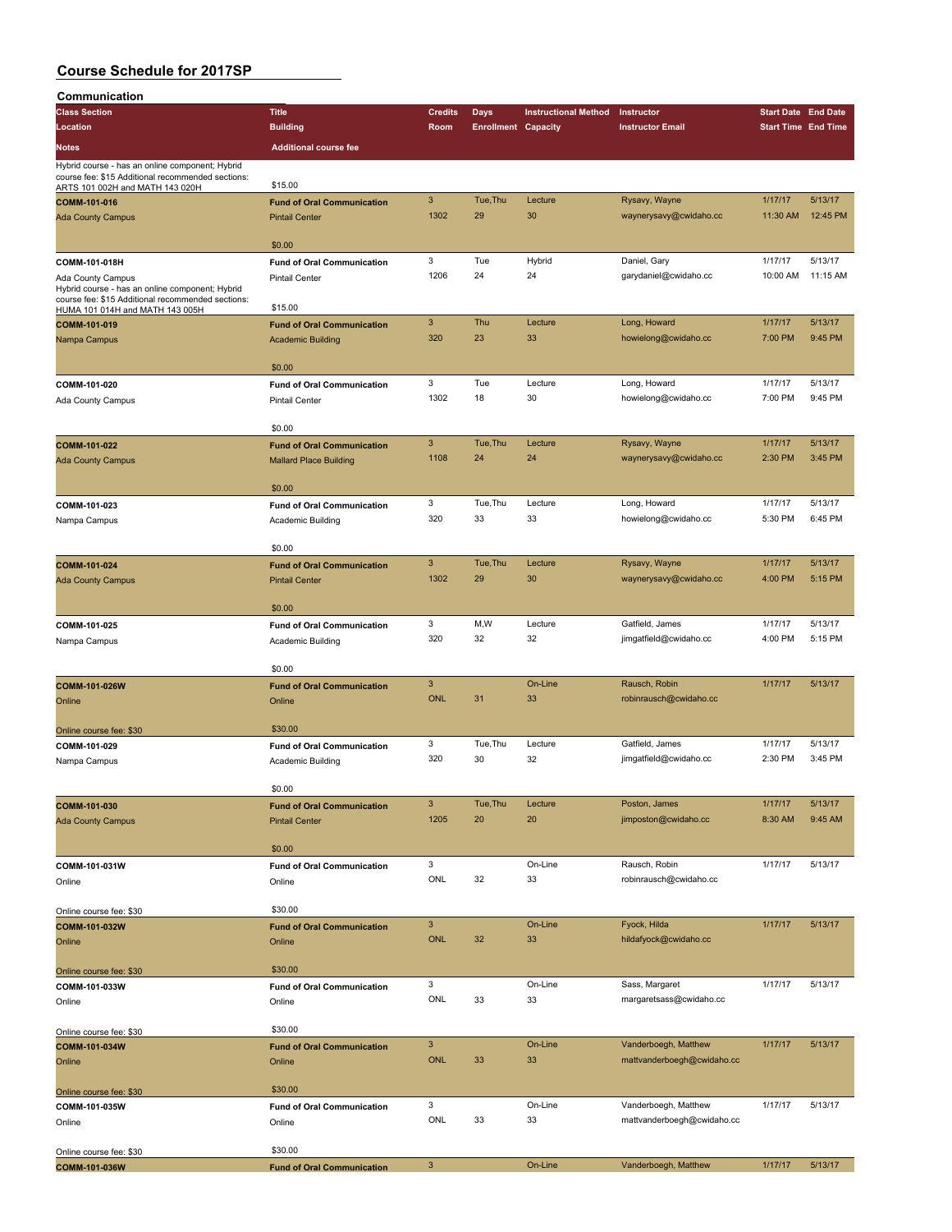# Course Schedule for 2017SP

## Communication

| Class Section / Location / Notes | Title / Building / Additional course fee | Credits / Room | Days / Enrollment | Instructional Method / Capacity | Instructor / Instructor Email | Start Date / Start Time | End Date / End Time |
|---|---|---|---|---|---|---|---|
| Hybrid course - has an online component; Hybrid course fee: $15 Additional recommended sections: ARTS 101 002H and MATH 143 020H | $15.00 | | | | | | |
| **COMM-101-016** | **Fund of Oral Communication** | 3 | Tue,Thu | Lecture | Rysavy, Wayne | 1/17/17 | 5/13/17 |
| Ada County Campus | Pintail Center | 1302 | 29 | 30 | waynerysavy@cwidaho.cc | 11:30 AM | 12:45 PM |
| | $0.00 | | | | | | |
| **COMM-101-018H** | **Fund of Oral Communication** | 3 | Tue | Hybrid | Daniel, Gary | 1/17/17 | 5/13/17 |
| Ada County Campus | Pintail Center | 1206 | 24 | 24 | garydaniel@cwidaho.cc | 10:00 AM | 11:15 AM |
| Hybrid course - has an online component; Hybrid course fee: $15 Additional recommended sections: HUMA 101 014H and MATH 143 005H | $15.00 | | | | | | |
| **COMM-101-019** | **Fund of Oral Communication** | 3 | Thu | Lecture | Long, Howard | 1/17/17 | 5/13/17 |
| Nampa Campus | Academic Building | 320 | 23 | 33 | howielong@cwidaho.cc | 7:00 PM | 9:45 PM |
| | $0.00 | | | | | | |
| **COMM-101-020** | **Fund of Oral Communication** | 3 | Tue | Lecture | Long, Howard | 1/17/17 | 5/13/17 |
| Ada County Campus | Pintail Center | 1302 | 18 | 30 | howielong@cwidaho.cc | 7:00 PM | 9:45 PM |
| | $0.00 | | | | | | |
| **COMM-101-022** | **Fund of Oral Communication** | 3 | Tue,Thu | Lecture | Rysavy, Wayne | 1/17/17 | 5/13/17 |
| Ada County Campus | Mallard Place Building | 1108 | 24 | 24 | waynerysavy@cwidaho.cc | 2:30 PM | 3:45 PM |
| | $0.00 | | | | | | |
| **COMM-101-023** | **Fund of Oral Communication** | 3 | Tue,Thu | Lecture | Long, Howard | 1/17/17 | 5/13/17 |
| Nampa Campus | Academic Building | 320 | 33 | 33 | howielong@cwidaho.cc | 5:30 PM | 6:45 PM |
| | $0.00 | | | | | | |
| **COMM-101-024** | **Fund of Oral Communication** | 3 | Tue,Thu | Lecture | Rysavy, Wayne | 1/17/17 | 5/13/17 |
| Ada County Campus | Pintail Center | 1302 | 29 | 30 | waynerysavy@cwidaho.cc | 4:00 PM | 5:15 PM |
| | $0.00 | | | | | | |
| **COMM-101-025** | **Fund of Oral Communication** | 3 | M,W | Lecture | Gatfield, James | 1/17/17 | 5/13/17 |
| Nampa Campus | Academic Building | 320 | 32 | 32 | jimgatfield@cwidaho.cc | 4:00 PM | 5:15 PM |
| | $0.00 | | | | | | |
| **COMM-101-026W** | **Fund of Oral Communication** | 3 | | On-Line | Rausch, Robin | 1/17/17 | 5/13/17 |
| Online | Online | ONL | 31 | 33 | robinrausch@cwidaho.cc | | |
| Online course fee: $30 | $30.00 | | | | | | |
| **COMM-101-029** | **Fund of Oral Communication** | 3 | Tue,Thu | Lecture | Gatfield, James | 1/17/17 | 5/13/17 |
| Nampa Campus | Academic Building | 320 | 30 | 32 | jimgatfield@cwidaho.cc | 2:30 PM | 3:45 PM |
| | $0.00 | | | | | | |
| **COMM-101-030** | **Fund of Oral Communication** | 3 | Tue,Thu | Lecture | Poston, James | 1/17/17 | 5/13/17 |
| Ada County Campus | Pintail Center | 1205 | 20 | 20 | jimposton@cwidaho.cc | 8:30 AM | 9:45 AM |
| | $0.00 | | | | | | |
| **COMM-101-031W** | **Fund of Oral Communication** | 3 | | On-Line | Rausch, Robin | 1/17/17 | 5/13/17 |
| Online | Online | ONL | 32 | 33 | robinrausch@cwidaho.cc | | |
| Online course fee: $30 | $30.00 | | | | | | |
| **COMM-101-032W** | **Fund of Oral Communication** | 3 | | On-Line | Fyock, Hilda | 1/17/17 | 5/13/17 |
| Online | Online | ONL | 32 | 33 | hildafyock@cwidaho.cc | | |
| Online course fee: $30 | $30.00 | | | | | | |
| **COMM-101-033W** | **Fund of Oral Communication** | 3 | | On-Line | Sass, Margaret | 1/17/17 | 5/13/17 |
| Online | Online | ONL | 33 | 33 | margaretsass@cwidaho.cc | | |
| Online course fee: $30 | $30.00 | | | | | | |
| **COMM-101-034W** | **Fund of Oral Communication** | 3 | | On-Line | Vanderboegh, Matthew | 1/17/17 | 5/13/17 |
| Online | Online | ONL | 33 | 33 | mattvanderboegh@cwidaho.cc | | |
| Online course fee: $30 | $30.00 | | | | | | |
| **COMM-101-035W** | **Fund of Oral Communication** | 3 | | On-Line | Vanderboegh, Matthew | 1/17/17 | 5/13/17 |
| Online | Online | ONL | 33 | 33 | mattvanderboegh@cwidaho.cc | | |
| Online course fee: $30 | $30.00 | | | | | | |
| **COMM-101-036W** | **Fund of Oral Communication** | 3 | | On-Line | Vanderboegh, Matthew | 1/17/17 | 5/13/17 |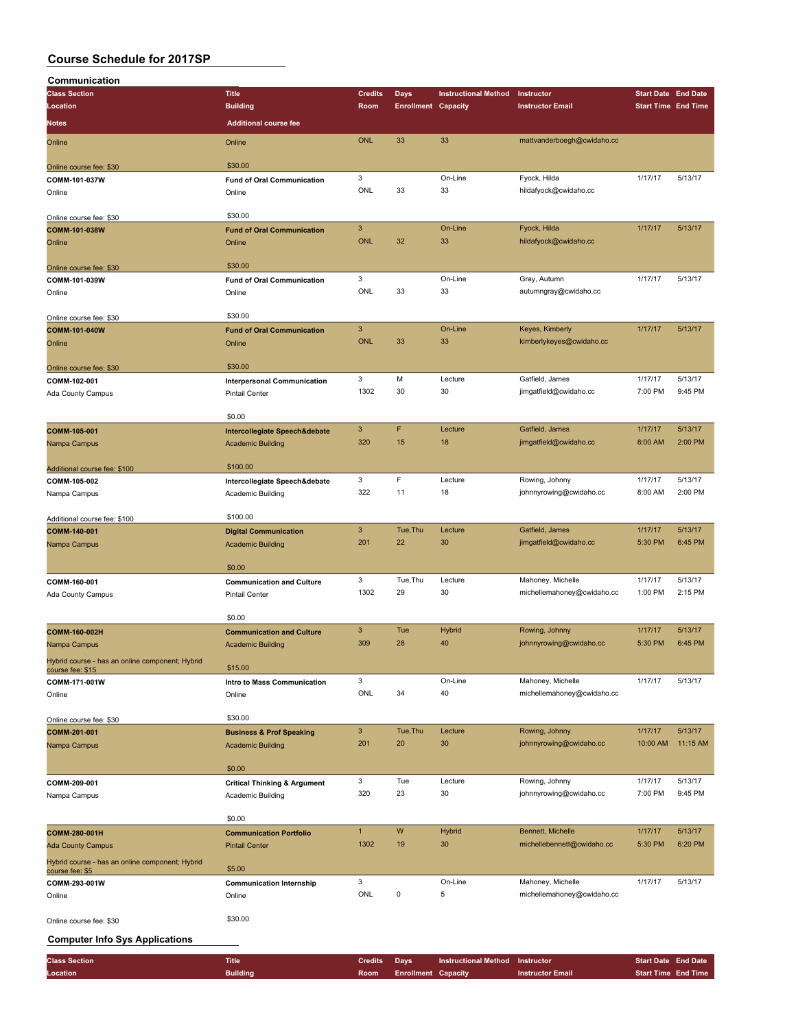# Course Schedule for 2017SP

## Communication

| Class Section / Location / Notes | Title / Building / Additional course fee | Credits / Room | Days / Enrollment | Instructional Method / Capacity | Instructor / Instructor Email | Start Date / Start Time | End Date / End Time |
|---|---|---|---|---|---|---|---|
| Online | Online | ONL | 33 | 33 | mattvanderboegh@cwidaho.cc | | |
| Online course fee: $30 | $30.00 | | | | | | |
| COMM-101-037W | Fund of Oral Communication | 3 | | On-Line | Fyock, Hilda | 1/17/17 | 5/13/17 |
| Online | Online | ONL | 33 | 33 | hildafyock@cwidaho.cc | | |
| Online course fee: $30 | $30.00 | | | | | | |
| COMM-101-038W | Fund of Oral Communication | 3 | | On-Line | Fyock, Hilda | 1/17/17 | 5/13/17 |
| Online | Online | ONL | 32 | 33 | hildafyock@cwidaho.cc | | |
| Online course fee: $30 | $30.00 | | | | | | |
| COMM-101-039W | Fund of Oral Communication | 3 | | On-Line | Gray, Autumn | 1/17/17 | 5/13/17 |
| Online | Online | ONL | 33 | 33 | autumngray@cwidaho.cc | | |
| Online course fee: $30 | $30.00 | | | | | | |
| COMM-101-040W | Fund of Oral Communication | 3 | | On-Line | Keyes, Kimberly | 1/17/17 | 5/13/17 |
| Online | Online | ONL | 33 | 33 | kimberlykeyes@cwidaho.cc | | |
| Online course fee: $30 | $30.00 | | | | | | |
| COMM-102-001 | Interpersonal Communication | 3 | M | Lecture | Gatfield, James | 1/17/17 | 5/13/17 |
| Ada County Campus | Pintail Center | 1302 | 30 | 30 | jimgatfield@cwidaho.cc | 7:00 PM | 9:45 PM |
| | $0.00 | | | | | | |
| COMM-105-001 | Intercollegiate Speech&debate | 3 | F | Lecture | Gatfield, James | 1/17/17 | 5/13/17 |
| Nampa Campus | Academic Building | 320 | 15 | 18 | jimgatfield@cwidaho.cc | 8:00 AM | 2:00 PM |
| Additional course fee: $100 | $100.00 | | | | | | |
| COMM-105-002 | Intercollegiate Speech&debate | 3 | F | Lecture | Rowing, Johnny | 1/17/17 | 5/13/17 |
| Nampa Campus | Academic Building | 322 | 11 | 18 | johnnyrowing@cwidaho.cc | 8:00 AM | 2:00 PM |
| Additional course fee: $100 | $100.00 | | | | | | |
| COMM-140-001 | Digital Communication | 3 | Tue,Thu | Lecture | Gatfield, James | 1/17/17 | 5/13/17 |
| Nampa Campus | Academic Building | 201 | 22 | 30 | jimgatfield@cwidaho.cc | 5:30 PM | 6:45 PM |
| | $0.00 | | | | | | |
| COMM-160-001 | Communication and Culture | 3 | Tue,Thu | Lecture | Mahoney, Michelle | 1/17/17 | 5/13/17 |
| Ada County Campus | Pintail Center | 1302 | 29 | 30 | michellemahoney@cwidaho.cc | 1:00 PM | 2:15 PM |
| | $0.00 | | | | | | |
| COMM-160-002H | Communication and Culture | 3 | Tue | Hybrid | Rowing, Johnny | 1/17/17 | 5/13/17 |
| Nampa Campus | Academic Building | 309 | 28 | 40 | johnnyrowing@cwidaho.cc | 5:30 PM | 6:45 PM |
| Hybrid course - has an online component; Hybrid course fee: $15 | $15.00 | | | | | | |
| COMM-171-001W | Intro to Mass Communication | 3 | | On-Line | Mahoney, Michelle | 1/17/17 | 5/13/17 |
| Online | Online | ONL | 34 | 40 | michellemahoney@cwidaho.cc | | |
| Online course fee: $30 | $30.00 | | | | | | |
| COMM-201-001 | Business & Prof Speaking | 3 | Tue,Thu | Lecture | Rowing, Johnny | 1/17/17 | 5/13/17 |
| Nampa Campus | Academic Building | 201 | 20 | 30 | johnnyrowing@cwidaho.cc | 10:00 AM | 11:15 AM |
| | $0.00 | | | | | | |
| COMM-209-001 | Critical Thinking & Argument | 3 | Tue | Lecture | Rowing, Johnny | 1/17/17 | 5/13/17 |
| Nampa Campus | Academic Building | 320 | 23 | 30 | johnnyrowing@cwidaho.cc | 7:00 PM | 9:45 PM |
| | $0.00 | | | | | | |
| COMM-280-001H | Communication Portfolio | 1 | W | Hybrid | Bennett, Michelle | 1/17/17 | 5/13/17 |
| Ada County Campus | Pintail Center | 1302 | 19 | 30 | michellebennett@cwidaho.cc | 5:30 PM | 6:20 PM |
| Hybrid course - has an online component; Hybrid course fee: $5 | $5.00 | | | | | | |
| COMM-293-001W | Communication Internship | 3 | | On-Line | Mahoney, Michelle | 1/17/17 | 5/13/17 |
| Online | Online | ONL | 0 | 5 | michellemahoney@cwidaho.cc | | |
| Online course fee: $30 | $30.00 | | | | | | |

## Computer Info Sys Applications

| Class Section / Location | Title / Building | Credits / Room | Days / Enrollment | Instructional Method / Capacity | Instructor / Instructor Email | Start Date / Start Time | End Date / End Time |
|---|---|---|---|---|---|---|---|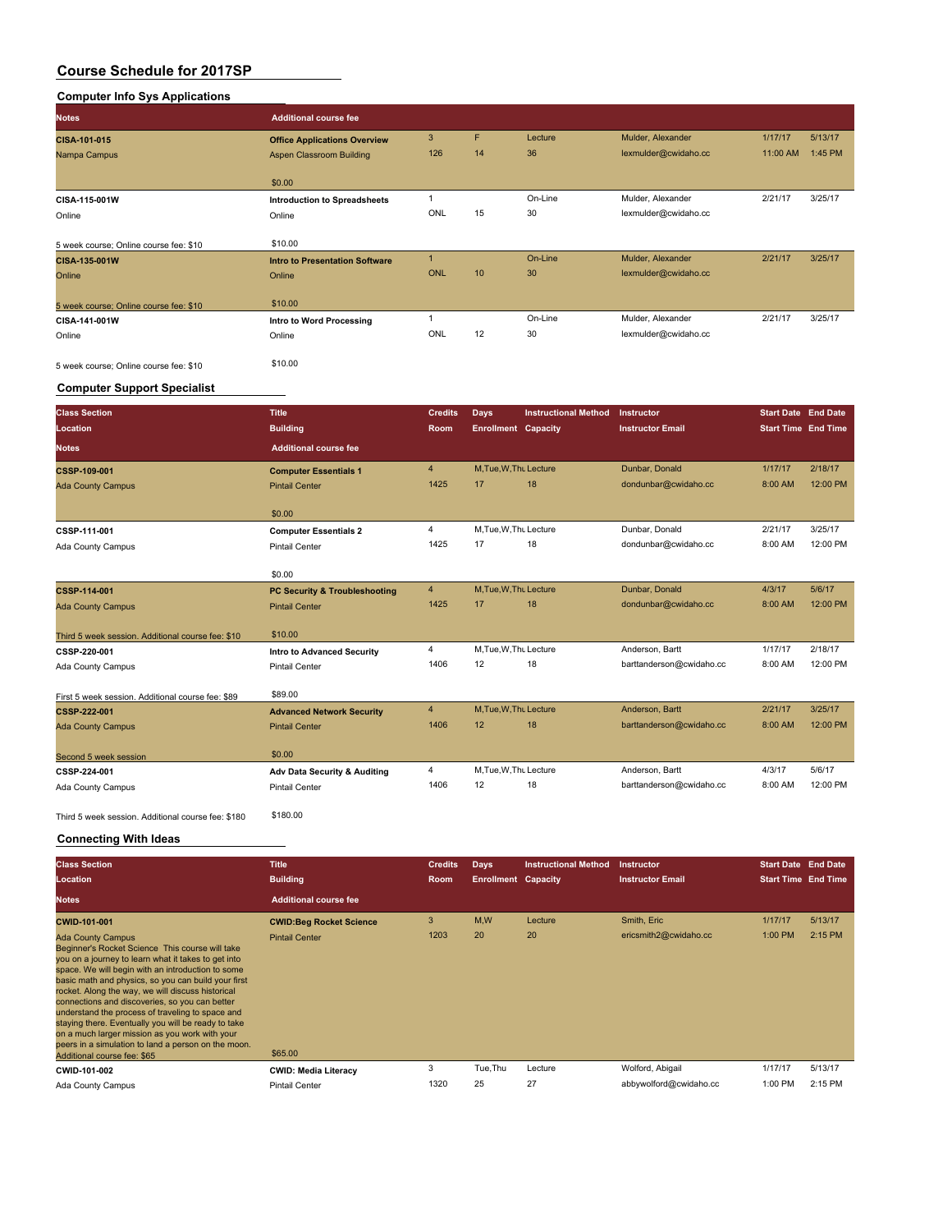# Course Schedule for 2017SP

## Computer Info Sys Applications

| Class Section / Location / Notes | Title / Building / Additional course fee | Credits / Room | Days / Enrollment | Instructional Method / Capacity | Instructor / Instructor Email | Start Date / Start Time | End Date / End Time |
|---|---|---|---|---|---|---|---|
| CISA-101-015 | Office Applications Overview | 3 | F | Lecture | Mulder, Alexander | 1/17/17 | 5/13/17 |
| Nampa Campus | Aspen Classroom Building | 126 | 14 | 36 | lexmulder@cwidaho.cc | 11:00 AM | 1:45 PM |
| | $0.00 | | | | | | |
| CISA-115-001W | Introduction to Spreadsheets | 1 | | On-Line | Mulder, Alexander | 2/21/17 | 3/25/17 |
| Online | Online | ONL | 15 | 30 | lexmulder@cwidaho.cc | | |
| 5 week course; Online course fee: $10 | $10.00 | | | | | | |
| CISA-135-001W | Intro to Presentation Software | 1 | | On-Line | Mulder, Alexander | 2/21/17 | 3/25/17 |
| Online | Online | ONL | 10 | 30 | lexmulder@cwidaho.cc | | |
| 5 week course; Online course fee: $10 | $10.00 | | | | | | |
| CISA-141-001W | Intro to Word Processing | 1 | | On-Line | Mulder, Alexander | 2/21/17 | 3/25/17 |
| Online | Online | ONL | 12 | 30 | lexmulder@cwidaho.cc | | |
| 5 week course; Online course fee: $10 | $10.00 | | | | | | |

## Computer Support Specialist

| Class Section / Location / Notes | Title / Building / Additional course fee | Credits / Room | Days / Enrollment | Instructional Method / Capacity | Instructor / Instructor Email | Start Date / Start Time | End Date / End Time |
|---|---|---|---|---|---|---|---|
| CSSP-109-001 | Computer Essentials 1 | 4 | M,Tue,W,Thu | Lecture | Dunbar, Donald | 1/17/17 | 2/18/17 |
| Ada County Campus | Pintail Center | 1425 | 17 | 18 | dondunbar@cwidaho.cc | 8:00 AM | 12:00 PM |
| | $0.00 | | | | | | |
| CSSP-111-001 | Computer Essentials 2 | 4 | M,Tue,W,Thu | Lecture | Dunbar, Donald | 2/21/17 | 3/25/17 |
| Ada County Campus | Pintail Center | 1425 | 17 | 18 | dondunbar@cwidaho.cc | 8:00 AM | 12:00 PM |
| | $0.00 | | | | | | |
| CSSP-114-001 | PC Security & Troubleshooting | 4 | M,Tue,W,Thu | Lecture | Dunbar, Donald | 4/3/17 | 5/6/17 |
| Ada County Campus | Pintail Center | 1425 | 17 | 18 | dondunbar@cwidaho.cc | 8:00 AM | 12:00 PM |
| Third 5 week session. Additional course fee: $10 | $10.00 | | | | | | |
| CSSP-220-001 | Intro to Advanced Security | 4 | M,Tue,W,Thu | Lecture | Anderson, Bartt | 1/17/17 | 2/18/17 |
| Ada County Campus | Pintail Center | 1406 | 12 | 18 | barttanderson@cwidaho.cc | 8:00 AM | 12:00 PM |
| First 5 week session. Additional course fee: $89 | $89.00 | | | | | | |
| CSSP-222-001 | Advanced Network Security | 4 | M,Tue,W,Thu | Lecture | Anderson, Bartt | 2/21/17 | 3/25/17 |
| Ada County Campus | Pintail Center | 1406 | 12 | 18 | barttanderson@cwidaho.cc | 8:00 AM | 12:00 PM |
| Second 5 week session | $0.00 | | | | | | |
| CSSP-224-001 | Adv Data Security & Auditing | 4 | M,Tue,W,Thu | Lecture | Anderson, Bartt | 4/3/17 | 5/6/17 |
| Ada County Campus | Pintail Center | 1406 | 12 | 18 | barttanderson@cwidaho.cc | 8:00 AM | 12:00 PM |
| Third 5 week session. Additional course fee: $180 | $180.00 | | | | | | |

## Connecting With Ideas

| Class Section / Location / Notes | Title / Building / Additional course fee | Credits / Room | Days / Enrollment | Instructional Method / Capacity | Instructor / Instructor Email | Start Date / Start Time | End Date / End Time |
|---|---|---|---|---|---|---|---|
| CWID-101-001 | CWID:Beg Rocket Science | 3 | M,W | Lecture | Smith, Eric | 1/17/17 | 5/13/17 |
| Ada County Campus | Pintail Center | 1203 | 20 | 20 | ericsmith2@cwidaho.cc | 1:00 PM | 2:15 PM |
| Beginner's Rocket Science This course will take you on a journey to learn what it takes to get into space. We will begin with an introduction to some basic math and physics, so you can build your first rocket. Along the way, we will discuss historical connections and discoveries, so you can better understand the process of traveling to space and staying there. Eventually you will be ready to take on a much larger mission as you work with your peers in a simulation to land a person on the moon. Additional course fee: $65 | $65.00 | | | | | | |
| CWID-101-002 | CWID: Media Literacy | 3 | Tue,Thu | Lecture | Wolford, Abigail | 1/17/17 | 5/13/17 |
| Ada County Campus | Pintail Center | 1320 | 25 | 27 | abbywolford@cwidaho.cc | 1:00 PM | 2:15 PM |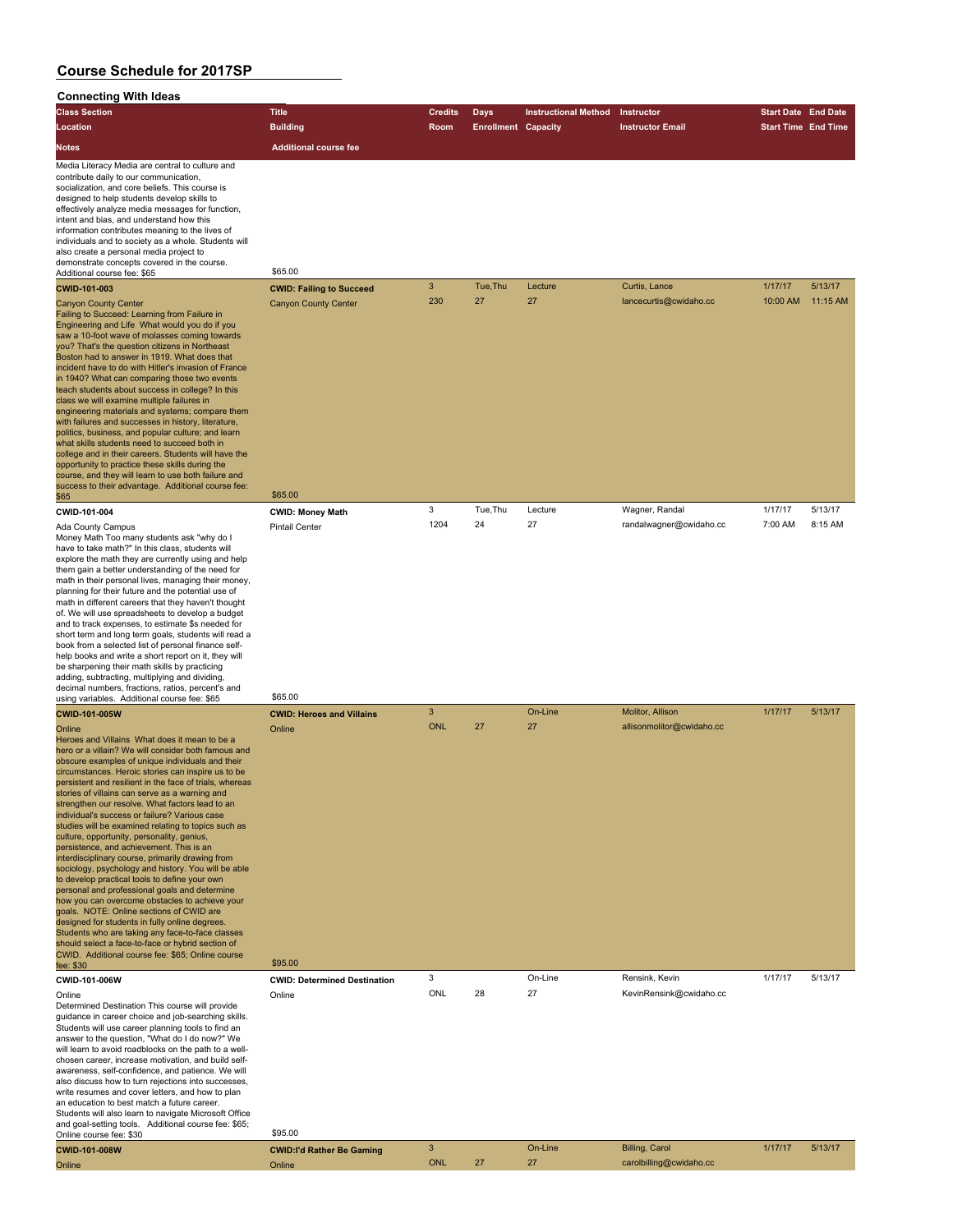# Course Schedule for 2017SP

## Connecting With Ideas

| Class Section | Title | Credits | Days | Instructional Method | Instructor | Start Date | End Date |
|---|---|---|---|---|---|---|---|
| Location | Building | Room | Enrollment | Capacity | Instructor Email | Start Time | End Time |
| Notes | Additional course fee | | | | | | |
| Media Literacy Media are central to culture and contribute daily to our communication, socialization, and core beliefs. This course is designed to help students develop skills to effectively analyze media messages for function, intent and bias, and understand how this information contributes meaning to the lives of individuals and to society as a whole. Students will also create a personal media project to demonstrate concepts covered in the course. Additional course fee: $65 | $65.00 | | | | | | |
| **CWID-101-003** | **CWID: Failing to Succeed** | 3 | Tue,Thu | Lecture | Curtis, Lance | 1/17/17 | 5/13/17 |
| Canyon County Center | Canyon County Center | 230 | 27 | 27 | lancecurtis@cwidaho.cc | 10:00 AM | 11:15 AM |
| Failing to Succeed: Learning from Failure in Engineering and Life What would you do if you saw a 10-foot wave of molasses coming towards you? That's the question citizens in Northeast Boston had to answer in 1919. What does that incident have to do with Hitler's invasion of France in 1940? What can comparing those two events teach students about success in college? In this class we will examine multiple failures in engineering materials and systems; compare them with failures and successes in history, literature, politics, business, and popular culture; and learn what skills students need to succeed both in college and in their careers. Students will have the opportunity to practice these skills during the course, and they will learn to use both failure and success to their advantage. Additional course fee: $65 | $65.00 | | | | | | |
| **CWID-101-004** | **CWID: Money Math** | 3 | Tue,Thu | Lecture | Wagner, Randal | 1/17/17 | 5/13/17 |
| Ada County Campus | Pintail Center | 1204 | 24 | 27 | randalwagner@cwidaho.cc | 7:00 AM | 8:15 AM |
| Money Math Too many students ask "why do I have to take math?" In this class, students will explore the math they are currently using and help them gain a better understanding of the need for math in their personal lives, managing their money, planning for their future and the potential use of math in different careers that they haven't thought of. We will use spreadsheets to develop a budget and to track expenses, to estimate $s needed for short term and long term goals, students will read a book from a selected list of personal finance self-help books and write a short report on it, they will be sharpening their math skills by practicing adding, subtracting, multiplying and dividing, decimal numbers, fractions, ratios, percent's and using variables. Additional course fee: $65 | $65.00 | | | | | | |
| **CWID-101-005W** | **CWID: Heroes and Villains** | 3 | | On-Line | Molitor, Allison | 1/17/17 | 5/13/17 |
| Online | Online | ONL | 27 | 27 | allisonmolitor@cwidaho.cc | | |
| Heroes and Villains What does it mean to be a hero or a villain? We will consider both famous and obscure examples of unique individuals and their circumstances. Heroic stories can inspire us to be persistent and resilient in the face of trials, whereas stories of villains can serve as a warning and strengthen our resolve. What factors lead to an individual's success or failure? Various case studies will be examined relating to topics such as culture, opportunity, personality, genius, persistence, and achievement. This is an interdisciplinary course, primarily drawing from sociology, psychology and history. You will be able to develop practical tools to define your own personal and professional goals and determine how you can overcome obstacles to achieve your goals. NOTE: Online sections of CWID are designed for students in fully online degrees. Students who are taking any face-to-face classes should select a face-to-face or hybrid section of CWID. Additional course fee: $65; Online course fee: $30 | $95.00 | | | | | | |
| **CWID-101-006W** | **CWID: Determined Destination** | 3 | | On-Line | Rensink, Kevin | 1/17/17 | 5/13/17 |
| Online | Online | ONL | 28 | 27 | KevinRensink@cwidaho.cc | | |
| Determined Destination This course will provide guidance in career choice and job-searching skills. Students will use career planning tools to find an answer to the question, "What do I do now?" We will learn to avoid roadblocks on the path to a well-chosen career, increase motivation, and build self-awareness, self-confidence, and patience. We will also discuss how to turn rejections into successes, write resumes and cover letters, and how to plan an education to best match a future career. Students will also learn to navigate Microsoft Office and goal-setting tools. Additional course fee: $65; Online course fee: $30 | $95.00 | | | | | | |
| **CWID-101-008W** | **CWID:I'd Rather Be Gaming** | 3 | | On-Line | Billing, Carol | 1/17/17 | 5/13/17 |
| Online | Online | ONL | 27 | 27 | carolbilling@cwidaho.cc | | |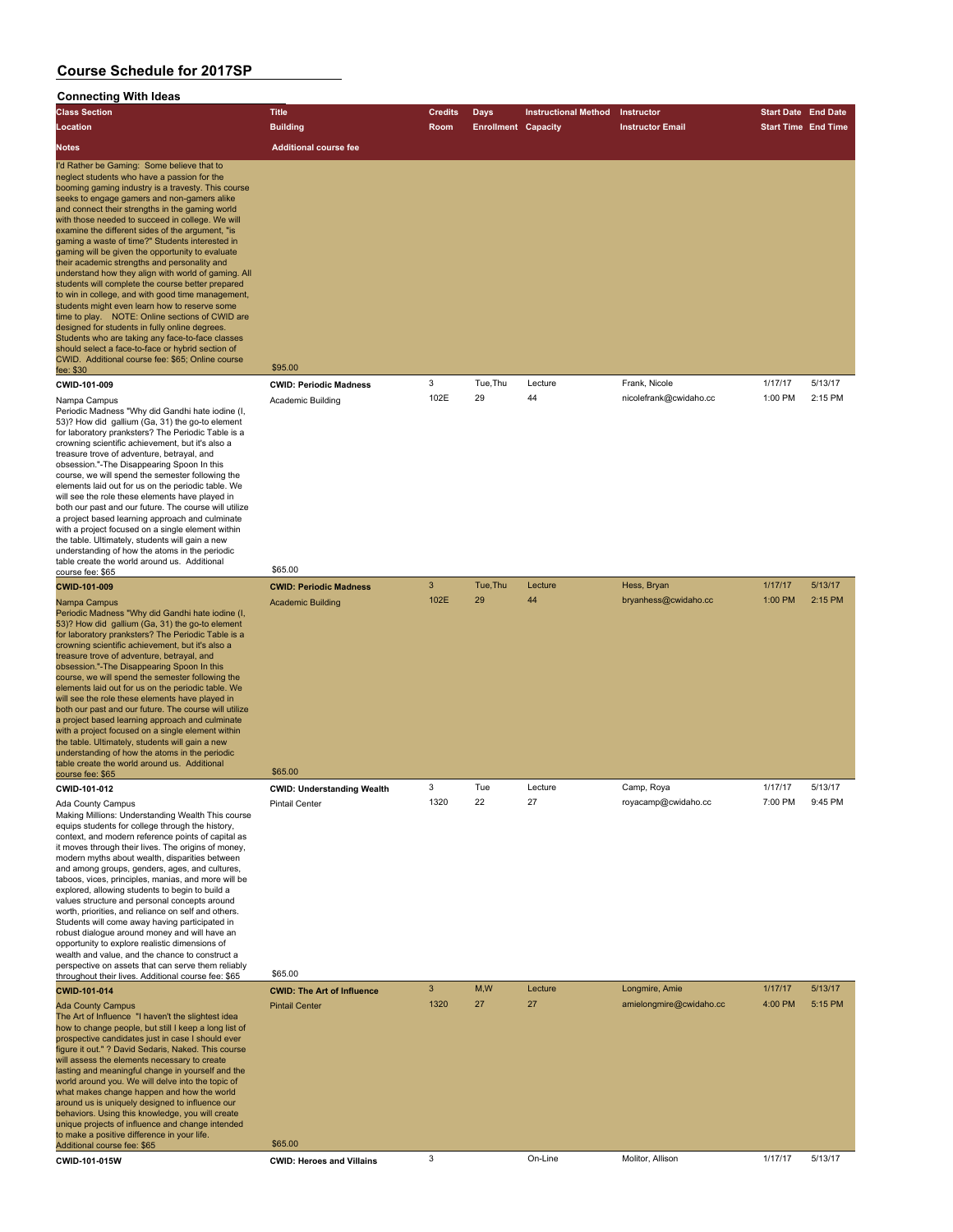# Course Schedule for 2017SP

## Connecting With Ideas

| Class Section / Location / Notes | Title / Building / Additional course fee | Credits / Room | Days / Enrollment | Instructional Method / Capacity | Instructor / Instructor Email | Start Date / Start Time | End Date / End Time |
|---|---|---|---|---|---|---|---|
| I'd Rather be Gaming: Some believe that to neglect students who have a passion for the booming gaming industry is a travesty. This course seeks to engage gamers and non-gamers alike and connect their strengths in the gaming world with those needed to succeed in college. We will examine the different sides of the argument, "is gaming a waste of time?" Students interested in gaming will be given the opportunity to evaluate their academic strengths and personality and understand how they align with world of gaming. All students will complete the course better prepared to win in college, and with good time management, students might even learn how to reserve some time to play. NOTE: Online sections of CWID are designed for students in fully online degrees. Students who are taking any face-to-face classes should select a face-to-face or hybrid section of CWID. Additional course fee: $65; Online course fee: $30 | $95.00 | | | | | | |
| **CWID-101-009** | **CWID: Periodic Madness** | 3 | Tue,Thu | Lecture | Frank, Nicole | 1/17/17 | 5/13/17 |
| Nampa Campus | Academic Building | 102E | 29 | 44 | nicolefrank@cwidaho.cc | 1:00 PM | 2:15 PM |
| Periodic Madness "Why did Gandhi hate iodine (I, 53)? How did gallium (Ga, 31) the go-to element for laboratory pranksters? The Periodic Table is a crowning scientific achievement, but it's also a treasure trove of adventure, betrayal, and obsession."-The Disappearing Spoon In this course, we will spend the semester following the elements laid out for us on the periodic table. We will see the role these elements have played in both our past and our future. The course will utilize a project based learning approach and culminate with a project focused on a single element within the table. Ultimately, students will gain a new understanding of how the atoms in the periodic table create the world around us. Additional course fee: $65 | $65.00 | | | | | | |
| **CWID-101-009** | **CWID: Periodic Madness** | 3 | Tue,Thu | Lecture | Hess, Bryan | 1/17/17 | 5/13/17 |
| Nampa Campus | Academic Building | 102E | 29 | 44 | bryanhess@cwidaho.cc | 1:00 PM | 2:15 PM |
| Periodic Madness "Why did Gandhi hate iodine (I, 53)? How did gallium (Ga, 31) the go-to element for laboratory pranksters? The Periodic Table is a crowning scientific achievement, but it's also a treasure trove of adventure, betrayal, and obsession."-The Disappearing Spoon In this course, we will spend the semester following the elements laid out for us on the periodic table. We will see the role these elements have played in both our past and our future. The course will utilize a project based learning approach and culminate with a project focused on a single element within the table. Ultimately, students will gain a new understanding of how the atoms in the periodic table create the world around us. Additional course fee: $65 | $65.00 | | | | | | |
| **CWID-101-012** | **CWID: Understanding Wealth** | 3 | Tue | Lecture | Camp, Roya | 1/17/17 | 5/13/17 |
| Ada County Campus | Pintail Center | 1320 | 22 | 27 | royacamp@cwidaho.cc | 7:00 PM | 9:45 PM |
| Making Millions: Understanding Wealth This course equips students for college through the history, context, and modern reference points of capital as it moves through their lives. The origins of money, modern myths about wealth, disparities between and among groups, genders, ages, and cultures, taboos, vices, principles, manias, and more will be explored, allowing students to begin to build a values structure and personal concepts around worth, priorities, and reliance on self and others. Students will come away having participated in robust dialogue around money and will have an opportunity to explore realistic dimensions of wealth and value, and the chance to construct a perspective on assets that can serve them reliably throughout their lives. Additional course fee: $65 | $65.00 | | | | | | |
| **CWID-101-014** | **CWID: The Art of Influence** | 3 | M,W | Lecture | Longmire, Amie | 1/17/17 | 5/13/17 |
| Ada County Campus | Pintail Center | 1320 | 27 | 27 | amielongmire@cwidaho.cc | 4:00 PM | 5:15 PM |
| The Art of Influence "I haven't the slightest idea how to change people, but still I keep a long list of prospective candidates just in case I should ever figure it out." ? David Sedaris, Naked. This course will assess the elements necessary to create lasting and meaningful change in yourself and the world around you. We will delve into the topic of what makes change happen and how the world around us is uniquely designed to influence our behaviors. Using this knowledge, you will create unique projects of influence and change intended to make a positive difference in your life. Additional course fee: $65 | $65.00 | | | | | | |
| **CWID-101-015W** | **CWID: Heroes and Villains** | 3 | | On-Line | Molitor, Allison | 1/17/17 | 5/13/17 |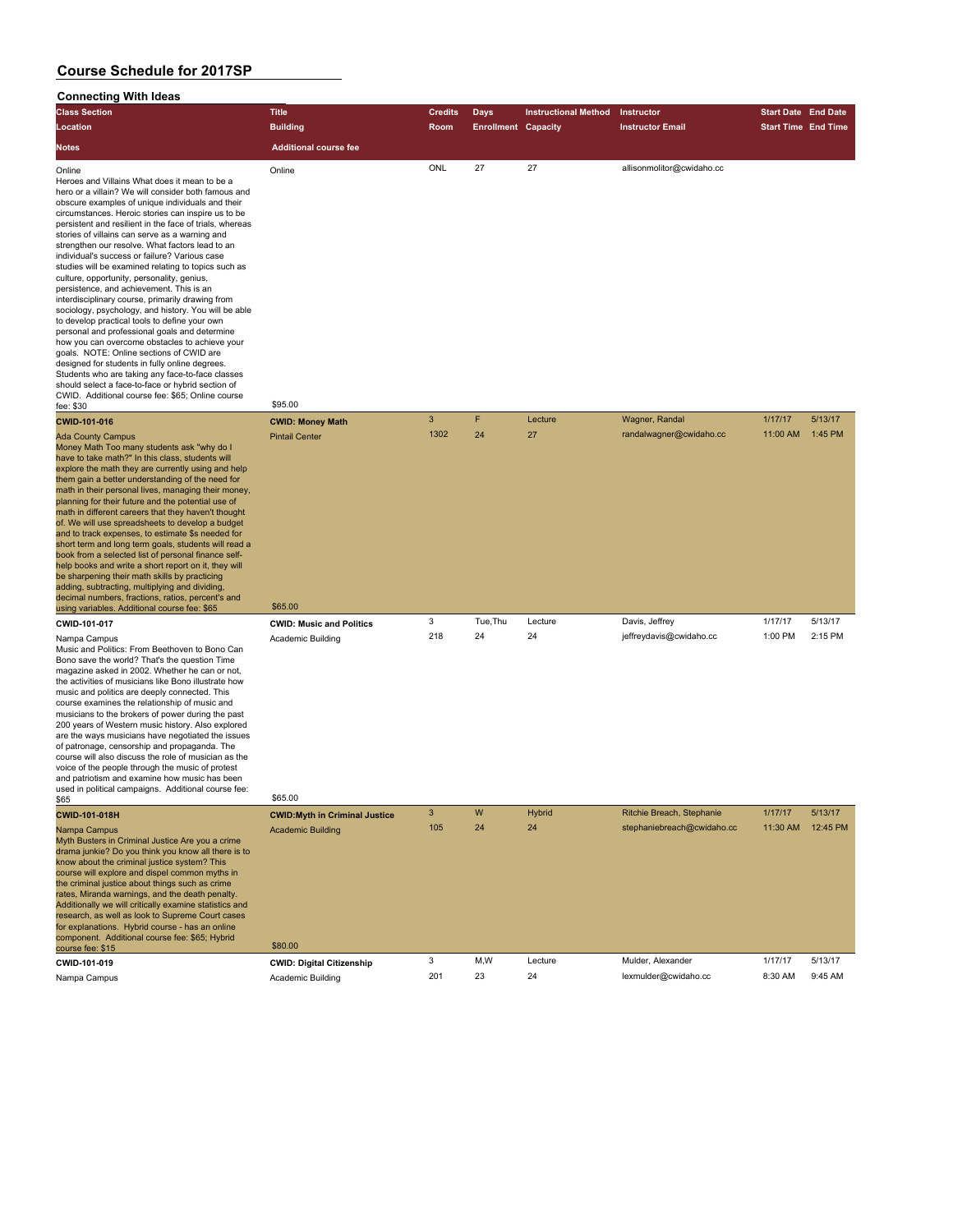# Course Schedule for 2017SP

## Connecting With Ideas

| Class Section / Location / Notes | Title / Building / Additional course fee | Credits / Room | Days / Enrollment | Instructional Method / Capacity | Instructor / Instructor Email | Start Date / Start Time | End Date / End Time |
|---|---|---|---|---|---|---|---|
| Online<br>Heroes and Villains What does it mean to be a hero or a villain? We will consider both famous and obscure examples of unique individuals and their circumstances. Heroic stories can inspire us to be persistent and resilient in the face of trials, whereas stories of villains can serve as a warning and strengthen our resolve. What factors lead to an individual's success or failure? Various case studies will be examined relating to topics such as culture, opportunity, personality, genius, persistence, and achievement. This is an interdisciplinary course, primarily drawing from sociology, psychology, and history. You will be able to develop practical tools to define your own personal and professional goals and determine how you can overcome obstacles to achieve your goals. NOTE: Online sections of CWID are designed for students in fully online degrees. Students who are taking any face-to-face classes should select a face-to-face or hybrid section of CWID. Additional course fee: $65; Online course fee: $30 | Online<br>$95.00 | ONL | 27 | 27 | allisonmolitor@cwidaho.cc | | |
| **CWID-101-016**<br>Ada County Campus<br>Money Math Too many students ask "why do I have to take math?" In this class, students will explore the math they are currently using and help them gain a better understanding of the need for math in their personal lives, managing their money, planning for their future and the potential use of math in different careers that they haven't thought of. We will use spreadsheets to develop a budget and to track expenses, to estimate $s needed for short term and long term goals, students will read a book from a selected list of personal finance self-help books and write a short report on it, they will be sharpening their math skills by practicing adding, subtracting, multiplying and dividing, decimal numbers, fractions, ratios, percent's and using variables. Additional course fee: $65 | **CWID: Money Math**<br>Pintail Center<br>$65.00 | 3<br>1302 | F<br>24 | Lecture<br>27 | Wagner, Randal<br>randalwagner@cwidaho.cc | 1/17/17<br>11:00 AM | 5/13/17<br>1:45 PM |
| **CWID-101-017**<br>Nampa Campus<br>Music and Politics: From Beethoven to Bono Can Bono save the world? That's the question Time magazine asked in 2002. Whether he can or not, the activities of musicians like Bono illustrate how music and politics are deeply connected. This course examines the relationship of music and musicians to the brokers of power during the past 200 years of Western music history. Also explored are the ways musicians have negotiated the issues of patronage, censorship and propaganda. The course will also discuss the role of musician as the voice of the people through the music of protest and patriotism and examine how music has been used in political campaigns. Additional course fee: $65 | **CWID: Music and Politics**<br>Academic Building<br>$65.00 | 3<br>218 | Tue,Thu<br>24 | Lecture<br>24 | Davis, Jeffrey<br>jeffreydavis@cwidaho.cc | 1/17/17<br>1:00 PM | 5/13/17<br>2:15 PM |
| **CWID-101-018H**<br>Nampa Campus<br>Myth Busters in Criminal Justice Are you a crime drama junkie? Do you think you know all there is to know about the criminal justice system? This course will explore and dispel common myths in the criminal justice about things such as crime rates, Miranda warnings, and the death penalty. Additionally we will critically examine statistics and research, as well as look to Supreme Court cases for explanations. Hybrid course - has an online component. Additional course fee: $65; Hybrid course fee: $15 | **CWID:Myth in Criminal Justice**<br>Academic Building<br>$80.00 | 3<br>105 | W<br>24 | Hybrid<br>24 | Ritchie Breach, Stephanie<br>stephaniebreach@cwidaho.cc | 1/17/17<br>11:30 AM | 5/13/17<br>12:45 PM |
| **CWID-101-019**<br>Nampa Campus | **CWID: Digital Citizenship**<br>Academic Building | 3<br>201 | M,W<br>23 | Lecture<br>24 | Mulder, Alexander<br>lexmulder@cwidaho.cc | 1/17/17<br>8:30 AM | 5/13/17<br>9:45 AM |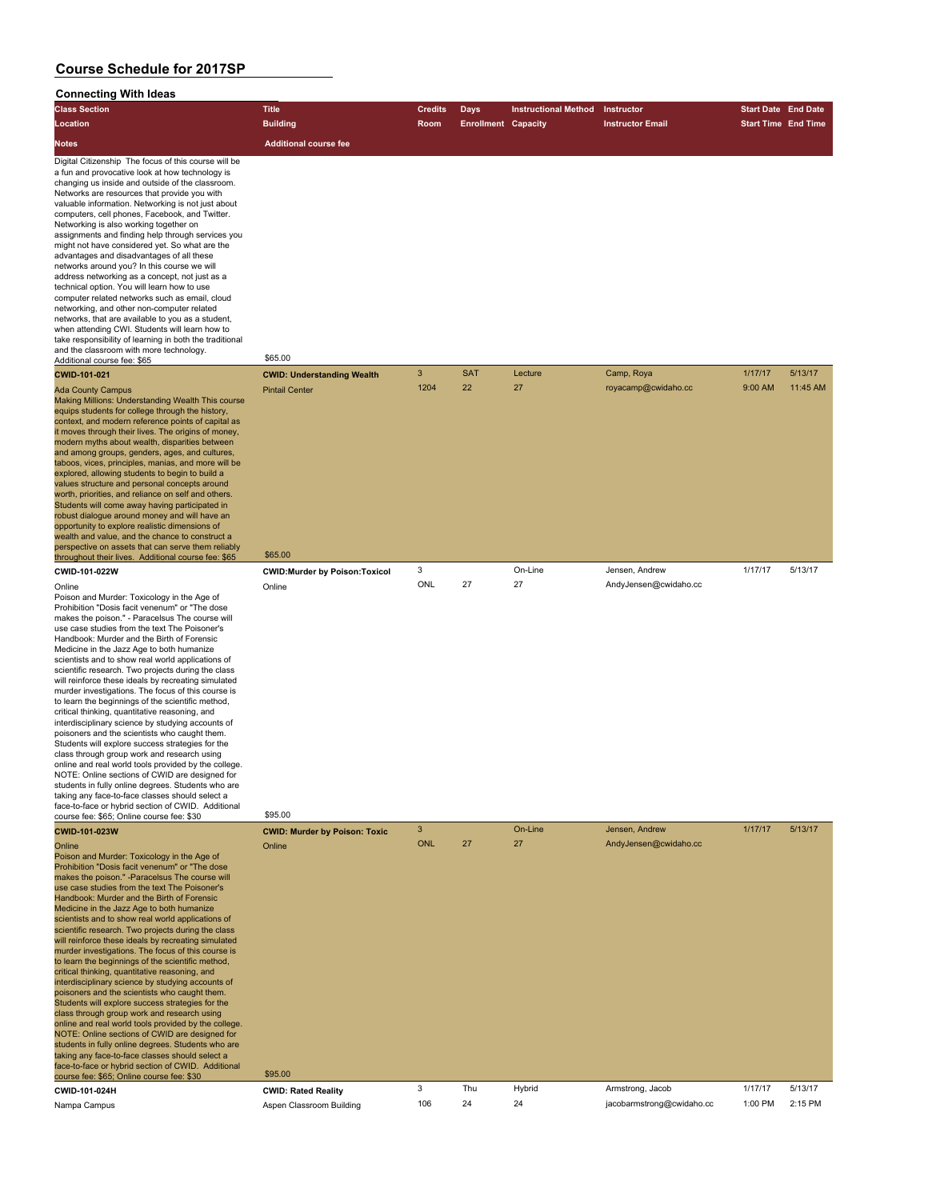# Course Schedule for 2017SP

## Connecting With Ideas

| Class Section / Location / Notes | Title / Building / Additional course fee | Credits / Room | Days / Enrollment | Instructional Method / Capacity | Instructor / Instructor Email | Start Date / Start Time | End Date / End Time |
|---|---|---|---|---|---|---|---|
| Digital Citizenship The focus of this course will be a fun and provocative look at how technology is changing us inside and outside of the classroom. Networks are resources that provide you with valuable information. Networking is not just about computers, cell phones, Facebook, and Twitter. Networking is also working together on assignments and finding help through services you might not have considered yet. So what are the advantages and disadvantages of all these networks around you? In this course we will address networking as a concept, not just as a technical option. You will learn how to use computer related networks such as email, cloud networking, and other non-computer related networks, that are available to you as a student, when attending CWI. Students will learn how to take responsibility of learning in both the traditional and the classroom with more technology. Additional course fee: $65 | $65.00 | | | | | | |
| CWID-101-021 | CWID: Understanding Wealth | 3 | SAT | Lecture | Camp, Roya | 1/17/17 | 5/13/17 |
| Ada County Campus | Pintail Center | 1204 | 22 | 27 | royacamp@cwidaho.cc | 9:00 AM | 11:45 AM |
| Making Millions: Understanding Wealth This course equips students for college through the history, context, and modern reference points of capital as it moves through their lives. The origins of money, modern myths about wealth, disparities between and among groups, genders, ages, and cultures, taboos, vices, principles, manias, and more will be explored, allowing students to begin to build a values structure and personal concepts around worth, priorities, and reliance on self and others. Students will come away having participated in robust dialogue around money and will have an opportunity to explore realistic dimensions of wealth and value, and the chance to construct a perspective on assets that can serve them reliably throughout their lives. Additional course fee: $65 | $65.00 | | | | | | |
| CWID-101-022W | CWID:Murder by Poison:Toxicol | 3 | | On-Line | Jensen, Andrew | 1/17/17 | 5/13/17 |
| Online | Online | ONL | 27 | 27 | AndyJensen@cwidaho.cc | | |
| Poison and Murder: Toxicology in the Age of Prohibition "Dosis facit venenum" or "The dose makes the poison." - Paracelsus The course will use case studies from the text The Poisoner's Handbook: Murder and the Birth of Forensic Medicine in the Jazz Age to both humanize scientists and to show real world applications of scientific research. Two projects during the class will reinforce these ideals by recreating simulated murder investigations. The focus of this course is to learn the beginnings of the scientific method, critical thinking, quantitative reasoning, and interdisciplinary science by studying accounts of poisoners and the scientists who caught them. Students will explore success strategies for the class through group work and research using online and real world tools provided by the college. NOTE: Online sections of CWID are designed for students in fully online degrees. Students who are taking any face-to-face classes should select a face-to-face or hybrid section of CWID. Additional course fee: $65; Online course fee: $30 | $95.00 | | | | | | |
| CWID-101-023W | CWID: Murder by Poison: Toxic | 3 | | On-Line | Jensen, Andrew | 1/17/17 | 5/13/17 |
| Online | Online | ONL | 27 | 27 | AndyJensen@cwidaho.cc | | |
| Poison and Murder: Toxicology in the Age of Prohibition "Dosis facit venenum" or "The dose makes the poison." -Paracelsus The course will use case studies from the text The Poisoner's Handbook: Murder and the Birth of Forensic Medicine in the Jazz Age to both humanize scientists and to show real world applications of scientific research. Two projects during the class will reinforce these ideals by recreating simulated murder investigations. The focus of this course is to learn the beginnings of the scientific method, critical thinking, quantitative reasoning, and interdisciplinary science by studying accounts of poisoners and the scientists who caught them. Students will explore success strategies for the class through group work and research using online and real world tools provided by the college. NOTE: Online sections of CWID are designed for students in fully online degrees. Students who are taking any face-to-face classes should select a face-to-face or hybrid section of CWID. Additional course fee: $65; Online course fee: $30 | $95.00 | | | | | | |
| CWID-101-024H | CWID: Rated Reality | 3 | Thu | Hybrid | Armstrong, Jacob | 1/17/17 | 5/13/17 |
| Nampa Campus | Aspen Classroom Building | 106 | 24 | 24 | jacobarmstrong@cwidaho.cc | 1:00 PM | 2:15 PM |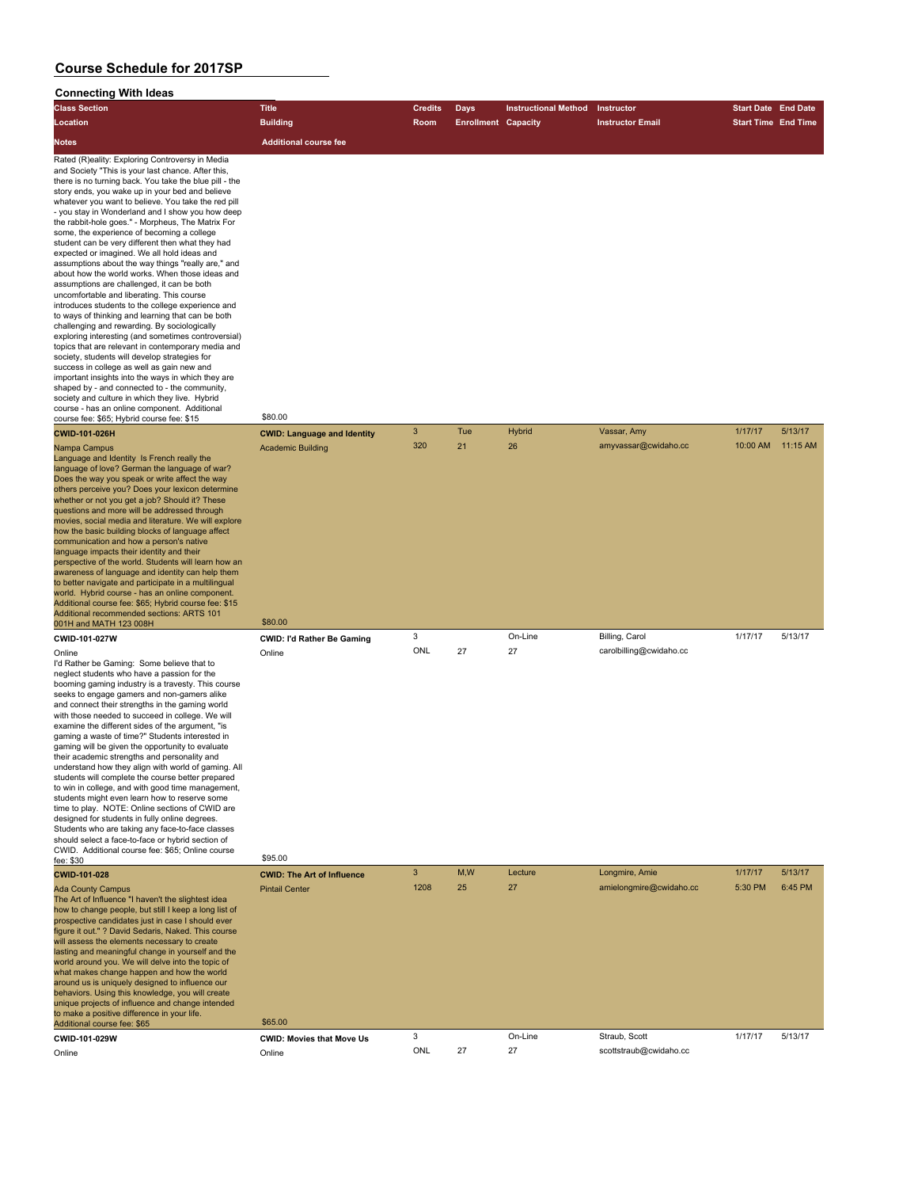# Course Schedule for 2017SP

## Connecting With Ideas

| Class Section<br>Location<br>Notes | Title<br>Building<br>Additional course fee | Credits<br>Room | Days<br>Enrollment | Instructional Method<br>Capacity | Instructor<br>Instructor Email | Start Date<br>Start Time | End Date<br>End Time |
|---|---|---|---|---|---|---|---|
| Rated (R)eality: Exploring Controversy in Media and Society "This is your last chance. After this, there is no turning back. You take the blue pill - the story ends, you wake up in your bed and believe whatever you want to believe. You take the red pill - you stay in Wonderland and I show you how deep the rabbit-hole goes." - Morpheus, The Matrix For some, the experience of becoming a college student can be very different then what they had expected or imagined. We all hold ideas and assumptions about the way things "really are," and about how the world works. When those ideas and assumptions are challenged, it can be both uncomfortable and liberating. This course introduces students to the college experience and to ways of thinking and learning that can be both challenging and rewarding. By sociologically exploring interesting (and sometimes controversial) topics that are relevant in contemporary media and society, students will develop strategies for success in college as well as gain new and important insights into the ways in which they are shaped by - and connected to - the community, society and culture in which they live. Hybrid course - has an online component. Additional course fee: $65; Hybrid course fee: $15 | $80.00 | | | | | | |
| **CWID-101-026H**<br>Nampa Campus<br>Language and Identity Is French really the language of love? German the language of war? Does the way you speak or write affect the way others perceive you? Does your lexicon determine whether or not you get a job? Should it? These questions and more will be addressed through movies, social media and literature. We will explore how the basic building blocks of language affect communication and how a person's native language impacts their identity and their perspective of the world. Students will learn how an awareness of language and identity can help them to better navigate and participate in a multilingual world. Hybrid course - has an online component. Additional course fee: $65; Hybrid course fee: $15 Additional recommended sections: ARTS 101 001H and MATH 123 008H | **CWID: Language and Identity**<br>Academic Building<br>$80.00 | 3<br>320 | Tue<br>21 | Hybrid<br>26 | Vassar, Amy<br>amyvassar@cwidaho.cc | 1/17/17<br>10:00 AM | 5/13/17<br>11:15 AM |
| **CWID-101-027W**<br>Online<br>I'd Rather be Gaming: Some believe that to neglect students who have a passion for the booming gaming industry is a travesty. This course seeks to engage gamers and non-gamers alike and connect their strengths in the gaming world with those needed to succeed in college. We will examine the different sides of the argument, "is gaming a waste of time?" Students interested in gaming will be given the opportunity to evaluate their academic strengths and personality and understand how they align with world of gaming. All students will complete the course better prepared to win in college, and with good time management, students might even learn how to reserve some time to play. NOTE: Online sections of CWID are designed for students in fully online degrees. Students who are taking any face-to-face classes should select a face-to-face or hybrid section of CWID. Additional course fee: $65; Online course fee: $30 | **CWID: I'd Rather Be Gaming**<br>Online<br>$95.00 | 3<br>ONL | <br>27 | On-Line<br>27 | Billing, Carol<br>carolbilling@cwidaho.cc | 1/17/17 | 5/13/17 |
| **CWID-101-028**<br>Ada County Campus<br>The Art of Influence "I haven't the slightest idea how to change people, but still I keep a long list of prospective candidates just in case I should ever figure it out." ? David Sedaris, Naked. This course will assess the elements necessary to create lasting and meaningful change in yourself and the world around you. We will delve into the topic of what makes change happen and how the world around us is uniquely designed to influence our behaviors. Using this knowledge, you will create unique projects of influence and change intended to make a positive difference in your life. Additional course fee: $65 | **CWID: The Art of Influence**<br>Pintail Center<br>$65.00 | 3<br>1208 | M,W<br>25 | Lecture<br>27 | Longmire, Amie<br>amielongmire@cwidaho.cc | 1/17/17<br>5:30 PM | 5/13/17<br>6:45 PM |
| **CWID-101-029W**<br>Online | **CWID: Movies that Move Us**<br>Online | 3<br>ONL | <br>27 | On-Line<br>27 | Straub, Scott<br>scottstraub@cwidaho.cc | 1/17/17 | 5/13/17 |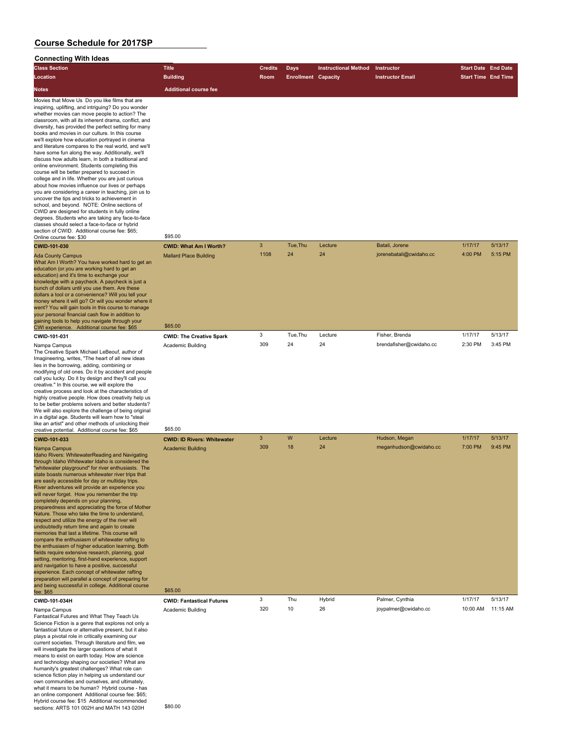# Course Schedule for 2017SP

## Connecting With Ideas

| Class Section | Title | Credits | Days | Instructional Method | Instructor | Start Date | End Date |
|---|---|---|---|---|---|---|---|
| Location | Building | Room | Enrollment | Capacity | Instructor Email | Start Time | End Time |
| Notes | Additional course fee | | | | | | |
| Movies that Move Us Do you like films that are inspiring, uplifting, and intriguing? Do you wonder whether movies can move people to action? The classroom, with all its inherent drama, conflict, and diversity, has provided the perfect setting for many books and movies in our culture. In this course we'll explore how education portrayed in cinema and literature compares to the real world, and we'll have some fun along the way. Additionally, we'll discuss how adults learn, in both a traditional and online environment. Students completing this course will be better prepared to succeed in college and in life. Whether you are just curious about how movies influence our lives or perhaps you are considering a career in teaching, join us to uncover the tips and tricks to achievement in school, and beyond. NOTE: Online sections of CWID are designed for students in fully online degrees. Students who are taking any face-to-face classes should select a face-to-face or hybrid section of CWID. Additional course fee: $65; Online course fee: $30 | $95.00 | | | | | | |
| CWID-101-030 | CWID: What Am I Worth? | 3 | Tue,Thu | Lecture | Batali, Jorene | 1/17/17 | 5/13/17 |
| Ada County Campus | Mallard Place Building | 1108 | 24 | 24 | jorenebatali@cwidaho.cc | 4:00 PM | 5:15 PM |
| What Am I Worth? You have worked hard to get an education (or.you are working hard to get an education) and it's time to exchange your knowledge with a paycheck. A paycheck is just a bunch of dollars until you use them. Are these dollars a tool or a convenience? Will you tell your money where it will go? Or will you wonder where it went? You will gain tools in this course to manage your personal financial cash flow in addition to gaining tools to help you navigate through your CWI experience. Additional course fee: $65 | $65.00 | | | | | | |
| CWID-101-031 | CWID: The Creative Spark | 3 | Tue,Thu | Lecture | Fisher, Brenda | 1/17/17 | 5/13/17 |
| Nampa Campus | Academic Building | 309 | 24 | 24 | brendafisher@cwidaho.cc | 2:30 PM | 3:45 PM |
| The Creative Spark Michael LeBeouf, author of Imagineering, writes, "The heart of all new ideas lies in the borrowing, adding, combining or modifying of old ones. Do it by accident and people call you lucky. Do it by design and they'll call you creative." In this course, we will explore the creative process and look at the characteristics of highly creative people. How does creativity help us to be better problems solvers and better students? We will also explore the challenge of being original in a digital age. Students will learn how to "steal like an artist" and other methods of unlocking their creative potential. Additional course fee: $65 | $65.00 | | | | | | |
| CWID-101-033 | CWID: ID Rivers: Whitewater | 3 | W | Lecture | Hudson, Megan | 1/17/17 | 5/13/17 |
| Nampa Campus | Academic Building | 309 | 18 | 24 | meganhudson@cwidaho.cc | 7:00 PM | 9:45 PM |
| Idaho Rivers: WhitewaterReading and Navigating through Idaho Whitewater Idaho is considered the "whitewater playground" for river enthusiasts. The state boasts numerous whitewater river trips that are easily accessible for day or multiday trips. River adventures will provide an experience you will never forget. How you remember the trip completely depends on your planning, preparedness and appreciating the force of Mother Nature. Those who take the time to understand, respect and utilize the energy of the river will undoubtedly return time and again to create memories that last a lifetime. This course will compare the enthusiasm of whitewater rafting to the enthusiasm of higher education learning. Both fields require extensive research, planning, goal setting, mentoring, first-hand experience, support and navigation to have a positive, successful experience. Each concept of whitewater rafting preparation will parallel a concept of preparing for and being successful in college. Additional course fee: $65 | $65.00 | | | | | | |
| CWID-101-034H | CWID: Fantastical Futures | 3 | Thu | Hybrid | Palmer, Cynthia | 1/17/17 | 5/13/17 |
| Nampa Campus | Academic Building | 320 | 10 | 26 | joypalmer@cwidaho.cc | 10:00 AM | 11:15 AM |
| Fantastical Futures and What They Teach Us Science Fiction is a genre that explores not only a fantastical future or alternative present, but it also plays a pivotal role in critically examining our current societies. Through literature and film, we will investigate the larger questions of what it means to exist on earth today. How are science and technology shaping our societies? What are humanity's greatest challenges? What role can science fiction play in helping us understand our own communities and ourselves, and ultimately, what it means to be human? Hybrid course - has an online component Additional course fee: $65; Hybrid course fee: $15 Additional recommended sections: ARTS 101 002H and MATH 143 020H | $80.00 | | | | | | |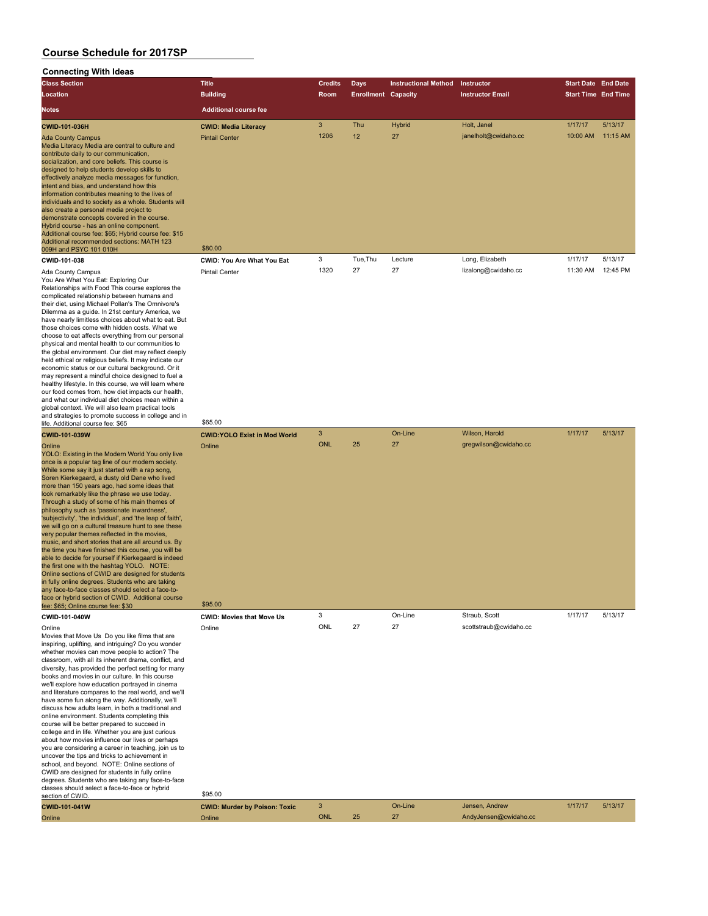# Course Schedule for 2017SP

## Connecting With Ideas

| Class Section / Location / Notes | Title / Building / Additional course fee | Credits / Room | Days / Enrollment | Instructional Method / Capacity | Instructor / Instructor Email | Start Date / Start Time | End Date / End Time |
|---|---|---|---|---|---|---|---|
| **CWID-101-036H** | **CWID: Media Literacy** | 3 | Thu | Hybrid | Holt, Janel | 1/17/17 | 5/13/17 |
| Ada County Campus | Pintail Center | 1206 | 12 | 27 | janelholt@cwidaho.cc | 10:00 AM | 11:15 AM |
| Media Literacy Media are central to culture and contribute daily to our communication, socialization, and core beliefs. This course is designed to help students develop skills to effectively analyze media messages for function, intent and bias, and understand how this information contributes meaning to the lives of individuals and to society as a whole. Students will also create a personal media project to demonstrate concepts covered in the course. Hybrid course - has an online component. Additional course fee: $65; Hybrid course fee: $15 Additional recommended sections: MATH 123 009H and PSYC 101 010H | $80.00 | | | | | | |
| **CWID-101-038** | **CWID: You Are What You Eat** | 3 | Tue,Thu | Lecture | Long, Elizabeth | 1/17/17 | 5/13/17 |
| Ada County Campus | Pintail Center | 1320 | 27 | 27 | lizalong@cwidaho.cc | 11:30 AM | 12:45 PM |
| You Are What You Eat: Exploring Our Relationships with Food This course explores the complicated relationship between humans and their diet, using Michael Pollan's The Omnivore's Dilemma as a guide. In 21st century America, we have nearly limitless choices about what to eat. But those choices come with hidden costs. What we choose to eat affects everything from our personal physical and mental health to our communities to the global environment. Our diet may reflect deeply held ethical or religious beliefs. It may indicate our economic status or our cultural background. Or it may represent a mindful choice designed to fuel a healthy lifestyle. In this course, we will learn where our food comes from, how diet impacts our health, and what our individual diet choices mean within a global context. We will also learn practical tools and strategies to promote success in college and in life. Additional course fee: $65 | $65.00 | | | | | | |
| **CWID-101-039W** | **CWID:YOLO Exist in Mod World** | 3 | | On-Line | Wilson, Harold | 1/17/17 | 5/13/17 |
| Online | Online | ONL | 25 | 27 | gregwilson@cwidaho.cc | | |
| YOLO: Existing in the Modern World You only live once is a popular tag line of our modern society. While some say it just started with a rap song, Soren Kierkegaard, a dusty old Dane who lived more than 150 years ago, had some ideas that look remarkably like the phrase we use today. Through a study of some of his main themes of philosophy such as 'passionate inwardness', 'subjectivity', 'the individual', and 'the leap of faith', we will go on a cultural treasure hunt to see these very popular themes reflected in the movies, music, and short stories that are all around us. By the time you have finished this course, you will be able to decide for yourself if Kierkegaard is indeed the first one with the hashtag YOLO. NOTE: Online sections of CWID are designed for students in fully online degrees. Students who are taking any face-to-face classes should select a face-to-face or hybrid section of CWID. Additional course fee: $65; Online course fee: $30 | $95.00 | | | | | | |
| **CWID-101-040W** | **CWID: Movies that Move Us** | 3 | | On-Line | Straub, Scott | 1/17/17 | 5/13/17 |
| Online | Online | ONL | 27 | 27 | scottstraub@cwidaho.cc | | |
| Movies that Move Us Do you like films that are inspiring, uplifting, and intriguing? Do you wonder whether movies can move people to action? The classroom, with all its inherent drama, conflict, and diversity, has provided the perfect setting for many books and movies in our culture. In this course we'll explore how education portrayed in cinema and literature compares to the real world, and we'll have some fun along the way. Additionally, we'll discuss how adults learn, in both a traditional and online environment. Students completing this course will be better prepared to succeed in college and in life. Whether you are just curious about how movies influence our lives or perhaps you are considering a career in teaching, join us to uncover the tips and tricks to achievement in school, and beyond. NOTE: Online sections of CWID are designed for students in fully online degrees. Students who are taking any face-to-face classes should select a face-to-face or hybrid section of CWID. | $95.00 | | | | | | |
| **CWID-101-041W** | **CWID: Murder by Poison: Toxic** | 3 | | On-Line | Jensen, Andrew | 1/17/17 | 5/13/17 |
| Online | Online | ONL | 25 | 27 | AndyJensen@cwidaho.cc | | |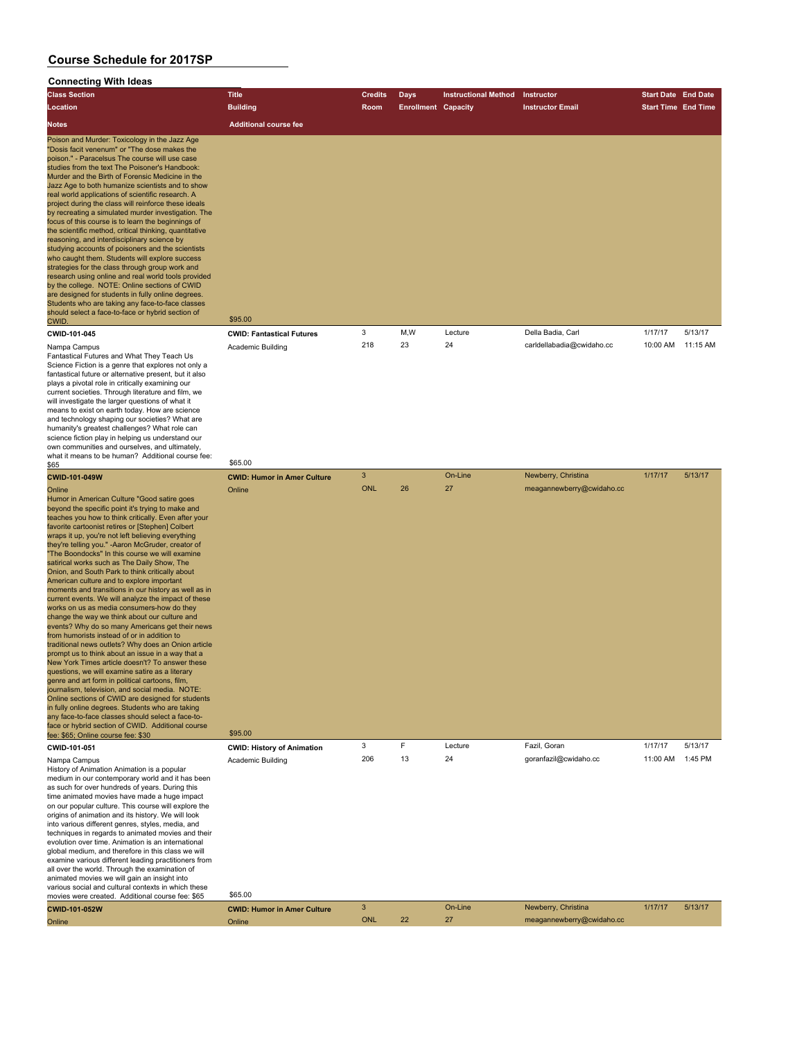# Course Schedule for 2017SP

## Connecting With Ideas

| Class Section | Title | Credits | Days | Instructional Method | Instructor | Start Date | End Date |
|---|---|---|---|---|---|---|---|
| **Location** | **Building** | **Room** | **Enrollment** | **Capacity** | **Instructor Email** | **Start Time** | **End Time** |
| **Notes** | **Additional course fee** | | | | | | |
| Poison and Murder: Toxicology in the Jazz Age "Dosis facit venenum" or "The dose makes the poison." - Paracelsus The course will use case studies from the text The Poisoner's Handbook: Murder and the Birth of Forensic Medicine in the Jazz Age to both humanize scientists and to show real world applications of scientific research. A project during the class will reinforce these ideals by recreating a simulated murder investigation. The focus of this course is to learn the beginnings of the scientific method, critical thinking, quantitative reasoning, and interdisciplinary science by studying accounts of poisoners and the scientists who caught them. Students will explore success strategies for the class through group work and research using online and real world tools provided by the college. NOTE: Online sections of CWID are designed for students in fully online degrees. Students who are taking any face-to-face classes should select a face-to-face or hybrid section of CWID. | $95.00 | | | | | | |
| **CWID-101-045** | **CWID: Fantastical Futures** | 3 | M,W | Lecture | Della Badia, Carl | 1/17/17 | 5/13/17 |
| Nampa Campus | Academic Building | 218 | 23 | 24 | carldellabadia@cwidaho.cc | 10:00 AM | 11:15 AM |
| Fantastical Futures and What They Teach Us Science Fiction is a genre that explores not only a fantastical future or alternative present, but it also plays a pivotal role in critically examining our current societies. Through literature and film, we will investigate the larger questions of what it means to exist on earth today. How are science and technology shaping our societies? What are humanity's greatest challenges? What role can science fiction play in helping us understand our own communities and ourselves, and ultimately, what it means to be human? Additional course fee: $65 | $65.00 | | | | | | |
| **CWID-101-049W** | **CWID: Humor in Amer Culture** | 3 | | On-Line | Newberry, Christina | 1/17/17 | 5/13/17 |
| Online | Online | ONL | 26 | 27 | meagannewberry@cwidaho.cc | | |
| Humor in American Culture "Good satire goes beyond the specific point it's trying to make and teaches you how to think critically. Even after your favorite cartoonist retires or [Stephen] Colbert wraps it up, you're not left believing everything they're telling you." -Aaron McGruder, creator of "The Boondocks" In this course we will examine satirical works such as The Daily Show, The Onion, and South Park to think critically about American culture and to explore important moments and transitions in our history as well as in current events. We will analyze the impact of these works on us as media consumers-how do they change the way we think about our culture and events? Why do so many Americans get their news from humorists instead of or in addition to traditional news outlets? Why does an Onion article prompt us to think about an issue in a way that a New York Times article doesn't? To answer these questions, we will examine satire as a literary genre and art form in political cartoons, film, journalism, television, and social media. NOTE: Online sections of CWID are designed for students in fully online degrees. Students who are taking any face-to-face classes should select a face-to-face or hybrid section of CWID. Additional course fee: $65; Online course fee: $30 | $95.00 | | | | | | |
| **CWID-101-051** | **CWID: History of Animation** | 3 | F | Lecture | Fazil, Goran | 1/17/17 | 5/13/17 |
| Nampa Campus | Academic Building | 206 | 13 | 24 | goranfazil@cwidaho.cc | 11:00 AM | 1:45 PM |
| History of Animation Animation is a popular medium in our contemporary world and it has been as such for over hundreds of years. During this time animated movies have made a huge impact on our popular culture. This course will explore the origins of animation and its history. We will look into various different genres, styles, media, and techniques in regards to animated movies and their evolution over time. Animation is an international global medium, and therefore in this class we will examine various different leading practitioners from all over the world. Through the examination of animated movies we will gain an insight into various social and cultural contexts in which these movies were created. Additional course fee: $65 | $65.00 | | | | | | |
| **CWID-101-052W** | **CWID: Humor in Amer Culture** | 3 | | On-Line | Newberry, Christina | 1/17/17 | 5/13/17 |
| Online | Online | ONL | 22 | 27 | meagannewberry@cwidaho.cc | | |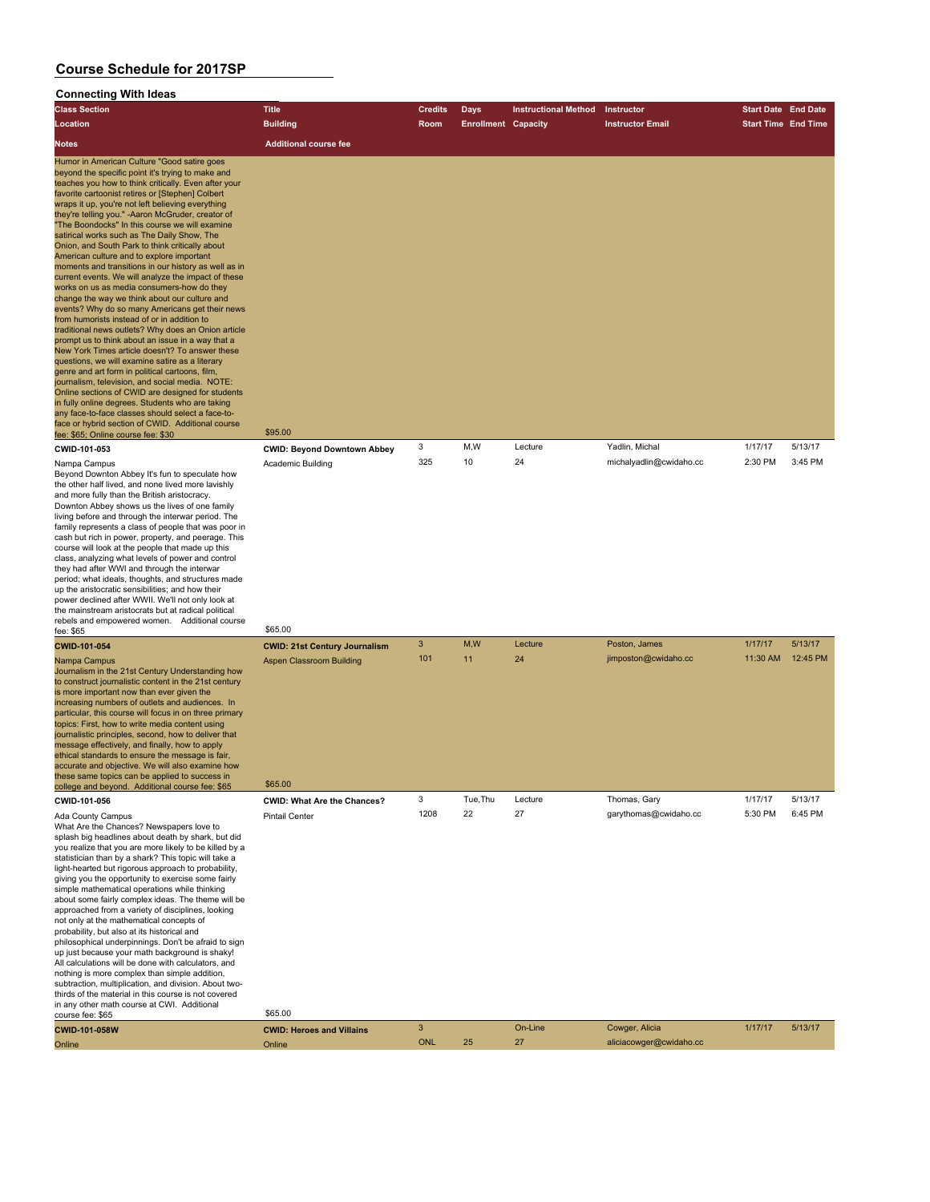# Course Schedule for 2017SP

## Connecting With Ideas

| Class Section | Title | Credits | Days | Instructional Method | Instructor | Start Date | End Date |
|---|---|---|---|---|---|---|---|
| Location | Building | Room | Enrollment | Capacity | Instructor Email | Start Time | End Time |
| Notes | Additional course fee | | | | | | |
| Humor in American Culture "Good satire goes beyond the specific point it's trying to make and teaches you how to think critically. Even after your favorite cartoonist retires or [Stephen] Colbert wraps it up, you're not left believing everything they're telling you." -Aaron McGruder, creator of "The Boondocks" In this course we will examine satirical works such as The Daily Show, The Onion, and South Park to think critically about American culture and to explore important moments and transitions in our history as well as in current events. We will analyze the impact of these works on us as media consumers-how do they change the way we think about our culture and events? Why do so many Americans get their news from humorists instead of or in addition to traditional news outlets? Why does an Onion article prompt us to think about an issue in a way that a New York Times article doesn't? To answer these questions, we will examine satire as a literary genre and art form in political cartoons, film, journalism, television, and social media. NOTE: Online sections of CWID are designed for students in fully online degrees. Students who are taking any face-to-face classes should select a face-to-face or hybrid section of CWID. Additional course fee: $65; Online course fee: $30 | $95.00 | | | | | | |
| **CWID-101-053** | **CWID: Beyond Downtown Abbey** | 3 | M,W | Lecture | Yadlin, Michal | 1/17/17 | 5/13/17 |
| Nampa Campus | Academic Building | 325 | 10 | 24 | michalyadlin@cwidaho.cc | 2:30 PM | 3:45 PM |
| Beyond Downton Abbey It's fun to speculate how the other half lived, and none lived more lavishly and more fully than the British aristocracy. Downton Abbey shows us the lives of one family living before and through the interwar period. The family represents a class of people that was poor in cash but rich in power, property, and peerage. This course will look at the people that made up this class, analyzing what levels of power and control they had after WWI and through the interwar period; what ideals, thoughts, and structures made up the aristocratic sensibilities; and how their power declined after WWII. We'll not only look at the mainstream aristocrats but at radical political rebels and empowered women. Additional course fee: $65 | $65.00 | | | | | | |
| **CWID-101-054** | **CWID: 21st Century Journalism** | 3 | M,W | Lecture | Poston, James | 1/17/17 | 5/13/17 |
| Nampa Campus | Aspen Classroom Building | 101 | 11 | 24 | jimposton@cwidaho.cc | 11:30 AM | 12:45 PM |
| Journalism in the 21st Century Understanding how to construct journalistic content in the 21st century is more important now than ever given the increasing numbers of outlets and audiences. In particular, this course will focus in on three primary topics: First, how to write media content using journalistic principles, second, how to deliver that message effectively, and finally, how to apply ethical standards to ensure the message is fair, accurate and objective. We will also examine how these same topics can be applied to success in college and beyond. Additional course fee: $65 | $65.00 | | | | | | |
| **CWID-101-056** | **CWID: What Are the Chances?** | 3 | Tue,Thu | Lecture | Thomas, Gary | 1/17/17 | 5/13/17 |
| Ada County Campus | Pintail Center | 1208 | 22 | 27 | garythomas@cwidaho.cc | 5:30 PM | 6:45 PM |
| What Are the Chances? Newspapers love to splash big headlines about death by shark, but did you realize that you are more likely to be killed by a statistician than by a shark? This topic will take a light-hearted but rigorous approach to probability, giving you the opportunity to exercise some fairly simple mathematical operations while thinking about some fairly complex ideas. The theme will be approached from a variety of disciplines, looking not only at the mathematical concepts of probability, but also at its historical and philosophical underpinnings. Don't be afraid to sign up just because your math background is shaky! All calculations will be done with calculators, and nothing is more complex than simple addition, subtraction, multiplication, and division. About two-thirds of the material in this course is not covered in any other math course at CWI. Additional course fee: $65 | $65.00 | | | | | | |
| **CWID-101-058W** | **CWID: Heroes and Villains** | 3 | | On-Line | Cowger, Alicia | 1/17/17 | 5/13/17 |
| Online | Online | ONL | 25 | 27 | aliciacowger@cwidaho.cc | | |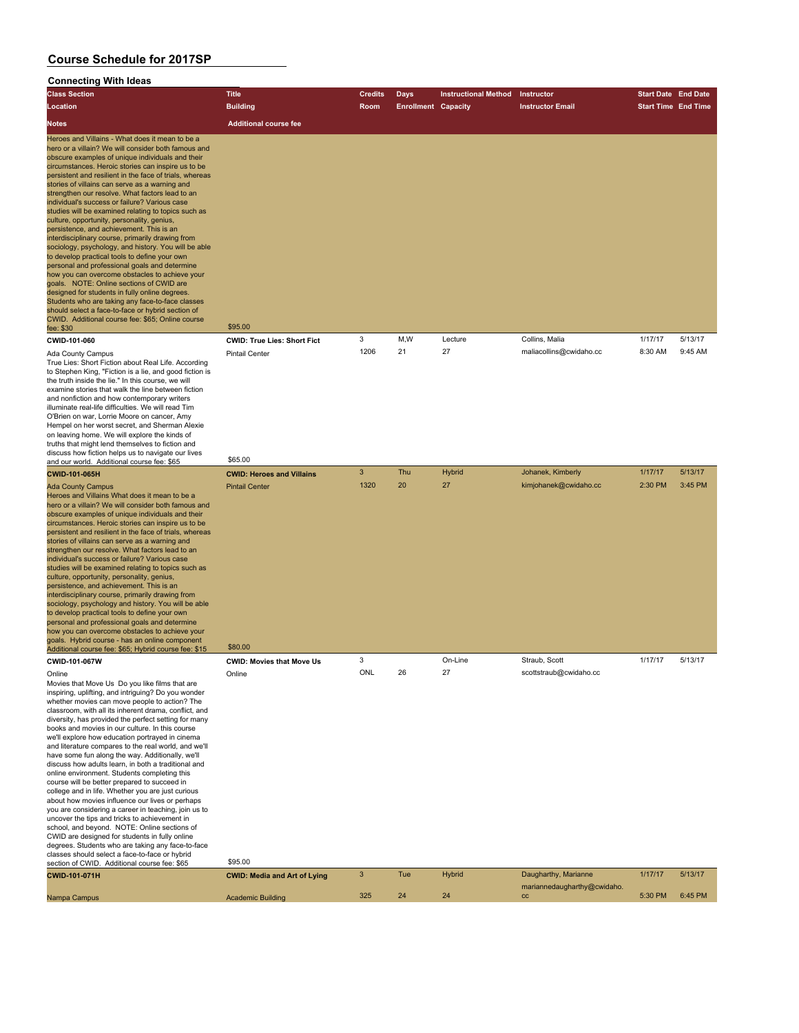# Course Schedule for 2017SP

## Connecting With Ideas

| Class Section / Location / Notes | Title / Building / Additional course fee | Credits / Room | Days / Enrollment | Instructional Method / Capacity | Instructor / Instructor Email | Start Date / Start Time | End Date / End Time |
|---|---|---|---|---|---|---|---|
| Heroes and Villains - What does it mean to be a hero or a villain? We will consider both famous and obscure examples of unique individuals and their circumstances. Heroic stories can inspire us to be persistent and resilient in the face of trials, whereas stories of villains can serve as a warning and strengthen our resolve. What factors lead to an individual's success or failure? Various case studies will be examined relating to topics such as culture, opportunity, personality, genius, persistence, and achievement. This is an interdisciplinary course, primarily drawing from sociology, psychology, and history. You will be able to develop practical tools to define your own personal and professional goals and determine how you can overcome obstacles to achieve your goals. NOTE: Online sections of CWID are designed for students in fully online degrees. Students who are taking any face-to-face classes should select a face-to-face or hybrid section of CWID. Additional course fee: $65; Online course fee: $30 | $95.00 | | | | | | |
| **CWID-101-060** | **CWID: True Lies: Short Fict** | 3 | M,W | Lecture | Collins, Malia | 1/17/17 | 5/13/17 |
| Ada County Campus | Pintail Center | 1206 | 21 | 27 | maliacollins@cwidaho.cc | 8:30 AM | 9:45 AM |
| True Lies: Short Fiction about Real Life. According to Stephen King, "Fiction is a lie, and good fiction is the truth inside the lie." In this course, we will examine stories that walk the line between fiction and nonfiction and how contemporary writers illuminate real-life difficulties. We will read Tim O'Brien on war, Lorrie Moore on cancer, Amy Hempel on her worst secret, and Sherman Alexie on leaving home. We will explore the kinds of truths that might lend themselves to fiction and discuss how fiction helps us to navigate our lives and our world. Additional course fee: $65 | $65.00 | | | | | | |
| **CWID-101-065H** | **CWID: Heroes and Villains** | 3 | Thu | Hybrid | Johanek, Kimberly | 1/17/17 | 5/13/17 |
| Ada County Campus | Pintail Center | 1320 | 20 | 27 | kimjohanek@cwidaho.cc | 2:30 PM | 3:45 PM |
| Heroes and Villains What does it mean to be a hero or a villain? We will consider both famous and obscure examples of unique individuals and their circumstances. Heroic stories can inspire us to be persistent and resilient in the face of trials, whereas stories of villains can serve as a warning and strengthen our resolve. What factors lead to an individual's success or failure? Various case studies will be examined relating to topics such as culture, opportunity, personality, genius, persistence, and achievement. This is an interdisciplinary course, primarily drawing from sociology, psychology and history. You will be able to develop practical tools to define your own personal and professional goals and determine how you can overcome obstacles to achieve your goals. Hybrid course - has an online component Additional course fee: $65; Hybrid course fee: $15 | $80.00 | | | | | | |
| **CWID-101-067W** | **CWID: Movies that Move Us** | 3 | | On-Line | Straub, Scott | 1/17/17 | 5/13/17 |
| Online | Online | ONL | 26 | 27 | scottstraub@cwidaho.cc | | |
| Movies that Move Us Do you like films that are inspiring, uplifting, and intriguing? Do you wonder whether movies can move people to action? The classroom, with all its inherent drama, conflict, and diversity, has provided the perfect setting for many books and movies in our culture. In this course we'll explore how education portrayed in cinema and literature compares to the real world, and we'll have some fun along the way. Additionally, we'll discuss how adults learn, in both a traditional and online environment. Students completing this course will be better prepared to succeed in college and in life. Whether you are just curious about how movies influence our lives or perhaps you are considering a career in teaching, join us to uncover the tips and tricks to achievement in school, and beyond. NOTE: Online sections of CWID are designed for students in fully online degrees. Students who are taking any face-to-face classes should select a face-to-face or hybrid section of CWID. Additional course fee: $65 | $95.00 | | | | | | |
| **CWID-101-071H** | **CWID: Media and Art of Lying** | 3 | Tue | Hybrid | Daugharthy, Marianne | 1/17/17 | 5/13/17 |
| Nampa Campus | Academic Building | 325 | 24 | 24 | mariannedaugharthy@cwidaho.cc | 5:30 PM | 6:45 PM |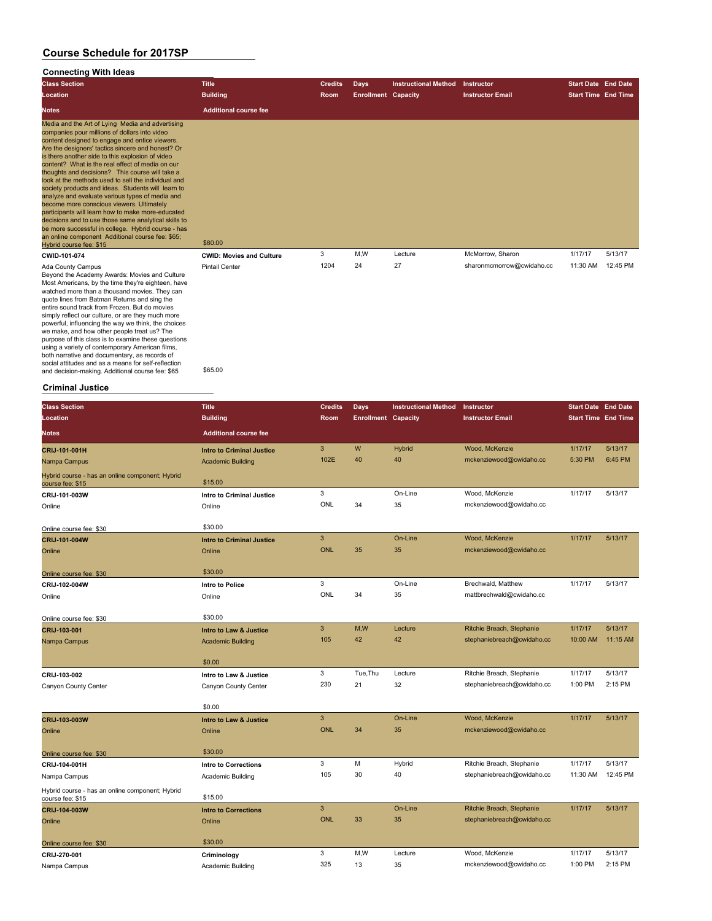# Course Schedule for 2017SP

## Connecting With Ideas

| Class Section / Location / Notes | Title / Building / Additional course fee | Credits / Room | Days / Enrollment | Instructional Method / Capacity | Instructor / Instructor Email | Start Date / Start Time | End Date / End Time |
|---|---|---|---|---|---|---|---|
| Media and the Art of Lying Media and advertising companies pour millions of dollars into video content designed to engage and entice viewers. Are the designers' tactics sincere and honest? Or is there another side to this explosion of video content? What is the real effect of media on our thoughts and decisions? This course will take a look at the methods used to sell the individual and society products and ideas. Students will learn to analyze and evaluate various types of media and become more conscious viewers. Ultimately participants will learn how to make more-educated decisions and to use those same analytical skills to be more successful in college. Hybrid course - has an online component Additional course fee: $65; Hybrid course fee: $15 | $80.00 | | | | | | |
| **CWID-101-074** | **CWID: Movies and Culture** | 3 | M,W | Lecture | McMorrow, Sharon | 1/17/17 | 5/13/17 |
| Ada County Campus | Pintail Center | 1204 | 24 | 27 | sharonmcmorrow@cwidaho.cc | 11:30 AM | 12:45 PM |
| Beyond the Academy Awards: Movies and Culture Most Americans, by the time they're eighteen, have watched more than a thousand movies. They can quote lines from Batman Returns and sing the entire sound track from Frozen. But do movies simply reflect our culture, or are they much more powerful, influencing the way we think, the choices we make, and how other people treat us? The purpose of this class is to examine these questions using a variety of contemporary American films, both narrative and documentary, as records of social attitudes and as a means for self-reflection and decision-making. Additional course fee: $65 | $65.00 | | | | | | |

## Criminal Justice

| Class Section / Location / Notes | Title / Building / Additional course fee | Credits / Room | Days / Enrollment | Instructional Method / Capacity | Instructor / Instructor Email | Start Date / Start Time | End Date / End Time |
|---|---|---|---|---|---|---|---|
| **CRIJ-101-001H** | **Intro to Criminal Justice** | 3 | W | Hybrid | Wood, McKenzie | 1/17/17 | 5/13/17 |
| Nampa Campus | Academic Building | 102E | 40 | 40 | mckenziewood@cwidaho.cc | 5:30 PM | 6:45 PM |
| Hybrid course - has an online component; Hybrid course fee: $15 | $15.00 | | | | | | |
| **CRIJ-101-003W** | **Intro to Criminal Justice** | 3 | | On-Line | Wood, McKenzie | 1/17/17 | 5/13/17 |
| Online | Online | ONL | 34 | 35 | mckenziewood@cwidaho.cc | | |
| Online course fee: $30 | $30.00 | | | | | | |
| **CRIJ-101-004W** | **Intro to Criminal Justice** | 3 | | On-Line | Wood, McKenzie | 1/17/17 | 5/13/17 |
| Online | Online | ONL | 35 | 35 | mckenziewood@cwidaho.cc | | |
| Online course fee: $30 | $30.00 | | | | | | |
| **CRIJ-102-004W** | **Intro to Police** | 3 | | On-Line | Brechwald, Matthew | 1/17/17 | 5/13/17 |
| Online | Online | ONL | 34 | 35 | mattbrechwald@cwidaho.cc | | |
| Online course fee: $30 | $30.00 | | | | | | |
| **CRIJ-103-001** | **Intro to Law & Justice** | 3 | M,W | Lecture | Ritchie Breach, Stephanie | 1/17/17 | 5/13/17 |
| Nampa Campus | Academic Building | 105 | 42 | 42 | stephaniebreach@cwidaho.cc | 10:00 AM | 11:15 AM |
| | $0.00 | | | | | | |
| **CRIJ-103-002** | **Intro to Law & Justice** | 3 | Tue,Thu | Lecture | Ritchie Breach, Stephanie | 1/17/17 | 5/13/17 |
| Canyon County Center | Canyon County Center | 230 | 21 | 32 | stephaniebreach@cwidaho.cc | 1:00 PM | 2:15 PM |
| | $0.00 | | | | | | |
| **CRIJ-103-003W** | **Intro to Law & Justice** | 3 | | On-Line | Wood, McKenzie | 1/17/17 | 5/13/17 |
| Online | Online | ONL | 34 | 35 | mckenziewood@cwidaho.cc | | |
| Online course fee: $30 | $30.00 | | | | | | |
| **CRIJ-104-001H** | **Intro to Corrections** | 3 | M | Hybrid | Ritchie Breach, Stephanie | 1/17/17 | 5/13/17 |
| Nampa Campus | Academic Building | 105 | 30 | 40 | stephaniebreach@cwidaho.cc | 11:30 AM | 12:45 PM |
| Hybrid course - has an online component; Hybrid course fee: $15 | $15.00 | | | | | | |
| **CRIJ-104-003W** | **Intro to Corrections** | 3 | | On-Line | Ritchie Breach, Stephanie | 1/17/17 | 5/13/17 |
| Online | Online | ONL | 33 | 35 | stephaniebreach@cwidaho.cc | | |
| Online course fee: $30 | $30.00 | | | | | | |
| **CRIJ-270-001** | **Criminology** | 3 | M,W | Lecture | Wood, McKenzie | 1/17/17 | 5/13/17 |
| Nampa Campus | Academic Building | 325 | 13 | 35 | mckenziewood@cwidaho.cc | 1:00 PM | 2:15 PM |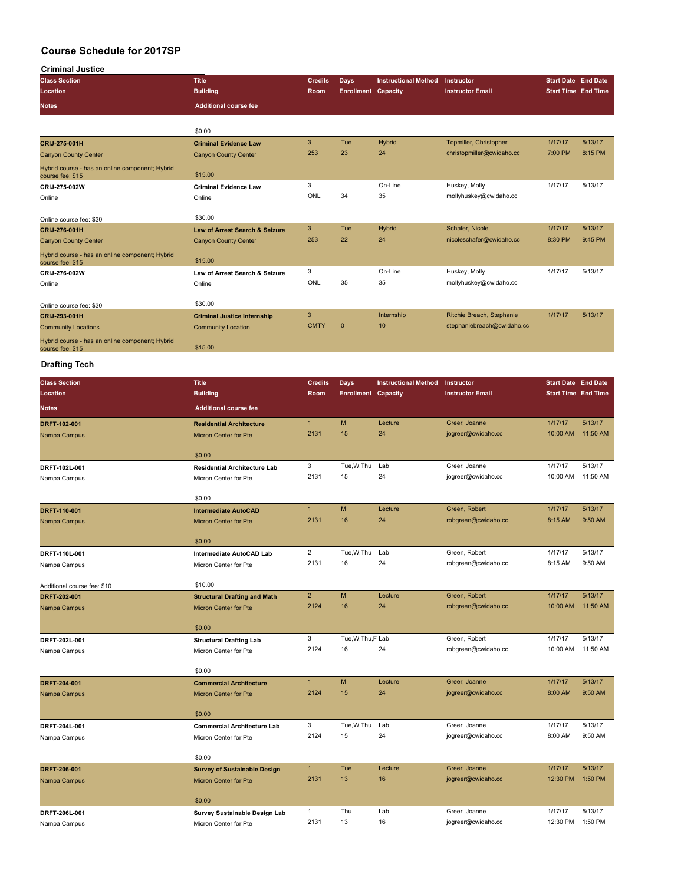# Course Schedule for 2017SP

## Criminal Justice

| Class Section / Location / Notes | Title / Building / Additional course fee | Credits / Room | Days / Enrollment | Instructional Method / Capacity | Instructor / Instructor Email | Start Date / Start Time | End Date / End Time |
|---|---|---|---|---|---|---|---|
| | $0.00 | | | | | | |
| **CRIJ-275-001H** | **Criminal Evidence Law** | 3 | Tue | Hybrid | Topmiller, Christopher | 1/17/17 | 5/13/17 |
| Canyon County Center | Canyon County Center | 253 | 23 | 24 | christopmiller@cwidaho.cc | 7:00 PM | 8:15 PM |
| Hybrid course - has an online component; Hybrid course fee: $15 | $15.00 | | | | | | |
| **CRIJ-275-002W** | **Criminal Evidence Law** | 3 | | On-Line | Huskey, Molly | 1/17/17 | 5/13/17 |
| Online | Online | ONL | 34 | 35 | mollyhuskey@cwidaho.cc | | |
| Online course fee: $30 | $30.00 | | | | | | |
| **CRIJ-276-001H** | **Law of Arrest Search & Seizure** | 3 | Tue | Hybrid | Schafer, Nicole | 1/17/17 | 5/13/17 |
| Canyon County Center | Canyon County Center | 253 | 22 | 24 | nicoleschafer@cwidaho.cc | 8:30 PM | 9:45 PM |
| Hybrid course - has an online component; Hybrid course fee: $15 | $15.00 | | | | | | |
| **CRIJ-276-002W** | **Law of Arrest Search & Seizure** | 3 | | On-Line | Huskey, Molly | 1/17/17 | 5/13/17 |
| Online | Online | ONL | 35 | 35 | mollyhuskey@cwidaho.cc | | |
| Online course fee: $30 | $30.00 | | | | | | |
| **CRIJ-293-001H** | **Criminal Justice Internship** | 3 | | Internship | Ritchie Breach, Stephanie | 1/17/17 | 5/13/17 |
| Community Locations | Community Location | CMTY | 0 | 10 | stephaniebreach@cwidaho.cc | | |
| Hybrid course - has an online component; Hybrid course fee: $15 | $15.00 | | | | | | |

## Drafting Tech

| Class Section / Location / Notes | Title / Building / Additional course fee | Credits / Room | Days / Enrollment | Instructional Method / Capacity | Instructor / Instructor Email | Start Date / Start Time | End Date / End Time |
|---|---|---|---|---|---|---|---|
| **DRFT-102-001** | **Residential Architecture** | 1 | M | Lecture | Greer, Joanne | 1/17/17 | 5/13/17 |
| Nampa Campus | Micron Center for Pte | 2131 | 15 | 24 | jogreer@cwidaho.cc | 10:00 AM | 11:50 AM |
| | $0.00 | | | | | | |
| **DRFT-102L-001** | **Residential Architecture Lab** | 3 | Tue,W,Thu | Lab | Greer, Joanne | 1/17/17 | 5/13/17 |
| Nampa Campus | Micron Center for Pte | 2131 | 15 | 24 | jogreer@cwidaho.cc | 10:00 AM | 11:50 AM |
| | $0.00 | | | | | | |
| **DRFT-110-001** | **Intermediate AutoCAD** | 1 | M | Lecture | Green, Robert | 1/17/17 | 5/13/17 |
| Nampa Campus | Micron Center for Pte | 2131 | 16 | 24 | robgreen@cwidaho.cc | 8:15 AM | 9:50 AM |
| | $0.00 | | | | | | |
| **DRFT-110L-001** | **Intermediate AutoCAD Lab** | 2 | Tue,W,Thu | Lab | Green, Robert | 1/17/17 | 5/13/17 |
| Nampa Campus | Micron Center for Pte | 2131 | 16 | 24 | robgreen@cwidaho.cc | 8:15 AM | 9:50 AM |
| Additional course fee: $10 | $10.00 | | | | | | |
| **DRFT-202-001** | **Structural Drafting and Math** | 2 | M | Lecture | Green, Robert | 1/17/17 | 5/13/17 |
| Nampa Campus | Micron Center for Pte | 2124 | 16 | 24 | robgreen@cwidaho.cc | 10:00 AM | 11:50 AM |
| | $0.00 | | | | | | |
| **DRFT-202L-001** | **Structural Drafting Lab** | 3 | Tue,W,Thu,F | Lab | Green, Robert | 1/17/17 | 5/13/17 |
| Nampa Campus | Micron Center for Pte | 2124 | 16 | 24 | robgreen@cwidaho.cc | 10:00 AM | 11:50 AM |
| | $0.00 | | | | | | |
| **DRFT-204-001** | **Commercial Architecture** | 1 | M | Lecture | Greer, Joanne | 1/17/17 | 5/13/17 |
| Nampa Campus | Micron Center for Pte | 2124 | 15 | 24 | jogreer@cwidaho.cc | 8:00 AM | 9:50 AM |
| | $0.00 | | | | | | |
| **DRFT-204L-001** | **Commercial Architecture Lab** | 3 | Tue,W,Thu | Lab | Greer, Joanne | 1/17/17 | 5/13/17 |
| Nampa Campus | Micron Center for Pte | 2124 | 15 | 24 | jogreer@cwidaho.cc | 8:00 AM | 9:50 AM |
| | $0.00 | | | | | | |
| **DRFT-206-001** | **Survey of Sustainable Design** | 1 | Tue | Lecture | Greer, Joanne | 1/17/17 | 5/13/17 |
| Nampa Campus | Micron Center for Pte | 2131 | 13 | 16 | jogreer@cwidaho.cc | 12:30 PM | 1:50 PM |
| | $0.00 | | | | | | |
| **DRFT-206L-001** | **Survey Sustainable Design Lab** | 1 | Thu | Lab | Greer, Joanne | 1/17/17 | 5/13/17 |
| Nampa Campus | Micron Center for Pte | 2131 | 13 | 16 | jogreer@cwidaho.cc | 12:30 PM | 1:50 PM |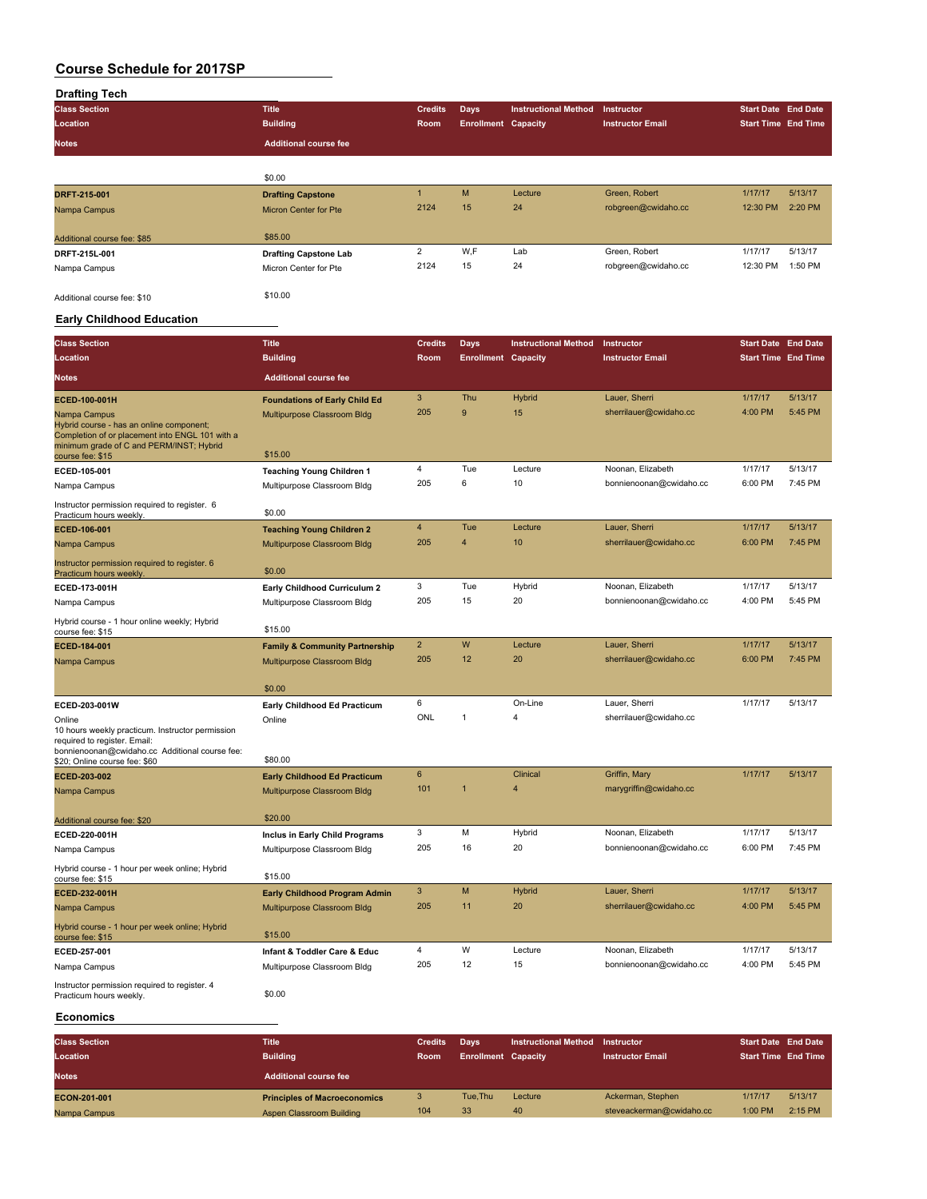# Course Schedule for 2017SP

## Drafting Tech

| Class Section / Location / Notes | Title / Building / Additional course fee | Credits / Room | Days / Enrollment | Instructional Method / Capacity | Instructor / Instructor Email | Start Date / Start Time | End Date / End Time |
|---|---|---|---|---|---|---|---|
| | $0.00 | | | | | | |
| **DRFT-215-001** | **Drafting Capstone** | 1 | M | Lecture | Green, Robert | 1/17/17 | 5/13/17 |
| Nampa Campus | Micron Center for Pte | 2124 | 15 | 24 | robgreen@cwidaho.cc | 12:30 PM | 2:20 PM |
| Additional course fee: $85 | $85.00 | | | | | | |
| **DRFT-215L-001** | **Drafting Capstone Lab** | 2 | W,F | Lab | Green, Robert | 1/17/17 | 5/13/17 |
| Nampa Campus | Micron Center for Pte | 2124 | 15 | 24 | robgreen@cwidaho.cc | 12:30 PM | 1:50 PM |
| Additional course fee: $10 | $10.00 | | | | | | |

## Early Childhood Education

| Class Section / Location / Notes | Title / Building / Additional course fee | Credits / Room | Days / Enrollment | Instructional Method / Capacity | Instructor / Instructor Email | Start Date / Start Time | End Date / End Time |
|---|---|---|---|---|---|---|---|
| **ECED-100-001H** | **Foundations of Early Child Ed** | 3 | Thu | Hybrid | Lauer, Sherri | 1/17/17 | 5/13/17 |
| Nampa Campus | Multipurpose Classroom Bldg | 205 | 9 | 15 | sherrilauer@cwidaho.cc | 4:00 PM | 5:45 PM |
| Hybrid course - has an online component; Completion of or placement into ENGL 101 with a minimum grade of C and PERM/INST; Hybrid course fee: $15 | $15.00 | | | | | | |
| **ECED-105-001** | **Teaching Young Children 1** | 4 | Tue | Lecture | Noonan, Elizabeth | 1/17/17 | 5/13/17 |
| Nampa Campus | Multipurpose Classroom Bldg | 205 | 6 | 10 | bonnienoonan@cwidaho.cc | 6:00 PM | 7:45 PM |
| Instructor permission required to register. 6 Practicum hours weekly. | $0.00 | | | | | | |
| **ECED-106-001** | **Teaching Young Children 2** | 4 | Tue | Lecture | Lauer, Sherri | 1/17/17 | 5/13/17 |
| Nampa Campus | Multipurpose Classroom Bldg | 205 | 4 | 10 | sherrilauer@cwidaho.cc | 6:00 PM | 7:45 PM |
| Instructor permission required to register. 6 Practicum hours weekly. | $0.00 | | | | | | |
| **ECED-173-001H** | **Early Childhood Curriculum 2** | 3 | Tue | Hybrid | Noonan, Elizabeth | 1/17/17 | 5/13/17 |
| Nampa Campus | Multipurpose Classroom Bldg | 205 | 15 | 20 | bonnienoonan@cwidaho.cc | 4:00 PM | 5:45 PM |
| Hybrid course - 1 hour online weekly; Hybrid course fee: $15 | $15.00 | | | | | | |
| **ECED-184-001** | **Family & Community Partnership** | 2 | W | Lecture | Lauer, Sherri | 1/17/17 | 5/13/17 |
| Nampa Campus | Multipurpose Classroom Bldg | 205 | 12 | 20 | sherrilauer@cwidaho.cc | 6:00 PM | 7:45 PM |
| | $0.00 | | | | | | |
| **ECED-203-001W** | **Early Childhood Ed Practicum** | 6 | | On-Line | Lauer, Sherri | 1/17/17 | 5/13/17 |
| Online | Online | ONL | 1 | 4 | sherrilauer@cwidaho.cc | | |
| 10 hours weekly practicum. Instructor permission required to register. Email: bonnienoonan@cwidaho.cc Additional course fee: $20; Online course fee: $60 | $80.00 | | | | | | |
| **ECED-203-002** | **Early Childhood Ed Practicum** | 6 | | Clinical | Griffin, Mary | 1/17/17 | 5/13/17 |
| Nampa Campus | Multipurpose Classroom Bldg | 101 | 1 | 4 | marygriffin@cwidaho.cc | | |
| Additional course fee: $20 | $20.00 | | | | | | |
| **ECED-220-001H** | **Inclus in Early Child Programs** | 3 | M | Hybrid | Noonan, Elizabeth | 1/17/17 | 5/13/17 |
| Nampa Campus | Multipurpose Classroom Bldg | 205 | 16 | 20 | bonnienoonan@cwidaho.cc | 6:00 PM | 7:45 PM |
| Hybrid course - 1 hour per week online; Hybrid course fee: $15 | $15.00 | | | | | | |
| **ECED-232-001H** | **Early Childhood Program Admin** | 3 | M | Hybrid | Lauer, Sherri | 1/17/17 | 5/13/17 |
| Nampa Campus | Multipurpose Classroom Bldg | 205 | 11 | 20 | sherrilauer@cwidaho.cc | 4:00 PM | 5:45 PM |
| Hybrid course - 1 hour per week online; Hybrid course fee: $15 | $15.00 | | | | | | |
| **ECED-257-001** | **Infant & Toddler Care & Educ** | 4 | W | Lecture | Noonan, Elizabeth | 1/17/17 | 5/13/17 |
| Nampa Campus | Multipurpose Classroom Bldg | 205 | 12 | 15 | bonnienoonan@cwidaho.cc | 4:00 PM | 5:45 PM |
| Instructor permission required to register. 4 Practicum hours weekly. | $0.00 | | | | | | |

## Economics

| Class Section / Location / Notes | Title / Building / Additional course fee | Credits / Room | Days / Enrollment | Instructional Method / Capacity | Instructor / Instructor Email | Start Date / Start Time | End Date / End Time |
|---|---|---|---|---|---|---|---|
| **ECON-201-001** | **Principles of Macroeconomics** | 3 | Tue,Thu | Lecture | Ackerman, Stephen | 1/17/17 | 5/13/17 |
| Nampa Campus | Aspen Classroom Building | 104 | 33 | 40 | steveackerman@cwidaho.cc | 1:00 PM | 2:15 PM |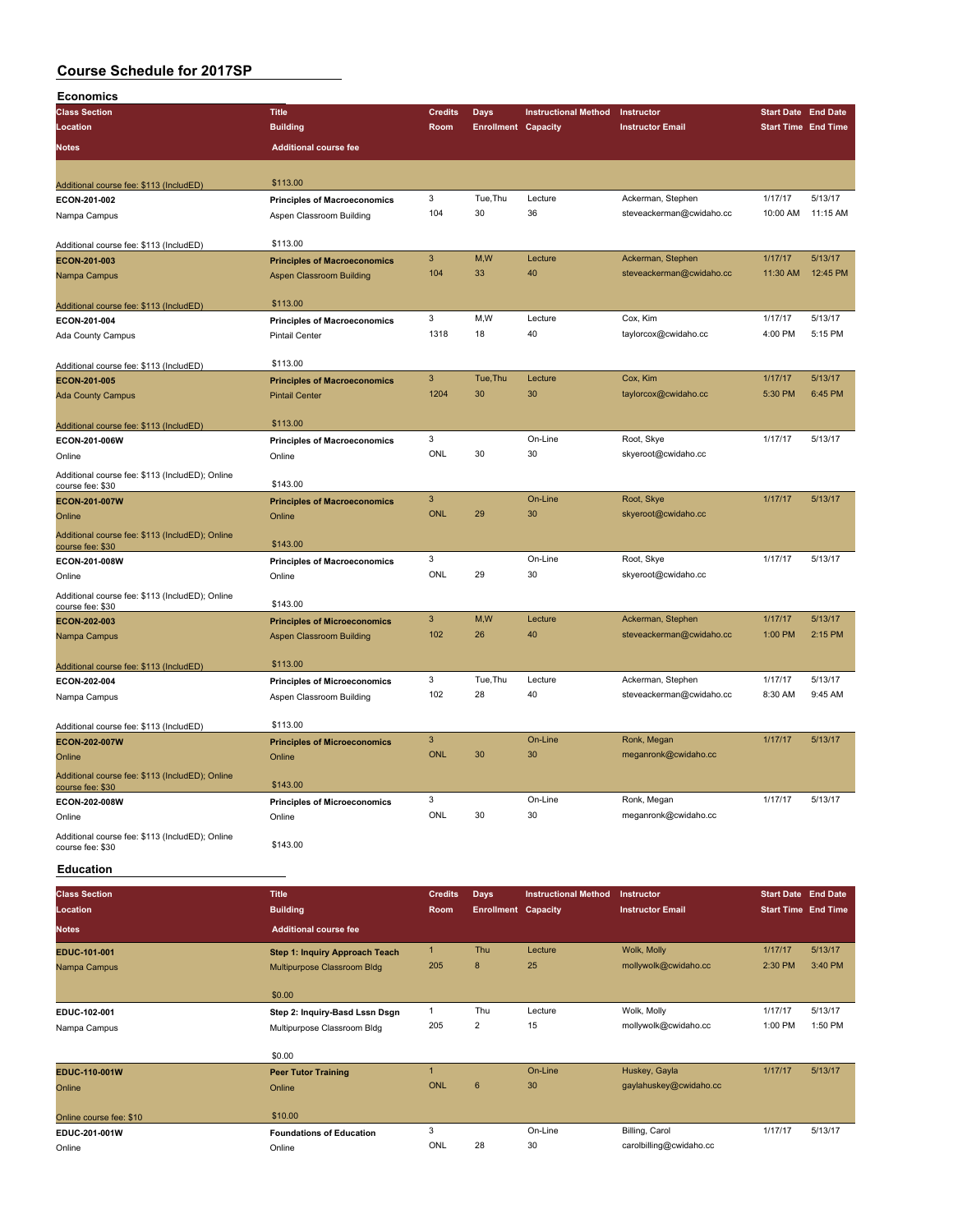# Course Schedule for 2017SP

## Economics

| Class Section | Title | Credits | Days | Instructional Method | Instructor | Start Date | End Date |
|---|---|---|---|---|---|---|---|
| Location | Building | Room | Enrollment | Capacity | Instructor Email | Start Time | End Time |
| Notes | Additional course fee | | | | | | |
| Additional course fee: $113 (IncludED) | $113.00 | | | | | | |
| ECON-201-002 | Principles of Macroeconomics | 3 | Tue,Thu | Lecture | Ackerman, Stephen | 1/17/17 | 5/13/17 |
| Nampa Campus | Aspen Classroom Building | 104 | 30 | 36 | steveackerman@cwidaho.cc | 10:00 AM | 11:15 AM |
| Additional course fee: $113 (IncludED) | $113.00 | | | | | | |
| ECON-201-003 | Principles of Macroeconomics | 3 | M,W | Lecture | Ackerman, Stephen | 1/17/17 | 5/13/17 |
| Nampa Campus | Aspen Classroom Building | 104 | 33 | 40 | steveackerman@cwidaho.cc | 11:30 AM | 12:45 PM |
| Additional course fee: $113 (IncludED) | $113.00 | | | | | | |
| ECON-201-004 | Principles of Macroeconomics | 3 | M,W | Lecture | Cox, Kim | 1/17/17 | 5/13/17 |
| Ada County Campus | Pintail Center | 1318 | 18 | 40 | taylorcox@cwidaho.cc | 4:00 PM | 5:15 PM |
| Additional course fee: $113 (IncludED) | $113.00 | | | | | | |
| ECON-201-005 | Principles of Macroeconomics | 3 | Tue,Thu | Lecture | Cox, Kim | 1/17/17 | 5/13/17 |
| Ada County Campus | Pintail Center | 1204 | 30 | 30 | taylorcox@cwidaho.cc | 5:30 PM | 6:45 PM |
| Additional course fee: $113 (IncludED) | $113.00 | | | | | | |
| ECON-201-006W | Principles of Macroeconomics | 3 | | On-Line | Root, Skye | 1/17/17 | 5/13/17 |
| Online | Online | ONL | 30 | 30 | skyeroot@cwidaho.cc | | |
| Additional course fee: $113 (IncludED); Online course fee: $30 | $143.00 | | | | | | |
| ECON-201-007W | Principles of Macroeconomics | 3 | | On-Line | Root, Skye | 1/17/17 | 5/13/17 |
| Online | Online | ONL | 29 | 30 | skyeroot@cwidaho.cc | | |
| Additional course fee: $113 (IncludED); Online course fee: $30 | $143.00 | | | | | | |
| ECON-201-008W | Principles of Macroeconomics | 3 | | On-Line | Root, Skye | 1/17/17 | 5/13/17 |
| Online | Online | ONL | 29 | 30 | skyeroot@cwidaho.cc | | |
| Additional course fee: $113 (IncludED); Online course fee: $30 | $143.00 | | | | | | |
| ECON-202-003 | Principles of Microeconomics | 3 | M,W | Lecture | Ackerman, Stephen | 1/17/17 | 5/13/17 |
| Nampa Campus | Aspen Classroom Building | 102 | 26 | 40 | steveackerman@cwidaho.cc | 1:00 PM | 2:15 PM |
| Additional course fee: $113 (IncludED) | $113.00 | | | | | | |
| ECON-202-004 | Principles of Microeconomics | 3 | Tue,Thu | Lecture | Ackerman, Stephen | 1/17/17 | 5/13/17 |
| Nampa Campus | Aspen Classroom Building | 102 | 28 | 40 | steveackerman@cwidaho.cc | 8:30 AM | 9:45 AM |
| Additional course fee: $113 (IncludED) | $113.00 | | | | | | |
| ECON-202-007W | Principles of Microeconomics | 3 | | On-Line | Ronk, Megan | 1/17/17 | 5/13/17 |
| Online | Online | ONL | 30 | 30 | meganronk@cwidaho.cc | | |
| Additional course fee: $113 (IncludED); Online course fee: $30 | $143.00 | | | | | | |
| ECON-202-008W | Principles of Microeconomics | 3 | | On-Line | Ronk, Megan | 1/17/17 | 5/13/17 |
| Online | Online | ONL | 30 | 30 | meganronk@cwidaho.cc | | |
| Additional course fee: $113 (IncludED); Online course fee: $30 | $143.00 | | | | | | |

## Education

| Class Section | Title | Credits | Days | Instructional Method | Instructor | Start Date | End Date |
|---|---|---|---|---|---|---|---|
| Location | Building | Room | Enrollment | Capacity | Instructor Email | Start Time | End Time |
| Notes | Additional course fee | | | | | | |
| EDUC-101-001 | Step 1: Inquiry Approach Teach | 1 | Thu | Lecture | Wolk, Molly | 1/17/17 | 5/13/17 |
| Nampa Campus | Multipurpose Classroom Bldg | 205 | 8 | 25 | mollywolk@cwidaho.cc | 2:30 PM | 3:40 PM |
| | $0.00 | | | | | | |
| EDUC-102-001 | Step 2: Inquiry-Basd Lssn Dsgn | 1 | Thu | Lecture | Wolk, Molly | 1/17/17 | 5/13/17 |
| Nampa Campus | Multipurpose Classroom Bldg | 205 | 2 | 15 | mollywolk@cwidaho.cc | 1:00 PM | 1:50 PM |
| | $0.00 | | | | | | |
| EDUC-110-001W | Peer Tutor Training | 1 | | On-Line | Huskey, Gayla | 1/17/17 | 5/13/17 |
| Online | Online | ONL | 6 | 30 | gaylahuskey@cwidaho.cc | | |
| Online course fee: $10 | $10.00 | | | | | | |
| EDUC-201-001W | Foundations of Education | 3 | | On-Line | Billing, Carol | 1/17/17 | 5/13/17 |
| Online | Online | ONL | 28 | 30 | carolbilling@cwidaho.cc | | |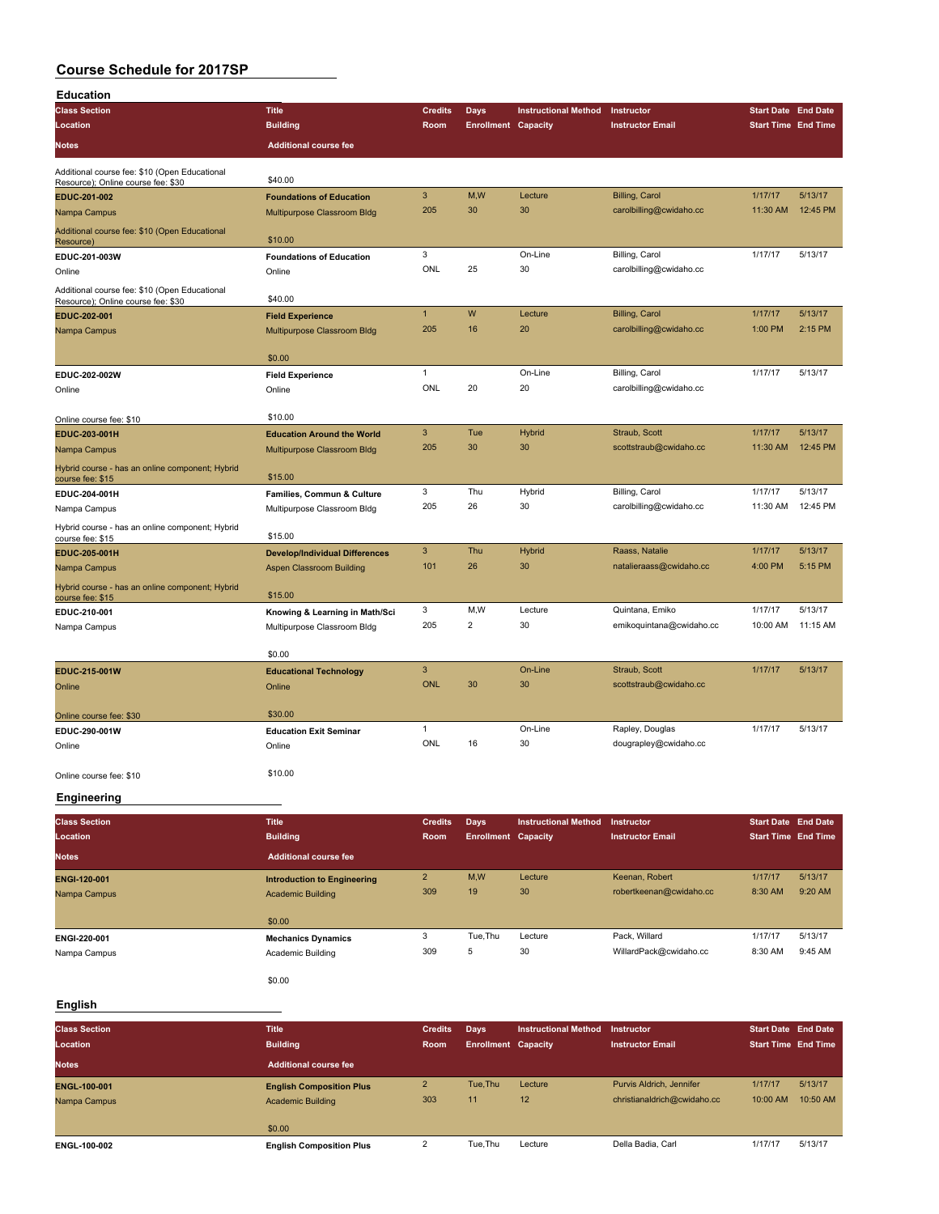# Course Schedule for 2017SP

## Education

| Class Section / Location / Notes | Title / Building / Additional course fee | Credits / Room | Days / Enrollment | Instructional Method / Capacity | Instructor / Instructor Email | Start Date / Start Time | End Date / End Time |
|---|---|---|---|---|---|---|---|
| Additional course fee: $10 (Open Educational Resource); Online course fee: $30 | $40.00 | | | | | | |
| **EDUC-201-002** | **Foundations of Education** | 3 | M,W | Lecture | Billing, Carol | 1/17/17 | 5/13/17 |
| Nampa Campus | Multipurpose Classroom Bldg | 205 | 30 | 30 | carolbilling@cwidaho.cc | 11:30 AM | 12:45 PM |
| Additional course fee: $10 (Open Educational Resource) | $10.00 | | | | | | |
| **EDUC-201-003W** | **Foundations of Education** | 3 | | On-Line | Billing, Carol | 1/17/17 | 5/13/17 |
| Online | Online | ONL | 25 | 30 | carolbilling@cwidaho.cc | | |
| Additional course fee: $10 (Open Educational Resource); Online course fee: $30 | $40.00 | | | | | | |
| **EDUC-202-001** | **Field Experience** | 1 | W | Lecture | Billing, Carol | 1/17/17 | 5/13/17 |
| Nampa Campus | Multipurpose Classroom Bldg | 205 | 16 | 20 | carolbilling@cwidaho.cc | 1:00 PM | 2:15 PM |
| | $0.00 | | | | | | |
| **EDUC-202-002W** | **Field Experience** | 1 | | On-Line | Billing, Carol | 1/17/17 | 5/13/17 |
| Online | Online | ONL | 20 | 20 | carolbilling@cwidaho.cc | | |
| Online course fee: $10 | $10.00 | | | | | | |
| **EDUC-203-001H** | **Education Around the World** | 3 | Tue | Hybrid | Straub, Scott | 1/17/17 | 5/13/17 |
| Nampa Campus | Multipurpose Classroom Bldg | 205 | 30 | 30 | scottstraub@cwidaho.cc | 11:30 AM | 12:45 PM |
| Hybrid course - has an online component; Hybrid course fee: $15 | $15.00 | | | | | | |
| **EDUC-204-001H** | **Families, Commun & Culture** | 3 | Thu | Hybrid | Billing, Carol | 1/17/17 | 5/13/17 |
| Nampa Campus | Multipurpose Classroom Bldg | 205 | 26 | 30 | carolbilling@cwidaho.cc | 11:30 AM | 12:45 PM |
| Hybrid course - has an online component; Hybrid course fee: $15 | $15.00 | | | | | | |
| **EDUC-205-001H** | **Develop/Individual Differences** | 3 | Thu | Hybrid | Raass, Natalie | 1/17/17 | 5/13/17 |
| Nampa Campus | Aspen Classroom Building | 101 | 26 | 30 | natalieraass@cwidaho.cc | 4:00 PM | 5:15 PM |
| Hybrid course - has an online component; Hybrid course fee: $15 | $15.00 | | | | | | |
| **EDUC-210-001** | **Knowing & Learning in Math/Sci** | 3 | M,W | Lecture | Quintana, Emiko | 1/17/17 | 5/13/17 |
| Nampa Campus | Multipurpose Classroom Bldg | 205 | 2 | 30 | emikoquintana@cwidaho.cc | 10:00 AM | 11:15 AM |
| | $0.00 | | | | | | |
| **EDUC-215-001W** | **Educational Technology** | 3 | | On-Line | Straub, Scott | 1/17/17 | 5/13/17 |
| Online | Online | ONL | 30 | 30 | scottstraub@cwidaho.cc | | |
| Online course fee: $30 | $30.00 | | | | | | |
| **EDUC-290-001W** | **Education Exit Seminar** | 1 | | On-Line | Rapley, Douglas | 1/17/17 | 5/13/17 |
| Online | Online | ONL | 16 | 30 | dougrapley@cwidaho.cc | | |
| Online course fee: $10 | $10.00 | | | | | | |

## Engineering

| Class Section / Location / Notes | Title / Building / Additional course fee | Credits / Room | Days / Enrollment | Instructional Method / Capacity | Instructor / Instructor Email | Start Date / Start Time | End Date / End Time |
|---|---|---|---|---|---|---|---|
| **ENGI-120-001** | **Introduction to Engineering** | 2 | M,W | Lecture | Keenan, Robert | 1/17/17 | 5/13/17 |
| Nampa Campus | Academic Building | 309 | 19 | 30 | robertkeenan@cwidaho.cc | 8:30 AM | 9:20 AM |
| | $0.00 | | | | | | |
| **ENGI-220-001** | **Mechanics Dynamics** | 3 | Tue,Thu | Lecture | Pack, Willard | 1/17/17 | 5/13/17 |
| Nampa Campus | Academic Building | 309 | 5 | 30 | WillardPack@cwidaho.cc | 8:30 AM | 9:45 AM |
| | $0.00 | | | | | | |

## English

| Class Section / Location / Notes | Title / Building / Additional course fee | Credits / Room | Days / Enrollment | Instructional Method / Capacity | Instructor / Instructor Email | Start Date / Start Time | End Date / End Time |
|---|---|---|---|---|---|---|---|
| **ENGL-100-001** | **English Composition Plus** | 2 | Tue,Thu | Lecture | Purvis Aldrich, Jennifer | 1/17/17 | 5/13/17 |
| Nampa Campus | Academic Building | 303 | 11 | 12 | christianaldrich@cwidaho.cc | 10:00 AM | 10:50 AM |
| | $0.00 | | | | | | |
| **ENGL-100-002** | **English Composition Plus** | 2 | Tue,Thu | Lecture | Della Badia, Carl | 1/17/17 | 5/13/17 |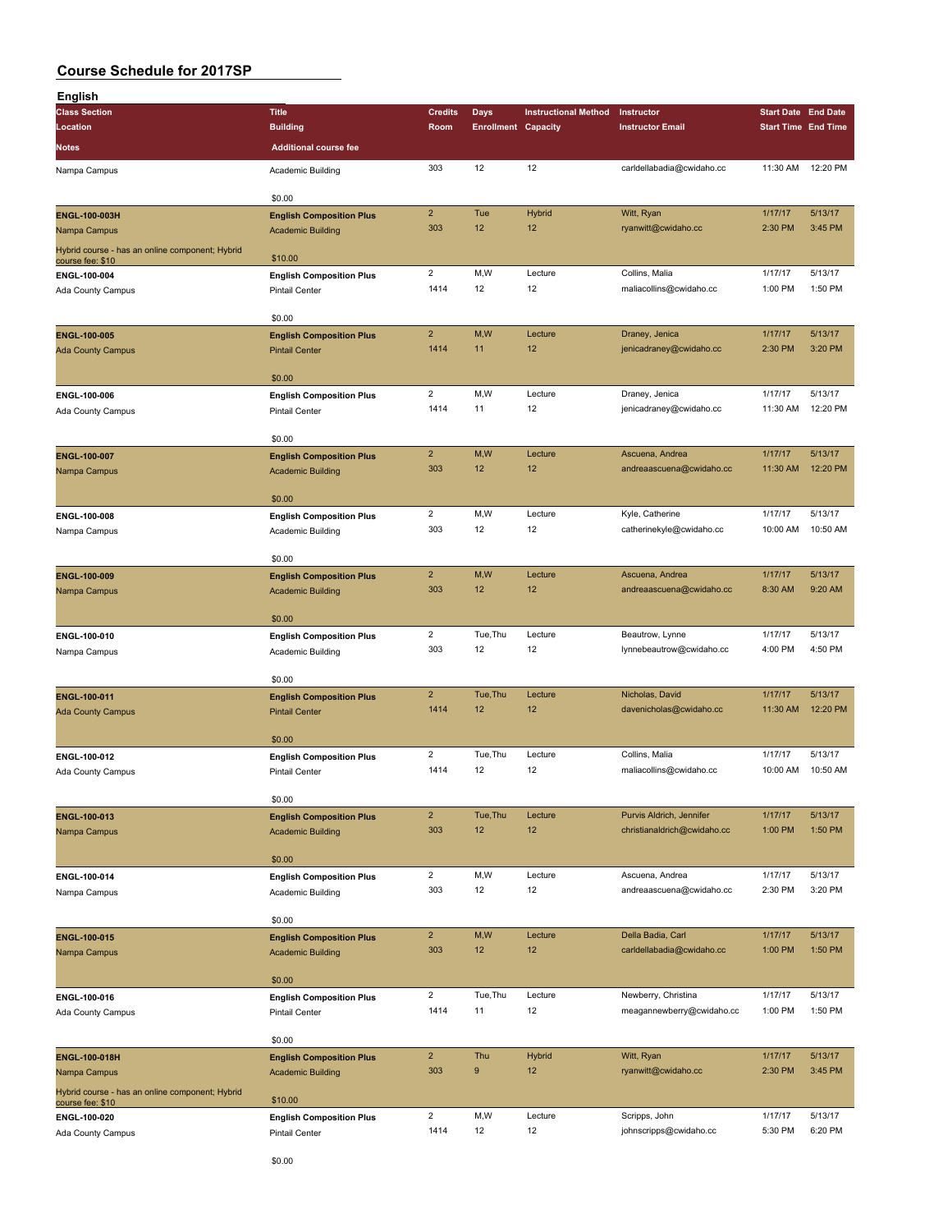# Course Schedule for 2017SP

## English

| Class Section | Title | Credits | Days | Instructional Method | Instructor | Start Date | End Date |
|---|---|---|---|---|---|---|---|
| Location | Building | Room | Enrollment | Capacity | Instructor Email | Start Time | End Time |
| Notes | Additional course fee | | | | | | |
| Nampa Campus | Academic Building | 303 | 12 | 12 | carldellabadia@cwidaho.cc | 11:30 AM | 12:20 PM |
| | $0.00 | | | | | | |
| **ENGL-100-003H** | **English Composition Plus** | 2 | Tue | Hybrid | Witt, Ryan | 1/17/17 | 5/13/17 |
| Nampa Campus | Academic Building | 303 | 12 | 12 | ryanwitt@cwidaho.cc | 2:30 PM | 3:45 PM |
| Hybrid course - has an online component; Hybrid course fee: $10 | $10.00 | | | | | | |
| **ENGL-100-004** | **English Composition Plus** | 2 | M,W | Lecture | Collins, Malia | 1/17/17 | 5/13/17 |
| Ada County Campus | Pintail Center | 1414 | 12 | 12 | maliacollins@cwidaho.cc | 1:00 PM | 1:50 PM |
| | $0.00 | | | | | | |
| **ENGL-100-005** | **English Composition Plus** | 2 | M,W | Lecture | Draney, Jenica | 1/17/17 | 5/13/17 |
| Ada County Campus | Pintail Center | 1414 | 11 | 12 | jenicadraney@cwidaho.cc | 2:30 PM | 3:20 PM |
| | $0.00 | | | | | | |
| **ENGL-100-006** | **English Composition Plus** | 2 | M,W | Lecture | Draney, Jenica | 1/17/17 | 5/13/17 |
| Ada County Campus | Pintail Center | 1414 | 11 | 12 | jenicadraney@cwidaho.cc | 11:30 AM | 12:20 PM |
| | $0.00 | | | | | | |
| **ENGL-100-007** | **English Composition Plus** | 2 | M,W | Lecture | Ascuena, Andrea | 1/17/17 | 5/13/17 |
| Nampa Campus | Academic Building | 303 | 12 | 12 | andreaascuena@cwidaho.cc | 11:30 AM | 12:20 PM |
| | $0.00 | | | | | | |
| **ENGL-100-008** | **English Composition Plus** | 2 | M,W | Lecture | Kyle, Catherine | 1/17/17 | 5/13/17 |
| Nampa Campus | Academic Building | 303 | 12 | 12 | catherinekyle@cwidaho.cc | 10:00 AM | 10:50 AM |
| | $0.00 | | | | | | |
| **ENGL-100-009** | **English Composition Plus** | 2 | M,W | Lecture | Ascuena, Andrea | 1/17/17 | 5/13/17 |
| Nampa Campus | Academic Building | 303 | 12 | 12 | andreaascuena@cwidaho.cc | 8:30 AM | 9:20 AM |
| | $0.00 | | | | | | |
| **ENGL-100-010** | **English Composition Plus** | 2 | Tue,Thu | Lecture | Beautrow, Lynne | 1/17/17 | 5/13/17 |
| Nampa Campus | Academic Building | 303 | 12 | 12 | lynnebeautrow@cwidaho.cc | 4:00 PM | 4:50 PM |
| | $0.00 | | | | | | |
| **ENGL-100-011** | **English Composition Plus** | 2 | Tue,Thu | Lecture | Nicholas, David | 1/17/17 | 5/13/17 |
| Ada County Campus | Pintail Center | 1414 | 12 | 12 | davenicholas@cwidaho.cc | 11:30 AM | 12:20 PM |
| | $0.00 | | | | | | |
| **ENGL-100-012** | **English Composition Plus** | 2 | Tue,Thu | Lecture | Collins, Malia | 1/17/17 | 5/13/17 |
| Ada County Campus | Pintail Center | 1414 | 12 | 12 | maliacollins@cwidaho.cc | 10:00 AM | 10:50 AM |
| | $0.00 | | | | | | |
| **ENGL-100-013** | **English Composition Plus** | 2 | Tue,Thu | Lecture | Purvis Aldrich, Jennifer | 1/17/17 | 5/13/17 |
| Nampa Campus | Academic Building | 303 | 12 | 12 | christianaldrich@cwidaho.cc | 1:00 PM | 1:50 PM |
| | $0.00 | | | | | | |
| **ENGL-100-014** | **English Composition Plus** | 2 | M,W | Lecture | Ascuena, Andrea | 1/17/17 | 5/13/17 |
| Nampa Campus | Academic Building | 303 | 12 | 12 | andreaascuena@cwidaho.cc | 2:30 PM | 3:20 PM |
| | $0.00 | | | | | | |
| **ENGL-100-015** | **English Composition Plus** | 2 | M,W | Lecture | Della Badia, Carl | 1/17/17 | 5/13/17 |
| Nampa Campus | Academic Building | 303 | 12 | 12 | carldellabadia@cwidaho.cc | 1:00 PM | 1:50 PM |
| | $0.00 | | | | | | |
| **ENGL-100-016** | **English Composition Plus** | 2 | Tue,Thu | Lecture | Newberry, Christina | 1/17/17 | 5/13/17 |
| Ada County Campus | Pintail Center | 1414 | 11 | 12 | meagannewberry@cwidaho.cc | 1:00 PM | 1:50 PM |
| | $0.00 | | | | | | |
| **ENGL-100-018H** | **English Composition Plus** | 2 | Thu | Hybrid | Witt, Ryan | 1/17/17 | 5/13/17 |
| Nampa Campus | Academic Building | 303 | 9 | 12 | ryanwitt@cwidaho.cc | 2:30 PM | 3:45 PM |
| Hybrid course - has an online component; Hybrid course fee: $10 | $10.00 | | | | | | |
| **ENGL-100-020** | **English Composition Plus** | 2 | M,W | Lecture | Scripps, John | 1/17/17 | 5/13/17 |
| Ada County Campus | Pintail Center | 1414 | 12 | 12 | johnscripps@cwidaho.cc | 5:30 PM | 6:20 PM |
| | $0.00 | | | | | | |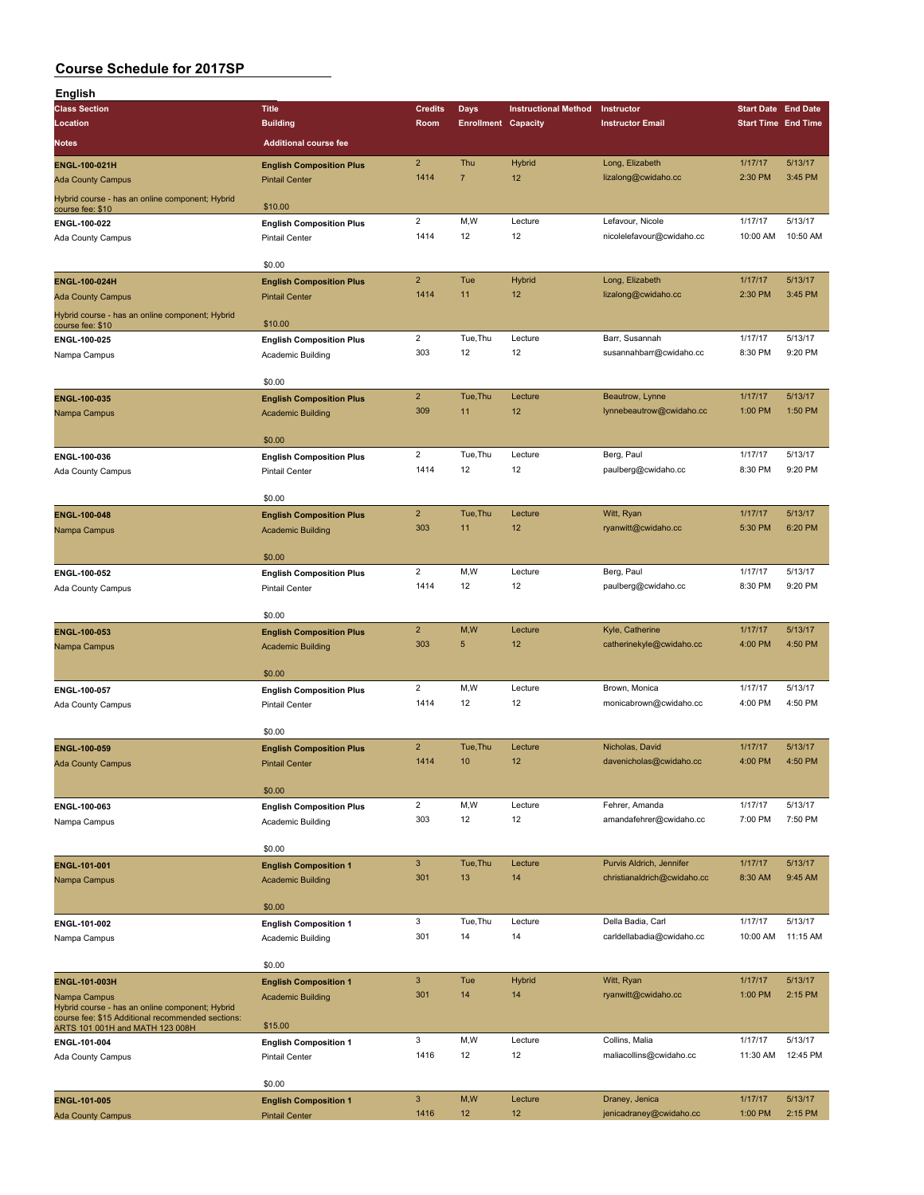# Course Schedule for 2017SP

## English

| Class Section / Location / Notes | Title / Building / Additional course fee | Credits / Room | Days / Enrollment | Instructional Method / Capacity | Instructor / Instructor Email | Start Date / Start Time | End Date / End Time |
|---|---|---|---|---|---|---|---|
| ENGL-100-021H<br>Ada County Campus<br>Hybrid course - has an online component; Hybrid course fee: $10 | English Composition Plus<br>Pintail Center<br>$10.00 | 2<br>1414 | Thu<br>7 | Hybrid<br>12 | Long, Elizabeth<br>lizalong@cwidaho.cc | 1/17/17<br>2:30 PM | 5/13/17<br>3:45 PM |
| ENGL-100-022<br>Ada County Campus | English Composition Plus<br>Pintail Center<br>$0.00 | 2<br>1414 | M,W<br>12 | Lecture<br>12 | Lefavour, Nicole<br>nicolelefavour@cwidaho.cc | 1/17/17<br>10:00 AM | 5/13/17<br>10:50 AM |
| ENGL-100-024H<br>Ada County Campus<br>Hybrid course - has an online component; Hybrid course fee: $10 | English Composition Plus<br>Pintail Center<br>$10.00 | 2<br>1414 | Tue<br>11 | Hybrid<br>12 | Long, Elizabeth<br>lizalong@cwidaho.cc | 1/17/17<br>2:30 PM | 5/13/17<br>3:45 PM |
| ENGL-100-025<br>Nampa Campus | English Composition Plus<br>Academic Building<br>$0.00 | 2<br>303 | Tue,Thu<br>12 | Lecture<br>12 | Barr, Susannah<br>susannahbarr@cwidaho.cc | 1/17/17<br>8:30 PM | 5/13/17<br>9:20 PM |
| ENGL-100-035<br>Nampa Campus | English Composition Plus<br>Academic Building<br>$0.00 | 2<br>309 | Tue,Thu<br>11 | Lecture<br>12 | Beautrow, Lynne<br>lynnebeautrow@cwidaho.cc | 1/17/17<br>1:00 PM | 5/13/17<br>1:50 PM |
| ENGL-100-036<br>Ada County Campus | English Composition Plus<br>Pintail Center<br>$0.00 | 2<br>1414 | Tue,Thu<br>12 | Lecture<br>12 | Berg, Paul<br>paulberg@cwidaho.cc | 1/17/17<br>8:30 PM | 5/13/17<br>9:20 PM |
| ENGL-100-048<br>Nampa Campus | English Composition Plus<br>Academic Building<br>$0.00 | 2<br>303 | Tue,Thu<br>11 | Lecture<br>12 | Witt, Ryan<br>ryanwitt@cwidaho.cc | 1/17/17<br>5:30 PM | 5/13/17<br>6:20 PM |
| ENGL-100-052<br>Ada County Campus | English Composition Plus<br>Pintail Center<br>$0.00 | 2<br>1414 | M,W<br>12 | Lecture<br>12 | Berg, Paul<br>paulberg@cwidaho.cc | 1/17/17<br>8:30 PM | 5/13/17<br>9:20 PM |
| ENGL-100-053<br>Nampa Campus | English Composition Plus<br>Academic Building<br>$0.00 | 2<br>303 | M,W<br>5 | Lecture<br>12 | Kyle, Catherine<br>catherinekyle@cwidaho.cc | 1/17/17<br>4:00 PM | 5/13/17<br>4:50 PM |
| ENGL-100-057<br>Ada County Campus | English Composition Plus<br>Pintail Center<br>$0.00 | 2<br>1414 | M,W<br>12 | Lecture<br>12 | Brown, Monica<br>monicabrown@cwidaho.cc | 1/17/17<br>4:00 PM | 5/13/17<br>4:50 PM |
| ENGL-100-059<br>Ada County Campus | English Composition Plus<br>Pintail Center<br>$0.00 | 2<br>1414 | Tue,Thu<br>10 | Lecture<br>12 | Nicholas, David<br>davenicholas@cwidaho.cc | 1/17/17<br>4:00 PM | 5/13/17<br>4:50 PM |
| ENGL-100-063<br>Nampa Campus | English Composition Plus<br>Academic Building<br>$0.00 | 2<br>303 | M,W<br>12 | Lecture<br>12 | Fehrer, Amanda<br>amandafehrer@cwidaho.cc | 1/17/17<br>7:00 PM | 5/13/17<br>7:50 PM |
| ENGL-101-001<br>Nampa Campus | English Composition 1<br>Academic Building<br>$0.00 | 3<br>301 | Tue,Thu<br>13 | Lecture<br>14 | Purvis Aldrich, Jennifer<br>christianaldrich@cwidaho.cc | 1/17/17<br>8:30 AM | 5/13/17<br>9:45 AM |
| ENGL-101-002<br>Nampa Campus | English Composition 1<br>Academic Building<br>$0.00 | 3<br>301 | Tue,Thu<br>14 | Lecture<br>14 | Della Badia, Carl<br>carldellabadia@cwidaho.cc | 1/17/17<br>10:00 AM | 5/13/17<br>11:15 AM |
| ENGL-101-003H<br>Nampa Campus<br>Hybrid course - has an online component; Hybrid course fee: $15 Additional recommended sections: ARTS 101 001H and MATH 123 008H | English Composition 1<br>Academic Building<br>$15.00 | 3<br>301 | Tue<br>14 | Hybrid<br>14 | Witt, Ryan<br>ryanwitt@cwidaho.cc | 1/17/17<br>1:00 PM | 5/13/17<br>2:15 PM |
| ENGL-101-004<br>Ada County Campus | English Composition 1<br>Pintail Center<br>$0.00 | 3<br>1416 | M,W<br>12 | Lecture<br>12 | Collins, Malia<br>maliacollins@cwidaho.cc | 1/17/17<br>11:30 AM | 5/13/17<br>12:45 PM |
| ENGL-101-005<br>Ada County Campus | English Composition 1<br>Pintail Center | 3<br>1416 | M,W<br>12 | Lecture<br>12 | Draney, Jenica<br>jenicadraney@cwidaho.cc | 1/17/17<br>1:00 PM | 5/13/17<br>2:15 PM |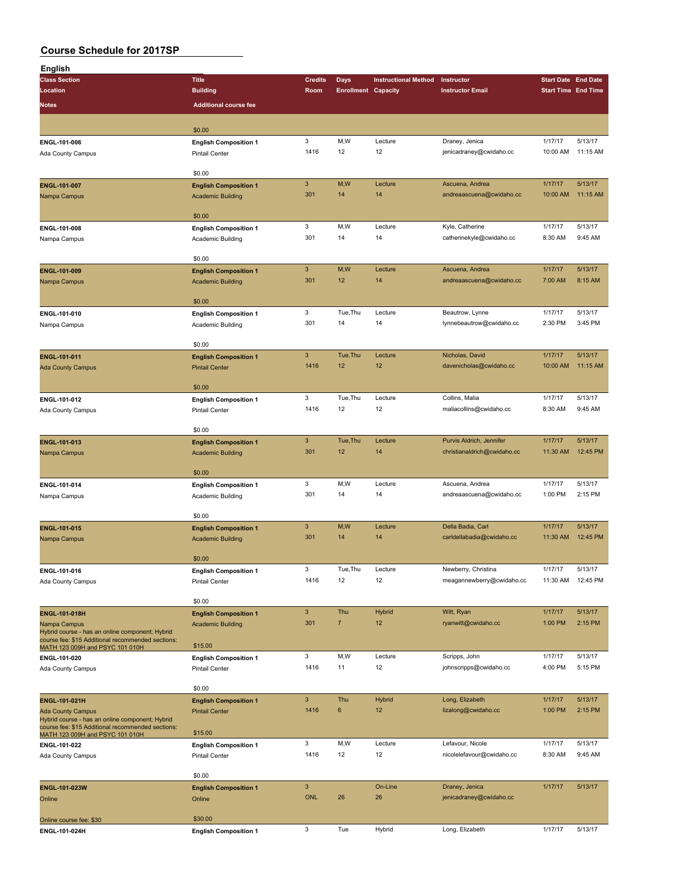# Course Schedule for 2017SP

## English

| Class Section / Location / Notes | Title / Building / Additional course fee | Credits / Room | Days / Enrollment | Instructional Method / Capacity | Instructor / Instructor Email | Start Date / Start Time | End Date / End Time |
|---|---|---|---|---|---|---|---|
| | $0.00 | | | | | | |
| ENGL-101-006 | English Composition 1 | 3 | M,W | Lecture | Draney, Jenica | 1/17/17 | 5/13/17 |
| Ada County Campus | Pintail Center | 1416 | 12 | 12 | jenicadraney@cwidaho.cc | 10:00 AM | 11:15 AM |
| | $0.00 | | | | | | |
| ENGL-101-007 | English Composition 1 | 3 | M,W | Lecture | Ascuena, Andrea | 1/17/17 | 5/13/17 |
| Nampa Campus | Academic Building | 301 | 14 | 14 | andreaascuena@cwidaho.cc | 10:00 AM | 11:15 AM |
| | $0.00 | | | | | | |
| ENGL-101-008 | English Composition 1 | 3 | M,W | Lecture | Kyle, Catherine | 1/17/17 | 5/13/17 |
| Nampa Campus | Academic Building | 301 | 14 | 14 | catherinekyle@cwidaho.cc | 8:30 AM | 9:45 AM |
| | $0.00 | | | | | | |
| ENGL-101-009 | English Composition 1 | 3 | M,W | Lecture | Ascuena, Andrea | 1/17/17 | 5/13/17 |
| Nampa Campus | Academic Building | 301 | 12 | 14 | andreaascuena@cwidaho.cc | 7:00 AM | 8:15 AM |
| | $0.00 | | | | | | |
| ENGL-101-010 | English Composition 1 | 3 | Tue,Thu | Lecture | Beautrow, Lynne | 1/17/17 | 5/13/17 |
| Nampa Campus | Academic Building | 301 | 14 | 14 | lynnebeautrow@cwidaho.cc | 2:30 PM | 3:45 PM |
| | $0.00 | | | | | | |
| ENGL-101-011 | English Composition 1 | 3 | Tue,Thu | Lecture | Nicholas, David | 1/17/17 | 5/13/17 |
| Ada County Campus | Pintail Center | 1416 | 12 | 12 | davenicholas@cwidaho.cc | 10:00 AM | 11:15 AM |
| | $0.00 | | | | | | |
| ENGL-101-012 | English Composition 1 | 3 | Tue,Thu | Lecture | Collins, Malia | 1/17/17 | 5/13/17 |
| Ada County Campus | Pintail Center | 1416 | 12 | 12 | maliacollins@cwidaho.cc | 8:30 AM | 9:45 AM |
| | $0.00 | | | | | | |
| ENGL-101-013 | English Composition 1 | 3 | Tue,Thu | Lecture | Purvis Aldrich, Jennifer | 1/17/17 | 5/13/17 |
| Nampa Campus | Academic Building | 301 | 12 | 14 | christianaldrich@cwidaho.cc | 11:30 AM | 12:45 PM |
| | $0.00 | | | | | | |
| ENGL-101-014 | English Composition 1 | 3 | M,W | Lecture | Ascuena, Andrea | 1/17/17 | 5/13/17 |
| Nampa Campus | Academic Building | 301 | 14 | 14 | andreaascuena@cwidaho.cc | 1:00 PM | 2:15 PM |
| | $0.00 | | | | | | |
| ENGL-101-015 | English Composition 1 | 3 | M,W | Lecture | Della Badia, Carl | 1/17/17 | 5/13/17 |
| Nampa Campus | Academic Building | 301 | 14 | 14 | carldellabadia@cwidaho.cc | 11:30 AM | 12:45 PM |
| | $0.00 | | | | | | |
| ENGL-101-016 | English Composition 1 | 3 | Tue,Thu | Lecture | Newberry, Christina | 1/17/17 | 5/13/17 |
| Ada County Campus | Pintail Center | 1416 | 12 | 12 | meagannewberry@cwidaho.cc | 11:30 AM | 12:45 PM |
| | $0.00 | | | | | | |
| ENGL-101-018H | English Composition 1 | 3 | Thu | Hybrid | Witt, Ryan | 1/17/17 | 5/13/17 |
| Nampa Campus | Academic Building | 301 | 7 | 12 | ryanwitt@cwidaho.cc | 1:00 PM | 2:15 PM |
| Hybrid course - has an online component; Hybrid course fee: $15 Additional recommended sections: MATH 123 009H and PSYC 101 010H | $15.00 | | | | | | |
| ENGL-101-020 | English Composition 1 | 3 | M,W | Lecture | Scripps, John | 1/17/17 | 5/13/17 |
| Ada County Campus | Pintail Center | 1416 | 11 | 12 | johnscripps@cwidaho.cc | 4:00 PM | 5:15 PM |
| | $0.00 | | | | | | |
| ENGL-101-021H | English Composition 1 | 3 | Thu | Hybrid | Long, Elizabeth | 1/17/17 | 5/13/17 |
| Ada County Campus | Pintail Center | 1416 | 6 | 12 | lizalong@cwidaho.cc | 1:00 PM | 2:15 PM |
| Hybrid course - has an online component; Hybrid course fee: $15 Additional recommended sections: MATH 123 009H and PSYC 101 010H | $15.00 | | | | | | |
| ENGL-101-022 | English Composition 1 | 3 | M,W | Lecture | Lefavour, Nicole | 1/17/17 | 5/13/17 |
| Ada County Campus | Pintail Center | 1416 | 12 | 12 | nicolelefavour@cwidaho.cc | 8:30 AM | 9:45 AM |
| | $0.00 | | | | | | |
| ENGL-101-023W | English Composition 1 | 3 | | On-Line | Draney, Jenica | 1/17/17 | 5/13/17 |
| Online | Online | ONL | 26 | 26 | jenicadraney@cwidaho.cc | | |
| Online course fee: $30 | $30.00 | | | | | | |
| ENGL-101-024H | English Composition 1 | 3 | Tue | Hybrid | Long, Elizabeth | 1/17/17 | 5/13/17 |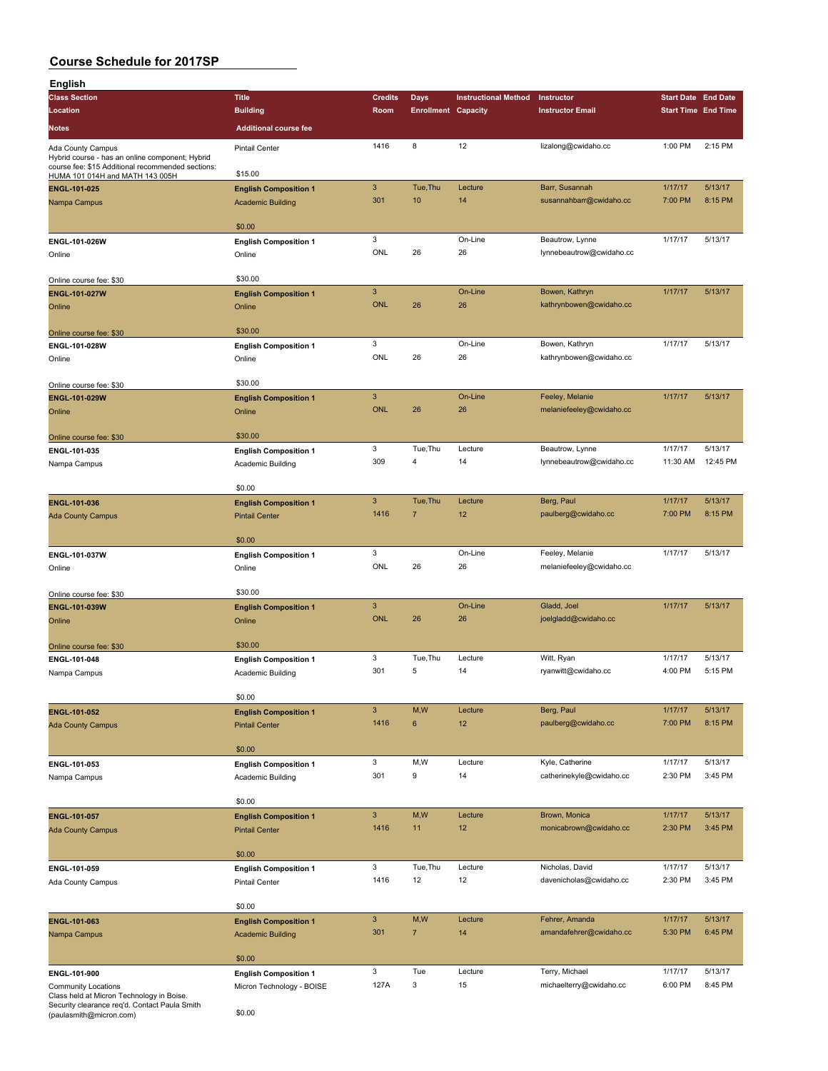# Course Schedule for 2017SP

## English

| Class Section | Title | Credits | Days | Instructional Method | Instructor | Start Date | End Date |
|---|---|---|---|---|---|---|---|
| Location | Building | Room | Enrollment | Capacity | Instructor Email | Start Time | End Time |
| Notes | Additional course fee | | | | | | |
| Ada County Campus | Pintail Center | 1416 | 8 | 12 | lizalong@cwidaho.cc | 1:00 PM | 2:15 PM |
| Hybrid course - has an online component; Hybrid course fee: $15 Additional recommended sections: HUMA 101 014H and MATH 143 005H | $15.00 | | | | | | |
| **ENGL-101-025** | **English Composition 1** | 3 | Tue,Thu | Lecture | Barr, Susannah | 1/17/17 | 5/13/17 |
| Nampa Campus | Academic Building | 301 | 10 | 14 | susannahbarr@cwidaho.cc | 7:00 PM | 8:15 PM |
| | $0.00 | | | | | | |
| **ENGL-101-026W** | **English Composition 1** | 3 | | On-Line | Beautrow, Lynne | 1/17/17 | 5/13/17 |
| Online | Online | ONL | 26 | 26 | lynnebeautrow@cwidaho.cc | | |
| Online course fee: $30 | $30.00 | | | | | | |
| **ENGL-101-027W** | **English Composition 1** | 3 | | On-Line | Bowen, Kathryn | 1/17/17 | 5/13/17 |
| Online | Online | ONL | 26 | 26 | kathrynbowen@cwidaho.cc | | |
| Online course fee: $30 | $30.00 | | | | | | |
| **ENGL-101-028W** | **English Composition 1** | 3 | | On-Line | Bowen, Kathryn | 1/17/17 | 5/13/17 |
| Online | Online | ONL | 26 | 26 | kathrynbowen@cwidaho.cc | | |
| Online course fee: $30 | $30.00 | | | | | | |
| **ENGL-101-029W** | **English Composition 1** | 3 | | On-Line | Feeley, Melanie | 1/17/17 | 5/13/17 |
| Online | Online | ONL | 26 | 26 | melaniefeeley@cwidaho.cc | | |
| Online course fee: $30 | $30.00 | | | | | | |
| **ENGL-101-035** | **English Composition 1** | 3 | Tue,Thu | Lecture | Beautrow, Lynne | 1/17/17 | 5/13/17 |
| Nampa Campus | Academic Building | 309 | 4 | 14 | lynnebeautrow@cwidaho.cc | 11:30 AM | 12:45 PM |
| | $0.00 | | | | | | |
| **ENGL-101-036** | **English Composition 1** | 3 | Tue,Thu | Lecture | Berg, Paul | 1/17/17 | 5/13/17 |
| Ada County Campus | Pintail Center | 1416 | 7 | 12 | paulberg@cwidaho.cc | 7:00 PM | 8:15 PM |
| | $0.00 | | | | | | |
| **ENGL-101-037W** | **English Composition 1** | 3 | | On-Line | Feeley, Melanie | 1/17/17 | 5/13/17 |
| Online | Online | ONL | 26 | 26 | melaniefeeley@cwidaho.cc | | |
| Online course fee: $30 | $30.00 | | | | | | |
| **ENGL-101-039W** | **English Composition 1** | 3 | | On-Line | Gladd, Joel | 1/17/17 | 5/13/17 |
| Online | Online | ONL | 26 | 26 | joelgladd@cwidaho.cc | | |
| Online course fee: $30 | $30.00 | | | | | | |
| **ENGL-101-048** | **English Composition 1** | 3 | Tue,Thu | Lecture | Witt, Ryan | 1/17/17 | 5/13/17 |
| Nampa Campus | Academic Building | 301 | 5 | 14 | ryanwitt@cwidaho.cc | 4:00 PM | 5:15 PM |
| | $0.00 | | | | | | |
| **ENGL-101-052** | **English Composition 1** | 3 | M,W | Lecture | Berg, Paul | 1/17/17 | 5/13/17 |
| Ada County Campus | Pintail Center | 1416 | 6 | 12 | paulberg@cwidaho.cc | 7:00 PM | 8:15 PM |
| | $0.00 | | | | | | |
| **ENGL-101-053** | **English Composition 1** | 3 | M,W | Lecture | Kyle, Catherine | 1/17/17 | 5/13/17 |
| Nampa Campus | Academic Building | 301 | 9 | 14 | catherinekyle@cwidaho.cc | 2:30 PM | 3:45 PM |
| | $0.00 | | | | | | |
| **ENGL-101-057** | **English Composition 1** | 3 | M,W | Lecture | Brown, Monica | 1/17/17 | 5/13/17 |
| Ada County Campus | Pintail Center | 1416 | 11 | 12 | monicabrown@cwidaho.cc | 2:30 PM | 3:45 PM |
| | $0.00 | | | | | | |
| **ENGL-101-059** | **English Composition 1** | 3 | Tue,Thu | Lecture | Nicholas, David | 1/17/17 | 5/13/17 |
| Ada County Campus | Pintail Center | 1416 | 12 | 12 | davenicholas@cwidaho.cc | 2:30 PM | 3:45 PM |
| | $0.00 | | | | | | |
| **ENGL-101-063** | **English Composition 1** | 3 | M,W | Lecture | Fehrer, Amanda | 1/17/17 | 5/13/17 |
| Nampa Campus | Academic Building | 301 | 7 | 14 | amandafehrer@cwidaho.cc | 5:30 PM | 6:45 PM |
| | $0.00 | | | | | | |
| **ENGL-101-900** | **English Composition 1** | 3 | Tue | Lecture | Terry, Michael | 1/17/17 | 5/13/17 |
| Community Locations | Micron Technology - BOISE | 127A | 3 | 15 | michaelterry@cwidaho.cc | 6:00 PM | 8:45 PM |
| Class held at Micron Technology in Boise. Security clearance req'd. Contact Paula Smith (paulasmith@micron.com) | $0.00 | | | | | | |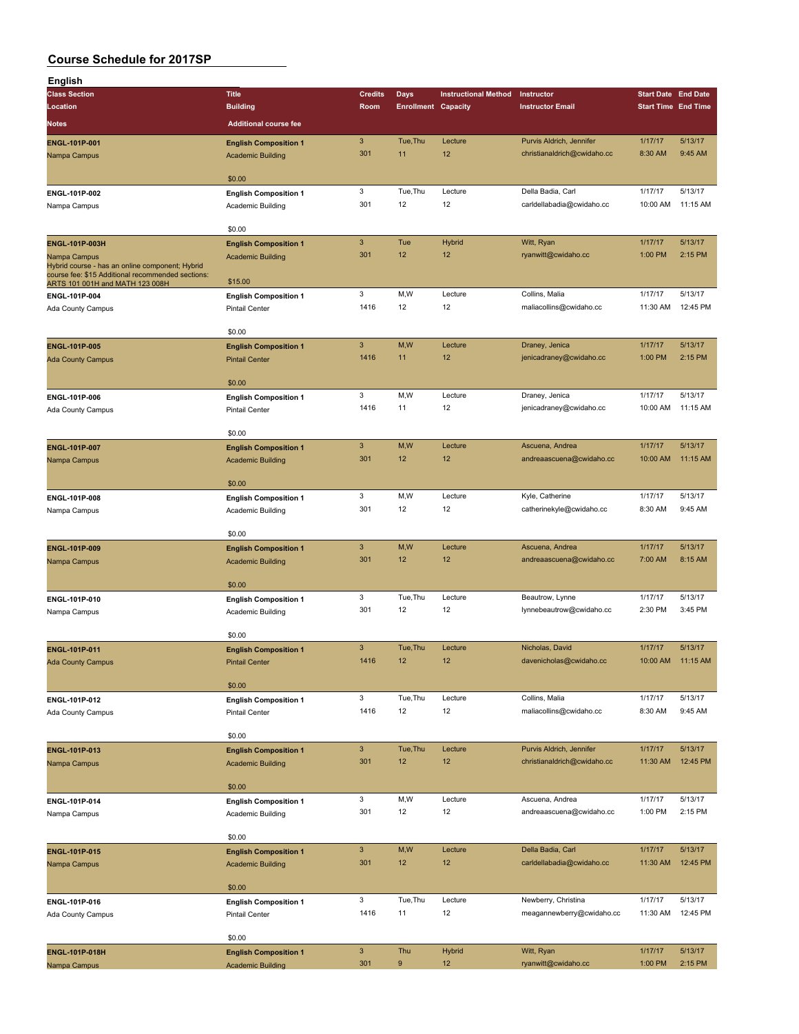# Course Schedule for 2017SP

## English

| Class Section / Location / Notes | Title / Building / Additional course fee | Credits / Room | Days / Enrollment | Instructional Method / Capacity | Instructor / Instructor Email | Start Date / Start Time | End Date / End Time |
|---|---|---|---|---|---|---|---|
| **ENGL-101P-001**<br>Nampa Campus | **English Composition 1**<br>Academic Building<br>$0.00 | 3<br>301 | Tue,Thu<br>11 | Lecture<br>12 | Purvis Aldrich, Jennifer<br>christianaldrich@cwidaho.cc | 1/17/17<br>8:30 AM | 5/13/17<br>9:45 AM |
| **ENGL-101P-002**<br>Nampa Campus | **English Composition 1**<br>Academic Building<br>$0.00 | 3<br>301 | Tue,Thu<br>12 | Lecture<br>12 | Della Badia, Carl<br>carldellabadia@cwidaho.cc | 1/17/17<br>10:00 AM | 5/13/17<br>11:15 AM |
| **ENGL-101P-003H**<br>Nampa Campus<br>Hybrid course - has an online component; Hybrid course fee: $15 Additional recommended sections: ARTS 101 001H and MATH 123 008H | **English Composition 1**<br>Academic Building<br>$15.00 | 3<br>301 | Tue<br>12 | Hybrid<br>12 | Witt, Ryan<br>ryanwitt@cwidaho.cc | 1/17/17<br>1:00 PM | 5/13/17<br>2:15 PM |
| **ENGL-101P-004**<br>Ada County Campus | **English Composition 1**<br>Pintail Center<br>$0.00 | 3<br>1416 | M,W<br>12 | Lecture<br>12 | Collins, Malia<br>maliacollins@cwidaho.cc | 1/17/17<br>11:30 AM | 5/13/17<br>12:45 PM |
| **ENGL-101P-005**<br>Ada County Campus | **English Composition 1**<br>Pintail Center<br>$0.00 | 3<br>1416 | M,W<br>11 | Lecture<br>12 | Draney, Jenica<br>jenicadraney@cwidaho.cc | 1/17/17<br>1:00 PM | 5/13/17<br>2:15 PM |
| **ENGL-101P-006**<br>Ada County Campus | **English Composition 1**<br>Pintail Center<br>$0.00 | 3<br>1416 | M,W<br>11 | Lecture<br>12 | Draney, Jenica<br>jenicadraney@cwidaho.cc | 1/17/17<br>10:00 AM | 5/13/17<br>11:15 AM |
| **ENGL-101P-007**<br>Nampa Campus | **English Composition 1**<br>Academic Building<br>$0.00 | 3<br>301 | M,W<br>12 | Lecture<br>12 | Ascuena, Andrea<br>andreaascuena@cwidaho.cc | 1/17/17<br>10:00 AM | 5/13/17<br>11:15 AM |
| **ENGL-101P-008**<br>Nampa Campus | **English Composition 1**<br>Academic Building<br>$0.00 | 3<br>301 | M,W<br>12 | Lecture<br>12 | Kyle, Catherine<br>catherinekyle@cwidaho.cc | 1/17/17<br>8:30 AM | 5/13/17<br>9:45 AM |
| **ENGL-101P-009**<br>Nampa Campus | **English Composition 1**<br>Academic Building<br>$0.00 | 3<br>301 | M,W<br>12 | Lecture<br>12 | Ascuena, Andrea<br>andreaascuena@cwidaho.cc | 1/17/17<br>7:00 AM | 5/13/17<br>8:15 AM |
| **ENGL-101P-010**<br>Nampa Campus | **English Composition 1**<br>Academic Building<br>$0.00 | 3<br>301 | Tue,Thu<br>12 | Lecture<br>12 | Beautrow, Lynne<br>lynnebeautrow@cwidaho.cc | 1/17/17<br>2:30 PM | 5/13/17<br>3:45 PM |
| **ENGL-101P-011**<br>Ada County Campus | **English Composition 1**<br>Pintail Center<br>$0.00 | 3<br>1416 | Tue,Thu<br>12 | Lecture<br>12 | Nicholas, David<br>davenicholas@cwidaho.cc | 1/17/17<br>10:00 AM | 5/13/17<br>11:15 AM |
| **ENGL-101P-012**<br>Ada County Campus | **English Composition 1**<br>Pintail Center<br>$0.00 | 3<br>1416 | Tue,Thu<br>12 | Lecture<br>12 | Collins, Malia<br>maliacollins@cwidaho.cc | 1/17/17<br>8:30 AM | 5/13/17<br>9:45 AM |
| **ENGL-101P-013**<br>Nampa Campus | **English Composition 1**<br>Academic Building<br>$0.00 | 3<br>301 | Tue,Thu<br>12 | Lecture<br>12 | Purvis Aldrich, Jennifer<br>christianaldrich@cwidaho.cc | 1/17/17<br>11:30 AM | 5/13/17<br>12:45 PM |
| **ENGL-101P-014**<br>Nampa Campus | **English Composition 1**<br>Academic Building<br>$0.00 | 3<br>301 | M,W<br>12 | Lecture<br>12 | Ascuena, Andrea<br>andreaascuena@cwidaho.cc | 1/17/17<br>1:00 PM | 5/13/17<br>2:15 PM |
| **ENGL-101P-015**<br>Nampa Campus | **English Composition 1**<br>Academic Building<br>$0.00 | 3<br>301 | M,W<br>12 | Lecture<br>12 | Della Badia, Carl<br>carldellabadia@cwidaho.cc | 1/17/17<br>11:30 AM | 5/13/17<br>12:45 PM |
| **ENGL-101P-016**<br>Ada County Campus | **English Composition 1**<br>Pintail Center<br>$0.00 | 3<br>1416 | Tue,Thu<br>11 | Lecture<br>12 | Newberry, Christina<br>meagannewberry@cwidaho.cc | 1/17/17<br>11:30 AM | 5/13/17<br>12:45 PM |
| **ENGL-101P-018H**<br>Nampa Campus | **English Composition 1**<br>Academic Building | 3<br>301 | Thu<br>9 | Hybrid<br>12 | Witt, Ryan<br>ryanwitt@cwidaho.cc | 1/17/17<br>1:00 PM | 5/13/17<br>2:15 PM |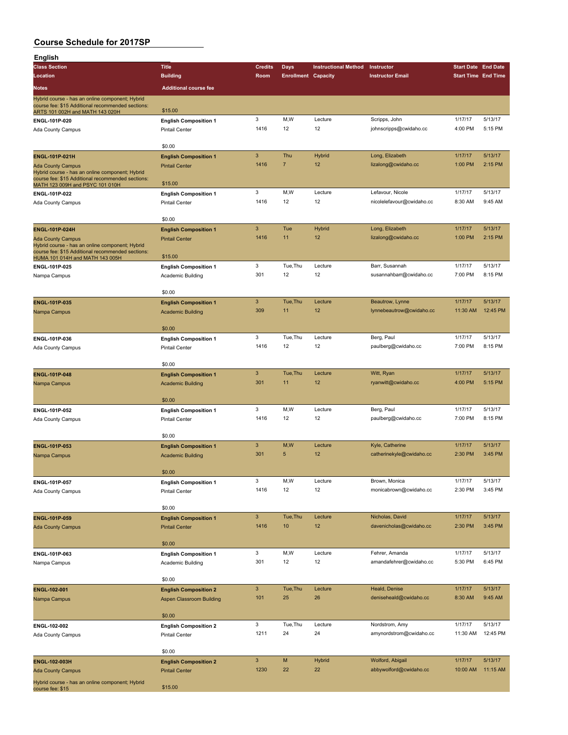# Course Schedule for 2017SP

## English

| Class Section / Location / Notes | Title / Building / Additional course fee | Credits / Room | Days / Enrollment | Instructional Method / Capacity | Instructor / Instructor Email | Start Date / Start Time | End Date / End Time |
|---|---|---|---|---|---|---|---|
| Hybrid course - has an online component; Hybrid course fee: $15 Additional recommended sections: ARTS 101 002H and MATH 143 020H | $15.00 | | | | | | |
| **ENGL-101P-020** | **English Composition 1** | 3 | M,W | Lecture | Scripps, John | 1/17/17 | 5/13/17 |
| Ada County Campus | Pintail Center | 1416 | 12 | 12 | johnscripps@cwidaho.cc | 4:00 PM | 5:15 PM |
| | $0.00 | | | | | | |
| **ENGL-101P-021H** | **English Composition 1** | 3 | Thu | Hybrid | Long, Elizabeth | 1/17/17 | 5/13/17 |
| Ada County Campus | Pintail Center | 1416 | 7 | 12 | lizalong@cwidaho.cc | 1:00 PM | 2:15 PM |
| Hybrid course - has an online component; Hybrid course fee: $15 Additional recommended sections: MATH 123 009H and PSYC 101 010H | $15.00 | | | | | | |
| **ENGL-101P-022** | **English Composition 1** | 3 | M,W | Lecture | Lefavour, Nicole | 1/17/17 | 5/13/17 |
| Ada County Campus | Pintail Center | 1416 | 12 | 12 | nicolelefavour@cwidaho.cc | 8:30 AM | 9:45 AM |
| | $0.00 | | | | | | |
| **ENGL-101P-024H** | **English Composition 1** | 3 | Tue | Hybrid | Long, Elizabeth | 1/17/17 | 5/13/17 |
| Ada County Campus | Pintail Center | 1416 | 11 | 12 | lizalong@cwidaho.cc | 1:00 PM | 2:15 PM |
| Hybrid course - has an online component; Hybrid course fee: $15 Additional recommended sections: HUMA 101 014H and MATH 143 005H | $15.00 | | | | | | |
| **ENGL-101P-025** | **English Composition 1** | 3 | Tue,Thu | Lecture | Barr, Susannah | 1/17/17 | 5/13/17 |
| Nampa Campus | Academic Building | 301 | 12 | 12 | susannahbarr@cwidaho.cc | 7:00 PM | 8:15 PM |
| | $0.00 | | | | | | |
| **ENGL-101P-035** | **English Composition 1** | 3 | Tue,Thu | Lecture | Beautrow, Lynne | 1/17/17 | 5/13/17 |
| Nampa Campus | Academic Building | 309 | 11 | 12 | lynnebeautrow@cwidaho.cc | 11:30 AM | 12:45 PM |
| | $0.00 | | | | | | |
| **ENGL-101P-036** | **English Composition 1** | 3 | Tue,Thu | Lecture | Berg, Paul | 1/17/17 | 5/13/17 |
| Ada County Campus | Pintail Center | 1416 | 12 | 12 | paulberg@cwidaho.cc | 7:00 PM | 8:15 PM |
| | $0.00 | | | | | | |
| **ENGL-101P-048** | **English Composition 1** | 3 | Tue,Thu | Lecture | Witt, Ryan | 1/17/17 | 5/13/17 |
| Nampa Campus | Academic Building | 301 | 11 | 12 | ryanwitt@cwidaho.cc | 4:00 PM | 5:15 PM |
| | $0.00 | | | | | | |
| **ENGL-101P-052** | **English Composition 1** | 3 | M,W | Lecture | Berg, Paul | 1/17/17 | 5/13/17 |
| Ada County Campus | Pintail Center | 1416 | 12 | 12 | paulberg@cwidaho.cc | 7:00 PM | 8:15 PM |
| | $0.00 | | | | | | |
| **ENGL-101P-053** | **English Composition 1** | 3 | M,W | Lecture | Kyle, Catherine | 1/17/17 | 5/13/17 |
| Nampa Campus | Academic Building | 301 | 5 | 12 | catherinekyle@cwidaho.cc | 2:30 PM | 3:45 PM |
| | $0.00 | | | | | | |
| **ENGL-101P-057** | **English Composition 1** | 3 | M,W | Lecture | Brown, Monica | 1/17/17 | 5/13/17 |
| Ada County Campus | Pintail Center | 1416 | 12 | 12 | monicabrown@cwidaho.cc | 2:30 PM | 3:45 PM |
| | $0.00 | | | | | | |
| **ENGL-101P-059** | **English Composition 1** | 3 | Tue,Thu | Lecture | Nicholas, David | 1/17/17 | 5/13/17 |
| Ada County Campus | Pintail Center | 1416 | 10 | 12 | davenicholas@cwidaho.cc | 2:30 PM | 3:45 PM |
| | $0.00 | | | | | | |
| **ENGL-101P-063** | **English Composition 1** | 3 | M,W | Lecture | Fehrer, Amanda | 1/17/17 | 5/13/17 |
| Nampa Campus | Academic Building | 301 | 12 | 12 | amandafehrer@cwidaho.cc | 5:30 PM | 6:45 PM |
| | $0.00 | | | | | | |
| **ENGL-102-001** | **English Composition 2** | 3 | Tue,Thu | Lecture | Heald, Denise | 1/17/17 | 5/13/17 |
| Nampa Campus | Aspen Classroom Building | 101 | 25 | 26 | deniseheald@cwidaho.cc | 8:30 AM | 9:45 AM |
| | $0.00 | | | | | | |
| **ENGL-102-002** | **English Composition 2** | 3 | Tue,Thu | Lecture | Nordstrom, Amy | 1/17/17 | 5/13/17 |
| Ada County Campus | Pintail Center | 1211 | 24 | 24 | amynordstrom@cwidaho.cc | 11:30 AM | 12:45 PM |
| | $0.00 | | | | | | |
| **ENGL-102-003H** | **English Composition 2** | 3 | M | Hybrid | Wolford, Abigail | 1/17/17 | 5/13/17 |
| Ada County Campus | Pintail Center | 1230 | 22 | 22 | abbywolford@cwidaho.cc | 10:00 AM | 11:15 AM |
| Hybrid course - has an online component; Hybrid course fee: $15 | $15.00 | | | | | | |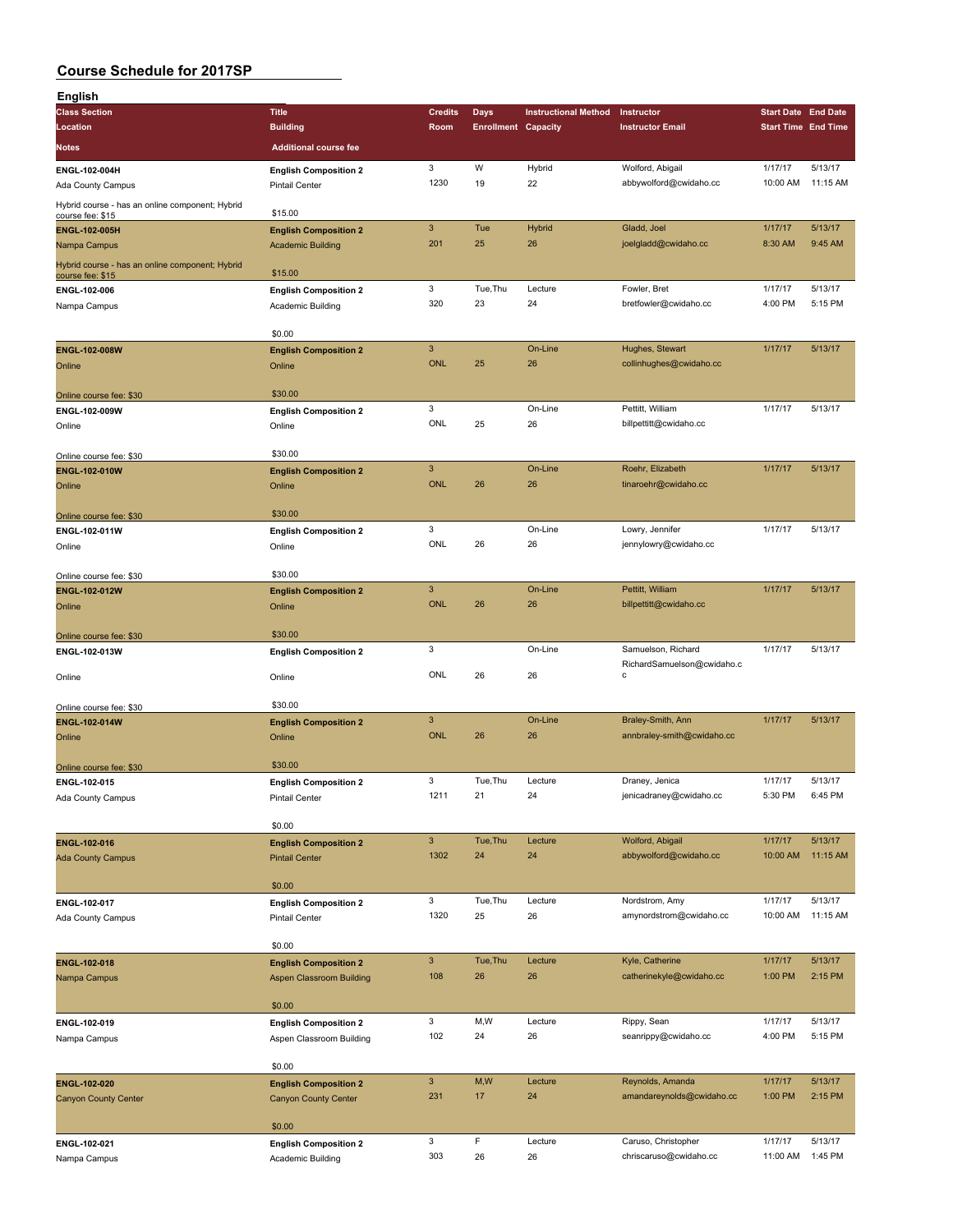# Course Schedule for 2017SP

## English

| Class Section / Location / Notes | Title / Building / Additional course fee | Credits / Room | Days / Enrollment | Instructional Method / Capacity | Instructor / Instructor Email | Start Date / Start Time | End Date / End Time |
|---|---|---|---|---|---|---|---|
| ENGL-102-004H<br>Ada County Campus<br>Hybrid course - has an online component; Hybrid course fee: $15 | English Composition 2<br>Pintail Center<br>$15.00 | 3<br>1230 | W<br>19 | Hybrid<br>22 | Wolford, Abigail<br>abbywolford@cwidaho.cc | 1/17/17<br>10:00 AM | 5/13/17<br>11:15 AM |
| ENGL-102-005H<br>Nampa Campus<br>Hybrid course - has an online component; Hybrid course fee: $15 | English Composition 2<br>Academic Building<br>$15.00 | 3<br>201 | Tue<br>25 | Hybrid<br>26 | Gladd, Joel<br>joelgladd@cwidaho.cc | 1/17/17<br>8:30 AM | 5/13/17<br>9:45 AM |
| ENGL-102-006<br>Nampa Campus | English Composition 2<br>Academic Building<br>$0.00 | 3<br>320 | Tue,Thu<br>23 | Lecture<br>24 | Fowler, Bret<br>bretfowler@cwidaho.cc | 1/17/17<br>4:00 PM | 5/13/17<br>5:15 PM |
| ENGL-102-008W<br>Online<br>Online course fee: $30 | English Composition 2<br>Online<br>$30.00 | 3<br>ONL | <br>25 | On-Line<br>26 | Hughes, Stewart<br>collinhughes@cwidaho.cc | 1/17/17 | 5/13/17 |
| ENGL-102-009W<br>Online<br>Online course fee: $30 | English Composition 2<br>Online<br>$30.00 | 3<br>ONL | <br>25 | On-Line<br>26 | Pettitt, William<br>billpettitt@cwidaho.cc | 1/17/17 | 5/13/17 |
| ENGL-102-010W<br>Online<br>Online course fee: $30 | English Composition 2<br>Online<br>$30.00 | 3<br>ONL | <br>26 | On-Line<br>26 | Roehr, Elizabeth<br>tinaroehr@cwidaho.cc | 1/17/17 | 5/13/17 |
| ENGL-102-011W<br>Online<br>Online course fee: $30 | English Composition 2<br>Online<br>$30.00 | 3<br>ONL | <br>26 | On-Line<br>26 | Lowry, Jennifer<br>jennylowry@cwidaho.cc | 1/17/17 | 5/13/17 |
| ENGL-102-012W<br>Online<br>Online course fee: $30 | English Composition 2<br>Online<br>$30.00 | 3<br>ONL | <br>26 | On-Line<br>26 | Pettitt, William<br>billpettitt@cwidaho.cc | 1/17/17 | 5/13/17 |
| ENGL-102-013W<br>Online<br>Online course fee: $30 | English Composition 2<br>Online<br>$30.00 | 3<br>ONL | <br>26 | On-Line<br>26 | Samuelson, Richard<br>RichardSamuelson@cwidaho.cc | 1/17/17 | 5/13/17 |
| ENGL-102-014W<br>Online<br>Online course fee: $30 | English Composition 2<br>Online<br>$30.00 | 3<br>ONL | <br>26 | On-Line<br>26 | Braley-Smith, Ann<br>annbraley-smith@cwidaho.cc | 1/17/17 | 5/13/17 |
| ENGL-102-015<br>Ada County Campus | English Composition 2<br>Pintail Center<br>$0.00 | 3<br>1211 | Tue,Thu<br>21 | Lecture<br>24 | Draney, Jenica<br>jenicadraney@cwidaho.cc | 1/17/17<br>5:30 PM | 5/13/17<br>6:45 PM |
| ENGL-102-016<br>Ada County Campus | English Composition 2<br>Pintail Center<br>$0.00 | 3<br>1302 | Tue,Thu<br>24 | Lecture<br>24 | Wolford, Abigail<br>abbywolford@cwidaho.cc | 1/17/17<br>10:00 AM | 5/13/17<br>11:15 AM |
| ENGL-102-017<br>Ada County Campus | English Composition 2<br>Pintail Center<br>$0.00 | 3<br>1320 | Tue,Thu<br>25 | Lecture<br>26 | Nordstrom, Amy<br>amynordstrom@cwidaho.cc | 1/17/17<br>10:00 AM | 5/13/17<br>11:15 AM |
| ENGL-102-018<br>Nampa Campus | English Composition 2<br>Aspen Classroom Building<br>$0.00 | 3<br>108 | Tue,Thu<br>26 | Lecture<br>26 | Kyle, Catherine<br>catherinekyle@cwidaho.cc | 1/17/17<br>1:00 PM | 5/13/17<br>2:15 PM |
| ENGL-102-019<br>Nampa Campus | English Composition 2<br>Aspen Classroom Building<br>$0.00 | 3<br>102 | M,W<br>24 | Lecture<br>26 | Rippy, Sean<br>seanrippy@cwidaho.cc | 1/17/17<br>4:00 PM | 5/13/17<br>5:15 PM |
| ENGL-102-020<br>Canyon County Center | English Composition 2<br>Canyon County Center<br>$0.00 | 3<br>231 | M,W<br>17 | Lecture<br>24 | Reynolds, Amanda<br>amandareynolds@cwidaho.cc | 1/17/17<br>1:00 PM | 5/13/17<br>2:15 PM |
| ENGL-102-021<br>Nampa Campus | English Composition 2<br>Academic Building | 3<br>303 | F<br>26 | Lecture<br>26 | Caruso, Christopher<br>chriscaruso@cwidaho.cc | 1/17/17<br>11:00 AM | 5/13/17<br>1:45 PM |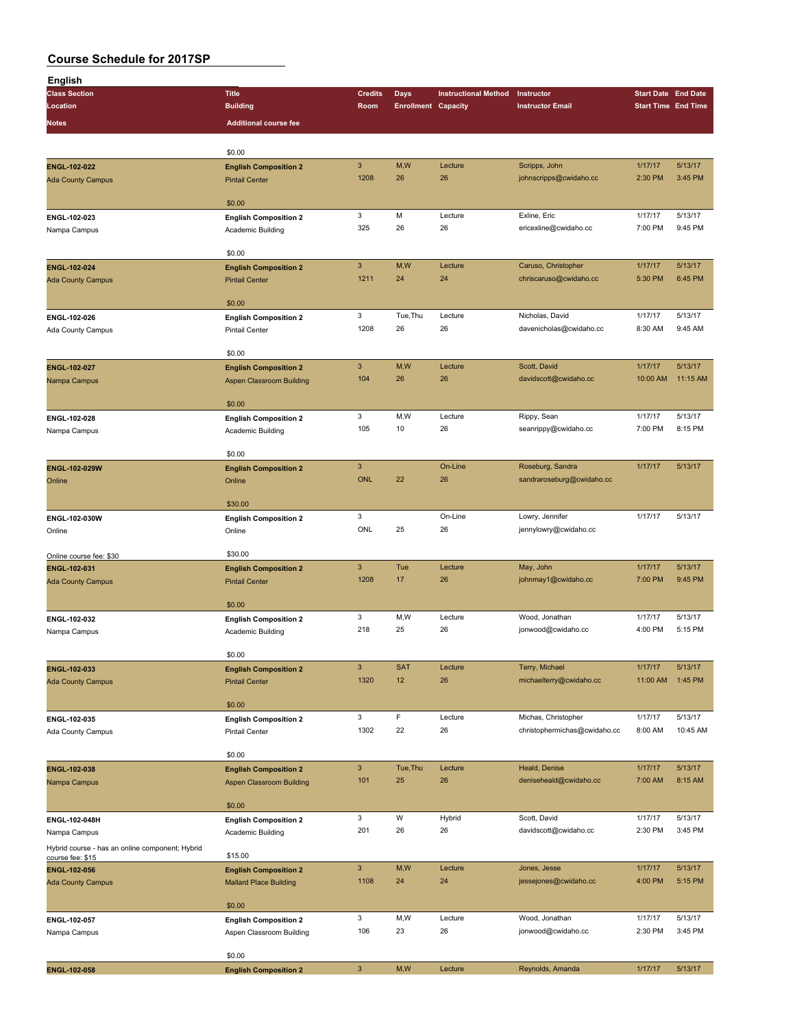# Course Schedule for 2017SP

## English

| Class Section / Location / Notes | Title / Building / Additional course fee | Credits / Room | Days / Enrollment | Instructional Method / Capacity | Instructor / Instructor Email | Start Date / Start Time | End Date / End Time |
|---|---|---|---|---|---|---|---|
| | $0.00 | | | | | | |
| **ENGL-102-022** Ada County Campus | **English Composition 2** Pintail Center $0.00 | 3 1208 | M,W 26 | Lecture 26 | Scripps, John johnscripps@cwidaho.cc | 1/17/17 2:30 PM | 5/13/17 3:45 PM |
| **ENGL-102-023** Nampa Campus | **English Composition 2** Academic Building $0.00 | 3 325 | M 26 | Lecture 26 | Exline, Eric ericexline@cwidaho.cc | 1/17/17 7:00 PM | 5/13/17 9:45 PM |
| **ENGL-102-024** Ada County Campus | **English Composition 2** Pintail Center $0.00 | 3 1211 | M,W 24 | Lecture 24 | Caruso, Christopher chriscaruso@cwidaho.cc | 1/17/17 5:30 PM | 5/13/17 6:45 PM |
| **ENGL-102-026** Ada County Campus | **English Composition 2** Pintail Center $0.00 | 3 1208 | Tue,Thu 26 | Lecture 26 | Nicholas, David davenicholas@cwidaho.cc | 1/17/17 8:30 AM | 5/13/17 9:45 AM |
| **ENGL-102-027** Nampa Campus | **English Composition 2** Aspen Classroom Building $0.00 | 3 104 | M,W 26 | Lecture 26 | Scott, David davidscott@cwidaho.cc | 1/17/17 10:00 AM | 5/13/17 11:15 AM |
| **ENGL-102-028** Nampa Campus | **English Composition 2** Academic Building $0.00 | 3 105 | M,W 10 | Lecture 26 | Rippy, Sean seanrippy@cwidaho.cc | 1/17/17 7:00 PM | 5/13/17 8:15 PM |
| **ENGL-102-029W** Online | **English Composition 2** Online $30.00 | 3 ONL | 22 | On-Line 26 | Roseburg, Sandra sandraroseburg@cwidaho.cc | 1/17/17 | 5/13/17 |
| **ENGL-102-030W** Online Online course fee: $30 | **English Composition 2** Online $30.00 | 3 ONL | 25 | On-Line 26 | Lowry, Jennifer jennylowry@cwidaho.cc | 1/17/17 | 5/13/17 |
| **ENGL-102-031** Ada County Campus | **English Composition 2** Pintail Center $0.00 | 3 1208 | Tue 17 | Lecture 26 | May, John johnmay1@cwidaho.cc | 1/17/17 7:00 PM | 5/13/17 9:45 PM |
| **ENGL-102-032** Nampa Campus | **English Composition 2** Academic Building $0.00 | 3 218 | M,W 25 | Lecture 26 | Wood, Jonathan jonwood@cwidaho.cc | 1/17/17 4:00 PM | 5/13/17 5:15 PM |
| **ENGL-102-033** Ada County Campus | **English Composition 2** Pintail Center $0.00 | 3 1320 | SAT 12 | Lecture 26 | Terry, Michael michaelterry@cwidaho.cc | 1/17/17 11:00 AM | 5/13/17 1:45 PM |
| **ENGL-102-035** Ada County Campus | **English Composition 2** Pintail Center $0.00 | 3 1302 | F 22 | Lecture 26 | Michas, Christopher christophermichas@cwidaho.cc | 1/17/17 8:00 AM | 5/13/17 10:45 AM |
| **ENGL-102-038** Nampa Campus | **English Composition 2** Aspen Classroom Building $0.00 | 3 101 | Tue,Thu 25 | Lecture 26 | Heald, Denise deniseheald@cwidaho.cc | 1/17/17 7:00 AM | 5/13/17 8:15 AM |
| **ENGL-102-048H** Nampa Campus Hybrid course - has an online component; Hybrid course fee: $15 | **English Composition 2** Academic Building $15.00 | 3 201 | W 26 | Hybrid 26 | Scott, David davidscott@cwidaho.cc | 1/17/17 2:30 PM | 5/13/17 3:45 PM |
| **ENGL-102-056** Ada County Campus | **English Composition 2** Mallard Place Building $0.00 | 3 1108 | M,W 24 | Lecture 24 | Jones, Jesse jessejones@cwidaho.cc | 1/17/17 4:00 PM | 5/13/17 5:15 PM |
| **ENGL-102-057** Nampa Campus | **English Composition 2** Aspen Classroom Building $0.00 | 3 106 | M,W 23 | Lecture 26 | Wood, Jonathan jonwood@cwidaho.cc | 1/17/17 2:30 PM | 5/13/17 3:45 PM |
| **ENGL-102-058** | **English Composition 2** | 3 | M,W | Lecture | Reynolds, Amanda | 1/17/17 | 5/13/17 |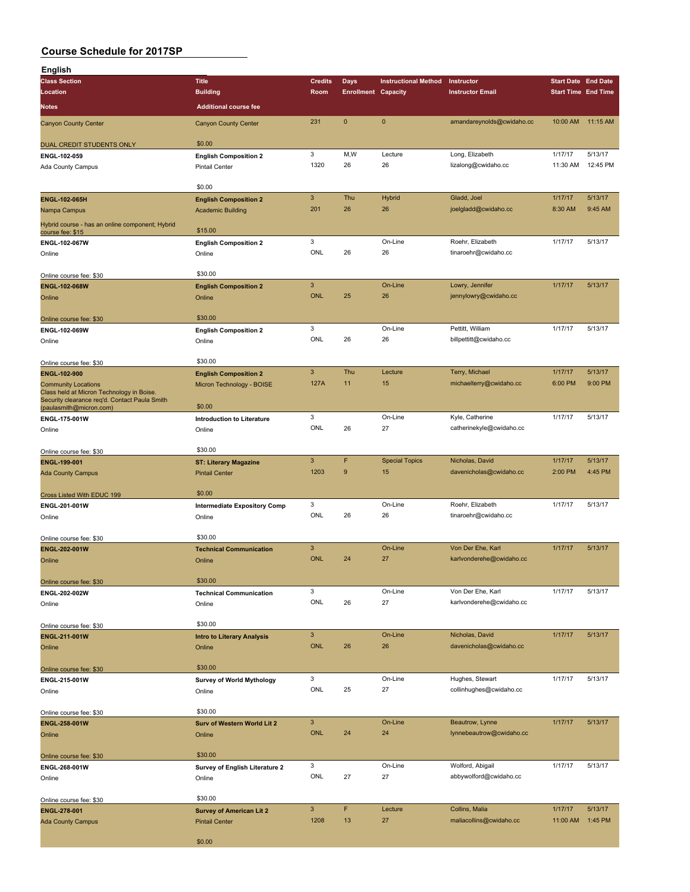# Course Schedule for 2017SP

## English

| Class Section | Title | Credits | Days | Instructional Method | Instructor | Start Date | End Date |
|---|---|---|---|---|---|---|---|
| Location | Building | Room | Enrollment | Capacity | Instructor Email | Start Time | End Time |
| Notes | Additional course fee | | | | | | |
| Canyon County Center | Canyon County Center | 231 | 0 | 0 | amandareynolds@cwidaho.cc | 10:00 AM | 11:15 AM |
| DUAL CREDIT STUDENTS ONLY | $0.00 | | | | | | |
| **ENGL-102-059** | **English Composition 2** | 3 | M,W | Lecture | Long, Elizabeth | 1/17/17 | 5/13/17 |
| Ada County Campus | Pintail Center | 1320 | 26 | 26 | lizalong@cwidaho.cc | 11:30 AM | 12:45 PM |
| | $0.00 | | | | | | |
| **ENGL-102-065H** | **English Composition 2** | 3 | Thu | Hybrid | Gladd, Joel | 1/17/17 | 5/13/17 |
| Nampa Campus | Academic Building | 201 | 26 | 26 | joelgladd@cwidaho.cc | 8:30 AM | 9:45 AM |
| Hybrid course - has an online component; Hybrid course fee: $15 | $15.00 | | | | | | |
| **ENGL-102-067W** | **English Composition 2** | 3 | | On-Line | Roehr, Elizabeth | 1/17/17 | 5/13/17 |
| Online | Online | ONL | 26 | 26 | tinaroehr@cwidaho.cc | | |
| Online course fee: $30 | $30.00 | | | | | | |
| **ENGL-102-068W** | **English Composition 2** | 3 | | On-Line | Lowry, Jennifer | 1/17/17 | 5/13/17 |
| Online | Online | ONL | 25 | 26 | jennylowry@cwidaho.cc | | |
| Online course fee: $30 | $30.00 | | | | | | |
| **ENGL-102-069W** | **English Composition 2** | 3 | | On-Line | Pettitt, William | 1/17/17 | 5/13/17 |
| Online | Online | ONL | 26 | 26 | billpettitt@cwidaho.cc | | |
| Online course fee: $30 | $30.00 | | | | | | |
| **ENGL-102-900** | **English Composition 2** | 3 | Thu | Lecture | Terry, Michael | 1/17/17 | 5/13/17 |
| Community Locations | Micron Technology - BOISE | 127A | 11 | 15 | michaelterry@cwidaho.cc | 6:00 PM | 9:00 PM |
| Class held at Micron Technology in Boise. Security clearance req'd. Contact Paula Smith (paulasmith@micron.com) | $0.00 | | | | | | |
| **ENGL-175-001W** | **Introduction to Literature** | 3 | | On-Line | Kyle, Catherine | 1/17/17 | 5/13/17 |
| Online | Online | ONL | 26 | 27 | catherinekyle@cwidaho.cc | | |
| Online course fee: $30 | $30.00 | | | | | | |
| **ENGL-199-001** | **ST: Literary Magazine** | 3 | F | Special Topics | Nicholas, David | 1/17/17 | 5/13/17 |
| Ada County Campus | Pintail Center | 1203 | 9 | 15 | davenicholas@cwidaho.cc | 2:00 PM | 4:45 PM |
| Cross Listed With EDUC 199 | $0.00 | | | | | | |
| **ENGL-201-001W** | **Intermediate Expository Comp** | 3 | | On-Line | Roehr, Elizabeth | 1/17/17 | 5/13/17 |
| Online | Online | ONL | 26 | 26 | tinaroehr@cwidaho.cc | | |
| Online course fee: $30 | $30.00 | | | | | | |
| **ENGL-202-001W** | **Technical Communication** | 3 | | On-Line | Von Der Ehe, Karl | 1/17/17 | 5/13/17 |
| Online | Online | ONL | 24 | 27 | karlvonderehe@cwidaho.cc | | |
| Online course fee: $30 | $30.00 | | | | | | |
| **ENGL-202-002W** | **Technical Communication** | 3 | | On-Line | Von Der Ehe, Karl | 1/17/17 | 5/13/17 |
| Online | Online | ONL | 26 | 27 | karlvonderehe@cwidaho.cc | | |
| Online course fee: $30 | $30.00 | | | | | | |
| **ENGL-211-001W** | **Intro to Literary Analysis** | 3 | | On-Line | Nicholas, David | 1/17/17 | 5/13/17 |
| Online | Online | ONL | 26 | 26 | davenicholas@cwidaho.cc | | |
| Online course fee: $30 | $30.00 | | | | | | |
| **ENGL-215-001W** | **Survey of World Mythology** | 3 | | On-Line | Hughes, Stewart | 1/17/17 | 5/13/17 |
| Online | Online | ONL | 25 | 27 | collinhughes@cwidaho.cc | | |
| Online course fee: $30 | $30.00 | | | | | | |
| **ENGL-258-001W** | **Surv of Western World Lit 2** | 3 | | On-Line | Beautrow, Lynne | 1/17/17 | 5/13/17 |
| Online | Online | ONL | 24 | 24 | lynnebeautrow@cwidaho.cc | | |
| Online course fee: $30 | $30.00 | | | | | | |
| **ENGL-268-001W** | **Survey of English Literature 2** | 3 | | On-Line | Wolford, Abigail | 1/17/17 | 5/13/17 |
| Online | Online | ONL | 27 | 27 | abbywolford@cwidaho.cc | | |
| Online course fee: $30 | $30.00 | | | | | | |
| **ENGL-278-001** | **Survey of American Lit 2** | 3 | F | Lecture | Collins, Malia | 1/17/17 | 5/13/17 |
| Ada County Campus | Pintail Center | 1208 | 13 | 27 | maliacollins@cwidaho.cc | 11:00 AM | 1:45 PM |
| | $0.00 | | | | | | |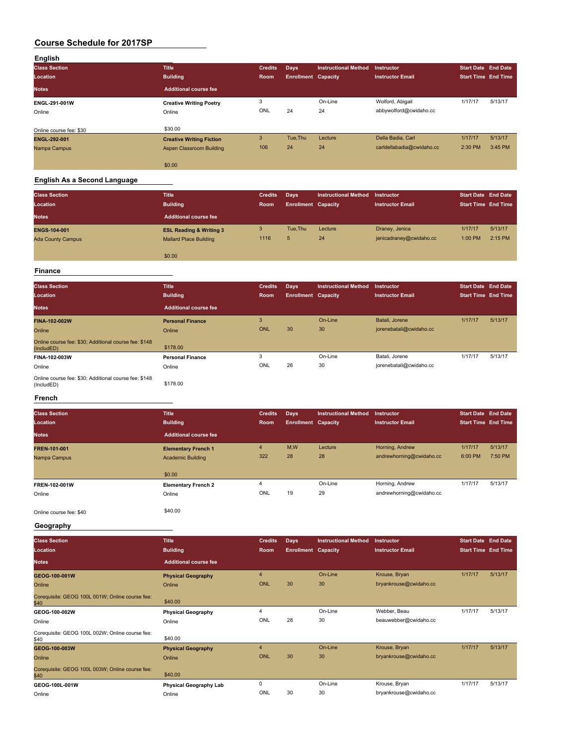# Course Schedule for 2017SP

## English

| Class Section / Location / Notes | Title / Building / Additional course fee | Credits / Room | Days / Enrollment | Instructional Method / Capacity | Instructor / Instructor Email | Start Date / Start Time | End Date / End Time |
|---|---|---|---|---|---|---|---|
| **ENGL-291-001W** | **Creative Writing Poetry** | 3 | | On-Line | Wolford, Abigail | 1/17/17 | 5/13/17 |
| Online | Online | ONL | 24 | 24 | abbywolford@cwidaho.cc | | |
| Online course fee: $30 | $30.00 | | | | | | |
| **ENGL-292-001** | **Creative Writing Fiction** | 3 | Tue,Thu | Lecture | Della Badia, Carl | 1/17/17 | 5/13/17 |
| Nampa Campus | Aspen Classroom Building | 106 | 24 | 24 | carldellabadia@cwidaho.cc | 2:30 PM | 3:45 PM |
| | $0.00 | | | | | | |

## English As a Second Language

| Class Section / Location / Notes | Title / Building / Additional course fee | Credits / Room | Days / Enrollment | Instructional Method / Capacity | Instructor / Instructor Email | Start Date / Start Time | End Date / End Time |
|---|---|---|---|---|---|---|---|
| **ENGS-104-001** | **ESL Reading & Writing 3** | 3 | Tue,Thu | Lecture | Draney, Jenica | 1/17/17 | 5/13/17 |
| Ada County Campus | Mallard Place Building | 1116 | 5 | 24 | jenicadraney@cwidaho.cc | 1:00 PM | 2:15 PM |
| | $0.00 | | | | | | |

## Finance

| Class Section / Location / Notes | Title / Building / Additional course fee | Credits / Room | Days / Enrollment | Instructional Method / Capacity | Instructor / Instructor Email | Start Date / Start Time | End Date / End Time |
|---|---|---|---|---|---|---|---|
| **FINA-102-002W** | **Personal Finance** | 3 | | On-Line | Batali, Jorene | 1/17/17 | 5/13/17 |
| Online | Online | ONL | 30 | 30 | jorenebatali@cwidaho.cc | | |
| Online course fee: $30; Additional course fee: $148 (IncludED) | $178.00 | | | | | | |
| **FINA-102-003W** | **Personal Finance** | 3 | | On-Line | Batali, Jorene | 1/17/17 | 5/13/17 |
| Online | Online | ONL | 26 | 30 | jorenebatali@cwidaho.cc | | |
| Online course fee: $30; Additional course fee: $148 (IncludED) | $178.00 | | | | | | |

## French

| Class Section / Location / Notes | Title / Building / Additional course fee | Credits / Room | Days / Enrollment | Instructional Method / Capacity | Instructor / Instructor Email | Start Date / Start Time | End Date / End Time |
|---|---|---|---|---|---|---|---|
| **FREN-101-001** | **Elementary French 1** | 4 | M,W | Lecture | Horning, Andrew | 1/17/17 | 5/13/17 |
| Nampa Campus | Academic Building | 322 | 28 | 28 | andrewhorning@cwidaho.cc | 6:00 PM | 7:50 PM |
| | $0.00 | | | | | | |
| **FREN-102-001W** | **Elementary French 2** | 4 | | On-Line | Horning, Andrew | 1/17/17 | 5/13/17 |
| Online | Online | ONL | 19 | 29 | andrewhorning@cwidaho.cc | | |
| Online course fee: $40 | $40.00 | | | | | | |

## Geography

| Class Section / Location / Notes | Title / Building / Additional course fee | Credits / Room | Days / Enrollment | Instructional Method / Capacity | Instructor / Instructor Email | Start Date / Start Time | End Date / End Time |
|---|---|---|---|---|---|---|---|
| **GEOG-100-001W** | **Physical Geography** | 4 | | On-Line | Krouse, Bryan | 1/17/17 | 5/13/17 |
| Online | Online | ONL | 30 | 30 | bryankrouse@cwidaho.cc | | |
| Corequisite: GEOG 100L 001W; Online course fee: $40 | $40.00 | | | | | | |
| **GEOG-100-002W** | **Physical Geography** | 4 | | On-Line | Webber, Beau | 1/17/17 | 5/13/17 |
| Online | Online | ONL | 28 | 30 | beauwebber@cwidaho.cc | | |
| Corequisite: GEOG 100L 002W; Online course fee: $40 | $40.00 | | | | | | |
| **GEOG-100-003W** | **Physical Geography** | 4 | | On-Line | Krouse, Bryan | 1/17/17 | 5/13/17 |
| Online | Online | ONL | 30 | 30 | bryankrouse@cwidaho.cc | | |
| Corequisite: GEOG 100L 003W; Online course fee: $40 | $40.00 | | | | | | |
| **GEOG-100L-001W** | **Physical Geography Lab** | 0 | | On-Line | Krouse, Bryan | 1/17/17 | 5/13/17 |
| Online | Online | ONL | 30 | 30 | bryankrouse@cwidaho.cc | | |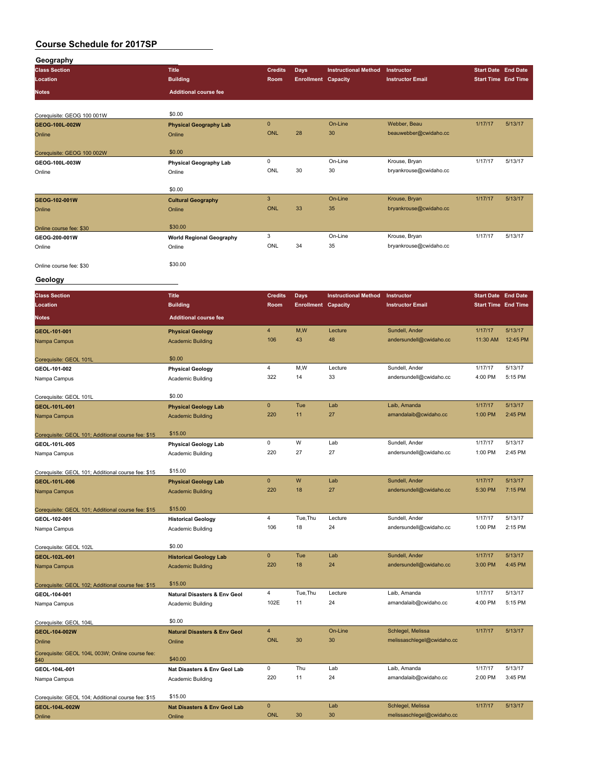# Course Schedule for 2017SP

## Geography

| Class Section / Location / Notes | Title / Building / Additional course fee | Credits / Room | Days / Enrollment | Instructional Method / Capacity | Instructor / Instructor Email | Start Date / Start Time | End Date / End Time |
|---|---|---|---|---|---|---|---|
| Corequisite: GEOG 100 001W | $0.00 | | | | | | |
| **GEOG-100L-002W** | **Physical Geography Lab** | 0 | | On-Line | Webber, Beau | 1/17/17 | 5/13/17 |
| Online | Online | ONL | 28 | 30 | beauwebber@cwidaho.cc | | |
| Corequisite: GEOG 100 002W | $0.00 | | | | | | |
| **GEOG-100L-003W** | **Physical Geography Lab** | 0 | | On-Line | Krouse, Bryan | 1/17/17 | 5/13/17 |
| Online | Online | ONL | 30 | 30 | bryankrouse@cwidaho.cc | | |
| | $0.00 | | | | | | |
| **GEOG-102-001W** | **Cultural Geography** | 3 | | On-Line | Krouse, Bryan | 1/17/17 | 5/13/17 |
| Online | Online | ONL | 33 | 35 | bryankrouse@cwidaho.cc | | |
| Online course fee: $30 | $30.00 | | | | | | |
| **GEOG-200-001W** | **World Regional Geography** | 3 | | On-Line | Krouse, Bryan | 1/17/17 | 5/13/17 |
| Online | Online | ONL | 34 | 35 | bryankrouse@cwidaho.cc | | |
| Online course fee: $30 | $30.00 | | | | | | |

## Geology

| Class Section / Location / Notes | Title / Building / Additional course fee | Credits / Room | Days / Enrollment | Instructional Method / Capacity | Instructor / Instructor Email | Start Date / Start Time | End Date / End Time |
|---|---|---|---|---|---|---|---|
| **GEOL-101-001** | **Physical Geology** | 4 | M,W | Lecture | Sundell, Ander | 1/17/17 | 5/13/17 |
| Nampa Campus | Academic Building | 106 | 43 | 48 | andersundell@cwidaho.cc | 11:30 AM | 12:45 PM |
| Corequisite: GEOL 101L | $0.00 | | | | | | |
| **GEOL-101-002** | **Physical Geology** | 4 | M,W | Lecture | Sundell, Ander | 1/17/17 | 5/13/17 |
| Nampa Campus | Academic Building | 322 | 14 | 33 | andersundell@cwidaho.cc | 4:00 PM | 5:15 PM |
| Corequisite: GEOL 101L | $0.00 | | | | | | |
| **GEOL-101L-001** | **Physical Geology Lab** | 0 | Tue | Lab | Laib, Amanda | 1/17/17 | 5/13/17 |
| Nampa Campus | Academic Building | 220 | 11 | 27 | amandalaib@cwidaho.cc | 1:00 PM | 2:45 PM |
| Corequisite: GEOL 101; Additional course fee: $15 | $15.00 | | | | | | |
| **GEOL-101L-005** | **Physical Geology Lab** | 0 | W | Lab | Sundell, Ander | 1/17/17 | 5/13/17 |
| Nampa Campus | Academic Building | 220 | 27 | 27 | andersundell@cwidaho.cc | 1:00 PM | 2:45 PM |
| Corequisite: GEOL 101; Additional course fee: $15 | $15.00 | | | | | | |
| **GEOL-101L-006** | **Physical Geology Lab** | 0 | W | Lab | Sundell, Ander | 1/17/17 | 5/13/17 |
| Nampa Campus | Academic Building | 220 | 18 | 27 | andersundell@cwidaho.cc | 5:30 PM | 7:15 PM |
| Corequisite: GEOL 101; Additional course fee: $15 | $15.00 | | | | | | |
| **GEOL-102-001** | **Historical Geology** | 4 | Tue,Thu | Lecture | Sundell, Ander | 1/17/17 | 5/13/17 |
| Nampa Campus | Academic Building | 106 | 18 | 24 | andersundell@cwidaho.cc | 1:00 PM | 2:15 PM |
| Corequisite: GEOL 102L | $0.00 | | | | | | |
| **GEOL-102L-001** | **Historical Geology Lab** | 0 | Tue | Lab | Sundell, Ander | 1/17/17 | 5/13/17 |
| Nampa Campus | Academic Building | 220 | 18 | 24 | andersundell@cwidaho.cc | 3:00 PM | 4:45 PM |
| Corequisite: GEOL 102; Additional course fee: $15 | $15.00 | | | | | | |
| **GEOL-104-001** | **Natural Disasters & Env Geol** | 4 | Tue,Thu | Lecture | Laib, Amanda | 1/17/17 | 5/13/17 |
| Nampa Campus | Academic Building | 102E | 11 | 24 | amandalaib@cwidaho.cc | 4:00 PM | 5:15 PM |
| Corequisite: GEOL 104L | $0.00 | | | | | | |
| **GEOL-104-002W** | **Natural Disasters & Env Geol** | 4 | | On-Line | Schlegel, Melissa | 1/17/17 | 5/13/17 |
| Online | Online | ONL | 30 | 30 | melissaschlegel@cwidaho.cc | | |
| Corequisite: GEOL 104L 003W; Online course fee: $40 | $40.00 | | | | | | |
| **GEOL-104L-001** | **Nat Disasters & Env Geol Lab** | 0 | Thu | Lab | Laib, Amanda | 1/17/17 | 5/13/17 |
| Nampa Campus | Academic Building | 220 | 11 | 24 | amandalaib@cwidaho.cc | 2:00 PM | 3:45 PM |
| Corequisite: GEOL 104; Additional course fee: $15 | $15.00 | | | | | | |
| **GEOL-104L-002W** | **Nat Disasters & Env Geol Lab** | 0 | | Lab | Schlegel, Melissa | 1/17/17 | 5/13/17 |
| Online | Online | ONL | 30 | 30 | melissaschlegel@cwidaho.cc | | |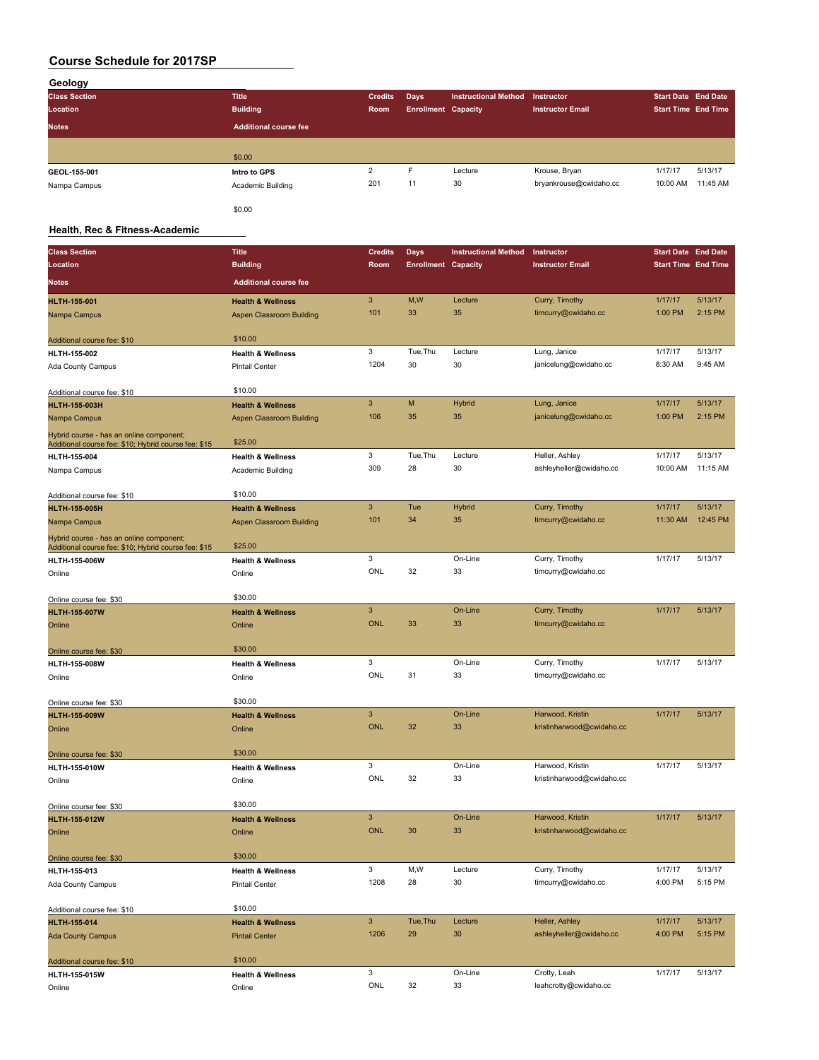# Course Schedule for 2017SP

## Geology

| Class Section / Location / Notes | Title / Building / Additional course fee | Credits / Room | Days / Enrollment | Instructional Method / Capacity | Instructor / Instructor Email | Start Date / Start Time | End Date / End Time |
|---|---|---|---|---|---|---|---|
| | $0.00 | | | | | | |
| GEOL-155-001 | Intro to GPS | 2 | F | Lecture | Krouse, Bryan | 1/17/17 | 5/13/17 |
| Nampa Campus | Academic Building | 201 | 11 | 30 | bryankrouse@cwidaho.cc | 10:00 AM | 11:45 AM |
| | $0.00 | | | | | | |

## Health, Rec & Fitness-Academic

| Class Section / Location / Notes | Title / Building / Additional course fee | Credits / Room | Days / Enrollment | Instructional Method / Capacity | Instructor / Instructor Email | Start Date / Start Time | End Date / End Time |
|---|---|---|---|---|---|---|---|
| HLTH-155-001 | Health & Wellness | 3 | M,W | Lecture | Curry, Timothy | 1/17/17 | 5/13/17 |
| Nampa Campus | Aspen Classroom Building | 101 | 33 | 35 | timcurry@cwidaho.cc | 1:00 PM | 2:15 PM |
| Additional course fee: $10 | $10.00 | | | | | | |
| HLTH-155-002 | Health & Wellness | 3 | Tue,Thu | Lecture | Lung, Janice | 1/17/17 | 5/13/17 |
| Ada County Campus | Pintail Center | 1204 | 30 | 30 | janicelung@cwidaho.cc | 8:30 AM | 9:45 AM |
| Additional course fee: $10 | $10.00 | | | | | | |
| HLTH-155-003H | Health & Wellness | 3 | M | Hybrid | Lung, Janice | 1/17/17 | 5/13/17 |
| Nampa Campus | Aspen Classroom Building | 106 | 35 | 35 | janicelung@cwidaho.cc | 1:00 PM | 2:15 PM |
| Hybrid course - has an online component; Additional course fee: $10; Hybrid course fee: $15 | $25.00 | | | | | | |
| HLTH-155-004 | Health & Wellness | 3 | Tue,Thu | Lecture | Heller, Ashley | 1/17/17 | 5/13/17 |
| Nampa Campus | Academic Building | 309 | 28 | 30 | ashleyheller@cwidaho.cc | 10:00 AM | 11:15 AM |
| Additional course fee: $10 | $10.00 | | | | | | |
| HLTH-155-005H | Health & Wellness | 3 | Tue | Hybrid | Curry, Timothy | 1/17/17 | 5/13/17 |
| Nampa Campus | Aspen Classroom Building | 101 | 34 | 35 | timcurry@cwidaho.cc | 11:30 AM | 12:45 PM |
| Hybrid course - has an online component; Additional course fee: $10; Hybrid course fee: $15 | $25.00 | | | | | | |
| HLTH-155-006W | Health & Wellness | 3 | | On-Line | Curry, Timothy | 1/17/17 | 5/13/17 |
| Online | Online | ONL | 32 | 33 | timcurry@cwidaho.cc | | |
| Online course fee: $30 | $30.00 | | | | | | |
| HLTH-155-007W | Health & Wellness | 3 | | On-Line | Curry, Timothy | 1/17/17 | 5/13/17 |
| Online | Online | ONL | 33 | 33 | timcurry@cwidaho.cc | | |
| Online course fee: $30 | $30.00 | | | | | | |
| HLTH-155-008W | Health & Wellness | 3 | | On-Line | Curry, Timothy | 1/17/17 | 5/13/17 |
| Online | Online | ONL | 31 | 33 | timcurry@cwidaho.cc | | |
| Online course fee: $30 | $30.00 | | | | | | |
| HLTH-155-009W | Health & Wellness | 3 | | On-Line | Harwood, Kristin | 1/17/17 | 5/13/17 |
| Online | Online | ONL | 32 | 33 | kristinharwood@cwidaho.cc | | |
| Online course fee: $30 | $30.00 | | | | | | |
| HLTH-155-010W | Health & Wellness | 3 | | On-Line | Harwood, Kristin | 1/17/17 | 5/13/17 |
| Online | Online | ONL | 32 | 33 | kristinharwood@cwidaho.cc | | |
| Online course fee: $30 | $30.00 | | | | | | |
| HLTH-155-012W | Health & Wellness | 3 | | On-Line | Harwood, Kristin | 1/17/17 | 5/13/17 |
| Online | Online | ONL | 30 | 33 | kristinharwood@cwidaho.cc | | |
| Online course fee: $30 | $30.00 | | | | | | |
| HLTH-155-013 | Health & Wellness | 3 | M,W | Lecture | Curry, Timothy | 1/17/17 | 5/13/17 |
| Ada County Campus | Pintail Center | 1208 | 28 | 30 | timcurry@cwidaho.cc | 4:00 PM | 5:15 PM |
| Additional course fee: $10 | $10.00 | | | | | | |
| HLTH-155-014 | Health & Wellness | 3 | Tue,Thu | Lecture | Heller, Ashley | 1/17/17 | 5/13/17 |
| Ada County Campus | Pintail Center | 1206 | 29 | 30 | ashleyheller@cwidaho.cc | 4:00 PM | 5:15 PM |
| Additional course fee: $10 | $10.00 | | | | | | |
| HLTH-155-015W | Health & Wellness | 3 | | On-Line | Crotty, Leah | 1/17/17 | 5/13/17 |
| Online | Online | ONL | 32 | 33 | leahcrotty@cwidaho.cc | | |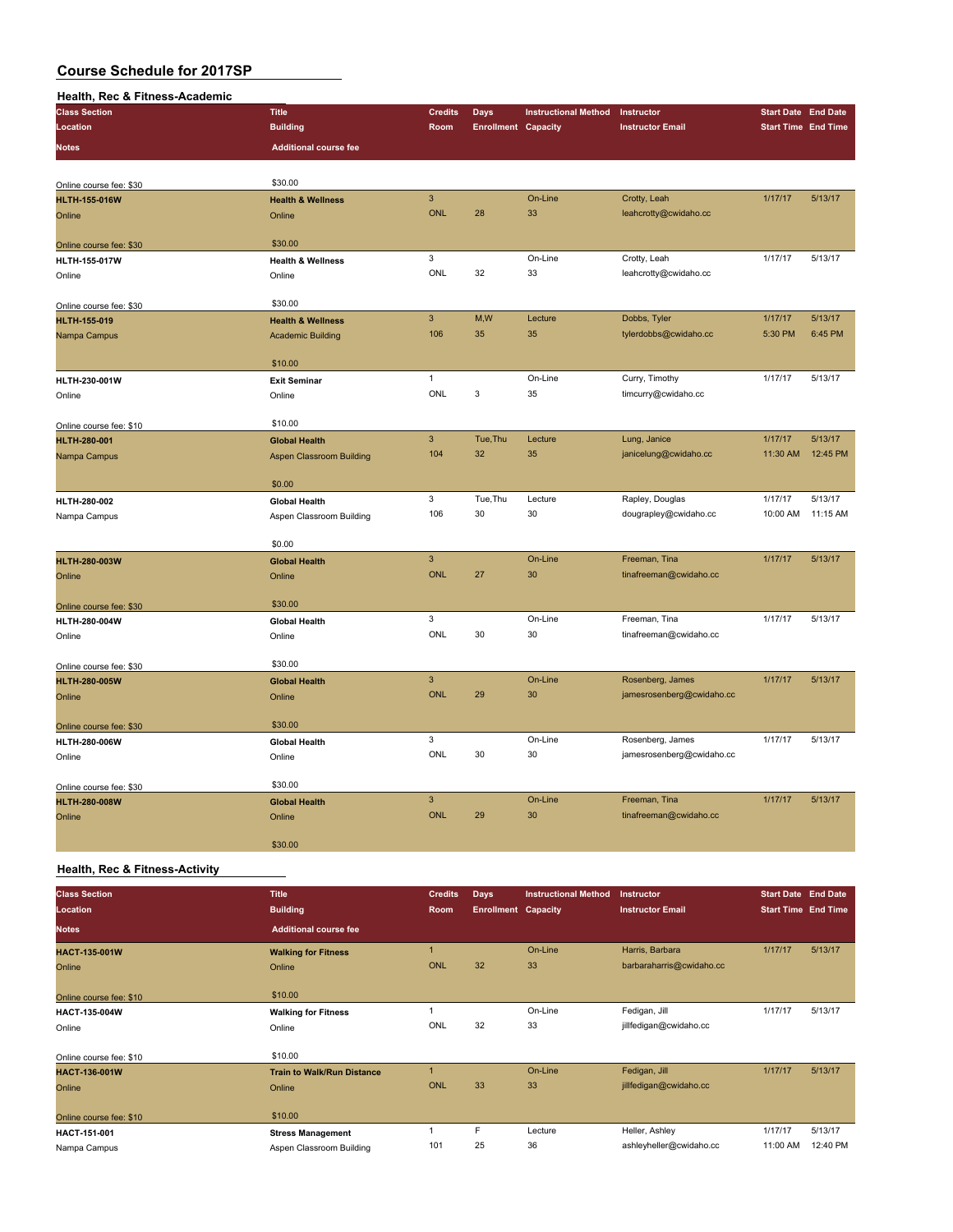# Course Schedule for 2017SP

## Health, Rec & Fitness-Academic

| Class Section | Title | Credits | Days | Instructional Method | Instructor | Start Date | End Date |
|---|---|---|---|---|---|---|---|
| Location | Building | Room | Enrollment | Capacity | Instructor Email | Start Time | End Time |
| Notes | Additional course fee | | | | | | |
| Online course fee: $30 | $30.00 | | | | | | |
| HLTH-155-016W | Health & Wellness | 3 | | On-Line | Crotty, Leah | 1/17/17 | 5/13/17 |
| Online | Online | ONL | 28 | 33 | leahcrotty@cwidaho.cc | | |
| Online course fee: $30 | $30.00 | | | | | | |
| HLTH-155-017W | Health & Wellness | 3 | | On-Line | Crotty, Leah | 1/17/17 | 5/13/17 |
| Online | Online | ONL | 32 | 33 | leahcrotty@cwidaho.cc | | |
| Online course fee: $30 | $30.00 | | | | | | |
| HLTH-155-019 | Health & Wellness | 3 | M,W | Lecture | Dobbs, Tyler | 1/17/17 | 5/13/17 |
| Nampa Campus | Academic Building | 106 | 35 | 35 | tylerdobbs@cwidaho.cc | 5:30 PM | 6:45 PM |
| | $10.00 | | | | | | |
| HLTH-230-001W | Exit Seminar | 1 | | On-Line | Curry, Timothy | 1/17/17 | 5/13/17 |
| Online | Online | ONL | 3 | 35 | timcurry@cwidaho.cc | | |
| Online course fee: $10 | $10.00 | | | | | | |
| HLTH-280-001 | Global Health | 3 | Tue,Thu | Lecture | Lung, Janice | 1/17/17 | 5/13/17 |
| Nampa Campus | Aspen Classroom Building | 104 | 32 | 35 | janicelung@cwidaho.cc | 11:30 AM | 12:45 PM |
| | $0.00 | | | | | | |
| HLTH-280-002 | Global Health | 3 | Tue,Thu | Lecture | Rapley, Douglas | 1/17/17 | 5/13/17 |
| Nampa Campus | Aspen Classroom Building | 106 | 30 | 30 | dougrapley@cwidaho.cc | 10:00 AM | 11:15 AM |
| | $0.00 | | | | | | |
| HLTH-280-003W | Global Health | 3 | | On-Line | Freeman, Tina | 1/17/17 | 5/13/17 |
| Online | Online | ONL | 27 | 30 | tinafreeman@cwidaho.cc | | |
| Online course fee: $30 | $30.00 | | | | | | |
| HLTH-280-004W | Global Health | 3 | | On-Line | Freeman, Tina | 1/17/17 | 5/13/17 |
| Online | Online | ONL | 30 | 30 | tinafreeman@cwidaho.cc | | |
| Online course fee: $30 | $30.00 | | | | | | |
| HLTH-280-005W | Global Health | 3 | | On-Line | Rosenberg, James | 1/17/17 | 5/13/17 |
| Online | Online | ONL | 29 | 30 | jamesrosenberg@cwidaho.cc | | |
| Online course fee: $30 | $30.00 | | | | | | |
| HLTH-280-006W | Global Health | 3 | | On-Line | Rosenberg, James | 1/17/17 | 5/13/17 |
| Online | Online | ONL | 30 | 30 | jamesrosenberg@cwidaho.cc | | |
| Online course fee: $30 | $30.00 | | | | | | |
| HLTH-280-008W | Global Health | 3 | | On-Line | Freeman, Tina | 1/17/17 | 5/13/17 |
| Online | Online | ONL | 29 | 30 | tinafreeman@cwidaho.cc | | |
| | $30.00 | | | | | | |

## Health, Rec & Fitness-Activity

| Class Section | Title | Credits | Days | Instructional Method | Instructor | Start Date | End Date |
|---|---|---|---|---|---|---|---|
| Location | Building | Room | Enrollment | Capacity | Instructor Email | Start Time | End Time |
| Notes | Additional course fee | | | | | | |
| HACT-135-001W | Walking for Fitness | 1 | | On-Line | Harris, Barbara | 1/17/17 | 5/13/17 |
| Online | Online | ONL | 32 | 33 | barbaraharris@cwidaho.cc | | |
| Online course fee: $10 | $10.00 | | | | | | |
| HACT-135-004W | Walking for Fitness | 1 | | On-Line | Fedigan, Jill | 1/17/17 | 5/13/17 |
| Online | Online | ONL | 32 | 33 | jillfedigan@cwidaho.cc | | |
| Online course fee: $10 | $10.00 | | | | | | |
| HACT-136-001W | Train to Walk/Run Distance | 1 | | On-Line | Fedigan, Jill | 1/17/17 | 5/13/17 |
| Online | Online | ONL | 33 | 33 | jillfedigan@cwidaho.cc | | |
| Online course fee: $10 | $10.00 | | | | | | |
| HACT-151-001 | Stress Management | 1 | F | Lecture | Heller, Ashley | 1/17/17 | 5/13/17 |
| Nampa Campus | Aspen Classroom Building | 101 | 25 | 36 | ashleyheller@cwidaho.cc | 11:00 AM | 12:40 PM |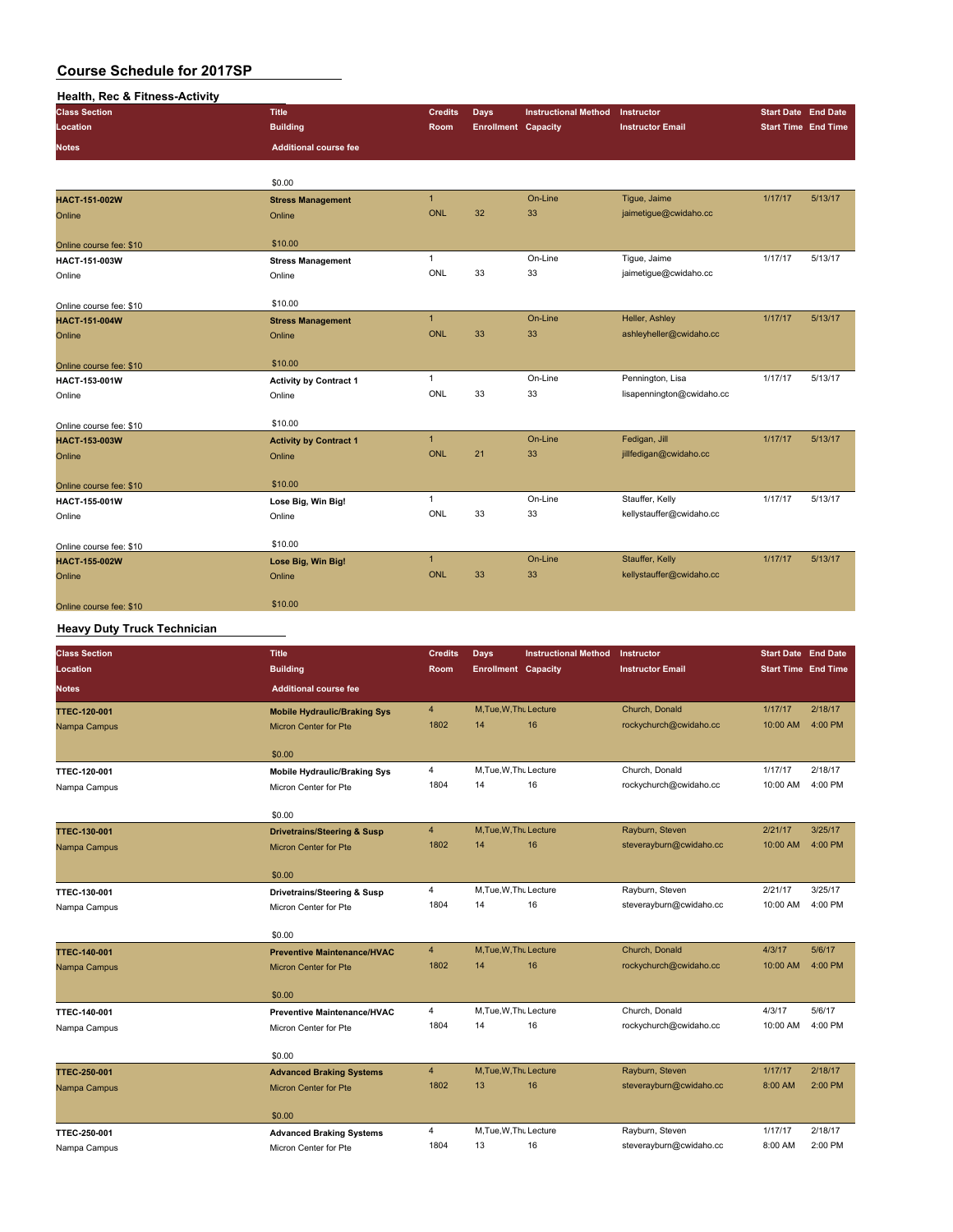# Course Schedule for 2017SP

## Health, Rec & Fitness-Activity

| Class Section<br>Location<br>Notes | Title<br>Building<br>Additional course fee | Credits<br>Room | Days<br>Enrollment | Instructional Method<br>Capacity | Instructor<br>Instructor Email | Start Date<br>Start Time | End Date<br>End Time |
|---|---|---|---|---|---|---|---|
| | $0.00 | | | | | | |
| HACT-151-002W<br>Online<br>Online course fee: $10 | Stress Management<br>Online<br>$10.00 | 1<br>ONL | <br>32 | On-Line<br>33 | Tigue, Jaime<br>jaimetigue@cwidaho.cc | 1/17/17 | 5/13/17 |
| HACT-151-003W<br>Online<br>Online course fee: $10 | Stress Management<br>Online<br>$10.00 | 1<br>ONL | <br>33 | On-Line<br>33 | Tigue, Jaime<br>jaimetigue@cwidaho.cc | 1/17/17 | 5/13/17 |
| HACT-151-004W<br>Online<br>Online course fee: $10 | Stress Management<br>Online<br>$10.00 | 1<br>ONL | <br>33 | On-Line<br>33 | Heller, Ashley<br>ashleyheller@cwidaho.cc | 1/17/17 | 5/13/17 |
| HACT-153-001W<br>Online<br>Online course fee: $10 | Activity by Contract 1<br>Online<br>$10.00 | 1<br>ONL | <br>33 | On-Line<br>33 | Pennington, Lisa<br>lisapennington@cwidaho.cc | 1/17/17 | 5/13/17 |
| HACT-153-003W<br>Online<br>Online course fee: $10 | Activity by Contract 1<br>Online<br>$10.00 | 1<br>ONL | <br>21 | On-Line<br>33 | Fedigan, Jill<br>jillfedigan@cwidaho.cc | 1/17/17 | 5/13/17 |
| HACT-155-001W<br>Online<br>Online course fee: $10 | Lose Big, Win Big!<br>Online<br>$10.00 | 1<br>ONL | <br>33 | On-Line<br>33 | Stauffer, Kelly<br>kellystauffer@cwidaho.cc | 1/17/17 | 5/13/17 |
| HACT-155-002W<br>Online<br>Online course fee: $10 | Lose Big, Win Big!<br>Online<br>$10.00 | 1<br>ONL | <br>33 | On-Line<br>33 | Stauffer, Kelly<br>kellystauffer@cwidaho.cc | 1/17/17 | 5/13/17 |

## Heavy Duty Truck Technician

| Class Section<br>Location<br>Notes | Title<br>Building<br>Additional course fee | Credits<br>Room | Days<br>Enrollment | Instructional Method<br>Capacity | Instructor<br>Instructor Email | Start Date<br>Start Time | End Date<br>End Time |
|---|---|---|---|---|---|---|---|
| TTEC-120-001<br>Nampa Campus | Mobile Hydraulic/Braking Sys<br>Micron Center for Pte<br>$0.00 | 4<br>1802 | M,Tue,W,Thu<br>14 | Lecture<br>16 | Church, Donald<br>rockychurch@cwidaho.cc | 1/17/17<br>10:00 AM | 2/18/17<br>4:00 PM |
| TTEC-120-001<br>Nampa Campus | Mobile Hydraulic/Braking Sys<br>Micron Center for Pte<br>$0.00 | 4<br>1804 | M,Tue,W,Thu<br>14 | Lecture<br>16 | Church, Donald<br>rockychurch@cwidaho.cc | 1/17/17<br>10:00 AM | 2/18/17<br>4:00 PM |
| TTEC-130-001<br>Nampa Campus | Drivetrains/Steering & Susp<br>Micron Center for Pte<br>$0.00 | 4<br>1802 | M,Tue,W,Thu<br>14 | Lecture<br>16 | Rayburn, Steven<br>steverayburn@cwidaho.cc | 2/21/17<br>10:00 AM | 3/25/17<br>4:00 PM |
| TTEC-130-001<br>Nampa Campus | Drivetrains/Steering & Susp<br>Micron Center for Pte<br>$0.00 | 4<br>1804 | M,Tue,W,Thu<br>14 | Lecture<br>16 | Rayburn, Steven<br>steverayburn@cwidaho.cc | 2/21/17<br>10:00 AM | 3/25/17<br>4:00 PM |
| TTEC-140-001<br>Nampa Campus | Preventive Maintenance/HVAC<br>Micron Center for Pte<br>$0.00 | 4<br>1802 | M,Tue,W,Thu<br>14 | Lecture<br>16 | Church, Donald<br>rockychurch@cwidaho.cc | 4/3/17<br>10:00 AM | 5/6/17<br>4:00 PM |
| TTEC-140-001<br>Nampa Campus | Preventive Maintenance/HVAC<br>Micron Center for Pte<br>$0.00 | 4<br>1804 | M,Tue,W,Thu<br>14 | Lecture<br>16 | Church, Donald<br>rockychurch@cwidaho.cc | 4/3/17<br>10:00 AM | 5/6/17<br>4:00 PM |
| TTEC-250-001<br>Nampa Campus | Advanced Braking Systems<br>Micron Center for Pte<br>$0.00 | 4<br>1802 | M,Tue,W,Thu<br>13 | Lecture<br>16 | Rayburn, Steven<br>steverayburn@cwidaho.cc | 1/17/17<br>8:00 AM | 2/18/17<br>2:00 PM |
| TTEC-250-001<br>Nampa Campus | Advanced Braking Systems<br>Micron Center for Pte | 4<br>1804 | M,Tue,W,Thu<br>13 | Lecture<br>16 | Rayburn, Steven<br>steverayburn@cwidaho.cc | 1/17/17<br>8:00 AM | 2/18/17<br>2:00 PM |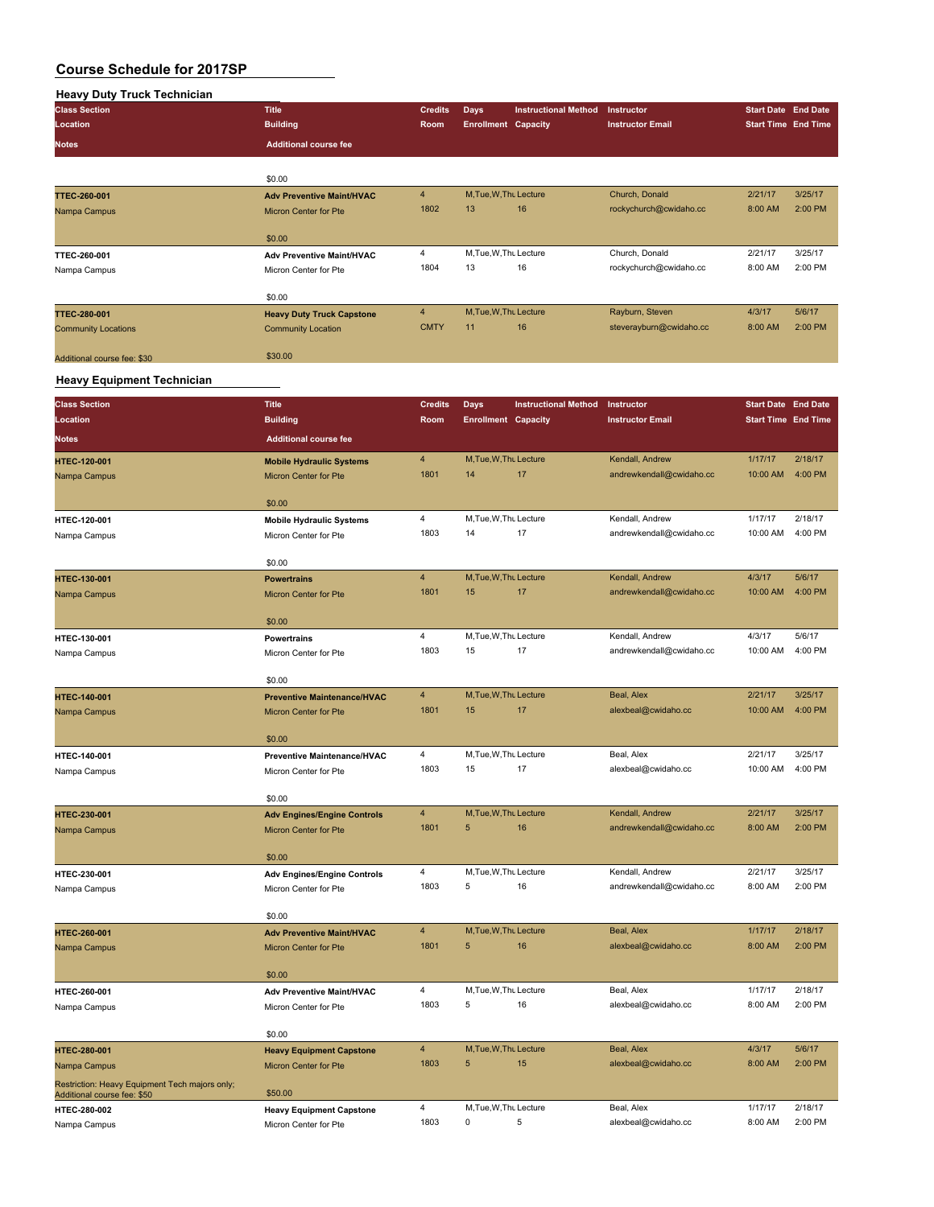# Course Schedule for 2017SP

## Heavy Duty Truck Technician

| Class Section / Location / Notes | Title / Building / Additional course fee | Credits / Room | Days / Enrollment | Instructional Method / Capacity | Instructor / Instructor Email | Start Date / Start Time | End Date / End Time |
|---|---|---|---|---|---|---|---|
| | $0.00 | | | | | | |
| **TTEC-260-001** | **Adv Preventive Maint/HVAC** | 4 | M,Tue,W,Thu | Lecture | Church, Donald | 2/21/17 | 3/25/17 |
| Nampa Campus | Micron Center for Pte | 1802 | 13 | 16 | rockychurch@cwidaho.cc | 8:00 AM | 2:00 PM |
| | $0.00 | | | | | | |
| **TTEC-260-001** | **Adv Preventive Maint/HVAC** | 4 | M,Tue,W,Thu | Lecture | Church, Donald | 2/21/17 | 3/25/17 |
| Nampa Campus | Micron Center for Pte | 1804 | 13 | 16 | rockychurch@cwidaho.cc | 8:00 AM | 2:00 PM |
| | $0.00 | | | | | | |
| **TTEC-280-001** | **Heavy Duty Truck Capstone** | 4 | M,Tue,W,Thu | Lecture | Rayburn, Steven | 4/3/17 | 5/6/17 |
| Community Locations | Community Location | CMTY | 11 | 16 | steverayburn@cwidaho.cc | 8:00 AM | 2:00 PM |
| Additional course fee: $30 | $30.00 | | | | | | |

## Heavy Equipment Technician

| Class Section / Location / Notes | Title / Building / Additional course fee | Credits / Room | Days / Enrollment | Instructional Method / Capacity | Instructor / Instructor Email | Start Date / Start Time | End Date / End Time |
|---|---|---|---|---|---|---|---|
| **HTEC-120-001** | **Mobile Hydraulic Systems** | 4 | M,Tue,W,Thu | Lecture | Kendall, Andrew | 1/17/17 | 2/18/17 |
| Nampa Campus | Micron Center for Pte | 1801 | 14 | 17 | andrewkendall@cwidaho.cc | 10:00 AM | 4:00 PM |
| | $0.00 | | | | | | |
| **HTEC-120-001** | **Mobile Hydraulic Systems** | 4 | M,Tue,W,Thu | Lecture | Kendall, Andrew | 1/17/17 | 2/18/17 |
| Nampa Campus | Micron Center for Pte | 1803 | 14 | 17 | andrewkendall@cwidaho.cc | 10:00 AM | 4:00 PM |
| | $0.00 | | | | | | |
| **HTEC-130-001** | **Powertrains** | 4 | M,Tue,W,Thu | Lecture | Kendall, Andrew | 4/3/17 | 5/6/17 |
| Nampa Campus | Micron Center for Pte | 1801 | 15 | 17 | andrewkendall@cwidaho.cc | 10:00 AM | 4:00 PM |
| | $0.00 | | | | | | |
| **HTEC-130-001** | **Powertrains** | 4 | M,Tue,W,Thu | Lecture | Kendall, Andrew | 4/3/17 | 5/6/17 |
| Nampa Campus | Micron Center for Pte | 1803 | 15 | 17 | andrewkendall@cwidaho.cc | 10:00 AM | 4:00 PM |
| | $0.00 | | | | | | |
| **HTEC-140-001** | **Preventive Maintenance/HVAC** | 4 | M,Tue,W,Thu | Lecture | Beal, Alex | 2/21/17 | 3/25/17 |
| Nampa Campus | Micron Center for Pte | 1801 | 15 | 17 | alexbeal@cwidaho.cc | 10:00 AM | 4:00 PM |
| | $0.00 | | | | | | |
| **HTEC-140-001** | **Preventive Maintenance/HVAC** | 4 | M,Tue,W,Thu | Lecture | Beal, Alex | 2/21/17 | 3/25/17 |
| Nampa Campus | Micron Center for Pte | 1803 | 15 | 17 | alexbeal@cwidaho.cc | 10:00 AM | 4:00 PM |
| | $0.00 | | | | | | |
| **HTEC-230-001** | **Adv Engines/Engine Controls** | 4 | M,Tue,W,Thu | Lecture | Kendall, Andrew | 2/21/17 | 3/25/17 |
| Nampa Campus | Micron Center for Pte | 1801 | 5 | 16 | andrewkendall@cwidaho.cc | 8:00 AM | 2:00 PM |
| | $0.00 | | | | | | |
| **HTEC-230-001** | **Adv Engines/Engine Controls** | 4 | M,Tue,W,Thu | Lecture | Kendall, Andrew | 2/21/17 | 3/25/17 |
| Nampa Campus | Micron Center for Pte | 1803 | 5 | 16 | andrewkendall@cwidaho.cc | 8:00 AM | 2:00 PM |
| | $0.00 | | | | | | |
| **HTEC-260-001** | **Adv Preventive Maint/HVAC** | 4 | M,Tue,W,Thu | Lecture | Beal, Alex | 1/17/17 | 2/18/17 |
| Nampa Campus | Micron Center for Pte | 1801 | 5 | 16 | alexbeal@cwidaho.cc | 8:00 AM | 2:00 PM |
| | $0.00 | | | | | | |
| **HTEC-260-001** | **Adv Preventive Maint/HVAC** | 4 | M,Tue,W,Thu | Lecture | Beal, Alex | 1/17/17 | 2/18/17 |
| Nampa Campus | Micron Center for Pte | 1803 | 5 | 16 | alexbeal@cwidaho.cc | 8:00 AM | 2:00 PM |
| | $0.00 | | | | | | |
| **HTEC-280-001** | **Heavy Equipment Capstone** | 4 | M,Tue,W,Thu | Lecture | Beal, Alex | 4/3/17 | 5/6/17 |
| Nampa Campus | Micron Center for Pte | 1803 | 5 | 15 | alexbeal@cwidaho.cc | 8:00 AM | 2:00 PM |
| Restriction: Heavy Equipment Tech majors only; Additional course fee: $50 | $50.00 | | | | | | |
| **HTEC-280-002** | **Heavy Equipment Capstone** | 4 | M,Tue,W,Thu | Lecture | Beal, Alex | 1/17/17 | 2/18/17 |
| Nampa Campus | Micron Center for Pte | 1803 | 0 | 5 | alexbeal@cwidaho.cc | 8:00 AM | 2:00 PM |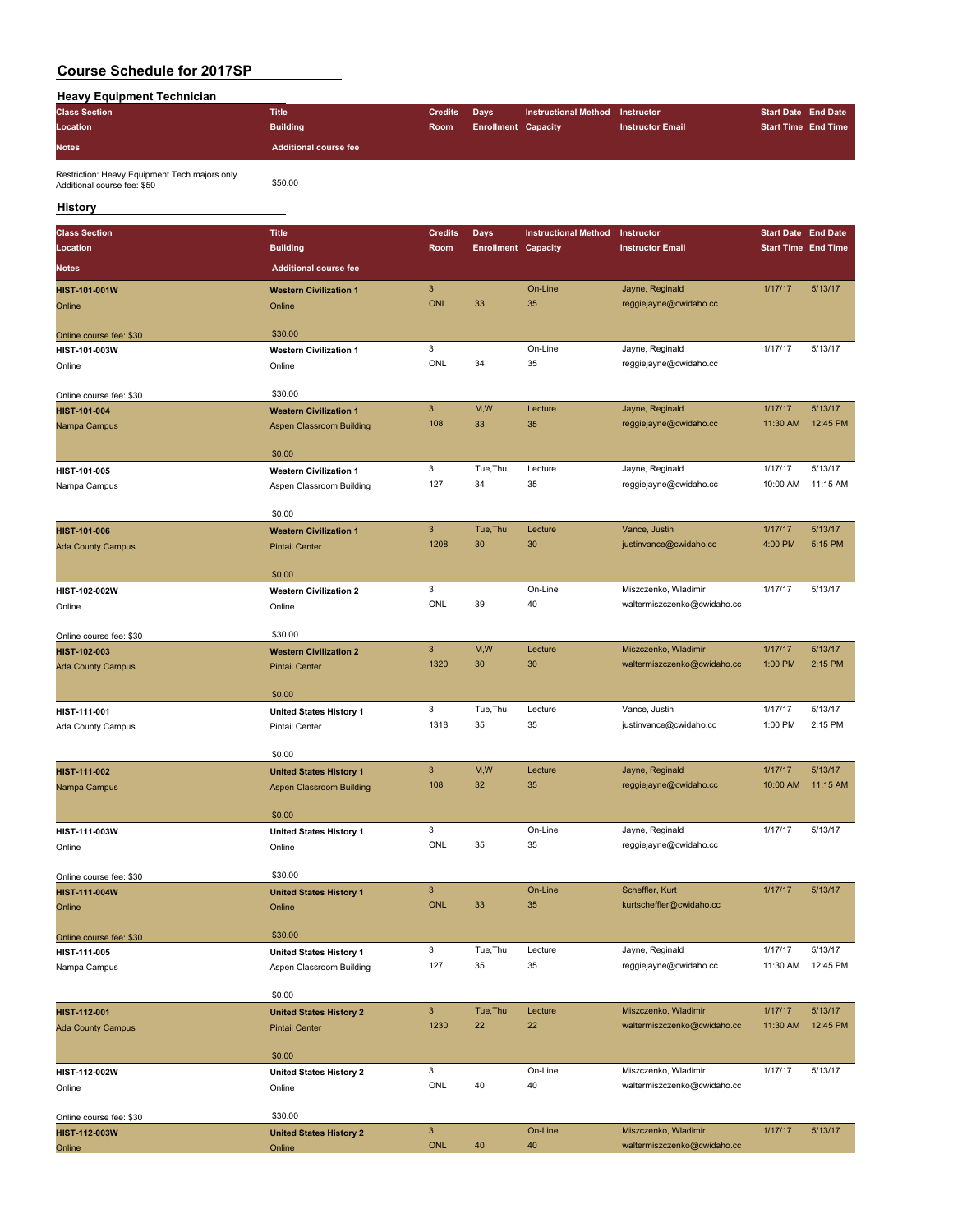# Course Schedule for 2017SP

## Heavy Equipment Technician

| Class Section<br>Location<br>Notes | Title<br>Building<br>Additional course fee | Credits<br>Room | Days<br>Enrollment | Instructional Method<br>Capacity | Instructor<br>Instructor Email | Start Date<br>Start Time | End Date<br>End Time |
|---|---|---|---|---|---|---|---|
| Restriction: Heavy Equipment Tech majors only<br>Additional course fee: $50 | $50.00 | | | | | | |

## History

| Class Section<br>Location<br>Notes | Title<br>Building<br>Additional course fee | Credits<br>Room | Days<br>Enrollment | Instructional Method<br>Capacity | Instructor<br>Instructor Email | Start Date<br>Start Time | End Date<br>End Time |
|---|---|---|---|---|---|---|---|
| **HIST-101-001W**<br>Online<br>Online course fee: $30 | **Western Civilization 1**<br>Online<br>$30.00 | 3<br>ONL | <br>33 | On-Line<br>35 | Jayne, Reginald<br>reggiejayne@cwidaho.cc | 1/17/17 | 5/13/17 |
| **HIST-101-003W**<br>Online<br>Online course fee: $30 | **Western Civilization 1**<br>Online<br>$30.00 | 3<br>ONL | <br>34 | On-Line<br>35 | Jayne, Reginald<br>reggiejayne@cwidaho.cc | 1/17/17 | 5/13/17 |
| **HIST-101-004**<br>Nampa Campus | **Western Civilization 1**<br>Aspen Classroom Building<br>$0.00 | 3<br>108 | M,W<br>33 | Lecture<br>35 | Jayne, Reginald<br>reggiejayne@cwidaho.cc | 1/17/17<br>11:30 AM | 5/13/17<br>12:45 PM |
| **HIST-101-005**<br>Nampa Campus | **Western Civilization 1**<br>Aspen Classroom Building<br>$0.00 | 3<br>127 | Tue,Thu<br>34 | Lecture<br>35 | Jayne, Reginald<br>reggiejayne@cwidaho.cc | 1/17/17<br>10:00 AM | 5/13/17<br>11:15 AM |
| **HIST-101-006**<br>Ada County Campus | **Western Civilization 1**<br>Pintail Center<br>$0.00 | 3<br>1208 | Tue,Thu<br>30 | Lecture<br>30 | Vance, Justin<br>justinvance@cwidaho.cc | 1/17/17<br>4:00 PM | 5/13/17<br>5:15 PM |
| **HIST-102-002W**<br>Online<br>Online course fee: $30 | **Western Civilization 2**<br>Online<br>$30.00 | 3<br>ONL | <br>39 | On-Line<br>40 | Miszczenko, Wladimir<br>waltermiszczenko@cwidaho.cc | 1/17/17 | 5/13/17 |
| **HIST-102-003**<br>Ada County Campus | **Western Civilization 2**<br>Pintail Center<br>$0.00 | 3<br>1320 | M,W<br>30 | Lecture<br>30 | Miszczenko, Wladimir<br>waltermiszczenko@cwidaho.cc | 1/17/17<br>1:00 PM | 5/13/17<br>2:15 PM |
| **HIST-111-001**<br>Ada County Campus | **United States History 1**<br>Pintail Center<br>$0.00 | 3<br>1318 | Tue,Thu<br>35 | Lecture<br>35 | Vance, Justin<br>justinvance@cwidaho.cc | 1/17/17<br>1:00 PM | 5/13/17<br>2:15 PM |
| **HIST-111-002**<br>Nampa Campus | **United States History 1**<br>Aspen Classroom Building<br>$0.00 | 3<br>108 | M,W<br>32 | Lecture<br>35 | Jayne, Reginald<br>reggiejayne@cwidaho.cc | 1/17/17<br>10:00 AM | 5/13/17<br>11:15 AM |
| **HIST-111-003W**<br>Online<br>Online course fee: $30 | **United States History 1**<br>Online<br>$30.00 | 3<br>ONL | <br>35 | On-Line<br>35 | Jayne, Reginald<br>reggiejayne@cwidaho.cc | 1/17/17 | 5/13/17 |
| **HIST-111-004W**<br>Online<br>Online course fee: $30 | **United States History 1**<br>Online<br>$30.00 | 3<br>ONL | <br>33 | On-Line<br>35 | Scheffler, Kurt<br>kurtscheffler@cwidaho.cc | 1/17/17 | 5/13/17 |
| **HIST-111-005**<br>Nampa Campus | **United States History 1**<br>Aspen Classroom Building<br>$0.00 | 3<br>127 | Tue,Thu<br>35 | Lecture<br>35 | Jayne, Reginald<br>reggiejayne@cwidaho.cc | 1/17/17<br>11:30 AM | 5/13/17<br>12:45 PM |
| **HIST-112-001**<br>Ada County Campus | **United States History 2**<br>Pintail Center<br>$0.00 | 3<br>1230 | Tue,Thu<br>22 | Lecture<br>22 | Miszczenko, Wladimir<br>waltermiszczenko@cwidaho.cc | 1/17/17<br>11:30 AM | 5/13/17<br>12:45 PM |
| **HIST-112-002W**<br>Online<br>Online course fee: $30 | **United States History 2**<br>Online<br>$30.00 | 3<br>ONL | <br>40 | On-Line<br>40 | Miszczenko, Wladimir<br>waltermiszczenko@cwidaho.cc | 1/17/17 | 5/13/17 |
| **HIST-112-003W**<br>Online | **United States History 2**<br>Online | 3<br>ONL | <br>40 | On-Line<br>40 | Miszczenko, Wladimir<br>waltermiszczenko@cwidaho.cc | 1/17/17 | 5/13/17 |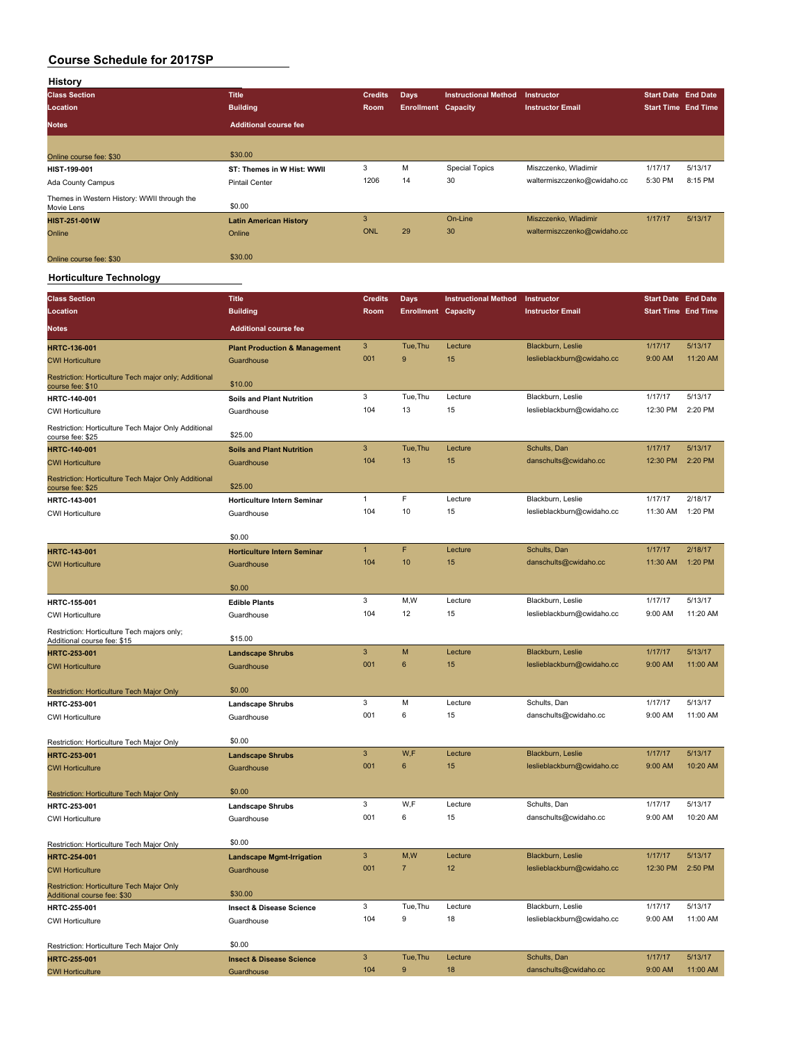# Course Schedule for 2017SP

## History

| Class Section / Location / Notes | Title / Building / Additional course fee | Credits / Room | Days / Enrollment | Instructional Method / Capacity | Instructor / Instructor Email | Start Date / Start Time | End Date / End Time |
|---|---|---|---|---|---|---|---|
| Online course fee: $30 | $30.00 | | | | | | |
| HIST-199-001 | ST: Themes in W Hist: WWII | 3 | M | Special Topics | Miszczenko, Wladimir | 1/17/17 | 5/13/17 |
| Ada County Campus | Pintail Center | 1206 | 14 | 30 | waltermiszczenko@cwidaho.cc | 5:30 PM | 8:15 PM |
| Themes in Western History: WWII through the Movie Lens | $0.00 | | | | | | |
| HIST-251-001W | Latin American History | 3 | | On-Line | Miszczenko, Wladimir | 1/17/17 | 5/13/17 |
| Online | Online | ONL | 29 | 30 | waltermiszczenko@cwidaho.cc | | |
| Online course fee: $30 | $30.00 | | | | | | |

## Horticulture Technology

| Class Section / Location / Notes | Title / Building / Additional course fee | Credits / Room | Days / Enrollment | Instructional Method / Capacity | Instructor / Instructor Email | Start Date / Start Time | End Date / End Time |
|---|---|---|---|---|---|---|---|
| HRTC-136-001 | Plant Production & Management | 3 | Tue,Thu | Lecture | Blackburn, Leslie | 1/17/17 | 5/13/17 |
| CWI Horticulture | Guardhouse | 001 | 9 | 15 | leslieblackburn@cwidaho.cc | 9:00 AM | 11:20 AM |
| Restriction: Horticulture Tech major only; Additional course fee: $10 | $10.00 | | | | | | |
| HRTC-140-001 | Soils and Plant Nutrition | 3 | Tue,Thu | Lecture | Blackburn, Leslie | 1/17/17 | 5/13/17 |
| CWI Horticulture | Guardhouse | 104 | 13 | 15 | leslieblackburn@cwidaho.cc | 12:30 PM | 2:20 PM |
| Restriction: Horticulture Tech Major Only Additional course fee: $25 | $25.00 | | | | | | |
| HRTC-140-001 | Soils and Plant Nutrition | 3 | Tue,Thu | Lecture | Schults, Dan | 1/17/17 | 5/13/17 |
| CWI Horticulture | Guardhouse | 104 | 13 | 15 | danschults@cwidaho.cc | 12:30 PM | 2:20 PM |
| Restriction: Horticulture Tech Major Only Additional course fee: $25 | $25.00 | | | | | | |
| HRTC-143-001 | Horticulture Intern Seminar | 1 | F | Lecture | Blackburn, Leslie | 1/17/17 | 2/18/17 |
| CWI Horticulture | Guardhouse | 104 | 10 | 15 | leslieblackburn@cwidaho.cc | 11:30 AM | 1:20 PM |
| | $0.00 | | | | | | |
| HRTC-143-001 | Horticulture Intern Seminar | 1 | F | Lecture | Schults, Dan | 1/17/17 | 2/18/17 |
| CWI Horticulture | Guardhouse | 104 | 10 | 15 | danschults@cwidaho.cc | 11:30 AM | 1:20 PM |
| | $0.00 | | | | | | |
| HRTC-155-001 | Edible Plants | 3 | M,W | Lecture | Blackburn, Leslie | 1/17/17 | 5/13/17 |
| CWI Horticulture | Guardhouse | 104 | 12 | 15 | leslieblackburn@cwidaho.cc | 9:00 AM | 11:20 AM |
| Restriction: Horticulture Tech majors only; Additional course fee: $15 | $15.00 | | | | | | |
| HRTC-253-001 | Landscape Shrubs | 3 | M | Lecture | Blackburn, Leslie | 1/17/17 | 5/13/17 |
| CWI Horticulture | Guardhouse | 001 | 6 | 15 | leslieblackburn@cwidaho.cc | 9:00 AM | 11:00 AM |
| Restriction: Horticulture Tech Major Only | $0.00 | | | | | | |
| HRTC-253-001 | Landscape Shrubs | 3 | M | Lecture | Schults, Dan | 1/17/17 | 5/13/17 |
| CWI Horticulture | Guardhouse | 001 | 6 | 15 | danschults@cwidaho.cc | 9:00 AM | 11:00 AM |
| Restriction: Horticulture Tech Major Only | $0.00 | | | | | | |
| HRTC-253-001 | Landscape Shrubs | 3 | W,F | Lecture | Blackburn, Leslie | 1/17/17 | 5/13/17 |
| CWI Horticulture | Guardhouse | 001 | 6 | 15 | leslieblackburn@cwidaho.cc | 9:00 AM | 10:20 AM |
| Restriction: Horticulture Tech Major Only | $0.00 | | | | | | |
| HRTC-253-001 | Landscape Shrubs | 3 | W,F | Lecture | Schults, Dan | 1/17/17 | 5/13/17 |
| CWI Horticulture | Guardhouse | 001 | 6 | 15 | danschults@cwidaho.cc | 9:00 AM | 10:20 AM |
| Restriction: Horticulture Tech Major Only | $0.00 | | | | | | |
| HRTC-254-001 | Landscape Mgmt-Irrigation | 3 | M,W | Lecture | Blackburn, Leslie | 1/17/17 | 5/13/17 |
| CWI Horticulture | Guardhouse | 001 | 7 | 12 | leslieblackburn@cwidaho.cc | 12:30 PM | 2:50 PM |
| Restriction: Horticulture Tech Major Only Additional course fee: $30 | $30.00 | | | | | | |
| HRTC-255-001 | Insect & Disease Science | 3 | Tue,Thu | Lecture | Blackburn, Leslie | 1/17/17 | 5/13/17 |
| CWI Horticulture | Guardhouse | 104 | 9 | 18 | leslieblackburn@cwidaho.cc | 9:00 AM | 11:00 AM |
| Restriction: Horticulture Tech Major Only | $0.00 | | | | | | |
| HRTC-255-001 | Insect & Disease Science | 3 | Tue,Thu | Lecture | Schults, Dan | 1/17/17 | 5/13/17 |
| CWI Horticulture | Guardhouse | 104 | 9 | 18 | danschults@cwidaho.cc | 9:00 AM | 11:00 AM |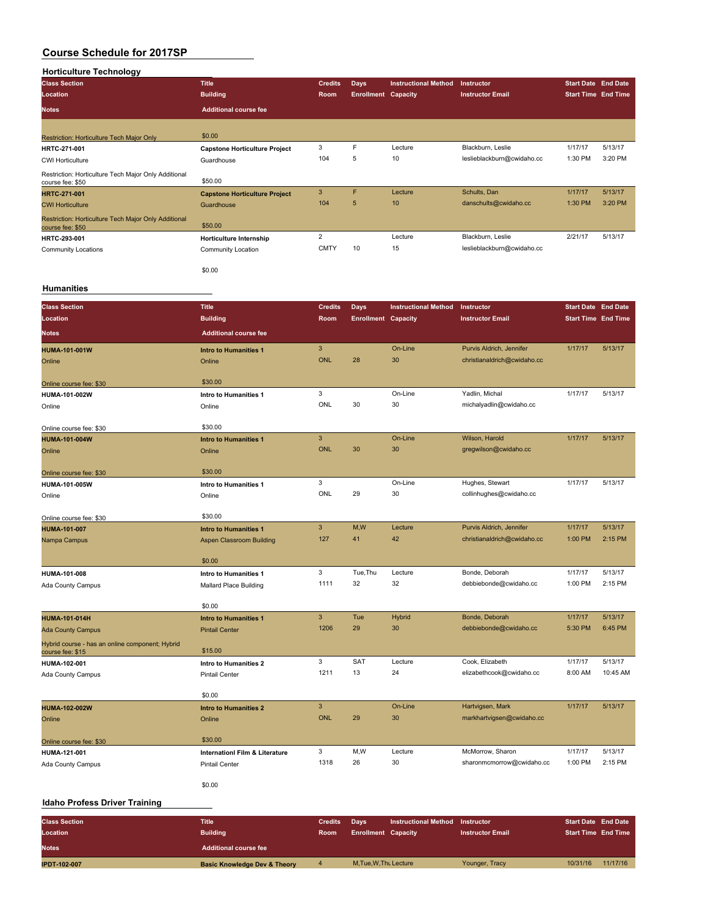# Course Schedule for 2017SP

## Horticulture Technology

| Class Section / Location / Notes | Title / Building / Additional course fee | Credits / Room | Days / Enrollment | Instructional Method / Capacity | Instructor / Instructor Email | Start Date / Start Time | End Date / End Time |
|---|---|---|---|---|---|---|---|
| Restriction: Horticulture Tech Major Only | $0.00 | | | | | | |
| HRTC-271-001 | Capstone Horticulture Project | 3 | F | Lecture | Blackburn, Leslie | 1/17/17 | 5/13/17 |
| CWI Horticulture | Guardhouse | 104 | 5 | 10 | leslieblackburn@cwidaho.cc | 1:30 PM | 3:20 PM |
| Restriction: Horticulture Tech Major Only Additional course fee: $50 | $50.00 | | | | | | |
| HRTC-271-001 | Capstone Horticulture Project | 3 | F | Lecture | Schults, Dan | 1/17/17 | 5/13/17 |
| CWI Horticulture | Guardhouse | 104 | 5 | 10 | danschults@cwidaho.cc | 1:30 PM | 3:20 PM |
| Restriction: Horticulture Tech Major Only Additional course fee: $50 | $50.00 | | | | | | |
| HRTC-293-001 | Horticulture Internship | 2 | | Lecture | Blackburn, Leslie | 2/21/17 | 5/13/17 |
| Community Locations | Community Location | CMTY | 10 | 15 | leslieblackburn@cwidaho.cc | | |
| | $0.00 | | | | | | |

## Humanities

| Class Section / Location / Notes | Title / Building / Additional course fee | Credits / Room | Days / Enrollment | Instructional Method / Capacity | Instructor / Instructor Email | Start Date / Start Time | End Date / End Time |
|---|---|---|---|---|---|---|---|
| HUMA-101-001W | Intro to Humanities 1 | 3 | | On-Line | Purvis Aldrich, Jennifer | 1/17/17 | 5/13/17 |
| Online | Online | ONL | 28 | 30 | christianaldrich@cwidaho.cc | | |
| Online course fee: $30 | $30.00 | | | | | | |
| HUMA-101-002W | Intro to Humanities 1 | 3 | | On-Line | Yadlin, Michal | 1/17/17 | 5/13/17 |
| Online | Online | ONL | 30 | 30 | michalyadlin@cwidaho.cc | | |
| Online course fee: $30 | $30.00 | | | | | | |
| HUMA-101-004W | Intro to Humanities 1 | 3 | | On-Line | Wilson, Harold | 1/17/17 | 5/13/17 |
| Online | Online | ONL | 30 | 30 | gregwilson@cwidaho.cc | | |
| Online course fee: $30 | $30.00 | | | | | | |
| HUMA-101-005W | Intro to Humanities 1 | 3 | | On-Line | Hughes, Stewart | 1/17/17 | 5/13/17 |
| Online | Online | ONL | 29 | 30 | collinhughes@cwidaho.cc | | |
| Online course fee: $30 | $30.00 | | | | | | |
| HUMA-101-007 | Intro to Humanities 1 | 3 | M,W | Lecture | Purvis Aldrich, Jennifer | 1/17/17 | 5/13/17 |
| Nampa Campus | Aspen Classroom Building | 127 | 41 | 42 | christianaldrich@cwidaho.cc | 1:00 PM | 2:15 PM |
| | $0.00 | | | | | | |
| HUMA-101-008 | Intro to Humanities 1 | 3 | Tue,Thu | Lecture | Bonde, Deborah | 1/17/17 | 5/13/17 |
| Ada County Campus | Mallard Place Building | 1111 | 32 | 32 | debbiebonde@cwidaho.cc | 1:00 PM | 2:15 PM |
| | $0.00 | | | | | | |
| HUMA-101-014H | Intro to Humanities 1 | 3 | Tue | Hybrid | Bonde, Deborah | 1/17/17 | 5/13/17 |
| Ada County Campus | Pintail Center | 1206 | 29 | 30 | debbiebonde@cwidaho.cc | 5:30 PM | 6:45 PM |
| Hybrid course - has an online component; Hybrid course fee: $15 | $15.00 | | | | | | |
| HUMA-102-001 | Intro to Humanities 2 | 3 | SAT | Lecture | Cook, Elizabeth | 1/17/17 | 5/13/17 |
| Ada County Campus | Pintail Center | 1211 | 13 | 24 | elizabethcook@cwidaho.cc | 8:00 AM | 10:45 AM |
| | $0.00 | | | | | | |
| HUMA-102-002W | Intro to Humanities 2 | 3 | | On-Line | Hartvigsen, Mark | 1/17/17 | 5/13/17 |
| Online | Online | ONL | 29 | 30 | markhartvigsen@cwidaho.cc | | |
| Online course fee: $30 | $30.00 | | | | | | |
| HUMA-121-001 | Internationl Film & Literature | 3 | M,W | Lecture | McMorrow, Sharon | 1/17/17 | 5/13/17 |
| Ada County Campus | Pintail Center | 1318 | 26 | 30 | sharonmcmorrow@cwidaho.cc | 1:00 PM | 2:15 PM |
| | $0.00 | | | | | | |

## Idaho Profess Driver Training

| Class Section / Location / Notes | Title / Building / Additional course fee | Credits / Room | Days / Enrollment | Instructional Method / Capacity | Instructor / Instructor Email | Start Date / Start Time | End Date / End Time |
|---|---|---|---|---|---|---|---|
| IPDT-102-007 | Basic Knowledge Dev & Theory | 4 | M,Tue,W,Thu | Lecture | Younger, Tracy | 10/31/16 | 11/17/16 |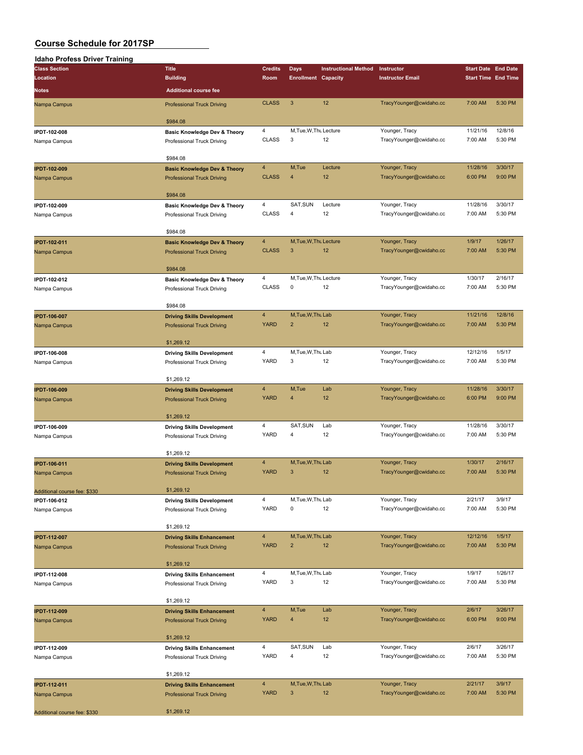# Course Schedule for 2017SP

## Idaho Profess Driver Training

| Class Section / Location / Notes | Title / Building / Additional course fee | Credits / Room | Days / Enrollment | Instructional Method / Capacity | Instructor / Instructor Email | Start Date / Start Time | End Date / End Time |
|---|---|---|---|---|---|---|---|
| Nampa Campus | Professional Truck Driving<br>$984.08 | CLASS | 3 | 12 | TracyYounger@cwidaho.cc | 7:00 AM | 5:30 PM |
| **IPDT-102-008**<br>Nampa Campus | **Basic Knowledge Dev & Theory**<br>Professional Truck Driving<br>$984.08 | 4<br>CLASS | M,Tue,W,Thu<br>3 | Lecture<br>12 | Younger, Tracy<br>TracyYounger@cwidaho.cc | 11/21/16<br>7:00 AM | 12/8/16<br>5:30 PM |
| **IPDT-102-009**<br>Nampa Campus | **Basic Knowledge Dev & Theory**<br>Professional Truck Driving<br>$984.08 | 4<br>CLASS | M,Tue<br>4 | Lecture<br>12 | Younger, Tracy<br>TracyYounger@cwidaho.cc | 11/28/16<br>6:00 PM | 3/30/17<br>9:00 PM |
| **IPDT-102-009**<br>Nampa Campus | **Basic Knowledge Dev & Theory**<br>Professional Truck Driving<br>$984.08 | 4<br>CLASS | SAT,SUN<br>4 | Lecture<br>12 | Younger, Tracy<br>TracyYounger@cwidaho.cc | 11/28/16<br>7:00 AM | 3/30/17<br>5:30 PM |
| **IPDT-102-011**<br>Nampa Campus | **Basic Knowledge Dev & Theory**<br>Professional Truck Driving<br>$984.08 | 4<br>CLASS | M,Tue,W,Thu<br>3 | Lecture<br>12 | Younger, Tracy<br>TracyYounger@cwidaho.cc | 1/9/17<br>7:00 AM | 1/26/17<br>5:30 PM |
| **IPDT-102-012**<br>Nampa Campus | **Basic Knowledge Dev & Theory**<br>Professional Truck Driving<br>$984.08 | 4<br>CLASS | M,Tue,W,Thu<br>0 | Lecture<br>12 | Younger, Tracy<br>TracyYounger@cwidaho.cc | 1/30/17<br>7:00 AM | 2/16/17<br>5:30 PM |
| **IPDT-106-007**<br>Nampa Campus | **Driving Skills Development**<br>Professional Truck Driving<br>$1,269.12 | 4<br>YARD | M,Tue,W,Thu<br>2 | Lab<br>12 | Younger, Tracy<br>TracyYounger@cwidaho.cc | 11/21/16<br>7:00 AM | 12/8/16<br>5:30 PM |
| **IPDT-106-008**<br>Nampa Campus | **Driving Skills Development**<br>Professional Truck Driving<br>$1,269.12 | 4<br>YARD | M,Tue,W,Thu<br>3 | Lab<br>12 | Younger, Tracy<br>TracyYounger@cwidaho.cc | 12/12/16<br>7:00 AM | 1/5/17<br>5:30 PM |
| **IPDT-106-009**<br>Nampa Campus | **Driving Skills Development**<br>Professional Truck Driving<br>$1,269.12 | 4<br>YARD | M,Tue<br>4 | Lab<br>12 | Younger, Tracy<br>TracyYounger@cwidaho.cc | 11/28/16<br>6:00 PM | 3/30/17<br>9:00 PM |
| **IPDT-106-009**<br>Nampa Campus | **Driving Skills Development**<br>Professional Truck Driving<br>$1,269.12 | 4<br>YARD | SAT,SUN<br>4 | Lab<br>12 | Younger, Tracy<br>TracyYounger@cwidaho.cc | 11/28/16<br>7:00 AM | 3/30/17<br>5:30 PM |
| **IPDT-106-011**<br>Nampa Campus<br>Additional course fee: $330 | **Driving Skills Development**<br>Professional Truck Driving<br>$1,269.12 | 4<br>YARD | M,Tue,W,Thu<br>3 | Lab<br>12 | Younger, Tracy<br>TracyYounger@cwidaho.cc | 1/30/17<br>7:00 AM | 2/16/17<br>5:30 PM |
| **IPDT-106-012**<br>Nampa Campus | **Driving Skills Development**<br>Professional Truck Driving<br>$1,269.12 | 4<br>YARD | M,Tue,W,Thu<br>0 | Lab<br>12 | Younger, Tracy<br>TracyYounger@cwidaho.cc | 2/21/17<br>7:00 AM | 3/9/17<br>5:30 PM |
| **IPDT-112-007**<br>Nampa Campus | **Driving Skills Enhancement**<br>Professional Truck Driving<br>$1,269.12 | 4<br>YARD | M,Tue,W,Thu<br>2 | Lab<br>12 | Younger, Tracy<br>TracyYounger@cwidaho.cc | 12/12/16<br>7:00 AM | 1/5/17<br>5:30 PM |
| **IPDT-112-008**<br>Nampa Campus | **Driving Skills Enhancement**<br>Professional Truck Driving<br>$1,269.12 | 4<br>YARD | M,Tue,W,Thu<br>3 | Lab<br>12 | Younger, Tracy<br>TracyYounger@cwidaho.cc | 1/9/17<br>7:00 AM | 1/26/17<br>5:30 PM |
| **IPDT-112-009**<br>Nampa Campus | **Driving Skills Enhancement**<br>Professional Truck Driving<br>$1,269.12 | 4<br>YARD | M,Tue<br>4 | Lab<br>12 | Younger, Tracy<br>TracyYounger@cwidaho.cc | 2/6/17<br>6:00 PM | 3/26/17<br>9:00 PM |
| **IPDT-112-009**<br>Nampa Campus | **Driving Skills Enhancement**<br>Professional Truck Driving<br>$1,269.12 | 4<br>YARD | SAT,SUN<br>4 | Lab<br>12 | Younger, Tracy<br>TracyYounger@cwidaho.cc | 2/6/17<br>7:00 AM | 3/26/17<br>5:30 PM |
| **IPDT-112-011**<br>Nampa Campus<br>Additional course fee: $330 | **Driving Skills Enhancement**<br>Professional Truck Driving<br>$1,269.12 | 4<br>YARD | M,Tue,W,Thu<br>3 | Lab<br>12 | Younger, Tracy<br>TracyYounger@cwidaho.cc | 2/21/17<br>7:00 AM | 3/9/17<br>5:30 PM |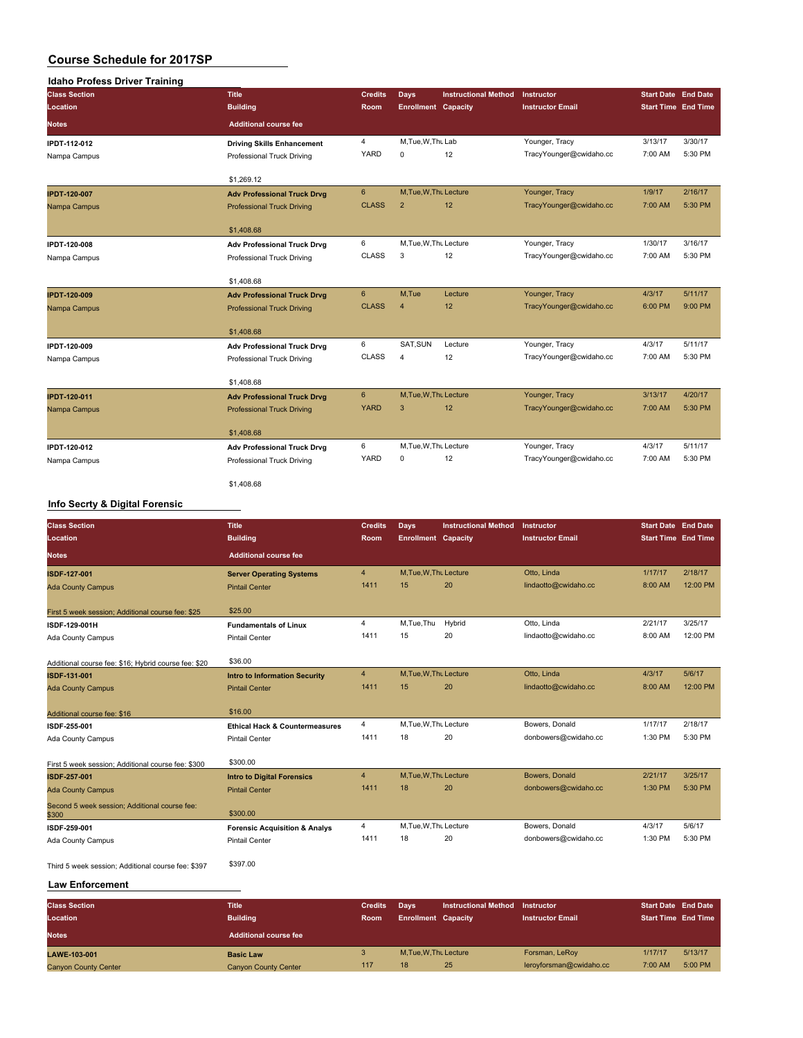# Course Schedule for 2017SP

## Idaho Profess Driver Training

| Class Section / Location / Notes | Title / Building / Additional course fee | Credits / Room | Days / Enrollment | Instructional Method / Capacity | Instructor / Instructor Email | Start Date / Start Time | End Date / End Time |
|---|---|---|---|---|---|---|---|
| IPDT-112-012 | Driving Skills Enhancement | 4 | M,Tue,W,Thu | Lab | Younger, Tracy | 3/13/17 | 3/30/17 |
| Nampa Campus | Professional Truck Driving | YARD | 0 | 12 | TracyYounger@cwidaho.cc | 7:00 AM | 5:30 PM |
| | $1,269.12 | | | | | | |
| IPDT-120-007 | Adv Professional Truck Drvg | 6 | M,Tue,W,Thu | Lecture | Younger, Tracy | 1/9/17 | 2/16/17 |
| Nampa Campus | Professional Truck Driving | CLASS | 2 | 12 | TracyYounger@cwidaho.cc | 7:00 AM | 5:30 PM |
| | $1,408.68 | | | | | | |
| IPDT-120-008 | Adv Professional Truck Drvg | 6 | M,Tue,W,Thu | Lecture | Younger, Tracy | 1/30/17 | 3/16/17 |
| Nampa Campus | Professional Truck Driving | CLASS | 3 | 12 | TracyYounger@cwidaho.cc | 7:00 AM | 5:30 PM |
| | $1,408.68 | | | | | | |
| IPDT-120-009 | Adv Professional Truck Drvg | 6 | M,Tue | Lecture | Younger, Tracy | 4/3/17 | 5/11/17 |
| Nampa Campus | Professional Truck Driving | CLASS | 4 | 12 | TracyYounger@cwidaho.cc | 6:00 PM | 9:00 PM |
| | $1,408.68 | | | | | | |
| IPDT-120-009 | Adv Professional Truck Drvg | 6 | SAT,SUN | Lecture | Younger, Tracy | 4/3/17 | 5/11/17 |
| Nampa Campus | Professional Truck Driving | CLASS | 4 | 12 | TracyYounger@cwidaho.cc | 7:00 AM | 5:30 PM |
| | $1,408.68 | | | | | | |
| IPDT-120-011 | Adv Professional Truck Drvg | 6 | M,Tue,W,Thu | Lecture | Younger, Tracy | 3/13/17 | 4/20/17 |
| Nampa Campus | Professional Truck Driving | YARD | 3 | 12 | TracyYounger@cwidaho.cc | 7:00 AM | 5:30 PM |
| | $1,408.68 | | | | | | |
| IPDT-120-012 | Adv Professional Truck Drvg | 6 | M,Tue,W,Thu | Lecture | Younger, Tracy | 4/3/17 | 5/11/17 |
| Nampa Campus | Professional Truck Driving | YARD | 0 | 12 | TracyYounger@cwidaho.cc | 7:00 AM | 5:30 PM |
| | $1,408.68 | | | | | | |

## Info Secrty & Digital Forensic

| Class Section / Location / Notes | Title / Building / Additional course fee | Credits / Room | Days / Enrollment | Instructional Method / Capacity | Instructor / Instructor Email | Start Date / Start Time | End Date / End Time |
|---|---|---|---|---|---|---|---|
| ISDF-127-001 | Server Operating Systems | 4 | M,Tue,W,Thu | Lecture | Otto, Linda | 1/17/17 | 2/18/17 |
| Ada County Campus | Pintail Center | 1411 | 15 | 20 | lindaotto@cwidaho.cc | 8:00 AM | 12:00 PM |
| First 5 week session; Additional course fee: $25 | $25.00 | | | | | | |
| ISDF-129-001H | Fundamentals of Linux | 4 | M,Tue,Thu | Hybrid | Otto, Linda | 2/21/17 | 3/25/17 |
| Ada County Campus | Pintail Center | 1411 | 15 | 20 | lindaotto@cwidaho.cc | 8:00 AM | 12:00 PM |
| Additional course fee: $16; Hybrid course fee: $20 | $36.00 | | | | | | |
| ISDF-131-001 | Intro to Information Security | 4 | M,Tue,W,Thu | Lecture | Otto, Linda | 4/3/17 | 5/6/17 |
| Ada County Campus | Pintail Center | 1411 | 15 | 20 | lindaotto@cwidaho.cc | 8:00 AM | 12:00 PM |
| Additional course fee: $16 | $16.00 | | | | | | |
| ISDF-255-001 | Ethical Hack & Countermeasures | 4 | M,Tue,W,Thu | Lecture | Bowers, Donald | 1/17/17 | 2/18/17 |
| Ada County Campus | Pintail Center | 1411 | 18 | 20 | donbowers@cwidaho.cc | 1:30 PM | 5:30 PM |
| First 5 week session; Additional course fee: $300 | $300.00 | | | | | | |
| ISDF-257-001 | Intro to Digital Forensics | 4 | M,Tue,W,Thu | Lecture | Bowers, Donald | 2/21/17 | 3/25/17 |
| Ada County Campus | Pintail Center | 1411 | 18 | 20 | donbowers@cwidaho.cc | 1:30 PM | 5:30 PM |
| Second 5 week session; Additional course fee: $300 | $300.00 | | | | | | |
| ISDF-259-001 | Forensic Acquisition & Analys | 4 | M,Tue,W,Thu | Lecture | Bowers, Donald | 4/3/17 | 5/6/17 |
| Ada County Campus | Pintail Center | 1411 | 18 | 20 | donbowers@cwidaho.cc | 1:30 PM | 5:30 PM |
| Third 5 week session; Additional course fee: $397 | $397.00 | | | | | | |

## Law Enforcement

| Class Section / Location / Notes | Title / Building / Additional course fee | Credits / Room | Days / Enrollment | Instructional Method / Capacity | Instructor / Instructor Email | Start Date / Start Time | End Date / End Time |
|---|---|---|---|---|---|---|---|
| LAWE-103-001 | Basic Law | 3 | M,Tue,W,Thu | Lecture | Forsman, LeRoy | 1/17/17 | 5/13/17 |
| Canyon County Center | Canyon County Center | 117 | 18 | 25 | leroyforsman@cwidaho.cc | 7:00 AM | 5:00 PM |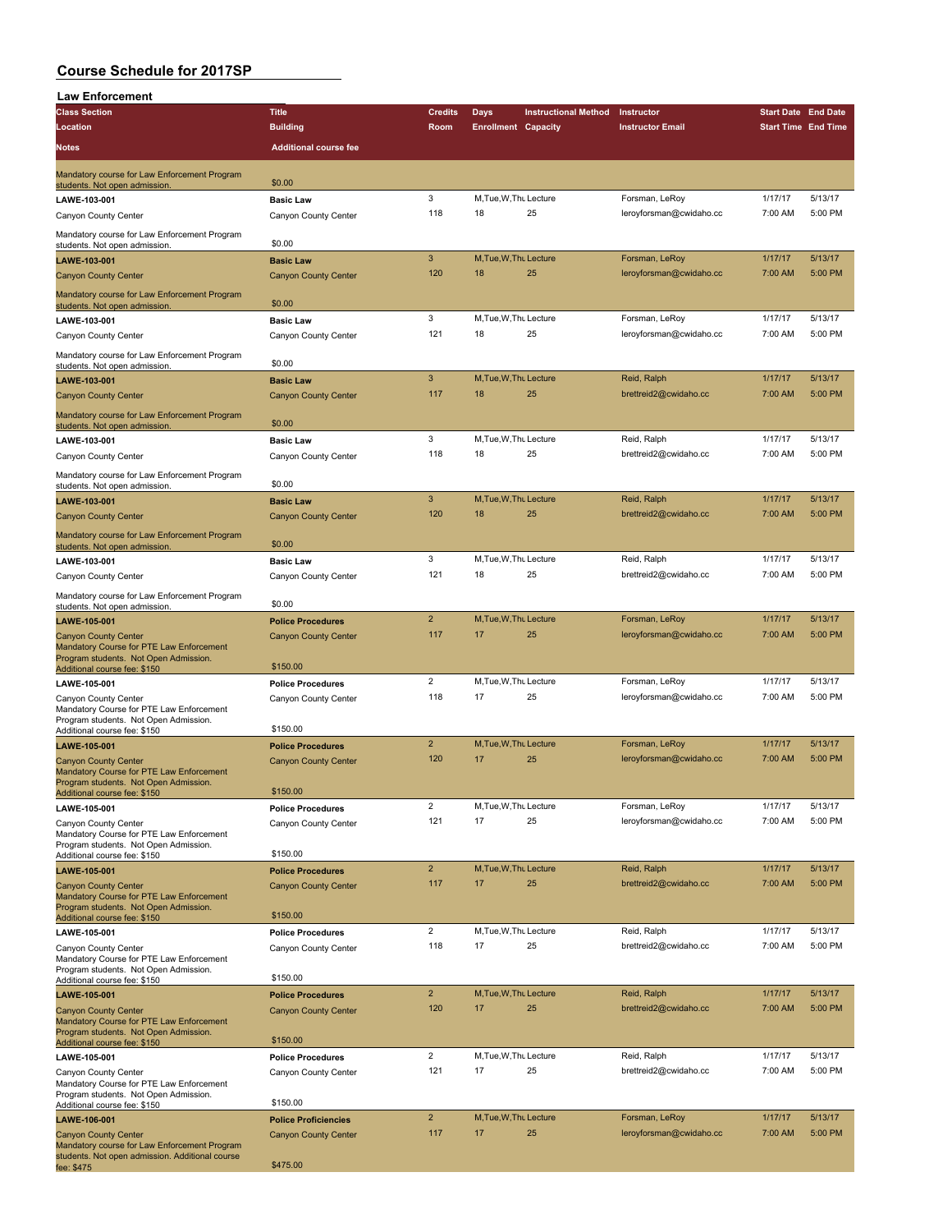# Course Schedule for 2017SP

## Law Enforcement

| Class Section / Location / Notes | Title / Building / Additional course fee | Credits / Room | Days / Enrollment | Instructional Method / Capacity | Instructor / Instructor Email | Start Date / Start Time | End Date / End Time |
|---|---|---|---|---|---|---|---|
| Mandatory course for Law Enforcement Program students. Not open admission. | $0.00 | | | | | | |
| LAWE-103-001 | Basic Law | 3 | M,Tue,W,Thu | Lecture | Forsman, LeRoy | 1/17/17 | 5/13/17 |
| Canyon County Center | Canyon County Center | 118 | 18 | 25 | leroyforsman@cwidaho.cc | 7:00 AM | 5:00 PM |
| Mandatory course for Law Enforcement Program students. Not open admission. | $0.00 | | | | | | |
| LAWE-103-001 | Basic Law | 3 | M,Tue,W,Thu | Lecture | Forsman, LeRoy | 1/17/17 | 5/13/17 |
| Canyon County Center | Canyon County Center | 120 | 18 | 25 | leroyforsman@cwidaho.cc | 7:00 AM | 5:00 PM |
| Mandatory course for Law Enforcement Program students. Not open admission. | $0.00 | | | | | | |
| LAWE-103-001 | Basic Law | 3 | M,Tue,W,Thu | Lecture | Forsman, LeRoy | 1/17/17 | 5/13/17 |
| Canyon County Center | Canyon County Center | 121 | 18 | 25 | leroyforsman@cwidaho.cc | 7:00 AM | 5:00 PM |
| Mandatory course for Law Enforcement Program students. Not open admission. | $0.00 | | | | | | |
| LAWE-103-001 | Basic Law | 3 | M,Tue,W,Thu | Lecture | Reid, Ralph | 1/17/17 | 5/13/17 |
| Canyon County Center | Canyon County Center | 117 | 18 | 25 | brettreid2@cwidaho.cc | 7:00 AM | 5:00 PM |
| Mandatory course for Law Enforcement Program students. Not open admission. | $0.00 | | | | | | |
| LAWE-103-001 | Basic Law | 3 | M,Tue,W,Thu | Lecture | Reid, Ralph | 1/17/17 | 5/13/17 |
| Canyon County Center | Canyon County Center | 118 | 18 | 25 | brettreid2@cwidaho.cc | 7:00 AM | 5:00 PM |
| Mandatory course for Law Enforcement Program students. Not open admission. | $0.00 | | | | | | |
| LAWE-103-001 | Basic Law | 3 | M,Tue,W,Thu | Lecture | Reid, Ralph | 1/17/17 | 5/13/17 |
| Canyon County Center | Canyon County Center | 120 | 18 | 25 | brettreid2@cwidaho.cc | 7:00 AM | 5:00 PM |
| Mandatory course for Law Enforcement Program students. Not open admission. | $0.00 | | | | | | |
| LAWE-103-001 | Basic Law | 3 | M,Tue,W,Thu | Lecture | Reid, Ralph | 1/17/17 | 5/13/17 |
| Canyon County Center | Canyon County Center | 121 | 18 | 25 | brettreid2@cwidaho.cc | 7:00 AM | 5:00 PM |
| Mandatory course for Law Enforcement Program students. Not open admission. | $0.00 | | | | | | |
| LAWE-105-001 | Police Procedures | 2 | M,Tue,W,Thu | Lecture | Forsman, LeRoy | 1/17/17 | 5/13/17 |
| Canyon County Center | Canyon County Center | 117 | 17 | 25 | leroyforsman@cwidaho.cc | 7:00 AM | 5:00 PM |
| Mandatory Course for PTE Law Enforcement Program students. Not Open Admission. Additional course fee: $150 | $150.00 | | | | | | |
| LAWE-105-001 | Police Procedures | 2 | M,Tue,W,Thu | Lecture | Forsman, LeRoy | 1/17/17 | 5/13/17 |
| Canyon County Center | Canyon County Center | 118 | 17 | 25 | leroyforsman@cwidaho.cc | 7:00 AM | 5:00 PM |
| Mandatory Course for PTE Law Enforcement Program students. Not Open Admission. Additional course fee: $150 | $150.00 | | | | | | |
| LAWE-105-001 | Police Procedures | 2 | M,Tue,W,Thu | Lecture | Forsman, LeRoy | 1/17/17 | 5/13/17 |
| Canyon County Center | Canyon County Center | 120 | 17 | 25 | leroyforsman@cwidaho.cc | 7:00 AM | 5:00 PM |
| Mandatory Course for PTE Law Enforcement Program students. Not Open Admission. Additional course fee: $150 | $150.00 | | | | | | |
| LAWE-105-001 | Police Procedures | 2 | M,Tue,W,Thu | Lecture | Forsman, LeRoy | 1/17/17 | 5/13/17 |
| Canyon County Center | Canyon County Center | 121 | 17 | 25 | leroyforsman@cwidaho.cc | 7:00 AM | 5:00 PM |
| Mandatory Course for PTE Law Enforcement Program students. Not Open Admission. Additional course fee: $150 | $150.00 | | | | | | |
| LAWE-105-001 | Police Procedures | 2 | M,Tue,W,Thu | Lecture | Reid, Ralph | 1/17/17 | 5/13/17 |
| Canyon County Center | Canyon County Center | 117 | 17 | 25 | brettreid2@cwidaho.cc | 7:00 AM | 5:00 PM |
| Mandatory Course for PTE Law Enforcement Program students. Not Open Admission. Additional course fee: $150 | $150.00 | | | | | | |
| LAWE-105-001 | Police Procedures | 2 | M,Tue,W,Thu | Lecture | Reid, Ralph | 1/17/17 | 5/13/17 |
| Canyon County Center | Canyon County Center | 118 | 17 | 25 | brettreid2@cwidaho.cc | 7:00 AM | 5:00 PM |
| Mandatory Course for PTE Law Enforcement Program students. Not Open Admission. Additional course fee: $150 | $150.00 | | | | | | |
| LAWE-105-001 | Police Procedures | 2 | M,Tue,W,Thu | Lecture | Reid, Ralph | 1/17/17 | 5/13/17 |
| Canyon County Center | Canyon County Center | 120 | 17 | 25 | brettreid2@cwidaho.cc | 7:00 AM | 5:00 PM |
| Mandatory Course for PTE Law Enforcement Program students. Not Open Admission. Additional course fee: $150 | $150.00 | | | | | | |
| LAWE-105-001 | Police Procedures | 2 | M,Tue,W,Thu | Lecture | Reid, Ralph | 1/17/17 | 5/13/17 |
| Canyon County Center | Canyon County Center | 121 | 17 | 25 | brettreid2@cwidaho.cc | 7:00 AM | 5:00 PM |
| Mandatory Course for PTE Law Enforcement Program students. Not Open Admission. Additional course fee: $150 | $150.00 | | | | | | |
| LAWE-106-001 | Police Proficiencies | 2 | M,Tue,W,Thu | Lecture | Forsman, LeRoy | 1/17/17 | 5/13/17 |
| Canyon County Center | Canyon County Center | 117 | 17 | 25 | leroyforsman@cwidaho.cc | 7:00 AM | 5:00 PM |
| Mandatory course for Law Enforcement Program students. Not open admission. Additional course fee: $475 | $475.00 | | | | | | |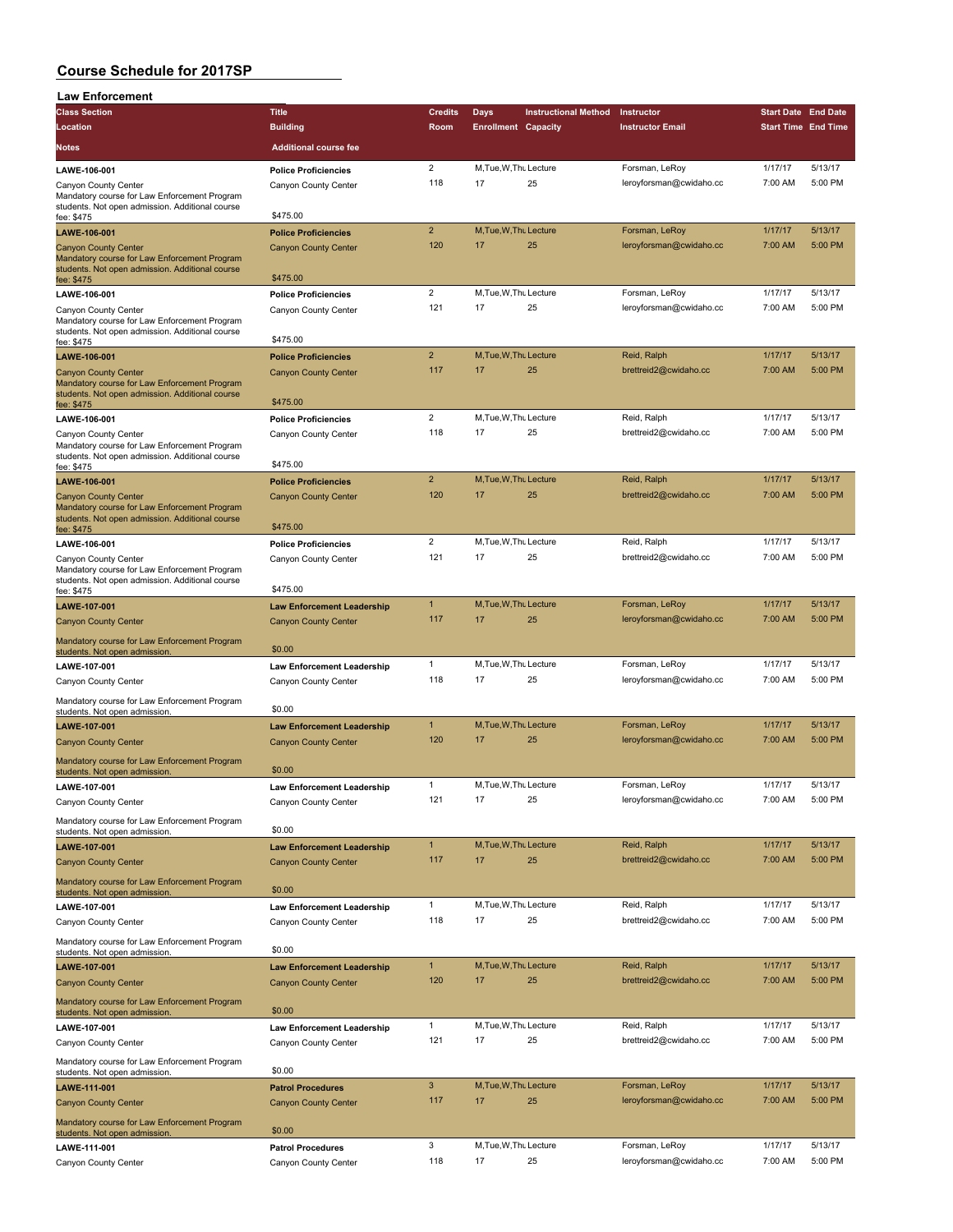# Course Schedule for 2017SP

## Law Enforcement

| Class Section / Location / Notes | Title / Building / Additional course fee | Credits / Room | Days / Enrollment | Instructional Method / Capacity | Instructor / Instructor Email | Start Date / Start Time | End Date / End Time |
|---|---|---|---|---|---|---|---|
| **LAWE-106-001** | **Police Proficiencies** | 2 | M,Tue,W,Thu | Lecture | Forsman, LeRoy | 1/17/17 | 5/13/17 |
| Canyon County Center | Canyon County Center | 118 | 17 | 25 | leroyforsman@cwidaho.cc | 7:00 AM | 5:00 PM |
| Mandatory course for Law Enforcement Program students. Not open admission. Additional course fee: $475 | $475.00 | | | | | | |
| **LAWE-106-001** | **Police Proficiencies** | 2 | M,Tue,W,Thu | Lecture | Forsman, LeRoy | 1/17/17 | 5/13/17 |
| Canyon County Center | Canyon County Center | 120 | 17 | 25 | leroyforsman@cwidaho.cc | 7:00 AM | 5:00 PM |
| Mandatory course for Law Enforcement Program students. Not open admission. Additional course fee: $475 | $475.00 | | | | | | |
| **LAWE-106-001** | **Police Proficiencies** | 2 | M,Tue,W,Thu | Lecture | Forsman, LeRoy | 1/17/17 | 5/13/17 |
| Canyon County Center | Canyon County Center | 121 | 17 | 25 | leroyforsman@cwidaho.cc | 7:00 AM | 5:00 PM |
| Mandatory course for Law Enforcement Program students. Not open admission. Additional course fee: $475 | $475.00 | | | | | | |
| **LAWE-106-001** | **Police Proficiencies** | 2 | M,Tue,W,Thu | Lecture | Reid, Ralph | 1/17/17 | 5/13/17 |
| Canyon County Center | Canyon County Center | 117 | 17 | 25 | brettreid2@cwidaho.cc | 7:00 AM | 5:00 PM |
| Mandatory course for Law Enforcement Program students. Not open admission. Additional course fee: $475 | $475.00 | | | | | | |
| **LAWE-106-001** | **Police Proficiencies** | 2 | M,Tue,W,Thu | Lecture | Reid, Ralph | 1/17/17 | 5/13/17 |
| Canyon County Center | Canyon County Center | 118 | 17 | 25 | brettreid2@cwidaho.cc | 7:00 AM | 5:00 PM |
| Mandatory course for Law Enforcement Program students. Not open admission. Additional course fee: $475 | $475.00 | | | | | | |
| **LAWE-106-001** | **Police Proficiencies** | 2 | M,Tue,W,Thu | Lecture | Reid, Ralph | 1/17/17 | 5/13/17 |
| Canyon County Center | Canyon County Center | 120 | 17 | 25 | brettreid2@cwidaho.cc | 7:00 AM | 5:00 PM |
| Mandatory course for Law Enforcement Program students. Not open admission. Additional course fee: $475 | $475.00 | | | | | | |
| **LAWE-106-001** | **Police Proficiencies** | 2 | M,Tue,W,Thu | Lecture | Reid, Ralph | 1/17/17 | 5/13/17 |
| Canyon County Center | Canyon County Center | 121 | 17 | 25 | brettreid2@cwidaho.cc | 7:00 AM | 5:00 PM |
| Mandatory course for Law Enforcement Program students. Not open admission. Additional course fee: $475 | $475.00 | | | | | | |
| **LAWE-107-001** | **Law Enforcement Leadership** | 1 | M,Tue,W,Thu | Lecture | Forsman, LeRoy | 1/17/17 | 5/13/17 |
| Canyon County Center | Canyon County Center | 117 | 17 | 25 | leroyforsman@cwidaho.cc | 7:00 AM | 5:00 PM |
| Mandatory course for Law Enforcement Program students. Not open admission. | $0.00 | | | | | | |
| **LAWE-107-001** | **Law Enforcement Leadership** | 1 | M,Tue,W,Thu | Lecture | Forsman, LeRoy | 1/17/17 | 5/13/17 |
| Canyon County Center | Canyon County Center | 118 | 17 | 25 | leroyforsman@cwidaho.cc | 7:00 AM | 5:00 PM |
| Mandatory course for Law Enforcement Program students. Not open admission. | $0.00 | | | | | | |
| **LAWE-107-001** | **Law Enforcement Leadership** | 1 | M,Tue,W,Thu | Lecture | Forsman, LeRoy | 1/17/17 | 5/13/17 |
| Canyon County Center | Canyon County Center | 120 | 17 | 25 | leroyforsman@cwidaho.cc | 7:00 AM | 5:00 PM |
| Mandatory course for Law Enforcement Program students. Not open admission. | $0.00 | | | | | | |
| **LAWE-107-001** | **Law Enforcement Leadership** | 1 | M,Tue,W,Thu | Lecture | Forsman, LeRoy | 1/17/17 | 5/13/17 |
| Canyon County Center | Canyon County Center | 121 | 17 | 25 | leroyforsman@cwidaho.cc | 7:00 AM | 5:00 PM |
| Mandatory course for Law Enforcement Program students. Not open admission. | $0.00 | | | | | | |
| **LAWE-107-001** | **Law Enforcement Leadership** | 1 | M,Tue,W,Thu | Lecture | Reid, Ralph | 1/17/17 | 5/13/17 |
| Canyon County Center | Canyon County Center | 117 | 17 | 25 | brettreid2@cwidaho.cc | 7:00 AM | 5:00 PM |
| Mandatory course for Law Enforcement Program students. Not open admission. | $0.00 | | | | | | |
| **LAWE-107-001** | **Law Enforcement Leadership** | 1 | M,Tue,W,Thu | Lecture | Reid, Ralph | 1/17/17 | 5/13/17 |
| Canyon County Center | Canyon County Center | 118 | 17 | 25 | brettreid2@cwidaho.cc | 7:00 AM | 5:00 PM |
| Mandatory course for Law Enforcement Program students. Not open admission. | $0.00 | | | | | | |
| **LAWE-107-001** | **Law Enforcement Leadership** | 1 | M,Tue,W,Thu | Lecture | Reid, Ralph | 1/17/17 | 5/13/17 |
| Canyon County Center | Canyon County Center | 120 | 17 | 25 | brettreid2@cwidaho.cc | 7:00 AM | 5:00 PM |
| Mandatory course for Law Enforcement Program students. Not open admission. | $0.00 | | | | | | |
| **LAWE-107-001** | **Law Enforcement Leadership** | 1 | M,Tue,W,Thu | Lecture | Reid, Ralph | 1/17/17 | 5/13/17 |
| Canyon County Center | Canyon County Center | 121 | 17 | 25 | brettreid2@cwidaho.cc | 7:00 AM | 5:00 PM |
| Mandatory course for Law Enforcement Program students. Not open admission. | $0.00 | | | | | | |
| **LAWE-111-001** | **Patrol Procedures** | 3 | M,Tue,W,Thu | Lecture | Forsman, LeRoy | 1/17/17 | 5/13/17 |
| Canyon County Center | Canyon County Center | 117 | 17 | 25 | leroyforsman@cwidaho.cc | 7:00 AM | 5:00 PM |
| Mandatory course for Law Enforcement Program students. Not open admission. | $0.00 | | | | | | |
| **LAWE-111-001** | **Patrol Procedures** | 3 | M,Tue,W,Thu | Lecture | Forsman, LeRoy | 1/17/17 | 5/13/17 |
| Canyon County Center | Canyon County Center | 118 | 17 | 25 | leroyforsman@cwidaho.cc | 7:00 AM | 5:00 PM |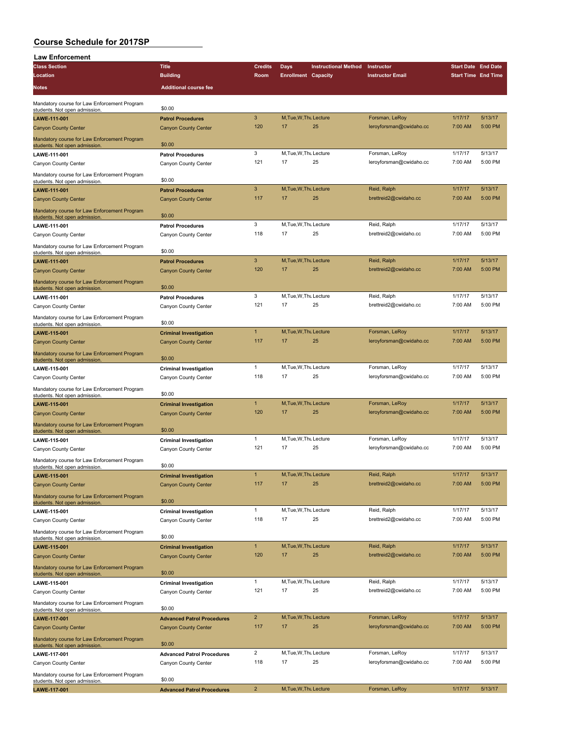# Course Schedule for 2017SP

## Law Enforcement

| Class Section / Location / Notes | Title / Building / Additional course fee | Credits / Room | Days / Enrollment | Instructional Method / Capacity | Instructor / Instructor Email | Start Date / Start Time | End Date / End Time |
|---|---|---|---|---|---|---|---|
| Mandatory course for Law Enforcement Program students. Not open admission. | $0.00 | | | | | | |
| LAWE-111-001 | Patrol Procedures | 3 | M,Tue,W,Thu | Lecture | Forsman, LeRoy | 1/17/17 | 5/13/17 |
| Canyon County Center | Canyon County Center | 120 | 17 | 25 | leroyforsman@cwidaho.cc | 7:00 AM | 5:00 PM |
| Mandatory course for Law Enforcement Program students. Not open admission. | $0.00 | | | | | | |
| LAWE-111-001 | Patrol Procedures | 3 | M,Tue,W,Thu | Lecture | Forsman, LeRoy | 1/17/17 | 5/13/17 |
| Canyon County Center | Canyon County Center | 121 | 17 | 25 | leroyforsman@cwidaho.cc | 7:00 AM | 5:00 PM |
| Mandatory course for Law Enforcement Program students. Not open admission. | $0.00 | | | | | | |
| LAWE-111-001 | Patrol Procedures | 3 | M,Tue,W,Thu | Lecture | Reid, Ralph | 1/17/17 | 5/13/17 |
| Canyon County Center | Canyon County Center | 117 | 17 | 25 | brettreid2@cwidaho.cc | 7:00 AM | 5:00 PM |
| Mandatory course for Law Enforcement Program students. Not open admission. | $0.00 | | | | | | |
| LAWE-111-001 | Patrol Procedures | 3 | M,Tue,W,Thu | Lecture | Reid, Ralph | 1/17/17 | 5/13/17 |
| Canyon County Center | Canyon County Center | 118 | 17 | 25 | brettreid2@cwidaho.cc | 7:00 AM | 5:00 PM |
| Mandatory course for Law Enforcement Program students. Not open admission. | $0.00 | | | | | | |
| LAWE-111-001 | Patrol Procedures | 3 | M,Tue,W,Thu | Lecture | Reid, Ralph | 1/17/17 | 5/13/17 |
| Canyon County Center | Canyon County Center | 120 | 17 | 25 | brettreid2@cwidaho.cc | 7:00 AM | 5:00 PM |
| Mandatory course for Law Enforcement Program students. Not open admission. | $0.00 | | | | | | |
| LAWE-111-001 | Patrol Procedures | 3 | M,Tue,W,Thu | Lecture | Reid, Ralph | 1/17/17 | 5/13/17 |
| Canyon County Center | Canyon County Center | 121 | 17 | 25 | brettreid2@cwidaho.cc | 7:00 AM | 5:00 PM |
| Mandatory course for Law Enforcement Program students. Not open admission. | $0.00 | | | | | | |
| LAWE-115-001 | Criminal Investigation | 1 | M,Tue,W,Thu | Lecture | Forsman, LeRoy | 1/17/17 | 5/13/17 |
| Canyon County Center | Canyon County Center | 117 | 17 | 25 | leroyforsman@cwidaho.cc | 7:00 AM | 5:00 PM |
| Mandatory course for Law Enforcement Program students. Not open admission. | $0.00 | | | | | | |
| LAWE-115-001 | Criminal Investigation | 1 | M,Tue,W,Thu | Lecture | Forsman, LeRoy | 1/17/17 | 5/13/17 |
| Canyon County Center | Canyon County Center | 118 | 17 | 25 | leroyforsman@cwidaho.cc | 7:00 AM | 5:00 PM |
| Mandatory course for Law Enforcement Program students. Not open admission. | $0.00 | | | | | | |
| LAWE-115-001 | Criminal Investigation | 1 | M,Tue,W,Thu | Lecture | Forsman, LeRoy | 1/17/17 | 5/13/17 |
| Canyon County Center | Canyon County Center | 120 | 17 | 25 | leroyforsman@cwidaho.cc | 7:00 AM | 5:00 PM |
| Mandatory course for Law Enforcement Program students. Not open admission. | $0.00 | | | | | | |
| LAWE-115-001 | Criminal Investigation | 1 | M,Tue,W,Thu | Lecture | Forsman, LeRoy | 1/17/17 | 5/13/17 |
| Canyon County Center | Canyon County Center | 121 | 17 | 25 | leroyforsman@cwidaho.cc | 7:00 AM | 5:00 PM |
| Mandatory course for Law Enforcement Program students. Not open admission. | $0.00 | | | | | | |
| LAWE-115-001 | Criminal Investigation | 1 | M,Tue,W,Thu | Lecture | Reid, Ralph | 1/17/17 | 5/13/17 |
| Canyon County Center | Canyon County Center | 117 | 17 | 25 | brettreid2@cwidaho.cc | 7:00 AM | 5:00 PM |
| Mandatory course for Law Enforcement Program students. Not open admission. | $0.00 | | | | | | |
| LAWE-115-001 | Criminal Investigation | 1 | M,Tue,W,Thu | Lecture | Reid, Ralph | 1/17/17 | 5/13/17 |
| Canyon County Center | Canyon County Center | 118 | 17 | 25 | brettreid2@cwidaho.cc | 7:00 AM | 5:00 PM |
| Mandatory course for Law Enforcement Program students. Not open admission. | $0.00 | | | | | | |
| LAWE-115-001 | Criminal Investigation | 1 | M,Tue,W,Thu | Lecture | Reid, Ralph | 1/17/17 | 5/13/17 |
| Canyon County Center | Canyon County Center | 120 | 17 | 25 | brettreid2@cwidaho.cc | 7:00 AM | 5:00 PM |
| Mandatory course for Law Enforcement Program students. Not open admission. | $0.00 | | | | | | |
| LAWE-115-001 | Criminal Investigation | 1 | M,Tue,W,Thu | Lecture | Reid, Ralph | 1/17/17 | 5/13/17 |
| Canyon County Center | Canyon County Center | 121 | 17 | 25 | brettreid2@cwidaho.cc | 7:00 AM | 5:00 PM |
| Mandatory course for Law Enforcement Program students. Not open admission. | $0.00 | | | | | | |
| LAWE-117-001 | Advanced Patrol Procedures | 2 | M,Tue,W,Thu | Lecture | Forsman, LeRoy | 1/17/17 | 5/13/17 |
| Canyon County Center | Canyon County Center | 117 | 17 | 25 | leroyforsman@cwidaho.cc | 7:00 AM | 5:00 PM |
| Mandatory course for Law Enforcement Program students. Not open admission. | $0.00 | | | | | | |
| LAWE-117-001 | Advanced Patrol Procedures | 2 | M,Tue,W,Thu | Lecture | Forsman, LeRoy | 1/17/17 | 5/13/17 |
| Canyon County Center | Canyon County Center | 118 | 17 | 25 | leroyforsman@cwidaho.cc | 7:00 AM | 5:00 PM |
| Mandatory course for Law Enforcement Program students. Not open admission. | $0.00 | | | | | | |
| LAWE-117-001 | Advanced Patrol Procedures | 2 | M,Tue,W,Thu | Lecture | Forsman, LeRoy | 1/17/17 | 5/13/17 |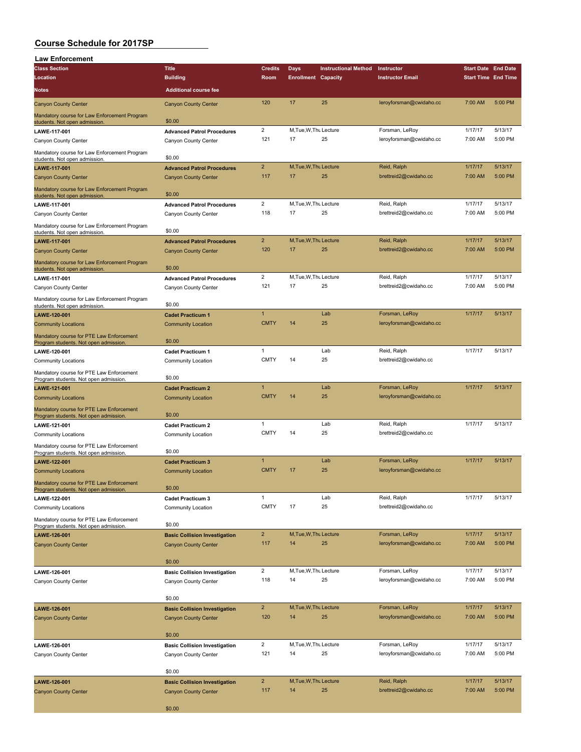## Course Schedule for 2017SP

### Law Enforcement

| Class Section / Location / Notes | Title / Building / Additional course fee | Credits / Room | Days / Enrollment | Instructional Method / Capacity | Instructor / Instructor Email | Start Date / Start Time | End Date / End Time |
|---|---|---|---|---|---|---|---|
| Canyon County Center | Canyon County Center | 120 | 17 | 25 | leroyforsman@cwidaho.cc | 7:00 AM | 5:00 PM |
| Mandatory course for Law Enforcement Program students. Not open admission. | $0.00 | | | | | | |
| LAWE-117-001 | Advanced Patrol Procedures | 2 | M,Tue,W,Thu | Lecture | Forsman, LeRoy | 1/17/17 | 5/13/17 |
| Canyon County Center | Canyon County Center | 121 | 17 | 25 | leroyforsman@cwidaho.cc | 7:00 AM | 5:00 PM |
| Mandatory course for Law Enforcement Program students. Not open admission. | $0.00 | | | | | | |
| LAWE-117-001 | Advanced Patrol Procedures | 2 | M,Tue,W,Thu | Lecture | Reid, Ralph | 1/17/17 | 5/13/17 |
| Canyon County Center | Canyon County Center | 117 | 17 | 25 | brettreid2@cwidaho.cc | 7:00 AM | 5:00 PM |
| Mandatory course for Law Enforcement Program students. Not open admission. | $0.00 | | | | | | |
| LAWE-117-001 | Advanced Patrol Procedures | 2 | M,Tue,W,Thu | Lecture | Reid, Ralph | 1/17/17 | 5/13/17 |
| Canyon County Center | Canyon County Center | 118 | 17 | 25 | brettreid2@cwidaho.cc | 7:00 AM | 5:00 PM |
| Mandatory course for Law Enforcement Program students. Not open admission. | $0.00 | | | | | | |
| LAWE-117-001 | Advanced Patrol Procedures | 2 | M,Tue,W,Thu | Lecture | Reid, Ralph | 1/17/17 | 5/13/17 |
| Canyon County Center | Canyon County Center | 120 | 17 | 25 | brettreid2@cwidaho.cc | 7:00 AM | 5:00 PM |
| Mandatory course for Law Enforcement Program students. Not open admission. | $0.00 | | | | | | |
| LAWE-117-001 | Advanced Patrol Procedures | 2 | M,Tue,W,Thu | Lecture | Reid, Ralph | 1/17/17 | 5/13/17 |
| Canyon County Center | Canyon County Center | 121 | 17 | 25 | brettreid2@cwidaho.cc | 7:00 AM | 5:00 PM |
| Mandatory course for Law Enforcement Program students. Not open admission. | $0.00 | | | | | | |
| LAWE-120-001 | Cadet Practicum 1 | 1 | | Lab | Forsman, LeRoy | 1/17/17 | 5/13/17 |
| Community Locations | Community Location | CMTY | 14 | 25 | leroyforsman@cwidaho.cc | | |
| Mandatory course for PTE Law Enforcement Program students. Not open admission. | $0.00 | | | | | | |
| LAWE-120-001 | Cadet Practicum 1 | 1 | | Lab | Reid, Ralph | 1/17/17 | 5/13/17 |
| Community Locations | Community Location | CMTY | 14 | 25 | brettreid2@cwidaho.cc | | |
| Mandatory course for PTE Law Enforcement Program students. Not open admission. | $0.00 | | | | | | |
| LAWE-121-001 | Cadet Practicum 2 | 1 | | Lab | Forsman, LeRoy | 1/17/17 | 5/13/17 |
| Community Locations | Community Location | CMTY | 14 | 25 | leroyforsman@cwidaho.cc | | |
| Mandatory course for PTE Law Enforcement Program students. Not open admission. | $0.00 | | | | | | |
| LAWE-121-001 | Cadet Practicum 2 | 1 | | Lab | Reid, Ralph | 1/17/17 | 5/13/17 |
| Community Locations | Community Location | CMTY | 14 | 25 | brettreid2@cwidaho.cc | | |
| Mandatory course for PTE Law Enforcement Program students. Not open admission. | $0.00 | | | | | | |
| LAWE-122-001 | Cadet Practicum 3 | 1 | | Lab | Forsman, LeRoy | 1/17/17 | 5/13/17 |
| Community Locations | Community Location | CMTY | 17 | 25 | leroyforsman@cwidaho.cc | | |
| Mandatory course for PTE Law Enforcement Program students. Not open admission. | $0.00 | | | | | | |
| LAWE-122-001 | Cadet Practicum 3 | 1 | | Lab | Reid, Ralph | 1/17/17 | 5/13/17 |
| Community Locations | Community Location | CMTY | 17 | 25 | brettreid2@cwidaho.cc | | |
| Mandatory course for PTE Law Enforcement Program students. Not open admission. | $0.00 | | | | | | |
| LAWE-126-001 | Basic Collision Investigation | 2 | M,Tue,W,Thu | Lecture | Forsman, LeRoy | 1/17/17 | 5/13/17 |
| Canyon County Center | Canyon County Center | 117 | 14 | 25 | leroyforsman@cwidaho.cc | 7:00 AM | 5:00 PM |
| | $0.00 | | | | | | |
| LAWE-126-001 | Basic Collision Investigation | 2 | M,Tue,W,Thu | Lecture | Forsman, LeRoy | 1/17/17 | 5/13/17 |
| Canyon County Center | Canyon County Center | 118 | 14 | 25 | leroyforsman@cwidaho.cc | 7:00 AM | 5:00 PM |
| | $0.00 | | | | | | |
| LAWE-126-001 | Basic Collision Investigation | 2 | M,Tue,W,Thu | Lecture | Forsman, LeRoy | 1/17/17 | 5/13/17 |
| Canyon County Center | Canyon County Center | 120 | 14 | 25 | leroyforsman@cwidaho.cc | 7:00 AM | 5:00 PM |
| | $0.00 | | | | | | |
| LAWE-126-001 | Basic Collision Investigation | 2 | M,Tue,W,Thu | Lecture | Forsman, LeRoy | 1/17/17 | 5/13/17 |
| Canyon County Center | Canyon County Center | 121 | 14 | 25 | leroyforsman@cwidaho.cc | 7:00 AM | 5:00 PM |
| | $0.00 | | | | | | |
| LAWE-126-001 | Basic Collision Investigation | 2 | M,Tue,W,Thu | Lecture | Reid, Ralph | 1/17/17 | 5/13/17 |
| Canyon County Center | Canyon County Center | 117 | 14 | 25 | brettreid2@cwidaho.cc | 7:00 AM | 5:00 PM |
| | $0.00 | | | | | | |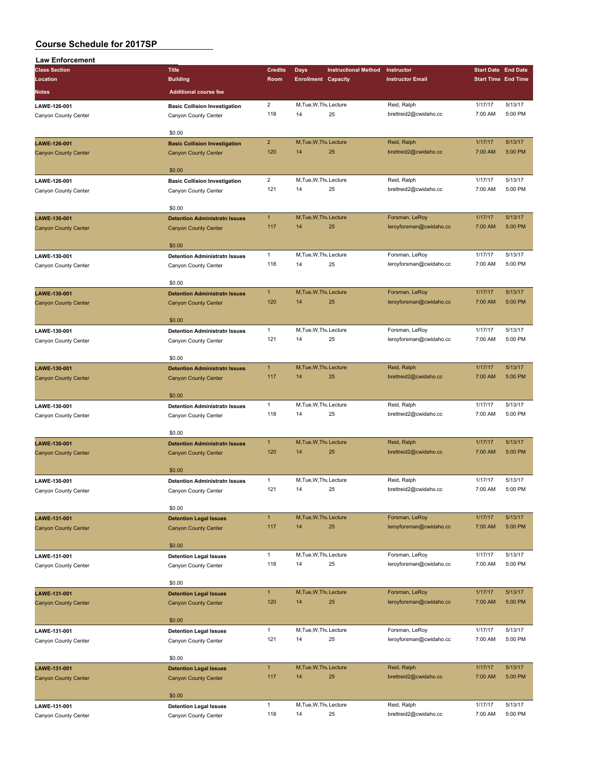# Course Schedule for 2017SP

## Law Enforcement

| Class Section / Location / Notes | Title / Building / Additional course fee | Credits / Room | Days / Enrollment | Instructional Method / Capacity | Instructor / Instructor Email | Start Date / Start Time | End Date / End Time |
|---|---|---|---|---|---|---|---|
| LAWE-126-001<br>Canyon County Center | Basic Collision Investigation<br>Canyon County Center<br>$0.00 | 2<br>118 | M,Tue,W,Thu<br>14 | Lecture<br>25 | Reid, Ralph<br>brettreid2@cwidaho.cc | 1/17/17<br>7:00 AM | 5/13/17<br>5:00 PM |
| LAWE-126-001<br>Canyon County Center | Basic Collision Investigation<br>Canyon County Center<br>$0.00 | 2<br>120 | M,Tue,W,Thu<br>14 | Lecture<br>25 | Reid, Ralph<br>brettreid2@cwidaho.cc | 1/17/17<br>7:00 AM | 5/13/17<br>5:00 PM |
| LAWE-126-001<br>Canyon County Center | Basic Collision Investigation<br>Canyon County Center<br>$0.00 | 2<br>121 | M,Tue,W,Thu<br>14 | Lecture<br>25 | Reid, Ralph<br>brettreid2@cwidaho.cc | 1/17/17<br>7:00 AM | 5/13/17<br>5:00 PM |
| LAWE-130-001<br>Canyon County Center | Detention Administratn Issues<br>Canyon County Center<br>$0.00 | 1<br>117 | M,Tue,W,Thu<br>14 | Lecture<br>25 | Forsman, LeRoy<br>leroyforsman@cwidaho.cc | 1/17/17<br>7:00 AM | 5/13/17<br>5:00 PM |
| LAWE-130-001<br>Canyon County Center | Detention Administratn Issues<br>Canyon County Center<br>$0.00 | 1<br>118 | M,Tue,W,Thu<br>14 | Lecture<br>25 | Forsman, LeRoy<br>leroyforsman@cwidaho.cc | 1/17/17<br>7:00 AM | 5/13/17<br>5:00 PM |
| LAWE-130-001<br>Canyon County Center | Detention Administratn Issues<br>Canyon County Center<br>$0.00 | 1<br>120 | M,Tue,W,Thu<br>14 | Lecture<br>25 | Forsman, LeRoy<br>leroyforsman@cwidaho.cc | 1/17/17<br>7:00 AM | 5/13/17<br>5:00 PM |
| LAWE-130-001<br>Canyon County Center | Detention Administratn Issues<br>Canyon County Center<br>$0.00 | 1<br>121 | M,Tue,W,Thu<br>14 | Lecture<br>25 | Forsman, LeRoy<br>leroyforsman@cwidaho.cc | 1/17/17<br>7:00 AM | 5/13/17<br>5:00 PM |
| LAWE-130-001<br>Canyon County Center | Detention Administratn Issues<br>Canyon County Center<br>$0.00 | 1<br>117 | M,Tue,W,Thu<br>14 | Lecture<br>25 | Reid, Ralph<br>brettreid2@cwidaho.cc | 1/17/17<br>7:00 AM | 5/13/17<br>5:00 PM |
| LAWE-130-001<br>Canyon County Center | Detention Administratn Issues<br>Canyon County Center<br>$0.00 | 1<br>118 | M,Tue,W,Thu<br>14 | Lecture<br>25 | Reid, Ralph<br>brettreid2@cwidaho.cc | 1/17/17<br>7:00 AM | 5/13/17<br>5:00 PM |
| LAWE-130-001<br>Canyon County Center | Detention Administratn Issues<br>Canyon County Center<br>$0.00 | 1<br>120 | M,Tue,W,Thu<br>14 | Lecture<br>25 | Reid, Ralph<br>brettreid2@cwidaho.cc | 1/17/17<br>7:00 AM | 5/13/17<br>5:00 PM |
| LAWE-130-001<br>Canyon County Center | Detention Administratn Issues<br>Canyon County Center<br>$0.00 | 1<br>121 | M,Tue,W,Thu<br>14 | Lecture<br>25 | Reid, Ralph<br>brettreid2@cwidaho.cc | 1/17/17<br>7:00 AM | 5/13/17<br>5:00 PM |
| LAWE-131-001<br>Canyon County Center | Detention Legal Issues<br>Canyon County Center<br>$0.00 | 1<br>117 | M,Tue,W,Thu<br>14 | Lecture<br>25 | Forsman, LeRoy<br>leroyforsman@cwidaho.cc | 1/17/17<br>7:00 AM | 5/13/17<br>5:00 PM |
| LAWE-131-001<br>Canyon County Center | Detention Legal Issues<br>Canyon County Center<br>$0.00 | 1<br>118 | M,Tue,W,Thu<br>14 | Lecture<br>25 | Forsman, LeRoy<br>leroyforsman@cwidaho.cc | 1/17/17<br>7:00 AM | 5/13/17<br>5:00 PM |
| LAWE-131-001<br>Canyon County Center | Detention Legal Issues<br>Canyon County Center<br>$0.00 | 1<br>120 | M,Tue,W,Thu<br>14 | Lecture<br>25 | Forsman, LeRoy<br>leroyforsman@cwidaho.cc | 1/17/17<br>7:00 AM | 5/13/17<br>5:00 PM |
| LAWE-131-001<br>Canyon County Center | Detention Legal Issues<br>Canyon County Center<br>$0.00 | 1<br>121 | M,Tue,W,Thu<br>14 | Lecture<br>25 | Forsman, LeRoy<br>leroyforsman@cwidaho.cc | 1/17/17<br>7:00 AM | 5/13/17<br>5:00 PM |
| LAWE-131-001<br>Canyon County Center | Detention Legal Issues<br>Canyon County Center<br>$0.00 | 1<br>117 | M,Tue,W,Thu<br>14 | Lecture<br>25 | Reid, Ralph<br>brettreid2@cwidaho.cc | 1/17/17<br>7:00 AM | 5/13/17<br>5:00 PM |
| LAWE-131-001<br>Canyon County Center | Detention Legal Issues<br>Canyon County Center | 1<br>118 | M,Tue,W,Thu<br>14 | Lecture<br>25 | Reid, Ralph<br>brettreid2@cwidaho.cc | 1/17/17<br>7:00 AM | 5/13/17<br>5:00 PM |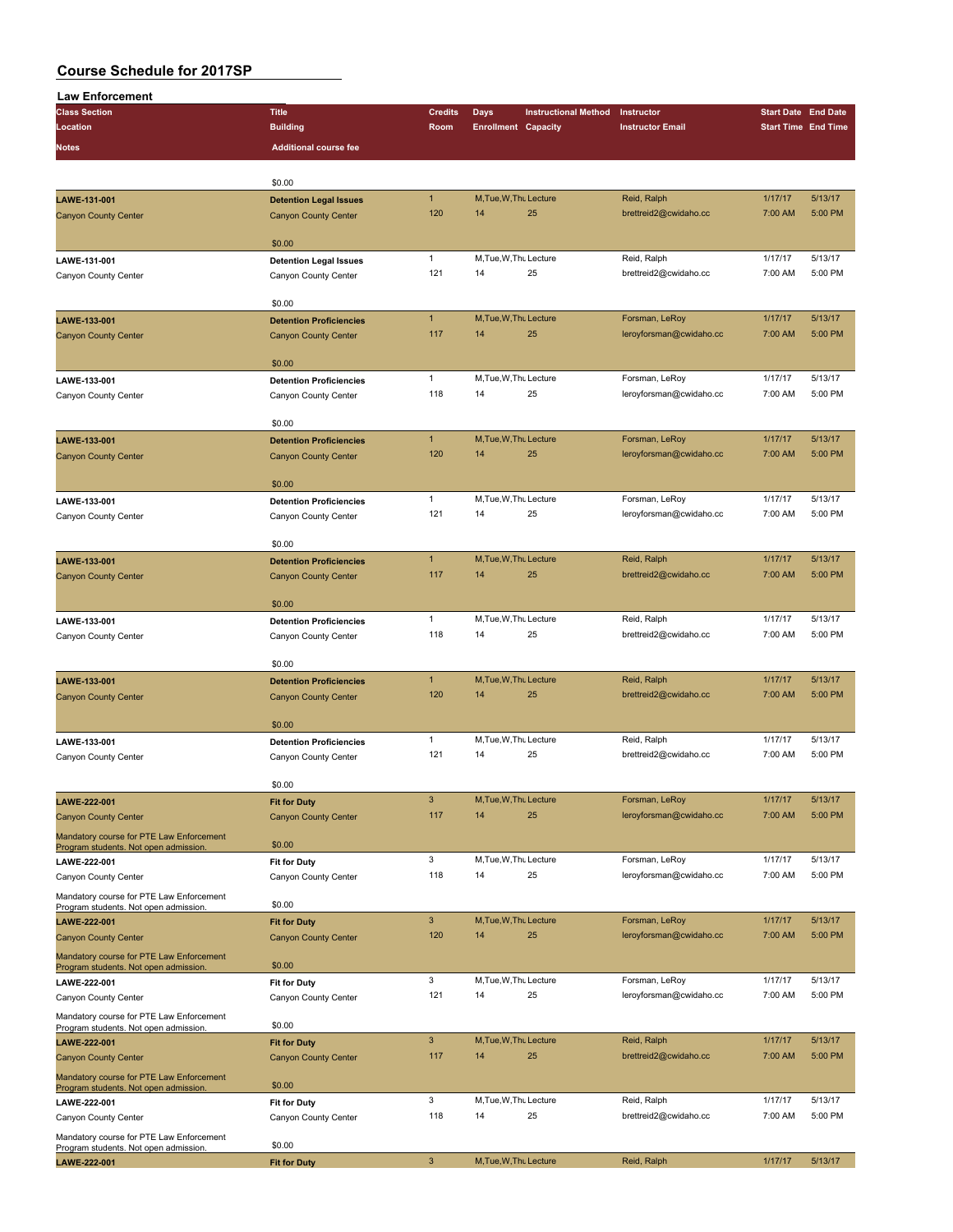## Course Schedule for 2017SP

### Law Enforcement

| Class Section / Location / Notes | Title / Building / Additional course fee | Credits / Room | Days / Enrollment | Instructional Method / Capacity | Instructor / Instructor Email | Start Date / Start Time | End Date / End Time |
|---|---|---|---|---|---|---|---|
| | $0.00 | | | | | | |
| **LAWE-131-001** Canyon County Center | **Detention Legal Issues** Canyon County Center $0.00 | 1 / 120 | M,Tue,W,Thu / 14 | Lecture / 25 | Reid, Ralph / brettreid2@cwidaho.cc | 1/17/17 / 7:00 AM | 5/13/17 / 5:00 PM |
| **LAWE-131-001** Canyon County Center | **Detention Legal Issues** Canyon County Center $0.00 | 1 / 121 | M,Tue,W,Thu / 14 | Lecture / 25 | Reid, Ralph / brettreid2@cwidaho.cc | 1/17/17 / 7:00 AM | 5/13/17 / 5:00 PM |
| **LAWE-133-001** Canyon County Center | **Detention Proficiencies** Canyon County Center $0.00 | 1 / 117 | M,Tue,W,Thu / 14 | Lecture / 25 | Forsman, LeRoy / leroyforsman@cwidaho.cc | 1/17/17 / 7:00 AM | 5/13/17 / 5:00 PM |
| **LAWE-133-001** Canyon County Center | **Detention Proficiencies** Canyon County Center $0.00 | 1 / 118 | M,Tue,W,Thu / 14 | Lecture / 25 | Forsman, LeRoy / leroyforsman@cwidaho.cc | 1/17/17 / 7:00 AM | 5/13/17 / 5:00 PM |
| **LAWE-133-001** Canyon County Center | **Detention Proficiencies** Canyon County Center $0.00 | 1 / 120 | M,Tue,W,Thu / 14 | Lecture / 25 | Forsman, LeRoy / leroyforsman@cwidaho.cc | 1/17/17 / 7:00 AM | 5/13/17 / 5:00 PM |
| **LAWE-133-001** Canyon County Center | **Detention Proficiencies** Canyon County Center $0.00 | 1 / 121 | M,Tue,W,Thu / 14 | Lecture / 25 | Forsman, LeRoy / leroyforsman@cwidaho.cc | 1/17/17 / 7:00 AM | 5/13/17 / 5:00 PM |
| **LAWE-133-001** Canyon County Center | **Detention Proficiencies** Canyon County Center $0.00 | 1 / 117 | M,Tue,W,Thu / 14 | Lecture / 25 | Reid, Ralph / brettreid2@cwidaho.cc | 1/17/17 / 7:00 AM | 5/13/17 / 5:00 PM |
| **LAWE-133-001** Canyon County Center | **Detention Proficiencies** Canyon County Center $0.00 | 1 / 118 | M,Tue,W,Thu / 14 | Lecture / 25 | Reid, Ralph / brettreid2@cwidaho.cc | 1/17/17 / 7:00 AM | 5/13/17 / 5:00 PM |
| **LAWE-133-001** Canyon County Center | **Detention Proficiencies** Canyon County Center $0.00 | 1 / 120 | M,Tue,W,Thu / 14 | Lecture / 25 | Reid, Ralph / brettreid2@cwidaho.cc | 1/17/17 / 7:00 AM | 5/13/17 / 5:00 PM |
| **LAWE-133-001** Canyon County Center | **Detention Proficiencies** Canyon County Center $0.00 | 1 / 121 | M,Tue,W,Thu / 14 | Lecture / 25 | Reid, Ralph / brettreid2@cwidaho.cc | 1/17/17 / 7:00 AM | 5/13/17 / 5:00 PM |
| **LAWE-222-001** Canyon County Center Mandatory course for PTE Law Enforcement Program students. Not open admission. | **Fit for Duty** Canyon County Center $0.00 | 3 / 117 | M,Tue,W,Thu / 14 | Lecture / 25 | Forsman, LeRoy / leroyforsman@cwidaho.cc | 1/17/17 / 7:00 AM | 5/13/17 / 5:00 PM |
| **LAWE-222-001** Canyon County Center Mandatory course for PTE Law Enforcement Program students. Not open admission. | **Fit for Duty** Canyon County Center $0.00 | 3 / 118 | M,Tue,W,Thu / 14 | Lecture / 25 | Forsman, LeRoy / leroyforsman@cwidaho.cc | 1/17/17 / 7:00 AM | 5/13/17 / 5:00 PM |
| **LAWE-222-001** Canyon County Center Mandatory course for PTE Law Enforcement Program students. Not open admission. | **Fit for Duty** Canyon County Center $0.00 | 3 / 120 | M,Tue,W,Thu / 14 | Lecture / 25 | Forsman, LeRoy / leroyforsman@cwidaho.cc | 1/17/17 / 7:00 AM | 5/13/17 / 5:00 PM |
| **LAWE-222-001** Canyon County Center Mandatory course for PTE Law Enforcement Program students. Not open admission. | **Fit for Duty** Canyon County Center $0.00 | 3 / 121 | M,Tue,W,Thu / 14 | Lecture / 25 | Forsman, LeRoy / leroyforsman@cwidaho.cc | 1/17/17 / 7:00 AM | 5/13/17 / 5:00 PM |
| **LAWE-222-001** Canyon County Center Mandatory course for PTE Law Enforcement Program students. Not open admission. | **Fit for Duty** Canyon County Center $0.00 | 3 / 117 | M,Tue,W,Thu / 14 | Lecture / 25 | Reid, Ralph / brettreid2@cwidaho.cc | 1/17/17 / 7:00 AM | 5/13/17 / 5:00 PM |
| **LAWE-222-001** Canyon County Center Mandatory course for PTE Law Enforcement Program students. Not open admission. | **Fit for Duty** Canyon County Center $0.00 | 3 / 118 | M,Tue,W,Thu / 14 | Lecture / 25 | Reid, Ralph / brettreid2@cwidaho.cc | 1/17/17 / 7:00 AM | 5/13/17 / 5:00 PM |
| **LAWE-222-001** | **Fit for Duty** | 3 | M,Tue,W,Thu | Lecture | Reid, Ralph | 1/17/17 | 5/13/17 |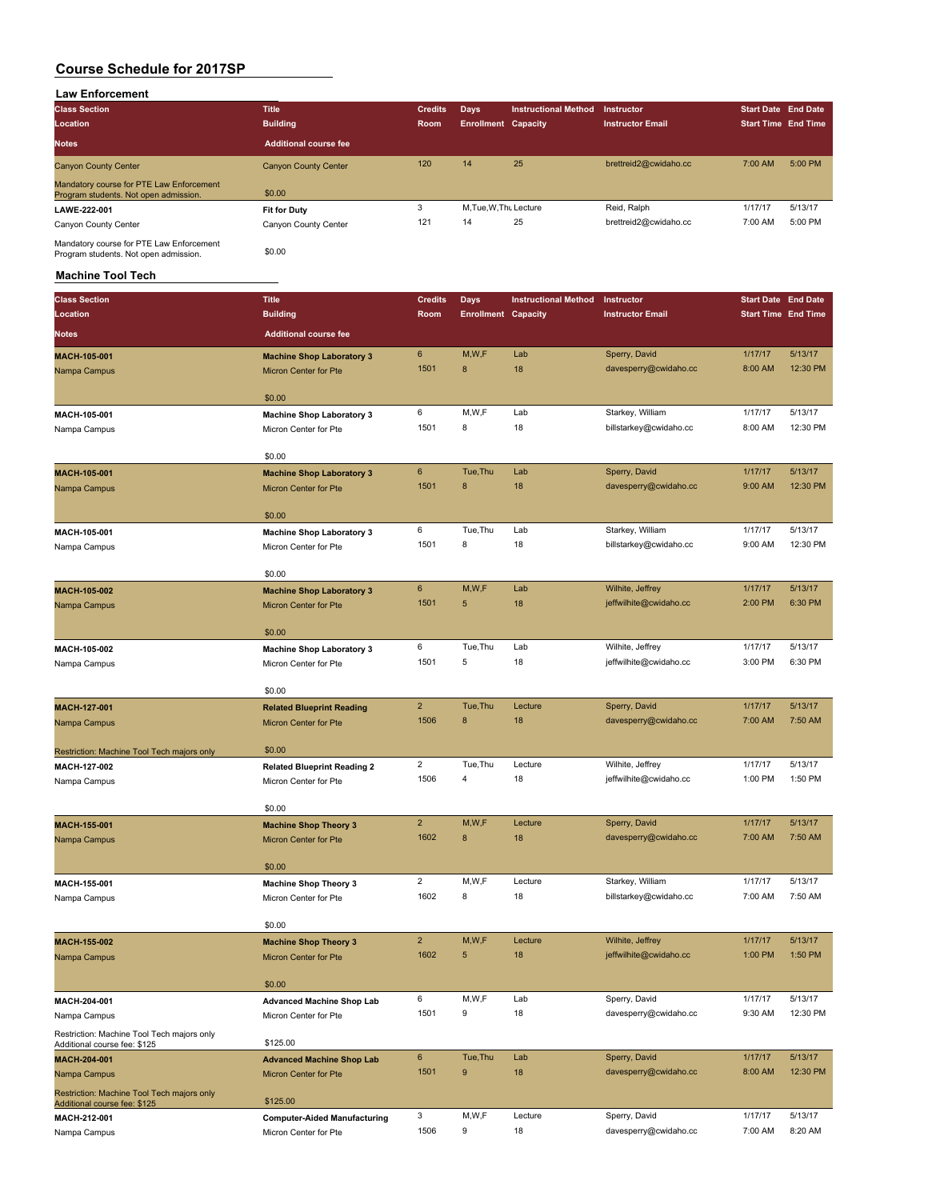# Course Schedule for 2017SP

## Law Enforcement

| Class Section / Location / Notes | Title / Building / Additional course fee | Credits / Room | Days / Enrollment | Instructional Method / Capacity | Instructor / Instructor Email | Start Date / Start Time | End Date / End Time |
|---|---|---|---|---|---|---|---|
| Canyon County Center | Canyon County Center | 120 | 14 | 25 | brettreid2@cwidaho.cc | 7:00 AM | 5:00 PM |
| Mandatory course for PTE Law Enforcement Program students. Not open admission. | $0.00 | | | | | | |
| **LAWE-222-001** | **Fit for Duty** | 3 | M,Tue,W,Thu | Lecture | Reid, Ralph | 1/17/17 | 5/13/17 |
| Canyon County Center | Canyon County Center | 121 | 14 | 25 | brettreid2@cwidaho.cc | 7:00 AM | 5:00 PM |
| Mandatory course for PTE Law Enforcement Program students. Not open admission. | $0.00 | | | | | | |

## Machine Tool Tech

| Class Section / Location / Notes | Title / Building / Additional course fee | Credits / Room | Days / Enrollment | Instructional Method / Capacity | Instructor / Instructor Email | Start Date / Start Time | End Date / End Time |
|---|---|---|---|---|---|---|---|
| **MACH-105-001** | **Machine Shop Laboratory 3** | 6 | M,W,F | Lab | Sperry, David | 1/17/17 | 5/13/17 |
| Nampa Campus | Micron Center for Pte | 1501 | 8 | 18 | davesperry@cwidaho.cc | 8:00 AM | 12:30 PM |
| | $0.00 | | | | | | |
| **MACH-105-001** | **Machine Shop Laboratory 3** | 6 | M,W,F | Lab | Starkey, William | 1/17/17 | 5/13/17 |
| Nampa Campus | Micron Center for Pte | 1501 | 8 | 18 | billstarkey@cwidaho.cc | 8:00 AM | 12:30 PM |
| | $0.00 | | | | | | |
| **MACH-105-001** | **Machine Shop Laboratory 3** | 6 | Tue,Thu | Lab | Sperry, David | 1/17/17 | 5/13/17 |
| Nampa Campus | Micron Center for Pte | 1501 | 8 | 18 | davesperry@cwidaho.cc | 9:00 AM | 12:30 PM |
| | $0.00 | | | | | | |
| **MACH-105-001** | **Machine Shop Laboratory 3** | 6 | Tue,Thu | Lab | Starkey, William | 1/17/17 | 5/13/17 |
| Nampa Campus | Micron Center for Pte | 1501 | 8 | 18 | billstarkey@cwidaho.cc | 9:00 AM | 12:30 PM |
| | $0.00 | | | | | | |
| **MACH-105-002** | **Machine Shop Laboratory 3** | 6 | M,W,F | Lab | Wilhite, Jeffrey | 1/17/17 | 5/13/17 |
| Nampa Campus | Micron Center for Pte | 1501 | 5 | 18 | jeffwilhite@cwidaho.cc | 2:00 PM | 6:30 PM |
| | $0.00 | | | | | | |
| **MACH-105-002** | **Machine Shop Laboratory 3** | 6 | Tue,Thu | Lab | Wilhite, Jeffrey | 1/17/17 | 5/13/17 |
| Nampa Campus | Micron Center for Pte | 1501 | 5 | 18 | jeffwilhite@cwidaho.cc | 3:00 PM | 6:30 PM |
| | $0.00 | | | | | | |
| **MACH-127-001** | **Related Blueprint Reading** | 2 | Tue,Thu | Lecture | Sperry, David | 1/17/17 | 5/13/17 |
| Nampa Campus | Micron Center for Pte | 1506 | 8 | 18 | davesperry@cwidaho.cc | 7:00 AM | 7:50 AM |
| Restriction: Machine Tool Tech majors only | $0.00 | | | | | | |
| **MACH-127-002** | **Related Blueprint Reading 2** | 2 | Tue,Thu | Lecture | Wilhite, Jeffrey | 1/17/17 | 5/13/17 |
| Nampa Campus | Micron Center for Pte | 1506 | 4 | 18 | jeffwilhite@cwidaho.cc | 1:00 PM | 1:50 PM |
| | $0.00 | | | | | | |
| **MACH-155-001** | **Machine Shop Theory 3** | 2 | M,W,F | Lecture | Sperry, David | 1/17/17 | 5/13/17 |
| Nampa Campus | Micron Center for Pte | 1602 | 8 | 18 | davesperry@cwidaho.cc | 7:00 AM | 7:50 AM |
| | $0.00 | | | | | | |
| **MACH-155-001** | **Machine Shop Theory 3** | 2 | M,W,F | Lecture | Starkey, William | 1/17/17 | 5/13/17 |
| Nampa Campus | Micron Center for Pte | 1602 | 8 | 18 | billstarkey@cwidaho.cc | 7:00 AM | 7:50 AM |
| | $0.00 | | | | | | |
| **MACH-155-002** | **Machine Shop Theory 3** | 2 | M,W,F | Lecture | Wilhite, Jeffrey | 1/17/17 | 5/13/17 |
| Nampa Campus | Micron Center for Pte | 1602 | 5 | 18 | jeffwilhite@cwidaho.cc | 1:00 PM | 1:50 PM |
| | $0.00 | | | | | | |
| **MACH-204-001** | **Advanced Machine Shop Lab** | 6 | M,W,F | Lab | Sperry, David | 1/17/17 | 5/13/17 |
| Nampa Campus | Micron Center for Pte | 1501 | 9 | 18 | davesperry@cwidaho.cc | 9:30 AM | 12:30 PM |
| Restriction: Machine Tool Tech majors only<br>Additional course fee: $125 | $125.00 | | | | | | |
| **MACH-204-001** | **Advanced Machine Shop Lab** | 6 | Tue,Thu | Lab | Sperry, David | 1/17/17 | 5/13/17 |
| Nampa Campus | Micron Center for Pte | 1501 | 9 | 18 | davesperry@cwidaho.cc | 8:00 AM | 12:30 PM |
| Restriction: Machine Tool Tech majors only<br>Additional course fee: $125 | $125.00 | | | | | | |
| **MACH-212-001** | **Computer-Aided Manufacturing** | 3 | M,W,F | Lecture | Sperry, David | 1/17/17 | 5/13/17 |
| Nampa Campus | Micron Center for Pte | 1506 | 9 | 18 | davesperry@cwidaho.cc | 7:00 AM | 8:20 AM |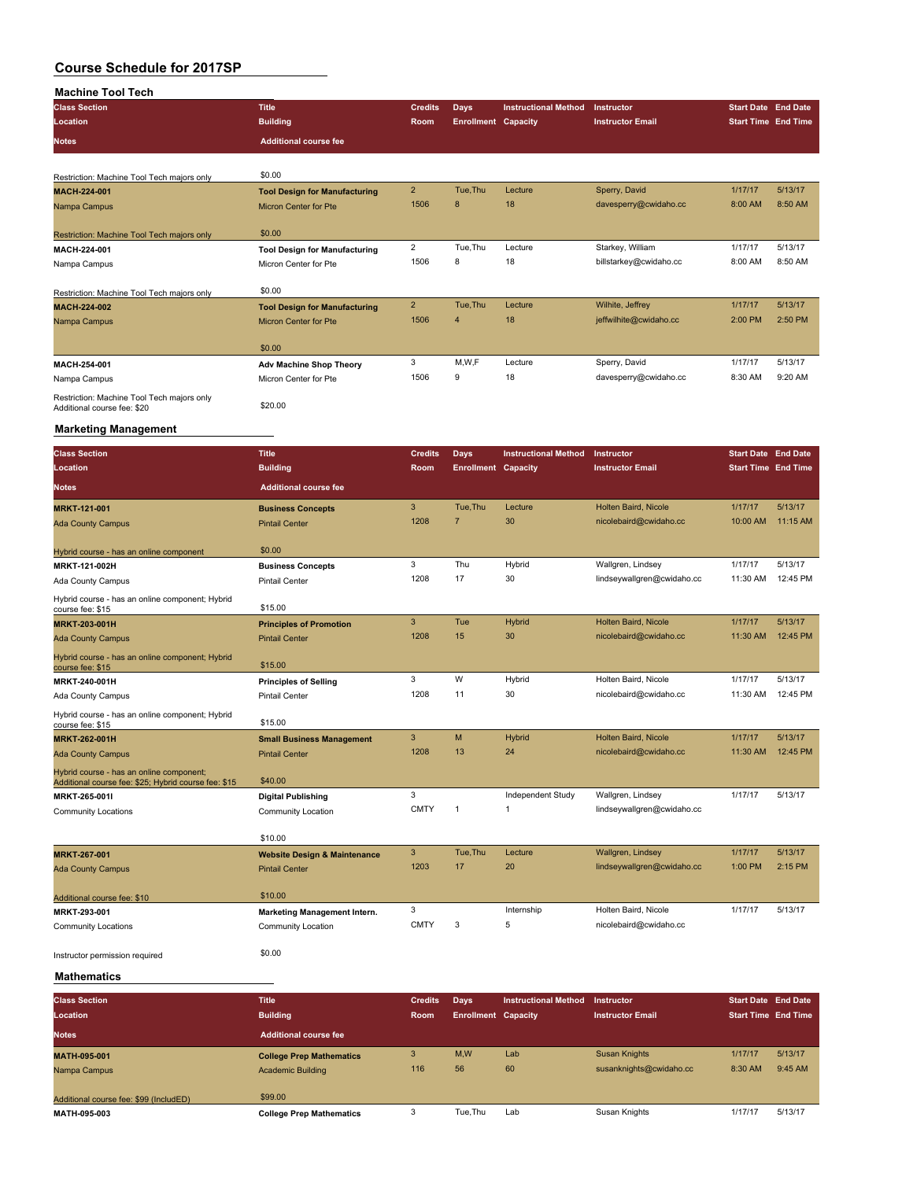# Course Schedule for 2017SP

## Machine Tool Tech

| Class Section | Title | Credits | Days | Instructional Method | Instructor | Start Date | End Date |
|---|---|---|---|---|---|---|---|
| Location | Building | Room | Enrollment | Capacity | Instructor Email | Start Time | End Time |
| Notes | Additional course fee | | | | | | |
| Restriction: Machine Tool Tech majors only | $0.00 | | | | | | |
| **MACH-224-001** | **Tool Design for Manufacturing** | 2 | Tue,Thu | Lecture | Sperry, David | 1/17/17 | 5/13/17 |
| Nampa Campus | Micron Center for Pte | 1506 | 8 | 18 | davesperry@cwidaho.cc | 8:00 AM | 8:50 AM |
| Restriction: Machine Tool Tech majors only | $0.00 | | | | | | |
| **MACH-224-001** | **Tool Design for Manufacturing** | 2 | Tue,Thu | Lecture | Starkey, William | 1/17/17 | 5/13/17 |
| Nampa Campus | Micron Center for Pte | 1506 | 8 | 18 | billstarkey@cwidaho.cc | 8:00 AM | 8:50 AM |
| Restriction: Machine Tool Tech majors only | $0.00 | | | | | | |
| **MACH-224-002** | **Tool Design for Manufacturing** | 2 | Tue,Thu | Lecture | Wilhite, Jeffrey | 1/17/17 | 5/13/17 |
| Nampa Campus | Micron Center for Pte | 1506 | 4 | 18 | jeffwilhite@cwidaho.cc | 2:00 PM | 2:50 PM |
| | $0.00 | | | | | | |
| **MACH-254-001** | **Adv Machine Shop Theory** | 3 | M,W,F | Lecture | Sperry, David | 1/17/17 | 5/13/17 |
| Nampa Campus | Micron Center for Pte | 1506 | 9 | 18 | davesperry@cwidaho.cc | 8:30 AM | 9:20 AM |
| Restriction: Machine Tool Tech majors only; Additional course fee: $20 | $20.00 | | | | | | |

## Marketing Management

| Class Section | Title | Credits | Days | Instructional Method | Instructor | Start Date | End Date |
|---|---|---|---|---|---|---|---|
| Location | Building | Room | Enrollment | Capacity | Instructor Email | Start Time | End Time |
| Notes | Additional course fee | | | | | | |
| **MRKT-121-001** | **Business Concepts** | 3 | Tue,Thu | Lecture | Holten Baird, Nicole | 1/17/17 | 5/13/17 |
| Ada County Campus | Pintail Center | 1208 | 7 | 30 | nicolebaird@cwidaho.cc | 10:00 AM | 11:15 AM |
| Hybrid course - has an online component | $0.00 | | | | | | |
| **MRKT-121-002H** | **Business Concepts** | 3 | Thu | Hybrid | Wallgren, Lindsey | 1/17/17 | 5/13/17 |
| Ada County Campus | Pintail Center | 1208 | 17 | 30 | lindseywallgren@cwidaho.cc | 11:30 AM | 12:45 PM |
| Hybrid course - has an online component; Hybrid course fee: $15 | $15.00 | | | | | | |
| **MRKT-203-001H** | **Principles of Promotion** | 3 | Tue | Hybrid | Holten Baird, Nicole | 1/17/17 | 5/13/17 |
| Ada County Campus | Pintail Center | 1208 | 15 | 30 | nicolebaird@cwidaho.cc | 11:30 AM | 12:45 PM |
| Hybrid course - has an online component; Hybrid course fee: $15 | $15.00 | | | | | | |
| **MRKT-240-001H** | **Principles of Selling** | 3 | W | Hybrid | Holten Baird, Nicole | 1/17/17 | 5/13/17 |
| Ada County Campus | Pintail Center | 1208 | 11 | 30 | nicolebaird@cwidaho.cc | 11:30 AM | 12:45 PM |
| Hybrid course - has an online component; Hybrid course fee: $15 | $15.00 | | | | | | |
| **MRKT-262-001H** | **Small Business Management** | 3 | M | Hybrid | Holten Baird, Nicole | 1/17/17 | 5/13/17 |
| Ada County Campus | Pintail Center | 1208 | 13 | 24 | nicolebaird@cwidaho.cc | 11:30 AM | 12:45 PM |
| Hybrid course - has an online component; Additional course fee: $25; Hybrid course fee: $15 | $40.00 | | | | | | |
| **MRKT-265-001I** | **Digital Publishing** | 3 | | Independent Study | Wallgren, Lindsey | 1/17/17 | 5/13/17 |
| Community Locations | Community Location | CMTY | 1 | 1 | lindseywallgren@cwidaho.cc | | |
| | $10.00 | | | | | | |
| **MRKT-267-001** | **Website Design & Maintenance** | 3 | Tue,Thu | Lecture | Wallgren, Lindsey | 1/17/17 | 5/13/17 |
| Ada County Campus | Pintail Center | 1203 | 17 | 20 | lindseywallgren@cwidaho.cc | 1:00 PM | 2:15 PM |
| Additional course fee: $10 | $10.00 | | | | | | |
| **MRKT-293-001** | **Marketing Management Intern.** | 3 | | Internship | Holten Baird, Nicole | 1/17/17 | 5/13/17 |
| Community Locations | Community Location | CMTY | 3 | 5 | nicolebaird@cwidaho.cc | | |
| Instructor permission required | $0.00 | | | | | | |

## Mathematics

| Class Section | Title | Credits | Days | Instructional Method | Instructor | Start Date | End Date |
|---|---|---|---|---|---|---|---|
| Location | Building | Room | Enrollment | Capacity | Instructor Email | Start Time | End Time |
| Notes | Additional course fee | | | | | | |
| **MATH-095-001** | **College Prep Mathematics** | 3 | M,W | Lab | Susan Knights | 1/17/17 | 5/13/17 |
| Nampa Campus | Academic Building | 116 | 56 | 60 | susanknights@cwidaho.cc | 8:30 AM | 9:45 AM |
| Additional course fee: $99 (IncludED) | $99.00 | | | | | | |
| **MATH-095-003** | **College Prep Mathematics** | 3 | Tue,Thu | Lab | Susan Knights | 1/17/17 | 5/13/17 |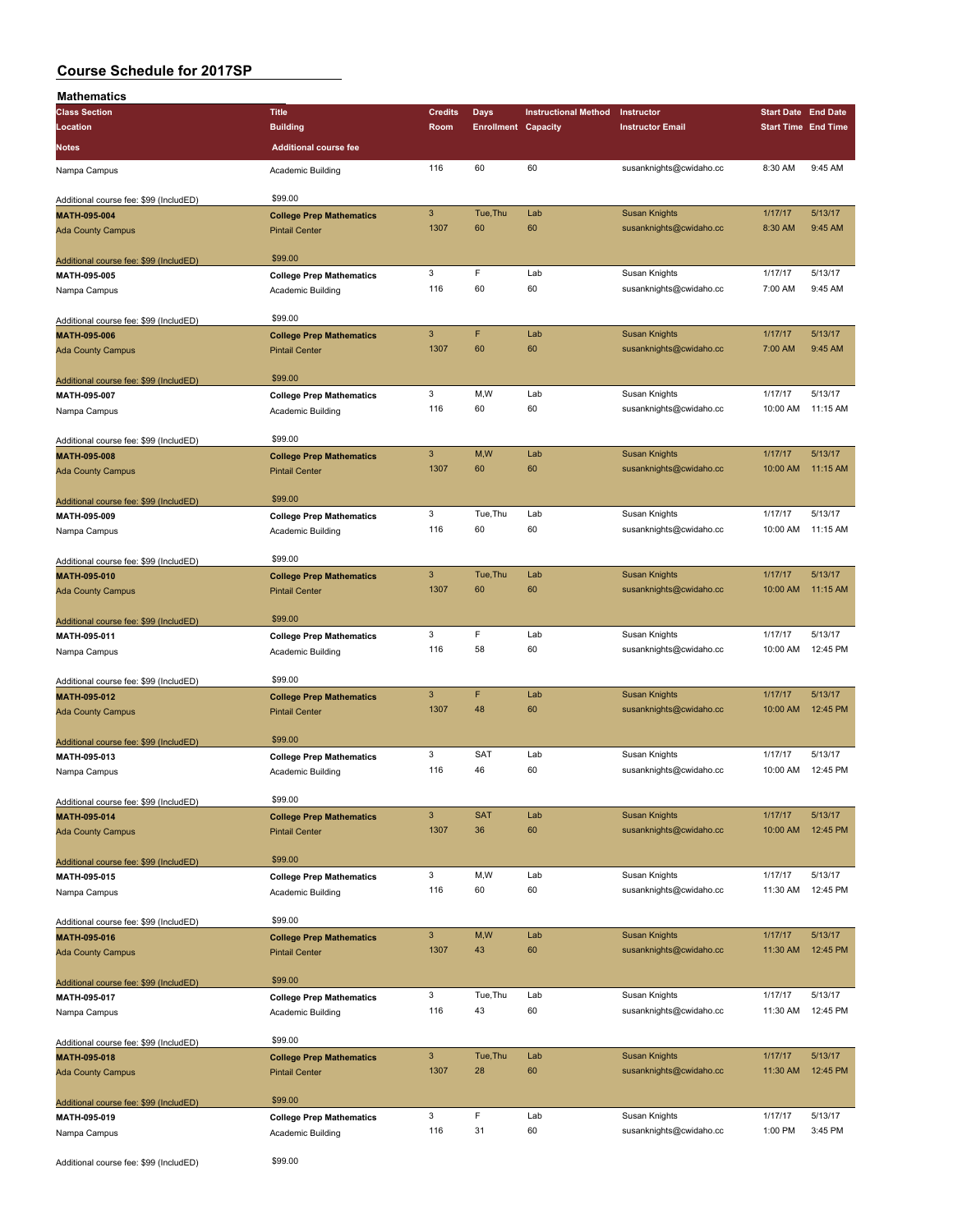# Course Schedule for 2017SP

## Mathematics

| Class Section / Location / Notes | Title / Building / Additional course fee | Credits / Room | Days / Enrollment | Instructional Method / Capacity | Instructor / Instructor Email | Start Date / Start Time | End Date / End Time |
|---|---|---|---|---|---|---|---|
| Nampa Campus | Academic Building | 116 | 60 | 60 | susanknights@cwidaho.cc | 8:30 AM | 9:45 AM |
| Additional course fee: $99 (IncludED) | $99.00 | | | | | | |
| **MATH-095-004** | **College Prep Mathematics** | 3 | Tue,Thu | Lab | Susan Knights | 1/17/17 | 5/13/17 |
| Ada County Campus | Pintail Center | 1307 | 60 | 60 | susanknights@cwidaho.cc | 8:30 AM | 9:45 AM |
| Additional course fee: $99 (IncludED) | $99.00 | | | | | | |
| **MATH-095-005** | **College Prep Mathematics** | 3 | F | Lab | Susan Knights | 1/17/17 | 5/13/17 |
| Nampa Campus | Academic Building | 116 | 60 | 60 | susanknights@cwidaho.cc | 7:00 AM | 9:45 AM |
| Additional course fee: $99 (IncludED) | $99.00 | | | | | | |
| **MATH-095-006** | **College Prep Mathematics** | 3 | F | Lab | Susan Knights | 1/17/17 | 5/13/17 |
| Ada County Campus | Pintail Center | 1307 | 60 | 60 | susanknights@cwidaho.cc | 7:00 AM | 9:45 AM |
| Additional course fee: $99 (IncludED) | $99.00 | | | | | | |
| **MATH-095-007** | **College Prep Mathematics** | 3 | M,W | Lab | Susan Knights | 1/17/17 | 5/13/17 |
| Nampa Campus | Academic Building | 116 | 60 | 60 | susanknights@cwidaho.cc | 10:00 AM | 11:15 AM |
| Additional course fee: $99 (IncludED) | $99.00 | | | | | | |
| **MATH-095-008** | **College Prep Mathematics** | 3 | M,W | Lab | Susan Knights | 1/17/17 | 5/13/17 |
| Ada County Campus | Pintail Center | 1307 | 60 | 60 | susanknights@cwidaho.cc | 10:00 AM | 11:15 AM |
| Additional course fee: $99 (IncludED) | $99.00 | | | | | | |
| **MATH-095-009** | **College Prep Mathematics** | 3 | Tue,Thu | Lab | Susan Knights | 1/17/17 | 5/13/17 |
| Nampa Campus | Academic Building | 116 | 60 | 60 | susanknights@cwidaho.cc | 10:00 AM | 11:15 AM |
| Additional course fee: $99 (IncludED) | $99.00 | | | | | | |
| **MATH-095-010** | **College Prep Mathematics** | 3 | Tue,Thu | Lab | Susan Knights | 1/17/17 | 5/13/17 |
| Ada County Campus | Pintail Center | 1307 | 60 | 60 | susanknights@cwidaho.cc | 10:00 AM | 11:15 AM |
| Additional course fee: $99 (IncludED) | $99.00 | | | | | | |
| **MATH-095-011** | **College Prep Mathematics** | 3 | F | Lab | Susan Knights | 1/17/17 | 5/13/17 |
| Nampa Campus | Academic Building | 116 | 58 | 60 | susanknights@cwidaho.cc | 10:00 AM | 12:45 PM |
| Additional course fee: $99 (IncludED) | $99.00 | | | | | | |
| **MATH-095-012** | **College Prep Mathematics** | 3 | F | Lab | Susan Knights | 1/17/17 | 5/13/17 |
| Ada County Campus | Pintail Center | 1307 | 48 | 60 | susanknights@cwidaho.cc | 10:00 AM | 12:45 PM |
| Additional course fee: $99 (IncludED) | $99.00 | | | | | | |
| **MATH-095-013** | **College Prep Mathematics** | 3 | SAT | Lab | Susan Knights | 1/17/17 | 5/13/17 |
| Nampa Campus | Academic Building | 116 | 46 | 60 | susanknights@cwidaho.cc | 10:00 AM | 12:45 PM |
| Additional course fee: $99 (IncludED) | $99.00 | | | | | | |
| **MATH-095-014** | **College Prep Mathematics** | 3 | SAT | Lab | Susan Knights | 1/17/17 | 5/13/17 |
| Ada County Campus | Pintail Center | 1307 | 36 | 60 | susanknights@cwidaho.cc | 10:00 AM | 12:45 PM |
| Additional course fee: $99 (IncludED) | $99.00 | | | | | | |
| **MATH-095-015** | **College Prep Mathematics** | 3 | M,W | Lab | Susan Knights | 1/17/17 | 5/13/17 |
| Nampa Campus | Academic Building | 116 | 60 | 60 | susanknights@cwidaho.cc | 11:30 AM | 12:45 PM |
| Additional course fee: $99 (IncludED) | $99.00 | | | | | | |
| **MATH-095-016** | **College Prep Mathematics** | 3 | M,W | Lab | Susan Knights | 1/17/17 | 5/13/17 |
| Ada County Campus | Pintail Center | 1307 | 43 | 60 | susanknights@cwidaho.cc | 11:30 AM | 12:45 PM |
| Additional course fee: $99 (IncludED) | $99.00 | | | | | | |
| **MATH-095-017** | **College Prep Mathematics** | 3 | Tue,Thu | Lab | Susan Knights | 1/17/17 | 5/13/17 |
| Nampa Campus | Academic Building | 116 | 43 | 60 | susanknights@cwidaho.cc | 11:30 AM | 12:45 PM |
| Additional course fee: $99 (IncludED) | $99.00 | | | | | | |
| **MATH-095-018** | **College Prep Mathematics** | 3 | Tue,Thu | Lab | Susan Knights | 1/17/17 | 5/13/17 |
| Ada County Campus | Pintail Center | 1307 | 28 | 60 | susanknights@cwidaho.cc | 11:30 AM | 12:45 PM |
| Additional course fee: $99 (IncludED) | $99.00 | | | | | | |
| **MATH-095-019** | **College Prep Mathematics** | 3 | F | Lab | Susan Knights | 1/17/17 | 5/13/17 |
| Nampa Campus | Academic Building | 116 | 31 | 60 | susanknights@cwidaho.cc | 1:00 PM | 3:45 PM |
| Additional course fee: $99 (IncludED) | $99.00 | | | | | | |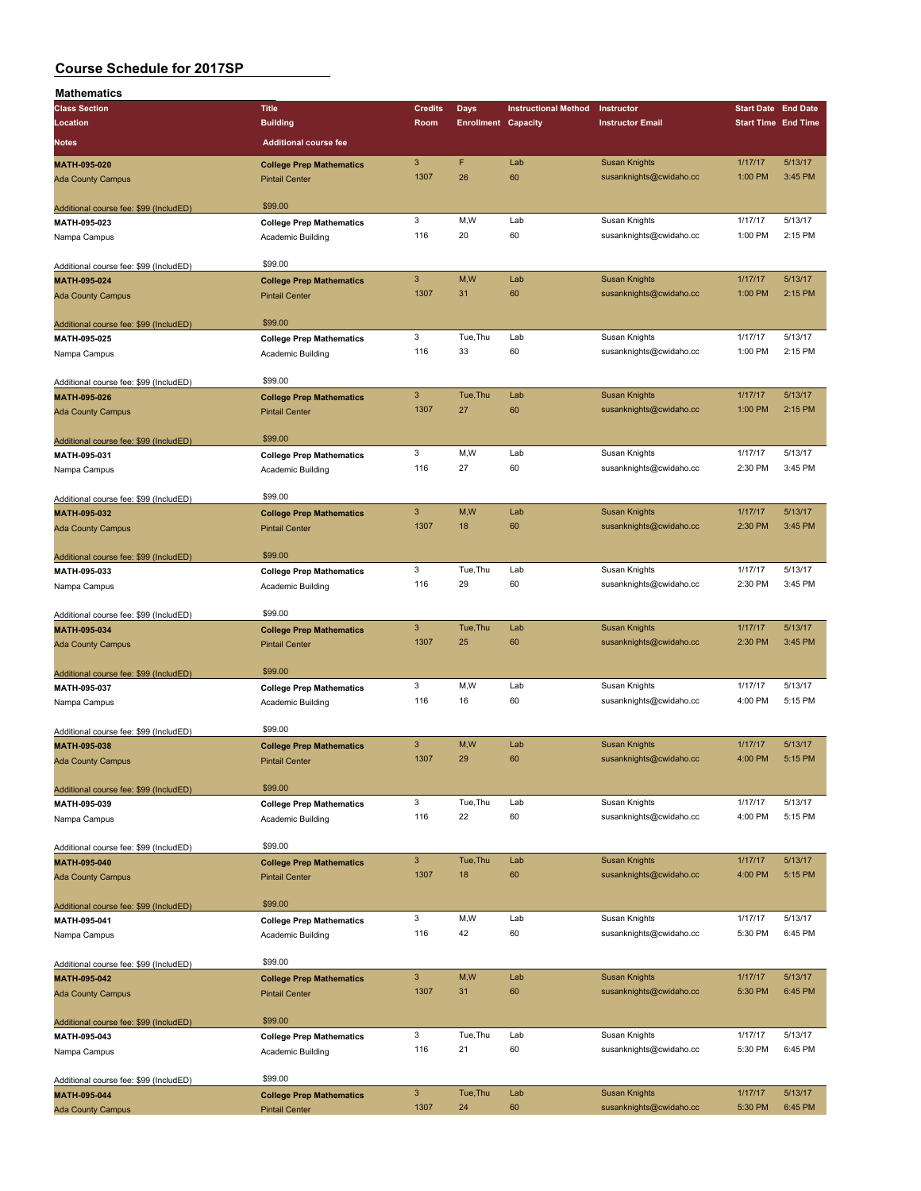# Course Schedule for 2017SP

## Mathematics

| Class Section / Location / Notes | Title / Building / Additional course fee | Credits / Room | Days / Enrollment | Instructional Method / Capacity | Instructor / Instructor Email | Start Date / Start Time | End Date / End Time |
|---|---|---|---|---|---|---|---|
| **MATH-095-020** | **College Prep Mathematics** | 3 | F | Lab | Susan Knights | 1/17/17 | 5/13/17 |
| Ada County Campus | Pintail Center | 1307 | 26 | 60 | susanknights@cwidaho.cc | 1:00 PM | 3:45 PM |
| Additional course fee: $99 (IncludED) | $99.00 | | | | | | |
| **MATH-095-023** | **College Prep Mathematics** | 3 | M,W | Lab | Susan Knights | 1/17/17 | 5/13/17 |
| Nampa Campus | Academic Building | 116 | 20 | 60 | susanknights@cwidaho.cc | 1:00 PM | 2:15 PM |
| Additional course fee: $99 (IncludED) | $99.00 | | | | | | |
| **MATH-095-024** | **College Prep Mathematics** | 3 | M,W | Lab | Susan Knights | 1/17/17 | 5/13/17 |
| Ada County Campus | Pintail Center | 1307 | 31 | 60 | susanknights@cwidaho.cc | 1:00 PM | 2:15 PM |
| Additional course fee: $99 (IncludED) | $99.00 | | | | | | |
| **MATH-095-025** | **College Prep Mathematics** | 3 | Tue,Thu | Lab | Susan Knights | 1/17/17 | 5/13/17 |
| Nampa Campus | Academic Building | 116 | 33 | 60 | susanknights@cwidaho.cc | 1:00 PM | 2:15 PM |
| Additional course fee: $99 (IncludED) | $99.00 | | | | | | |
| **MATH-095-026** | **College Prep Mathematics** | 3 | Tue,Thu | Lab | Susan Knights | 1/17/17 | 5/13/17 |
| Ada County Campus | Pintail Center | 1307 | 27 | 60 | susanknights@cwidaho.cc | 1:00 PM | 2:15 PM |
| Additional course fee: $99 (IncludED) | $99.00 | | | | | | |
| **MATH-095-031** | **College Prep Mathematics** | 3 | M,W | Lab | Susan Knights | 1/17/17 | 5/13/17 |
| Nampa Campus | Academic Building | 116 | 27 | 60 | susanknights@cwidaho.cc | 2:30 PM | 3:45 PM |
| Additional course fee: $99 (IncludED) | $99.00 | | | | | | |
| **MATH-095-032** | **College Prep Mathematics** | 3 | M,W | Lab | Susan Knights | 1/17/17 | 5/13/17 |
| Ada County Campus | Pintail Center | 1307 | 18 | 60 | susanknights@cwidaho.cc | 2:30 PM | 3:45 PM |
| Additional course fee: $99 (IncludED) | $99.00 | | | | | | |
| **MATH-095-033** | **College Prep Mathematics** | 3 | Tue,Thu | Lab | Susan Knights | 1/17/17 | 5/13/17 |
| Nampa Campus | Academic Building | 116 | 29 | 60 | susanknights@cwidaho.cc | 2:30 PM | 3:45 PM |
| Additional course fee: $99 (IncludED) | $99.00 | | | | | | |
| **MATH-095-034** | **College Prep Mathematics** | 3 | Tue,Thu | Lab | Susan Knights | 1/17/17 | 5/13/17 |
| Ada County Campus | Pintail Center | 1307 | 25 | 60 | susanknights@cwidaho.cc | 2:30 PM | 3:45 PM |
| Additional course fee: $99 (IncludED) | $99.00 | | | | | | |
| **MATH-095-037** | **College Prep Mathematics** | 3 | M,W | Lab | Susan Knights | 1/17/17 | 5/13/17 |
| Nampa Campus | Academic Building | 116 | 16 | 60 | susanknights@cwidaho.cc | 4:00 PM | 5:15 PM |
| Additional course fee: $99 (IncludED) | $99.00 | | | | | | |
| **MATH-095-038** | **College Prep Mathematics** | 3 | M,W | Lab | Susan Knights | 1/17/17 | 5/13/17 |
| Ada County Campus | Pintail Center | 1307 | 29 | 60 | susanknights@cwidaho.cc | 4:00 PM | 5:15 PM |
| Additional course fee: $99 (IncludED) | $99.00 | | | | | | |
| **MATH-095-039** | **College Prep Mathematics** | 3 | Tue,Thu | Lab | Susan Knights | 1/17/17 | 5/13/17 |
| Nampa Campus | Academic Building | 116 | 22 | 60 | susanknights@cwidaho.cc | 4:00 PM | 5:15 PM |
| Additional course fee: $99 (IncludED) | $99.00 | | | | | | |
| **MATH-095-040** | **College Prep Mathematics** | 3 | Tue,Thu | Lab | Susan Knights | 1/17/17 | 5/13/17 |
| Ada County Campus | Pintail Center | 1307 | 18 | 60 | susanknights@cwidaho.cc | 4:00 PM | 5:15 PM |
| Additional course fee: $99 (IncludED) | $99.00 | | | | | | |
| **MATH-095-041** | **College Prep Mathematics** | 3 | M,W | Lab | Susan Knights | 1/17/17 | 5/13/17 |
| Nampa Campus | Academic Building | 116 | 42 | 60 | susanknights@cwidaho.cc | 5:30 PM | 6:45 PM |
| Additional course fee: $99 (IncludED) | $99.00 | | | | | | |
| **MATH-095-042** | **College Prep Mathematics** | 3 | M,W | Lab | Susan Knights | 1/17/17 | 5/13/17 |
| Ada County Campus | Pintail Center | 1307 | 31 | 60 | susanknights@cwidaho.cc | 5:30 PM | 6:45 PM |
| Additional course fee: $99 (IncludED) | $99.00 | | | | | | |
| **MATH-095-043** | **College Prep Mathematics** | 3 | Tue,Thu | Lab | Susan Knights | 1/17/17 | 5/13/17 |
| Nampa Campus | Academic Building | 116 | 21 | 60 | susanknights@cwidaho.cc | 5:30 PM | 6:45 PM |
| Additional course fee: $99 (IncludED) | $99.00 | | | | | | |
| **MATH-095-044** | **College Prep Mathematics** | 3 | Tue,Thu | Lab | Susan Knights | 1/17/17 | 5/13/17 |
| Ada County Campus | Pintail Center | 1307 | 24 | 60 | susanknights@cwidaho.cc | 5:30 PM | 6:45 PM |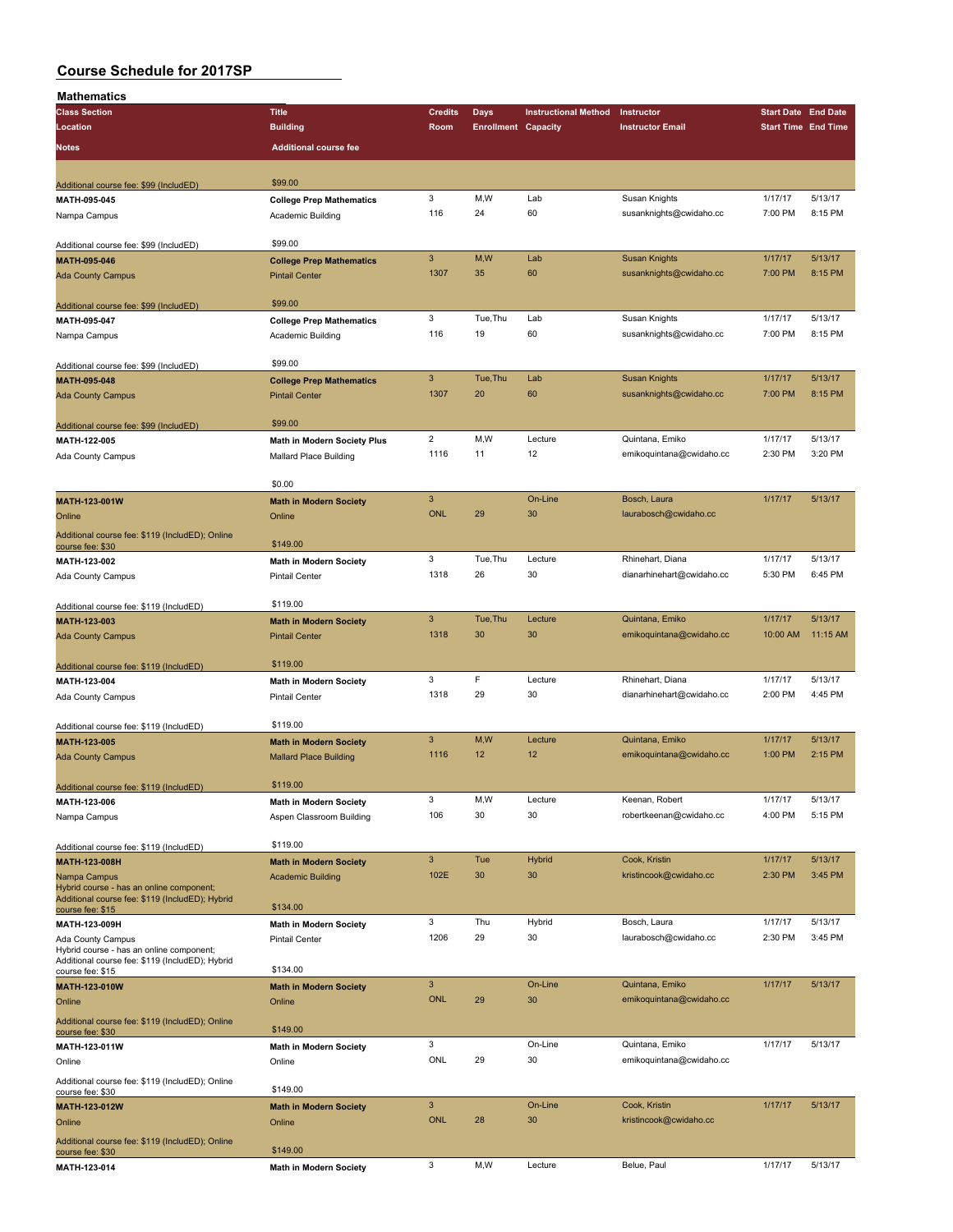# Course Schedule for 2017SP

## Mathematics

| Class Section | Title | Credits | Days | Instructional Method | Instructor | Start Date | End Date |
|---|---|---|---|---|---|---|---|
| Location | Building | Room | Enrollment | Capacity | Instructor Email | Start Time | End Time |
| Notes | Additional course fee | | | | | | |
| Additional course fee: $99 (IncludED) | $99.00 | | | | | | |
| MATH-095-045 | College Prep Mathematics | 3 | M,W | Lab | Susan Knights | 1/17/17 | 5/13/17 |
| Nampa Campus | Academic Building | 116 | 24 | 60 | susanknights@cwidaho.cc | 7:00 PM | 8:15 PM |
| Additional course fee: $99 (IncludED) | $99.00 | | | | | | |
| MATH-095-046 | College Prep Mathematics | 3 | M,W | Lab | Susan Knights | 1/17/17 | 5/13/17 |
| Ada County Campus | Pintail Center | 1307 | 35 | 60 | susanknights@cwidaho.cc | 7:00 PM | 8:15 PM |
| Additional course fee: $99 (IncludED) | $99.00 | | | | | | |
| MATH-095-047 | College Prep Mathematics | 3 | Tue,Thu | Lab | Susan Knights | 1/17/17 | 5/13/17 |
| Nampa Campus | Academic Building | 116 | 19 | 60 | susanknights@cwidaho.cc | 7:00 PM | 8:15 PM |
| Additional course fee: $99 (IncludED) | $99.00 | | | | | | |
| MATH-095-048 | College Prep Mathematics | 3 | Tue,Thu | Lab | Susan Knights | 1/17/17 | 5/13/17 |
| Ada County Campus | Pintail Center | 1307 | 20 | 60 | susanknights@cwidaho.cc | 7:00 PM | 8:15 PM |
| Additional course fee: $99 (IncludED) | $99.00 | | | | | | |
| MATH-122-005 | Math in Modern Society Plus | 2 | M,W | Lecture | Quintana, Emiko | 1/17/17 | 5/13/17 |
| Ada County Campus | Mallard Place Building | 1116 | 11 | 12 | emikoquintana@cwidaho.cc | 2:30 PM | 3:20 PM |
| | $0.00 | | | | | | |
| MATH-123-001W | Math in Modern Society | 3 | | On-Line | Bosch, Laura | 1/17/17 | 5/13/17 |
| Online | Online | ONL | 29 | 30 | laurabosch@cwidaho.cc | | |
| Additional course fee: $119 (IncludED); Online course fee: $30 | $149.00 | | | | | | |
| MATH-123-002 | Math in Modern Society | 3 | Tue,Thu | Lecture | Rhinehart, Diana | 1/17/17 | 5/13/17 |
| Ada County Campus | Pintail Center | 1318 | 26 | 30 | dianarhinehart@cwidaho.cc | 5:30 PM | 6:45 PM |
| Additional course fee: $119 (IncludED) | $119.00 | | | | | | |
| MATH-123-003 | Math in Modern Society | 3 | Tue,Thu | Lecture | Quintana, Emiko | 1/17/17 | 5/13/17 |
| Ada County Campus | Pintail Center | 1318 | 30 | 30 | emikoquintana@cwidaho.cc | 10:00 AM | 11:15 AM |
| Additional course fee: $119 (IncludED) | $119.00 | | | | | | |
| MATH-123-004 | Math in Modern Society | 3 | F | Lecture | Rhinehart, Diana | 1/17/17 | 5/13/17 |
| Ada County Campus | Pintail Center | 1318 | 29 | 30 | dianarhinehart@cwidaho.cc | 2:00 PM | 4:45 PM |
| Additional course fee: $119 (IncludED) | $119.00 | | | | | | |
| MATH-123-005 | Math in Modern Society | 3 | M,W | Lecture | Quintana, Emiko | 1/17/17 | 5/13/17 |
| Ada County Campus | Mallard Place Building | 1116 | 12 | 12 | emikoquintana@cwidaho.cc | 1:00 PM | 2:15 PM |
| Additional course fee: $119 (IncludED) | $119.00 | | | | | | |
| MATH-123-006 | Math in Modern Society | 3 | M,W | Lecture | Keenan, Robert | 1/17/17 | 5/13/17 |
| Nampa Campus | Aspen Classroom Building | 106 | 30 | 30 | robertkeenan@cwidaho.cc | 4:00 PM | 5:15 PM |
| Additional course fee: $119 (IncludED) | $119.00 | | | | | | |
| MATH-123-008H | Math in Modern Society | 3 | Tue | Hybrid | Cook, Kristin | 1/17/17 | 5/13/17 |
| Nampa Campus | Academic Building | 102E | 30 | 30 | kristincook@cwidaho.cc | 2:30 PM | 3:45 PM |
| Hybrid course - has an online component; Additional course fee: $119 (IncludED); Hybrid course fee: $15 | $134.00 | | | | | | |
| MATH-123-009H | Math in Modern Society | 3 | Thu | Hybrid | Bosch, Laura | 1/17/17 | 5/13/17 |
| Ada County Campus | Pintail Center | 1206 | 29 | 30 | laurabosch@cwidaho.cc | 2:30 PM | 3:45 PM |
| Hybrid course - has an online component; Additional course fee: $119 (IncludED); Hybrid course fee: $15 | $134.00 | | | | | | |
| MATH-123-010W | Math in Modern Society | 3 | | On-Line | Quintana, Emiko | 1/17/17 | 5/13/17 |
| Online | Online | ONL | 29 | 30 | emikoquintana@cwidaho.cc | | |
| Additional course fee: $119 (IncludED); Online course fee: $30 | $149.00 | | | | | | |
| MATH-123-011W | Math in Modern Society | 3 | | On-Line | Quintana, Emiko | 1/17/17 | 5/13/17 |
| Online | Online | ONL | 29 | 30 | emikoquintana@cwidaho.cc | | |
| Additional course fee: $119 (IncludED); Online course fee: $30 | $149.00 | | | | | | |
| MATH-123-012W | Math in Modern Society | 3 | | On-Line | Cook, Kristin | 1/17/17 | 5/13/17 |
| Online | Online | ONL | 28 | 30 | kristincook@cwidaho.cc | | |
| Additional course fee: $119 (IncludED); Online course fee: $30 | $149.00 | | | | | | |
| MATH-123-014 | Math in Modern Society | 3 | M,W | Lecture | Belue, Paul | 1/17/17 | 5/13/17 |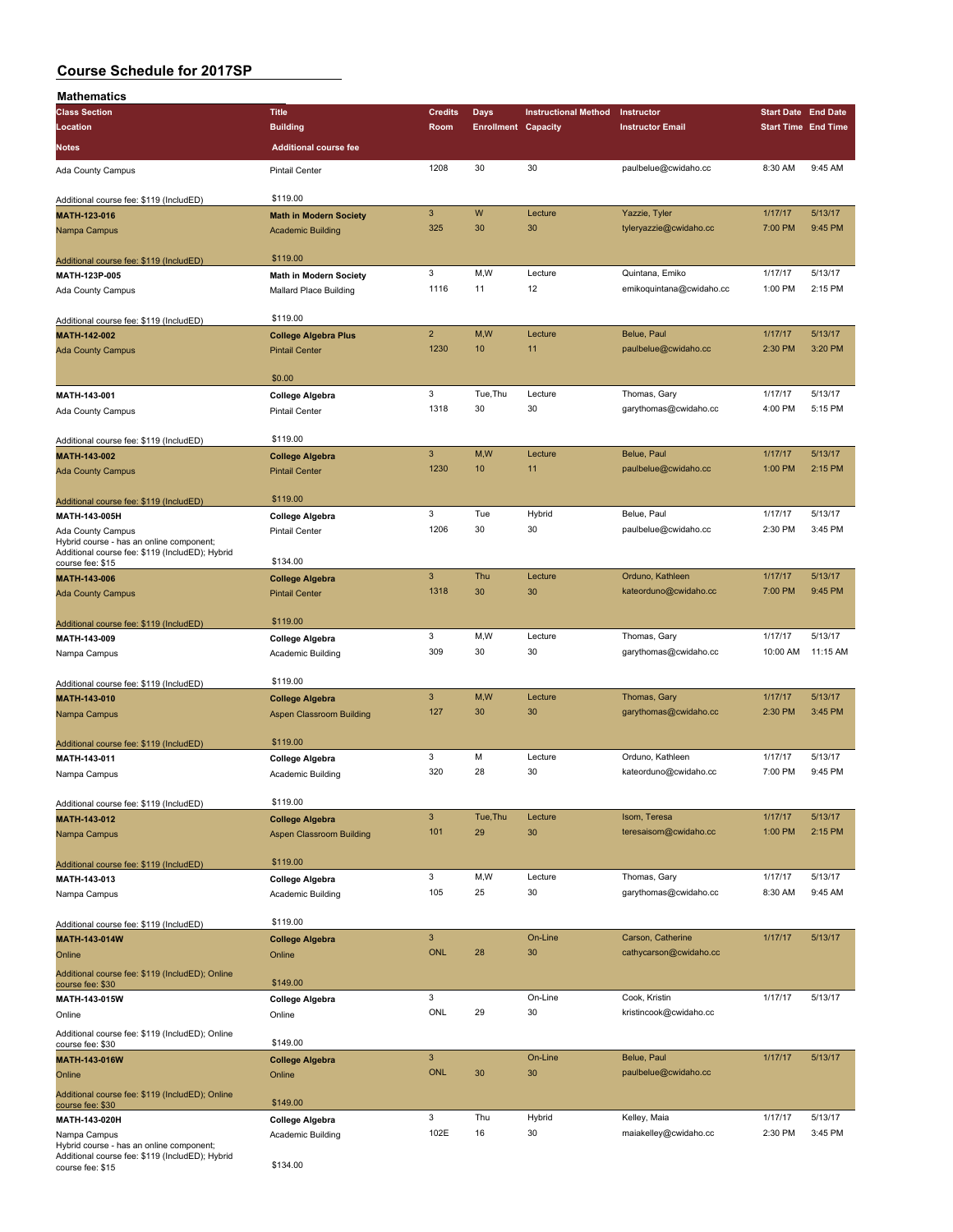# Course Schedule for 2017SP

## Mathematics

| Class Section | Title | Credits | Days | Instructional Method | Instructor | Start Date | End Date |
|---|---|---|---|---|---|---|---|
| Location | Building | Room | Enrollment | Capacity | Instructor Email | Start Time | End Time |
| Notes | Additional course fee | | | | | | |
| Ada County Campus | Pintail Center | 1208 | 30 | 30 | paulbelue@cwidaho.cc | 8:30 AM | 9:45 AM |
| Additional course fee: $119 (IncludED) | $119.00 | | | | | | |
| **MATH-123-016** | **Math in Modern Society** | 3 | W | Lecture | Yazzie, Tyler | 1/17/17 | 5/13/17 |
| Nampa Campus | Academic Building | 325 | 30 | 30 | tyleryazzie@cwidaho.cc | 7:00 PM | 9:45 PM |
| Additional course fee: $119 (IncludED) | $119.00 | | | | | | |
| **MATH-123P-005** | **Math in Modern Society** | 3 | M,W | Lecture | Quintana, Emiko | 1/17/17 | 5/13/17 |
| Ada County Campus | Mallard Place Building | 1116 | 11 | 12 | emikoquintana@cwidaho.cc | 1:00 PM | 2:15 PM |
| Additional course fee: $119 (IncludED) | $119.00 | | | | | | |
| **MATH-142-002** | **College Algebra Plus** | 2 | M,W | Lecture | Belue, Paul | 1/17/17 | 5/13/17 |
| Ada County Campus | Pintail Center | 1230 | 10 | 11 | paulbelue@cwidaho.cc | 2:30 PM | 3:20 PM |
| | $0.00 | | | | | | |
| **MATH-143-001** | **College Algebra** | 3 | Tue,Thu | Lecture | Thomas, Gary | 1/17/17 | 5/13/17 |
| Ada County Campus | Pintail Center | 1318 | 30 | 30 | garythomas@cwidaho.cc | 4:00 PM | 5:15 PM |
| Additional course fee: $119 (IncludED) | $119.00 | | | | | | |
| **MATH-143-002** | **College Algebra** | 3 | M,W | Lecture | Belue, Paul | 1/17/17 | 5/13/17 |
| Ada County Campus | Pintail Center | 1230 | 10 | 11 | paulbelue@cwidaho.cc | 1:00 PM | 2:15 PM |
| Additional course fee: $119 (IncludED) | $119.00 | | | | | | |
| **MATH-143-005H** | **College Algebra** | 3 | Tue | Hybrid | Belue, Paul | 1/17/17 | 5/13/17 |
| Ada County Campus | Pintail Center | 1206 | 30 | 30 | paulbelue@cwidaho.cc | 2:30 PM | 3:45 PM |
| Hybrid course - has an online component; Additional course fee: $119 (IncludED); Hybrid course fee: $15 | $134.00 | | | | | | |
| **MATH-143-006** | **College Algebra** | 3 | Thu | Lecture | Orduno, Kathleen | 1/17/17 | 5/13/17 |
| Ada County Campus | Pintail Center | 1318 | 30 | 30 | kateorduno@cwidaho.cc | 7:00 PM | 9:45 PM |
| Additional course fee: $119 (IncludED) | $119.00 | | | | | | |
| **MATH-143-009** | **College Algebra** | 3 | M,W | Lecture | Thomas, Gary | 1/17/17 | 5/13/17 |
| Nampa Campus | Academic Building | 309 | 30 | 30 | garythomas@cwidaho.cc | 10:00 AM | 11:15 AM |
| Additional course fee: $119 (IncludED) | $119.00 | | | | | | |
| **MATH-143-010** | **College Algebra** | 3 | M,W | Lecture | Thomas, Gary | 1/17/17 | 5/13/17 |
| Nampa Campus | Aspen Classroom Building | 127 | 30 | 30 | garythomas@cwidaho.cc | 2:30 PM | 3:45 PM |
| Additional course fee: $119 (IncludED) | $119.00 | | | | | | |
| **MATH-143-011** | **College Algebra** | 3 | M | Lecture | Orduno, Kathleen | 1/17/17 | 5/13/17 |
| Nampa Campus | Academic Building | 320 | 28 | 30 | kateorduno@cwidaho.cc | 7:00 PM | 9:45 PM |
| Additional course fee: $119 (IncludED) | $119.00 | | | | | | |
| **MATH-143-012** | **College Algebra** | 3 | Tue,Thu | Lecture | Isom, Teresa | 1/17/17 | 5/13/17 |
| Nampa Campus | Aspen Classroom Building | 101 | 29 | 30 | teresaisom@cwidaho.cc | 1:00 PM | 2:15 PM |
| Additional course fee: $119 (IncludED) | $119.00 | | | | | | |
| **MATH-143-013** | **College Algebra** | 3 | M,W | Lecture | Thomas, Gary | 1/17/17 | 5/13/17 |
| Nampa Campus | Academic Building | 105 | 25 | 30 | garythomas@cwidaho.cc | 8:30 AM | 9:45 AM |
| Additional course fee: $119 (IncludED) | $119.00 | | | | | | |
| **MATH-143-014W** | **College Algebra** | 3 | | On-Line | Carson, Catherine | 1/17/17 | 5/13/17 |
| Online | Online | ONL | 28 | 30 | cathycarson@cwidaho.cc | | |
| Additional course fee: $119 (IncludED); Online course fee: $30 | $149.00 | | | | | | |
| **MATH-143-015W** | **College Algebra** | 3 | | On-Line | Cook, Kristin | 1/17/17 | 5/13/17 |
| Online | Online | ONL | 29 | 30 | kristincook@cwidaho.cc | | |
| Additional course fee: $119 (IncludED); Online course fee: $30 | $149.00 | | | | | | |
| **MATH-143-016W** | **College Algebra** | 3 | | On-Line | Belue, Paul | 1/17/17 | 5/13/17 |
| Online | Online | ONL | 30 | 30 | paulbelue@cwidaho.cc | | |
| Additional course fee: $119 (IncludED); Online course fee: $30 | $149.00 | | | | | | |
| **MATH-143-020H** | **College Algebra** | 3 | Thu | Hybrid | Kelley, Maia | 1/17/17 | 5/13/17 |
| Nampa Campus | Academic Building | 102E | 16 | 30 | maiakelley@cwidaho.cc | 2:30 PM | 3:45 PM |
| Hybrid course - has an online component; Additional course fee: $119 (IncludED); Hybrid course fee: $15 | $134.00 | | | | | | |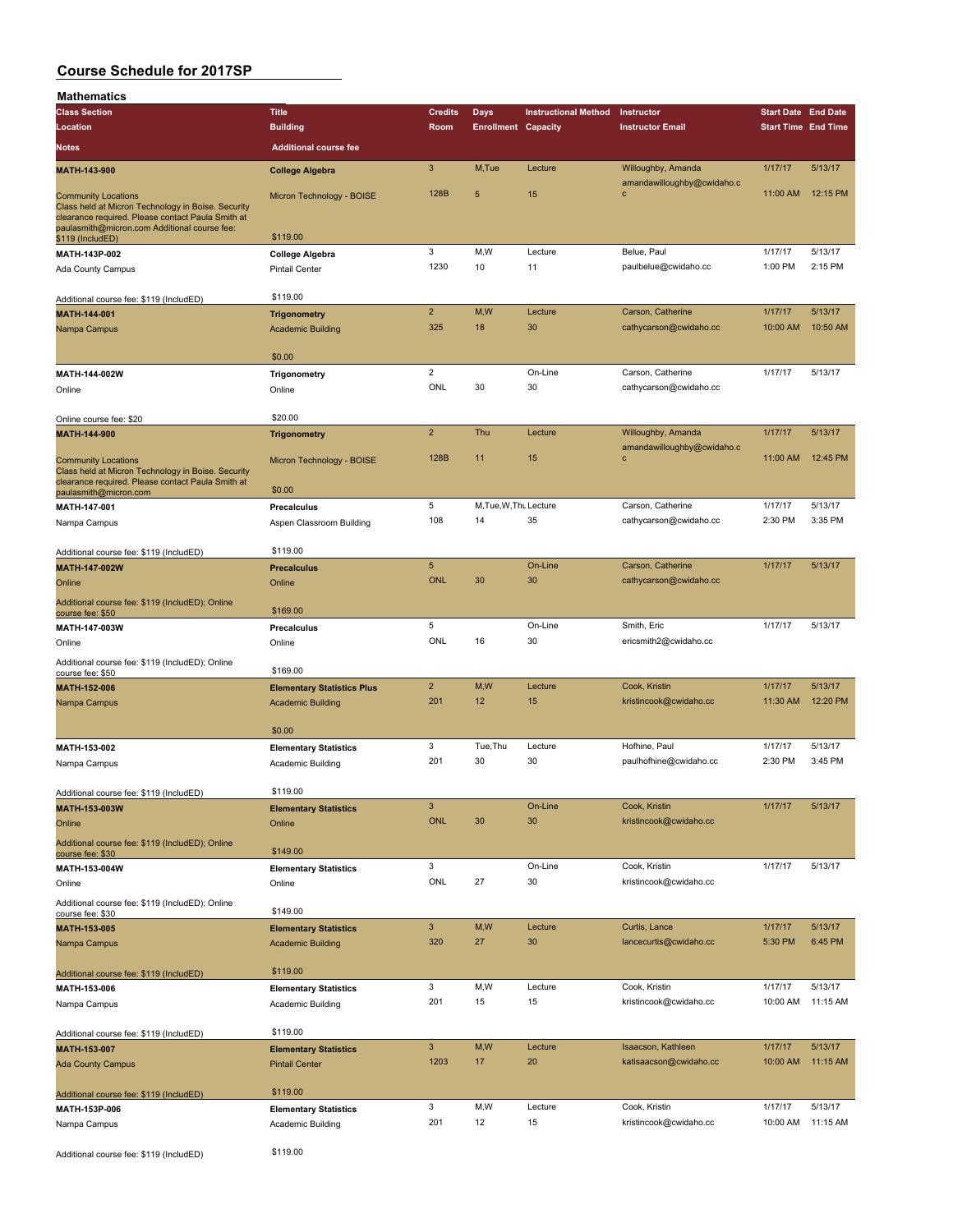# Course Schedule for 2017SP

## Mathematics

| Class Section / Location / Notes | Title / Building / Additional course fee | Credits / Room | Days / Enrollment | Instructional Method / Capacity | Instructor / Instructor Email | Start Date / Start Time | End Date / End Time |
|---|---|---|---|---|---|---|---|
| **MATH-143-900** | **College Algebra** | 3 | M,Tue | Lecture | Willoughby, Amanda | 1/17/17 | 5/13/17 |
| Community Locations | Micron Technology - BOISE | 128B | 5 | 15 | amandawilloughby@cwidaho.cc | 11:00 AM | 12:15 PM |
| Class held at Micron Technology in Boise. Security clearance required. Please contact Paula Smith at paulasmith@micron.com Additional course fee: $119 (IncludED) | $119.00 | | | | | | |
| **MATH-143P-002** | **College Algebra** | 3 | M,W | Lecture | Belue, Paul | 1/17/17 | 5/13/17 |
| Ada County Campus | Pintail Center | 1230 | 10 | 11 | paulbelue@cwidaho.cc | 1:00 PM | 2:15 PM |
| Additional course fee: $119 (IncludED) | $119.00 | | | | | | |
| **MATH-144-001** | **Trigonometry** | 2 | M,W | Lecture | Carson, Catherine | 1/17/17 | 5/13/17 |
| Nampa Campus | Academic Building | 325 | 18 | 30 | cathycarson@cwidaho.cc | 10:00 AM | 10:50 AM |
| | $0.00 | | | | | | |
| **MATH-144-002W** | **Trigonometry** | 2 | | On-Line | Carson, Catherine | 1/17/17 | 5/13/17 |
| Online | Online | ONL | 30 | 30 | cathycarson@cwidaho.cc | | |
| Online course fee: $20 | $20.00 | | | | | | |
| **MATH-144-900** | **Trigonometry** | 2 | Thu | Lecture | Willoughby, Amanda | 1/17/17 | 5/13/17 |
| Community Locations | Micron Technology - BOISE | 128B | 11 | 15 | amandawilloughby@cwidaho.cc | 11:00 AM | 12:45 PM |
| Class held at Micron Technology in Boise. Security clearance required. Please contact Paula Smith at paulasmith@micron.com | $0.00 | | | | | | |
| **MATH-147-001** | **Precalculus** | 5 | M,Tue,W,Thu | Lecture | Carson, Catherine | 1/17/17 | 5/13/17 |
| Nampa Campus | Aspen Classroom Building | 108 | 14 | 35 | cathycarson@cwidaho.cc | 2:30 PM | 3:35 PM |
| Additional course fee: $119 (IncludED) | $119.00 | | | | | | |
| **MATH-147-002W** | **Precalculus** | 5 | | On-Line | Carson, Catherine | 1/17/17 | 5/13/17 |
| Online | Online | ONL | 30 | 30 | cathycarson@cwidaho.cc | | |
| Additional course fee: $119 (IncludED); Online course fee: $50 | $169.00 | | | | | | |
| **MATH-147-003W** | **Precalculus** | 5 | | On-Line | Smith, Eric | 1/17/17 | 5/13/17 |
| Online | Online | ONL | 16 | 30 | ericsmith2@cwidaho.cc | | |
| Additional course fee: $119 (IncludED); Online course fee: $50 | $169.00 | | | | | | |
| **MATH-152-006** | **Elementary Statistics Plus** | 2 | M,W | Lecture | Cook, Kristin | 1/17/17 | 5/13/17 |
| Nampa Campus | Academic Building | 201 | 12 | 15 | kristincook@cwidaho.cc | 11:30 AM | 12:20 PM |
| | $0.00 | | | | | | |
| **MATH-153-002** | **Elementary Statistics** | 3 | Tue,Thu | Lecture | Hofhine, Paul | 1/17/17 | 5/13/17 |
| Nampa Campus | Academic Building | 201 | 30 | 30 | paulhofhine@cwidaho.cc | 2:30 PM | 3:45 PM |
| Additional course fee: $119 (IncludED) | $119.00 | | | | | | |
| **MATH-153-003W** | **Elementary Statistics** | 3 | | On-Line | Cook, Kristin | 1/17/17 | 5/13/17 |
| Online | Online | ONL | 30 | 30 | kristincook@cwidaho.cc | | |
| Additional course fee: $119 (IncludED); Online course fee: $30 | $149.00 | | | | | | |
| **MATH-153-004W** | **Elementary Statistics** | 3 | | On-Line | Cook, Kristin | 1/17/17 | 5/13/17 |
| Online | Online | ONL | 27 | 30 | kristincook@cwidaho.cc | | |
| Additional course fee: $119 (IncludED); Online course fee: $30 | $149.00 | | | | | | |
| **MATH-153-005** | **Elementary Statistics** | 3 | M,W | Lecture | Curtis, Lance | 1/17/17 | 5/13/17 |
| Nampa Campus | Academic Building | 320 | 27 | 30 | lancecurtis@cwidaho.cc | 5:30 PM | 6:45 PM |
| Additional course fee: $119 (IncludED) | $119.00 | | | | | | |
| **MATH-153-006** | **Elementary Statistics** | 3 | M,W | Lecture | Cook, Kristin | 1/17/17 | 5/13/17 |
| Nampa Campus | Academic Building | 201 | 15 | 15 | kristincook@cwidaho.cc | 10:00 AM | 11:15 AM |
| Additional course fee: $119 (IncludED) | $119.00 | | | | | | |
| **MATH-153-007** | **Elementary Statistics** | 3 | M,W | Lecture | Isaacson, Kathleen | 1/17/17 | 5/13/17 |
| Ada County Campus | Pintail Center | 1203 | 17 | 20 | katisaacson@cwidaho.cc | 10:00 AM | 11:15 AM |
| Additional course fee: $119 (IncludED) | $119.00 | | | | | | |
| **MATH-153P-006** | **Elementary Statistics** | 3 | M,W | Lecture | Cook, Kristin | 1/17/17 | 5/13/17 |
| Nampa Campus | Academic Building | 201 | 12 | 15 | kristincook@cwidaho.cc | 10:00 AM | 11:15 AM |
| Additional course fee: $119 (IncludED) | $119.00 | | | | | | |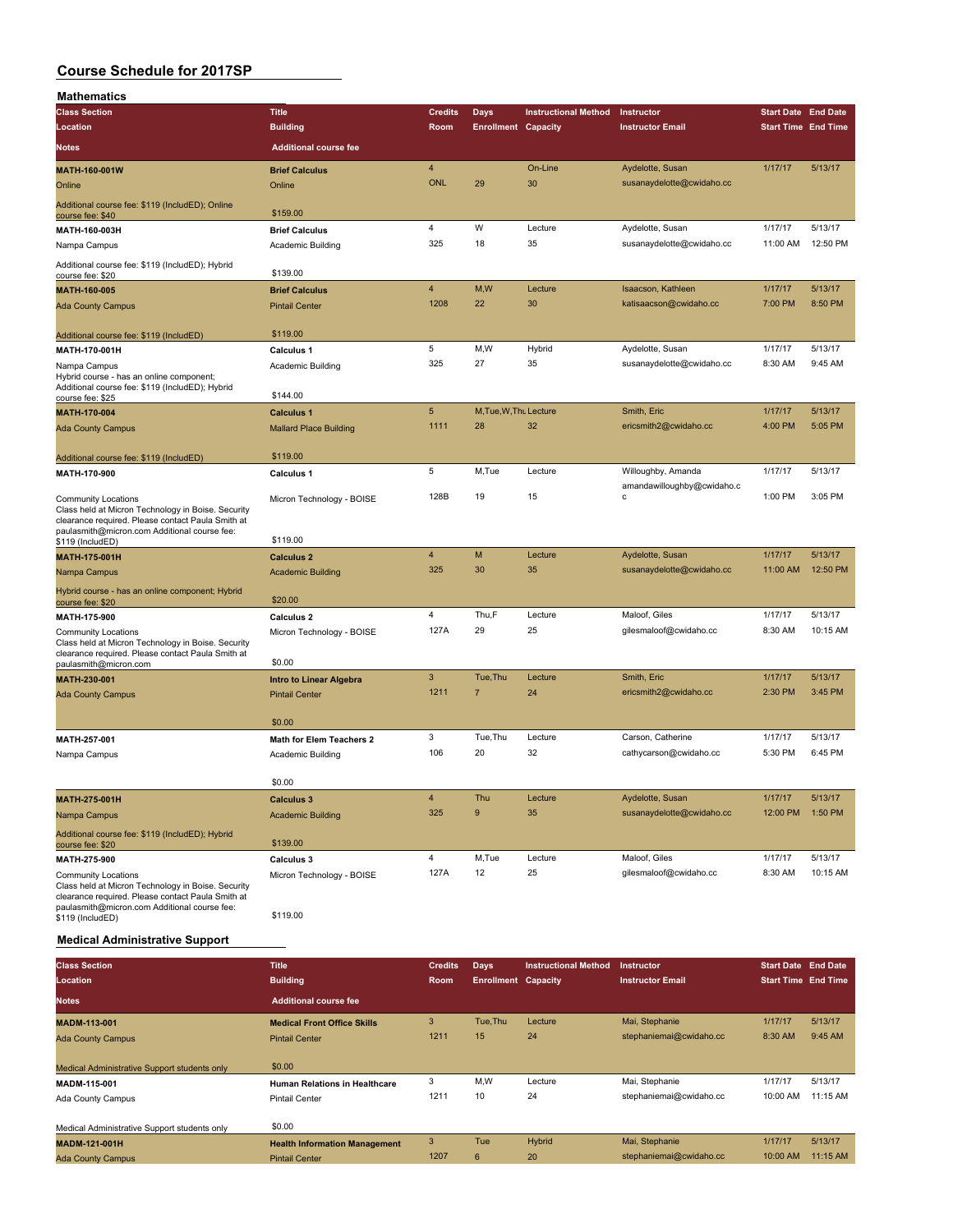# Course Schedule for 2017SP

## Mathematics

| Class Section / Location / Notes | Title / Building / Additional course fee | Credits / Room | Days / Enrollment | Instructional Method / Capacity | Instructor / Instructor Email | Start Date / Start Time | End Date / End Time |
|---|---|---|---|---|---|---|---|
| **MATH-160-001W** | **Brief Calculus** | 4 | | On-Line | Aydelotte, Susan | 1/17/17 | 5/13/17 |
| Online | Online | ONL | 29 | 30 | susanaydelotte@cwidaho.cc | | |
| Additional course fee: $119 (IncludED); Online course fee: $40 | $159.00 | | | | | | |
| **MATH-160-003H** | **Brief Calculus** | 4 | W | Lecture | Aydelotte, Susan | 1/17/17 | 5/13/17 |
| Nampa Campus | Academic Building | 325 | 18 | 35 | susanaydelotte@cwidaho.cc | 11:00 AM | 12:50 PM |
| Additional course fee: $119 (IncludED); Hybrid course fee: $20 | $139.00 | | | | | | |
| **MATH-160-005** | **Brief Calculus** | 4 | M,W | Lecture | Isaacson, Kathleen | 1/17/17 | 5/13/17 |
| Ada County Campus | Pintail Center | 1208 | 22 | 30 | katisaacson@cwidaho.cc | 7:00 PM | 8:50 PM |
| Additional course fee: $119 (IncludED) | $119.00 | | | | | | |
| **MATH-170-001H** | **Calculus 1** | 5 | M,W | Hybrid | Aydelotte, Susan | 1/17/17 | 5/13/17 |
| Nampa Campus | Academic Building | 325 | 27 | 35 | susanaydelotte@cwidaho.cc | 8:30 AM | 9:45 AM |
| Hybrid course - has an online component; Additional course fee: $119 (IncludED); Hybrid course fee: $25 | $144.00 | | | | | | |
| **MATH-170-004** | **Calculus 1** | 5 | M,Tue,W,Thu | Lecture | Smith, Eric | 1/17/17 | 5/13/17 |
| Ada County Campus | Mallard Place Building | 1111 | 28 | 32 | ericsmith2@cwidaho.cc | 4:00 PM | 5:05 PM |
| Additional course fee: $119 (IncludED) | $119.00 | | | | | | |
| **MATH-170-900** | **Calculus 1** | 5 | M,Tue | Lecture | Willoughby, Amanda | 1/17/17 | 5/13/17 |
| Community Locations | Micron Technology - BOISE | 128B | 19 | 15 | amandawilloughby@cwidaho.cc | 1:00 PM | 3:05 PM |
| Class held at Micron Technology in Boise. Security clearance required. Please contact Paula Smith at paulasmith@micron.com Additional course fee: $119 (IncludED) | $119.00 | | | | | | |
| **MATH-175-001H** | **Calculus 2** | 4 | M | Lecture | Aydelotte, Susan | 1/17/17 | 5/13/17 |
| Nampa Campus | Academic Building | 325 | 30 | 35 | susanaydelotte@cwidaho.cc | 11:00 AM | 12:50 PM |
| Hybrid course - has an online component; Hybrid course fee: $20 | $20.00 | | | | | | |
| **MATH-175-900** | **Calculus 2** | 4 | Thu,F | Lecture | Maloof, Giles | 1/17/17 | 5/13/17 |
| Community Locations | Micron Technology - BOISE | 127A | 29 | 25 | gilesmaloof@cwidaho.cc | 8:30 AM | 10:15 AM |
| Class held at Micron Technology in Boise. Security clearance required. Please contact Paula Smith at paulasmith@micron.com | $0.00 | | | | | | |
| **MATH-230-001** | **Intro to Linear Algebra** | 3 | Tue,Thu | Lecture | Smith, Eric | 1/17/17 | 5/13/17 |
| Ada County Campus | Pintail Center | 1211 | 7 | 24 | ericsmith2@cwidaho.cc | 2:30 PM | 3:45 PM |
| | $0.00 | | | | | | |
| **MATH-257-001** | **Math for Elem Teachers 2** | 3 | Tue,Thu | Lecture | Carson, Catherine | 1/17/17 | 5/13/17 |
| Nampa Campus | Academic Building | 106 | 20 | 32 | cathycarson@cwidaho.cc | 5:30 PM | 6:45 PM |
| | $0.00 | | | | | | |
| **MATH-275-001H** | **Calculus 3** | 4 | Thu | Lecture | Aydelotte, Susan | 1/17/17 | 5/13/17 |
| Nampa Campus | Academic Building | 325 | 9 | 35 | susanaydelotte@cwidaho.cc | 12:00 PM | 1:50 PM |
| Additional course fee: $119 (IncludED); Hybrid course fee: $20 | $139.00 | | | | | | |
| **MATH-275-900** | **Calculus 3** | 4 | M,Tue | Lecture | Maloof, Giles | 1/17/17 | 5/13/17 |
| Community Locations | Micron Technology - BOISE | 127A | 12 | 25 | gilesmaloof@cwidaho.cc | 8:30 AM | 10:15 AM |
| Class held at Micron Technology in Boise. Security clearance required. Please contact Paula Smith at paulasmith@micron.com Additional course fee: $119 (IncludED) | $119.00 | | | | | | |

## Medical Administrative Support

| Class Section / Location / Notes | Title / Building / Additional course fee | Credits / Room | Days / Enrollment | Instructional Method / Capacity | Instructor / Instructor Email | Start Date / Start Time | End Date / End Time |
|---|---|---|---|---|---|---|---|
| **MADM-113-001** | **Medical Front Office Skills** | 3 | Tue,Thu | Lecture | Mai, Stephanie | 1/17/17 | 5/13/17 |
| Ada County Campus | Pintail Center | 1211 | 15 | 24 | stephaniemai@cwidaho.cc | 8:30 AM | 9:45 AM |
| Medical Administrative Support students only | $0.00 | | | | | | |
| **MADM-115-001** | **Human Relations in Healthcare** | 3 | M,W | Lecture | Mai, Stephanie | 1/17/17 | 5/13/17 |
| Ada County Campus | Pintail Center | 1211 | 10 | 24 | stephaniemai@cwidaho.cc | 10:00 AM | 11:15 AM |
| Medical Administrative Support students only | $0.00 | | | | | | |
| **MADM-121-001H** | **Health Information Management** | 3 | Tue | Hybrid | Mai, Stephanie | 1/17/17 | 5/13/17 |
| Ada County Campus | Pintail Center | 1207 | 6 | 20 | stephaniemai@cwidaho.cc | 10:00 AM | 11:15 AM |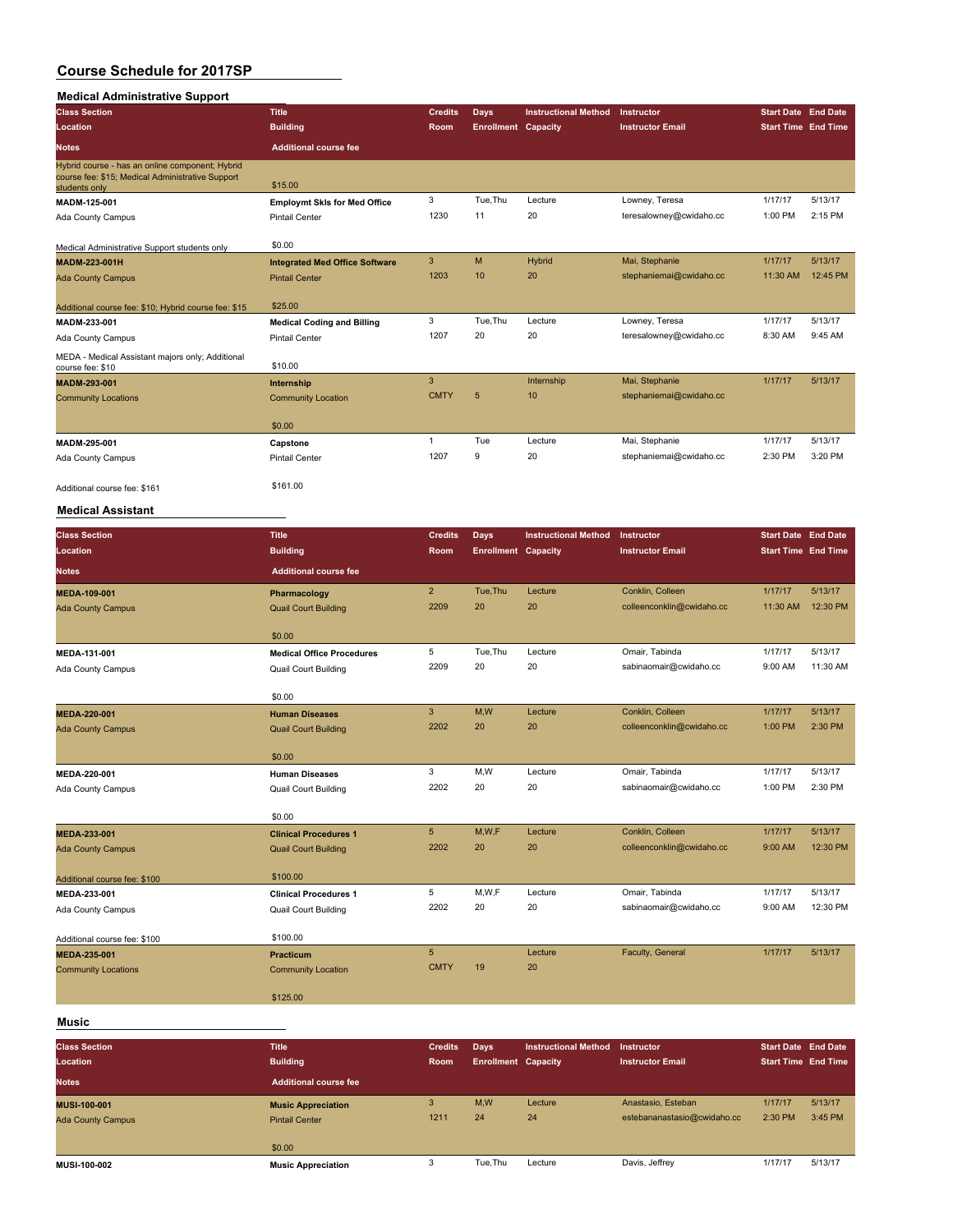# Course Schedule for 2017SP

## Medical Administrative Support

| Class Section / Location / Notes | Title / Building / Additional course fee | Credits / Room | Days / Enrollment | Instructional Method / Capacity | Instructor / Instructor Email | Start Date / Start Time | End Date / End Time |
|---|---|---|---|---|---|---|---|
| Hybrid course - has an online component; Hybrid course fee: $15; Medical Administrative Support students only | $15.00 | | | | | | |
| MADM-125-001 | Employmt Skls for Med Office | 3 | Tue,Thu | Lecture | Lowney, Teresa | 1/17/17 | 5/13/17 |
| Ada County Campus | Pintail Center | 1230 | 11 | 20 | teresalowney@cwidaho.cc | 1:00 PM | 2:15 PM |
| Medical Administrative Support students only | $0.00 | | | | | | |
| MADM-223-001H | Integrated Med Office Software | 3 | M | Hybrid | Mai, Stephanie | 1/17/17 | 5/13/17 |
| Ada County Campus | Pintail Center | 1203 | 10 | 20 | stephaniemai@cwidaho.cc | 11:30 AM | 12:45 PM |
| Additional course fee: $10; Hybrid course fee: $15 | $25.00 | | | | | | |
| MADM-233-001 | Medical Coding and Billing | 3 | Tue,Thu | Lecture | Lowney, Teresa | 1/17/17 | 5/13/17 |
| Ada County Campus | Pintail Center | 1207 | 20 | 20 | teresalowney@cwidaho.cc | 8:30 AM | 9:45 AM |
| MEDA - Medical Assistant majors only; Additional course fee: $10 | $10.00 | | | | | | |
| MADM-293-001 | Internship | 3 | | Internship | Mai, Stephanie | 1/17/17 | 5/13/17 |
| Community Locations | Community Location | CMTY | 5 | 10 | stephaniemai@cwidaho.cc | | |
| | $0.00 | | | | | | |
| MADM-295-001 | Capstone | 1 | Tue | Lecture | Mai, Stephanie | 1/17/17 | 5/13/17 |
| Ada County Campus | Pintail Center | 1207 | 9 | 20 | stephaniemai@cwidaho.cc | 2:30 PM | 3:20 PM |
| Additional course fee: $161 | $161.00 | | | | | | |

## Medical Assistant

| Class Section / Location / Notes | Title / Building / Additional course fee | Credits / Room | Days / Enrollment | Instructional Method / Capacity | Instructor / Instructor Email | Start Date / Start Time | End Date / End Time |
|---|---|---|---|---|---|---|---|
| MEDA-109-001 | Pharmacology | 2 | Tue,Thu | Lecture | Conklin, Colleen | 1/17/17 | 5/13/17 |
| Ada County Campus | Quail Court Building | 2209 | 20 | 20 | colleenconklin@cwidaho.cc | 11:30 AM | 12:30 PM |
| | $0.00 | | | | | | |
| MEDA-131-001 | Medical Office Procedures | 5 | Tue,Thu | Lecture | Omair, Tabinda | 1/17/17 | 5/13/17 |
| Ada County Campus | Quail Court Building | 2209 | 20 | 20 | sabinaomair@cwidaho.cc | 9:00 AM | 11:30 AM |
| | $0.00 | | | | | | |
| MEDA-220-001 | Human Diseases | 3 | M,W | Lecture | Conklin, Colleen | 1/17/17 | 5/13/17 |
| Ada County Campus | Quail Court Building | 2202 | 20 | 20 | colleenconklin@cwidaho.cc | 1:00 PM | 2:30 PM |
| | $0.00 | | | | | | |
| MEDA-220-001 | Human Diseases | 3 | M,W | Lecture | Omair, Tabinda | 1/17/17 | 5/13/17 |
| Ada County Campus | Quail Court Building | 2202 | 20 | 20 | sabinaomair@cwidaho.cc | 1:00 PM | 2:30 PM |
| | $0.00 | | | | | | |
| MEDA-233-001 | Clinical Procedures 1 | 5 | M,W,F | Lecture | Conklin, Colleen | 1/17/17 | 5/13/17 |
| Ada County Campus | Quail Court Building | 2202 | 20 | 20 | colleenconklin@cwidaho.cc | 9:00 AM | 12:30 PM |
| Additional course fee: $100 | $100.00 | | | | | | |
| MEDA-233-001 | Clinical Procedures 1 | 5 | M,W,F | Lecture | Omair, Tabinda | 1/17/17 | 5/13/17 |
| Ada County Campus | Quail Court Building | 2202 | 20 | 20 | sabinaomair@cwidaho.cc | 9:00 AM | 12:30 PM |
| Additional course fee: $100 | $100.00 | | | | | | |
| MEDA-235-001 | Practicum | 5 | | Lecture | Faculty, General | 1/17/17 | 5/13/17 |
| Community Locations | Community Location | CMTY | 19 | 20 | | | |
| | $125.00 | | | | | | |

## Music

| Class Section / Location / Notes | Title / Building / Additional course fee | Credits / Room | Days / Enrollment | Instructional Method / Capacity | Instructor / Instructor Email | Start Date / Start Time | End Date / End Time |
|---|---|---|---|---|---|---|---|
| MUSI-100-001 | Music Appreciation | 3 | M,W | Lecture | Anastasio, Esteban | 1/17/17 | 5/13/17 |
| Ada County Campus | Pintail Center | 1211 | 24 | 24 | estebananastasio@cwidaho.cc | 2:30 PM | 3:45 PM |
| | $0.00 | | | | | | |
| MUSI-100-002 | Music Appreciation | 3 | Tue,Thu | Lecture | Davis, Jeffrey | 1/17/17 | 5/13/17 |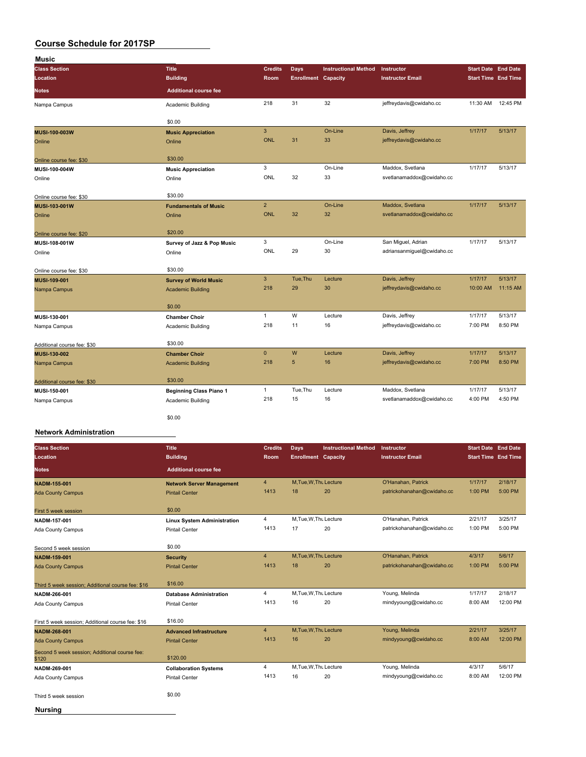# Course Schedule for 2017SP

## Music

| Class Section / Location / Notes | Title / Building / Additional course fee | Credits / Room | Days / Enrollment | Instructional Method / Capacity | Instructor / Instructor Email | Start Date / Start Time | End Date / End Time |
|---|---|---|---|---|---|---|---|
| Nampa Campus | Academic Building | 218 | 31 | 32 | jeffreydavis@cwidaho.cc | 11:30 AM | 12:45 PM |
| | $0.00 | | | | | | |
| MUSI-100-003W | Music Appreciation | 3 | | On-Line | Davis, Jeffrey | 1/17/17 | 5/13/17 |
| Online | Online | ONL | 31 | 33 | jeffreydavis@cwidaho.cc | | |
| Online course fee: $30 | $30.00 | | | | | | |
| MUSI-100-004W | Music Appreciation | 3 | | On-Line | Maddox, Svetlana | 1/17/17 | 5/13/17 |
| Online | Online | ONL | 32 | 33 | svetlanamaddox@cwidaho.cc | | |
| Online course fee: $30 | $30.00 | | | | | | |
| MUSI-103-001W | Fundamentals of Music | 2 | | On-Line | Maddox, Svetlana | 1/17/17 | 5/13/17 |
| Online | Online | ONL | 32 | 32 | svetlanamaddox@cwidaho.cc | | |
| Online course fee: $20 | $20.00 | | | | | | |
| MUSI-108-001W | Survey of Jazz & Pop Music | 3 | | On-Line | San Miguel, Adrian | 1/17/17 | 5/13/17 |
| Online | Online | ONL | 29 | 30 | adriansanmiguel@cwidaho.cc | | |
| Online course fee: $30 | $30.00 | | | | | | |
| MUSI-109-001 | Survey of World Music | 3 | Tue,Thu | Lecture | Davis, Jeffrey | 1/17/17 | 5/13/17 |
| Nampa Campus | Academic Building | 218 | 29 | 30 | jeffreydavis@cwidaho.cc | 10:00 AM | 11:15 AM |
| | $0.00 | | | | | | |
| MUSI-130-001 | Chamber Choir | 1 | W | Lecture | Davis, Jeffrey | 1/17/17 | 5/13/17 |
| Nampa Campus | Academic Building | 218 | 11 | 16 | jeffreydavis@cwidaho.cc | 7:00 PM | 8:50 PM |
| Additional course fee: $30 | $30.00 | | | | | | |
| MUSI-130-002 | Chamber Choir | 0 | W | Lecture | Davis, Jeffrey | 1/17/17 | 5/13/17 |
| Nampa Campus | Academic Building | 218 | 5 | 16 | jeffreydavis@cwidaho.cc | 7:00 PM | 8:50 PM |
| Additional course fee: $30 | $30.00 | | | | | | |
| MUSI-150-001 | Beginning Class Piano 1 | 1 | Tue,Thu | Lecture | Maddox, Svetlana | 1/17/17 | 5/13/17 |
| Nampa Campus | Academic Building | 218 | 15 | 16 | svetlanamaddox@cwidaho.cc | 4:00 PM | 4:50 PM |
| | $0.00 | | | | | | |

## Network Administration

| Class Section / Location / Notes | Title / Building / Additional course fee | Credits / Room | Days / Enrollment | Instructional Method / Capacity | Instructor / Instructor Email | Start Date / Start Time | End Date / End Time |
|---|---|---|---|---|---|---|---|
| NADM-155-001 | Network Server Management | 4 | M,Tue,W,Thu | Lecture | O'Hanahan, Patrick | 1/17/17 | 2/18/17 |
| Ada County Campus | Pintail Center | 1413 | 18 | 20 | patrickohanahan@cwidaho.cc | 1:00 PM | 5:00 PM |
| First 5 week session | $0.00 | | | | | | |
| NADM-157-001 | Linux System Administration | 4 | M,Tue,W,Thu | Lecture | O'Hanahan, Patrick | 2/21/17 | 3/25/17 |
| Ada County Campus | Pintail Center | 1413 | 17 | 20 | patrickohanahan@cwidaho.cc | 1:00 PM | 5:00 PM |
| Second 5 week session | $0.00 | | | | | | |
| NADM-159-001 | Security | 4 | M,Tue,W,Thu | Lecture | O'Hanahan, Patrick | 4/3/17 | 5/6/17 |
| Ada County Campus | Pintail Center | 1413 | 18 | 20 | patrickohanahan@cwidaho.cc | 1:00 PM | 5:00 PM |
| Third 5 week session; Additional course fee: $16 | $16.00 | | | | | | |
| NADM-266-001 | Database Administration | 4 | M,Tue,W,Thu | Lecture | Young, Melinda | 1/17/17 | 2/18/17 |
| Ada County Campus | Pintail Center | 1413 | 16 | 20 | mindyyoung@cwidaho.cc | 8:00 AM | 12:00 PM |
| First 5 week session; Additional course fee: $16 | $16.00 | | | | | | |
| NADM-268-001 | Advanced Infrastructure | 4 | M,Tue,W,Thu | Lecture | Young, Melinda | 2/21/17 | 3/25/17 |
| Ada County Campus | Pintail Center | 1413 | 16 | 20 | mindyyoung@cwidaho.cc | 8:00 AM | 12:00 PM |
| Second 5 week session; Additional course fee: $120 | $120.00 | | | | | | |
| NADM-269-001 | Collaboration Systems | 4 | M,Tue,W,Thu | Lecture | Young, Melinda | 4/3/17 | 5/6/17 |
| Ada County Campus | Pintail Center | 1413 | 16 | 20 | mindyyoung@cwidaho.cc | 8:00 AM | 12:00 PM |
| Third 5 week session | $0.00 | | | | | | |

## Nursing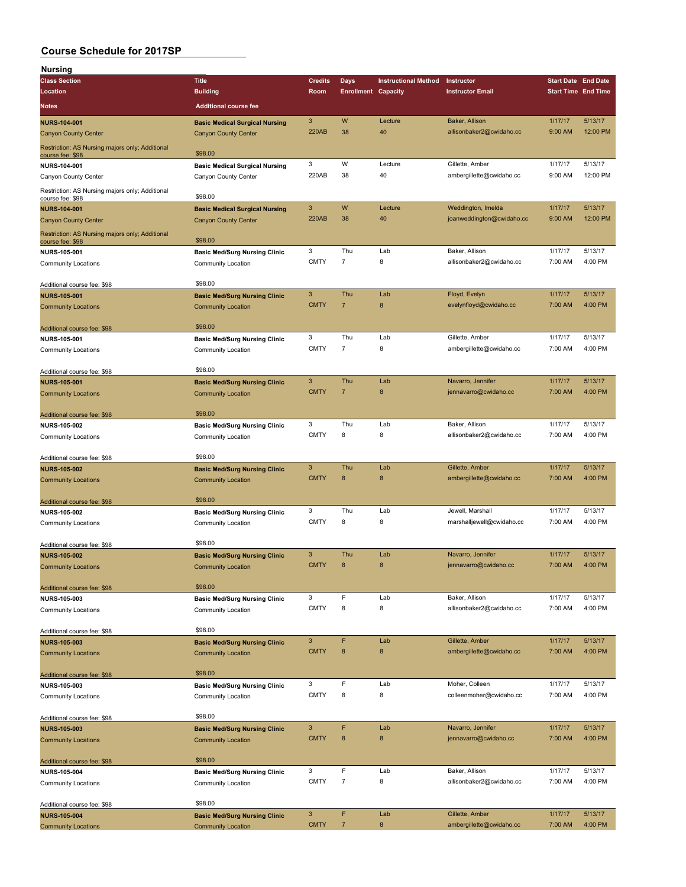# Course Schedule for 2017SP

## Nursing

| Class Section / Location / Notes | Title / Building / Additional course fee | Credits / Room | Days / Enrollment | Instructional Method / Capacity | Instructor / Instructor Email | Start Date / Start Time | End Date / End Time |
|---|---|---|---|---|---|---|---|
| **NURS-104-001**<br>Canyon County Center<br>Restriction: AS Nursing majors only; Additional course fee: $98 | **Basic Medical Surgical Nursing**<br>Canyon County Center<br>$98.00 | 3<br>220AB | W<br>38 | Lecture<br>40 | Baker, Allison<br>allisonbaker2@cwidaho.cc | 1/17/17<br>9:00 AM | 5/13/17<br>12:00 PM |
| **NURS-104-001**<br>Canyon County Center<br>Restriction: AS Nursing majors only; Additional course fee: $98 | **Basic Medical Surgical Nursing**<br>Canyon County Center<br>$98.00 | 3<br>220AB | W<br>38 | Lecture<br>40 | Gillette, Amber<br>ambergillette@cwidaho.cc | 1/17/17<br>9:00 AM | 5/13/17<br>12:00 PM |
| **NURS-104-001**<br>Canyon County Center<br>Restriction: AS Nursing majors only; Additional course fee: $98 | **Basic Medical Surgical Nursing**<br>Canyon County Center<br>$98.00 | 3<br>220AB | W<br>38 | Lecture<br>40 | Weddington, Imelda<br>joanweddington@cwidaho.cc | 1/17/17<br>9:00 AM | 5/13/17<br>12:00 PM |
| **NURS-105-001**<br>Community Locations<br>Additional course fee: $98 | **Basic Med/Surg Nursing Clinic**<br>Community Location<br>$98.00 | 3<br>CMTY | Thu<br>7 | Lab<br>8 | Baker, Allison<br>allisonbaker2@cwidaho.cc | 1/17/17<br>7:00 AM | 5/13/17<br>4:00 PM |
| **NURS-105-001**<br>Community Locations<br>Additional course fee: $98 | **Basic Med/Surg Nursing Clinic**<br>Community Location<br>$98.00 | 3<br>CMTY | Thu<br>7 | Lab<br>8 | Floyd, Evelyn<br>evelynfloyd@cwidaho.cc | 1/17/17<br>7:00 AM | 5/13/17<br>4:00 PM |
| **NURS-105-001**<br>Community Locations<br>Additional course fee: $98 | **Basic Med/Surg Nursing Clinic**<br>Community Location<br>$98.00 | 3<br>CMTY | Thu<br>7 | Lab<br>8 | Gillette, Amber<br>ambergillette@cwidaho.cc | 1/17/17<br>7:00 AM | 5/13/17<br>4:00 PM |
| **NURS-105-001**<br>Community Locations<br>Additional course fee: $98 | **Basic Med/Surg Nursing Clinic**<br>Community Location<br>$98.00 | 3<br>CMTY | Thu<br>7 | Lab<br>8 | Navarro, Jennifer<br>jennavarro@cwidaho.cc | 1/17/17<br>7:00 AM | 5/13/17<br>4:00 PM |
| **NURS-105-002**<br>Community Locations<br>Additional course fee: $98 | **Basic Med/Surg Nursing Clinic**<br>Community Location<br>$98.00 | 3<br>CMTY | Thu<br>8 | Lab<br>8 | Baker, Allison<br>allisonbaker2@cwidaho.cc | 1/17/17<br>7:00 AM | 5/13/17<br>4:00 PM |
| **NURS-105-002**<br>Community Locations<br>Additional course fee: $98 | **Basic Med/Surg Nursing Clinic**<br>Community Location<br>$98.00 | 3<br>CMTY | Thu<br>8 | Lab<br>8 | Gillette, Amber<br>ambergillette@cwidaho.cc | 1/17/17<br>7:00 AM | 5/13/17<br>4:00 PM |
| **NURS-105-002**<br>Community Locations<br>Additional course fee: $98 | **Basic Med/Surg Nursing Clinic**<br>Community Location<br>$98.00 | 3<br>CMTY | Thu<br>8 | Lab<br>8 | Jewell, Marshall<br>marshalljewell@cwidaho.cc | 1/17/17<br>7:00 AM | 5/13/17<br>4:00 PM |
| **NURS-105-002**<br>Community Locations<br>Additional course fee: $98 | **Basic Med/Surg Nursing Clinic**<br>Community Location<br>$98.00 | 3<br>CMTY | Thu<br>8 | Lab<br>8 | Navarro, Jennifer<br>jennavarro@cwidaho.cc | 1/17/17<br>7:00 AM | 5/13/17<br>4:00 PM |
| **NURS-105-003**<br>Community Locations<br>Additional course fee: $98 | **Basic Med/Surg Nursing Clinic**<br>Community Location<br>$98.00 | 3<br>CMTY | F<br>8 | Lab<br>8 | Baker, Allison<br>allisonbaker2@cwidaho.cc | 1/17/17<br>7:00 AM | 5/13/17<br>4:00 PM |
| **NURS-105-003**<br>Community Locations<br>Additional course fee: $98 | **Basic Med/Surg Nursing Clinic**<br>Community Location<br>$98.00 | 3<br>CMTY | F<br>8 | Lab<br>8 | Gillette, Amber<br>ambergillette@cwidaho.cc | 1/17/17<br>7:00 AM | 5/13/17<br>4:00 PM |
| **NURS-105-003**<br>Community Locations<br>Additional course fee: $98 | **Basic Med/Surg Nursing Clinic**<br>Community Location<br>$98.00 | 3<br>CMTY | F<br>8 | Lab<br>8 | Moher, Colleen<br>colleenmoher@cwidaho.cc | 1/17/17<br>7:00 AM | 5/13/17<br>4:00 PM |
| **NURS-105-003**<br>Community Locations<br>Additional course fee: $98 | **Basic Med/Surg Nursing Clinic**<br>Community Location<br>$98.00 | 3<br>CMTY | F<br>8 | Lab<br>8 | Navarro, Jennifer<br>jennavarro@cwidaho.cc | 1/17/17<br>7:00 AM | 5/13/17<br>4:00 PM |
| **NURS-105-004**<br>Community Locations<br>Additional course fee: $98 | **Basic Med/Surg Nursing Clinic**<br>Community Location<br>$98.00 | 3<br>CMTY | F<br>7 | Lab<br>8 | Baker, Allison<br>allisonbaker2@cwidaho.cc | 1/17/17<br>7:00 AM | 5/13/17<br>4:00 PM |
| **NURS-105-004**<br>Community Locations | **Basic Med/Surg Nursing Clinic**<br>Community Location | 3<br>CMTY | F<br>7 | Lab<br>8 | Gillette, Amber<br>ambergillette@cwidaho.cc | 1/17/17<br>7:00 AM | 5/13/17<br>4:00 PM |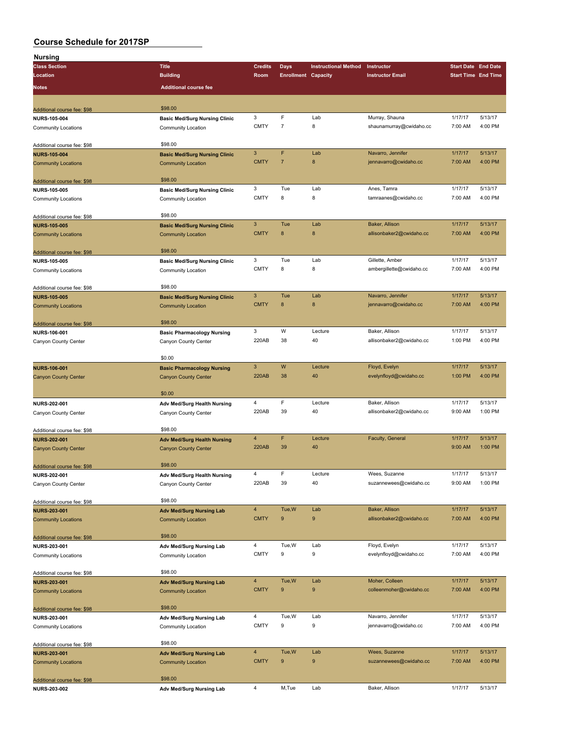# Course Schedule for 2017SP

## Nursing

| Class Section / Location / Notes | Title / Building / Additional course fee | Credits / Room | Days / Enrollment | Instructional Method / Capacity | Instructor / Instructor Email | Start Date / Start Time | End Date / End Time |
|---|---|---|---|---|---|---|---|
| Additional course fee: $98 | $98.00 | | | | | | |
| NURS-105-004 | Basic Med/Surg Nursing Clinic | 3 | F | Lab | Murray, Shauna | 1/17/17 | 5/13/17 |
| Community Locations | Community Location | CMTY | 7 | 8 | shaunamurray@cwidaho.cc | 7:00 AM | 4:00 PM |
| Additional course fee: $98 | $98.00 | | | | | | |
| NURS-105-004 | Basic Med/Surg Nursing Clinic | 3 | F | Lab | Navarro, Jennifer | 1/17/17 | 5/13/17 |
| Community Locations | Community Location | CMTY | 7 | 8 | jennavarro@cwidaho.cc | 7:00 AM | 4:00 PM |
| Additional course fee: $98 | $98.00 | | | | | | |
| NURS-105-005 | Basic Med/Surg Nursing Clinic | 3 | Tue | Lab | Anes, Tamra | 1/17/17 | 5/13/17 |
| Community Locations | Community Location | CMTY | 8 | 8 | tamraanes@cwidaho.cc | 7:00 AM | 4:00 PM |
| Additional course fee: $98 | $98.00 | | | | | | |
| NURS-105-005 | Basic Med/Surg Nursing Clinic | 3 | Tue | Lab | Baker, Allison | 1/17/17 | 5/13/17 |
| Community Locations | Community Location | CMTY | 8 | 8 | allisonbaker2@cwidaho.cc | 7:00 AM | 4:00 PM |
| Additional course fee: $98 | $98.00 | | | | | | |
| NURS-105-005 | Basic Med/Surg Nursing Clinic | 3 | Tue | Lab | Gillette, Amber | 1/17/17 | 5/13/17 |
| Community Locations | Community Location | CMTY | 8 | 8 | ambergillette@cwidaho.cc | 7:00 AM | 4:00 PM |
| Additional course fee: $98 | $98.00 | | | | | | |
| NURS-105-005 | Basic Med/Surg Nursing Clinic | 3 | Tue | Lab | Navarro, Jennifer | 1/17/17 | 5/13/17 |
| Community Locations | Community Location | CMTY | 8 | 8 | jennavarro@cwidaho.cc | 7:00 AM | 4:00 PM |
| Additional course fee: $98 | $98.00 | | | | | | |
| NURS-106-001 | Basic Pharmacology Nursing | 3 | W | Lecture | Baker, Allison | 1/17/17 | 5/13/17 |
| Canyon County Center | Canyon County Center | 220AB | 38 | 40 | allisonbaker2@cwidaho.cc | 1:00 PM | 4:00 PM |
| | $0.00 | | | | | | |
| NURS-106-001 | Basic Pharmacology Nursing | 3 | W | Lecture | Floyd, Evelyn | 1/17/17 | 5/13/17 |
| Canyon County Center | Canyon County Center | 220AB | 38 | 40 | evelynfloyd@cwidaho.cc | 1:00 PM | 4:00 PM |
| | $0.00 | | | | | | |
| NURS-202-001 | Adv Med/Surg Health Nursing | 4 | F | Lecture | Baker, Allison | 1/17/17 | 5/13/17 |
| Canyon County Center | Canyon County Center | 220AB | 39 | 40 | allisonbaker2@cwidaho.cc | 9:00 AM | 1:00 PM |
| Additional course fee: $98 | $98.00 | | | | | | |
| NURS-202-001 | Adv Med/Surg Health Nursing | 4 | F | Lecture | Faculty, General | 1/17/17 | 5/13/17 |
| Canyon County Center | Canyon County Center | 220AB | 39 | 40 | | 9:00 AM | 1:00 PM |
| Additional course fee: $98 | $98.00 | | | | | | |
| NURS-202-001 | Adv Med/Surg Health Nursing | 4 | F | Lecture | Wees, Suzanne | 1/17/17 | 5/13/17 |
| Canyon County Center | Canyon County Center | 220AB | 39 | 40 | suzannewees@cwidaho.cc | 9:00 AM | 1:00 PM |
| Additional course fee: $98 | $98.00 | | | | | | |
| NURS-203-001 | Adv Med/Surg Nursing Lab | 4 | Tue,W | Lab | Baker, Allison | 1/17/17 | 5/13/17 |
| Community Locations | Community Location | CMTY | 9 | 9 | allisonbaker2@cwidaho.cc | 7:00 AM | 4:00 PM |
| Additional course fee: $98 | $98.00 | | | | | | |
| NURS-203-001 | Adv Med/Surg Nursing Lab | 4 | Tue,W | Lab | Floyd, Evelyn | 1/17/17 | 5/13/17 |
| Community Locations | Community Location | CMTY | 9 | 9 | evelynfloyd@cwidaho.cc | 7:00 AM | 4:00 PM |
| Additional course fee: $98 | $98.00 | | | | | | |
| NURS-203-001 | Adv Med/Surg Nursing Lab | 4 | Tue,W | Lab | Moher, Colleen | 1/17/17 | 5/13/17 |
| Community Locations | Community Location | CMTY | 9 | 9 | colleenmoher@cwidaho.cc | 7:00 AM | 4:00 PM |
| Additional course fee: $98 | $98.00 | | | | | | |
| NURS-203-001 | Adv Med/Surg Nursing Lab | 4 | Tue,W | Lab | Navarro, Jennifer | 1/17/17 | 5/13/17 |
| Community Locations | Community Location | CMTY | 9 | 9 | jennavarro@cwidaho.cc | 7:00 AM | 4:00 PM |
| Additional course fee: $98 | $98.00 | | | | | | |
| NURS-203-001 | Adv Med/Surg Nursing Lab | 4 | Tue,W | Lab | Wees, Suzanne | 1/17/17 | 5/13/17 |
| Community Locations | Community Location | CMTY | 9 | 9 | suzannewees@cwidaho.cc | 7:00 AM | 4:00 PM |
| Additional course fee: $98 | $98.00 | | | | | | |
| NURS-203-002 | Adv Med/Surg Nursing Lab | 4 | M,Tue | Lab | Baker, Allison | 1/17/17 | 5/13/17 |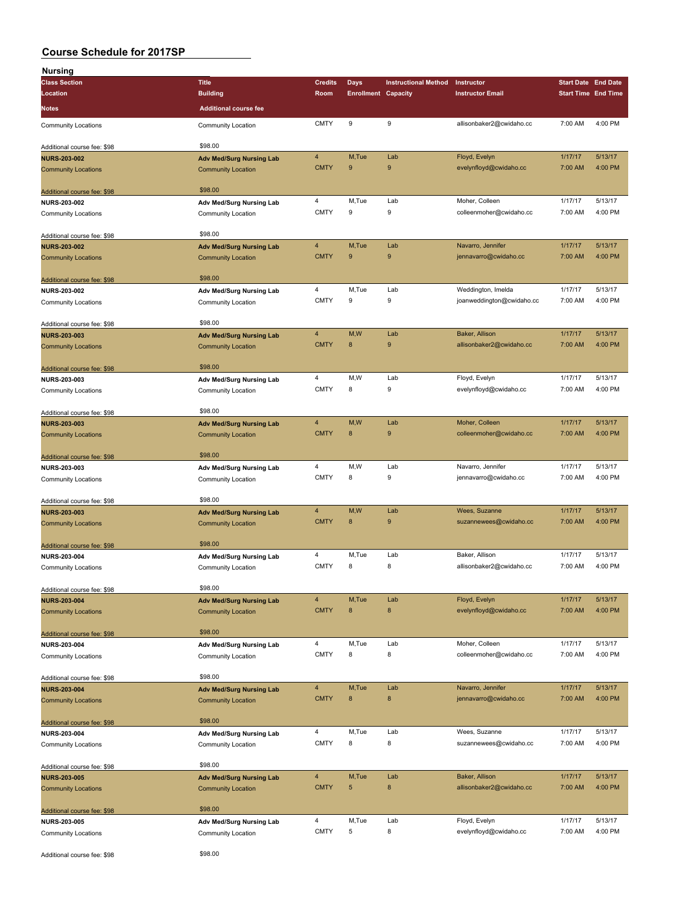# Course Schedule for 2017SP

## Nursing

| Class Section / Location / Notes | Title / Building / Additional course fee | Credits / Room | Days / Enrollment | Instructional Method / Capacity | Instructor / Instructor Email | Start Date / Start Time | End Date / End Time |
|---|---|---|---|---|---|---|---|
| Community Locations | Community Location | CMTY | 9 | 9 | allisonbaker2@cwidaho.cc | 7:00 AM | 4:00 PM |
| Additional course fee: $98 | $98.00 | | | | | | |
| **NURS-203-002** | **Adv Med/Surg Nursing Lab** | 4 | M,Tue | Lab | Floyd, Evelyn | 1/17/17 | 5/13/17 |
| Community Locations | Community Location | CMTY | 9 | 9 | evelynfloyd@cwidaho.cc | 7:00 AM | 4:00 PM |
| Additional course fee: $98 | $98.00 | | | | | | |
| **NURS-203-002** | **Adv Med/Surg Nursing Lab** | 4 | M,Tue | Lab | Moher, Colleen | 1/17/17 | 5/13/17 |
| Community Locations | Community Location | CMTY | 9 | 9 | colleenmoher@cwidaho.cc | 7:00 AM | 4:00 PM |
| Additional course fee: $98 | $98.00 | | | | | | |
| **NURS-203-002** | **Adv Med/Surg Nursing Lab** | 4 | M,Tue | Lab | Navarro, Jennifer | 1/17/17 | 5/13/17 |
| Community Locations | Community Location | CMTY | 9 | 9 | jennavarro@cwidaho.cc | 7:00 AM | 4:00 PM |
| Additional course fee: $98 | $98.00 | | | | | | |
| **NURS-203-002** | **Adv Med/Surg Nursing Lab** | 4 | M,Tue | Lab | Weddington, Imelda | 1/17/17 | 5/13/17 |
| Community Locations | Community Location | CMTY | 9 | 9 | joanweddington@cwidaho.cc | 7:00 AM | 4:00 PM |
| Additional course fee: $98 | $98.00 | | | | | | |
| **NURS-203-003** | **Adv Med/Surg Nursing Lab** | 4 | M,W | Lab | Baker, Allison | 1/17/17 | 5/13/17 |
| Community Locations | Community Location | CMTY | 8 | 9 | allisonbaker2@cwidaho.cc | 7:00 AM | 4:00 PM |
| Additional course fee: $98 | $98.00 | | | | | | |
| **NURS-203-003** | **Adv Med/Surg Nursing Lab** | 4 | M,W | Lab | Floyd, Evelyn | 1/17/17 | 5/13/17 |
| Community Locations | Community Location | CMTY | 8 | 9 | evelynfloyd@cwidaho.cc | 7:00 AM | 4:00 PM |
| Additional course fee: $98 | $98.00 | | | | | | |
| **NURS-203-003** | **Adv Med/Surg Nursing Lab** | 4 | M,W | Lab | Moher, Colleen | 1/17/17 | 5/13/17 |
| Community Locations | Community Location | CMTY | 8 | 9 | colleenmoher@cwidaho.cc | 7:00 AM | 4:00 PM |
| Additional course fee: $98 | $98.00 | | | | | | |
| **NURS-203-003** | **Adv Med/Surg Nursing Lab** | 4 | M,W | Lab | Navarro, Jennifer | 1/17/17 | 5/13/17 |
| Community Locations | Community Location | CMTY | 8 | 9 | jennavarro@cwidaho.cc | 7:00 AM | 4:00 PM |
| Additional course fee: $98 | $98.00 | | | | | | |
| **NURS-203-003** | **Adv Med/Surg Nursing Lab** | 4 | M,W | Lab | Wees, Suzanne | 1/17/17 | 5/13/17 |
| Community Locations | Community Location | CMTY | 8 | 9 | suzannewees@cwidaho.cc | 7:00 AM | 4:00 PM |
| Additional course fee: $98 | $98.00 | | | | | | |
| **NURS-203-004** | **Adv Med/Surg Nursing Lab** | 4 | M,Tue | Lab | Baker, Allison | 1/17/17 | 5/13/17 |
| Community Locations | Community Location | CMTY | 8 | 8 | allisonbaker2@cwidaho.cc | 7:00 AM | 4:00 PM |
| Additional course fee: $98 | $98.00 | | | | | | |
| **NURS-203-004** | **Adv Med/Surg Nursing Lab** | 4 | M,Tue | Lab | Floyd, Evelyn | 1/17/17 | 5/13/17 |
| Community Locations | Community Location | CMTY | 8 | 8 | evelynfloyd@cwidaho.cc | 7:00 AM | 4:00 PM |
| Additional course fee: $98 | $98.00 | | | | | | |
| **NURS-203-004** | **Adv Med/Surg Nursing Lab** | 4 | M,Tue | Lab | Moher, Colleen | 1/17/17 | 5/13/17 |
| Community Locations | Community Location | CMTY | 8 | 8 | colleenmoher@cwidaho.cc | 7:00 AM | 4:00 PM |
| Additional course fee: $98 | $98.00 | | | | | | |
| **NURS-203-004** | **Adv Med/Surg Nursing Lab** | 4 | M,Tue | Lab | Navarro, Jennifer | 1/17/17 | 5/13/17 |
| Community Locations | Community Location | CMTY | 8 | 8 | jennavarro@cwidaho.cc | 7:00 AM | 4:00 PM |
| Additional course fee: $98 | $98.00 | | | | | | |
| **NURS-203-004** | **Adv Med/Surg Nursing Lab** | 4 | M,Tue | Lab | Wees, Suzanne | 1/17/17 | 5/13/17 |
| Community Locations | Community Location | CMTY | 8 | 8 | suzannewees@cwidaho.cc | 7:00 AM | 4:00 PM |
| Additional course fee: $98 | $98.00 | | | | | | |
| **NURS-203-005** | **Adv Med/Surg Nursing Lab** | 4 | M,Tue | Lab | Baker, Allison | 1/17/17 | 5/13/17 |
| Community Locations | Community Location | CMTY | 5 | 8 | allisonbaker2@cwidaho.cc | 7:00 AM | 4:00 PM |
| Additional course fee: $98 | $98.00 | | | | | | |
| **NURS-203-005** | **Adv Med/Surg Nursing Lab** | 4 | M,Tue | Lab | Floyd, Evelyn | 1/17/17 | 5/13/17 |
| Community Locations | Community Location | CMTY | 5 | 8 | evelynfloyd@cwidaho.cc | 7:00 AM | 4:00 PM |
| Additional course fee: $98 | $98.00 | | | | | | |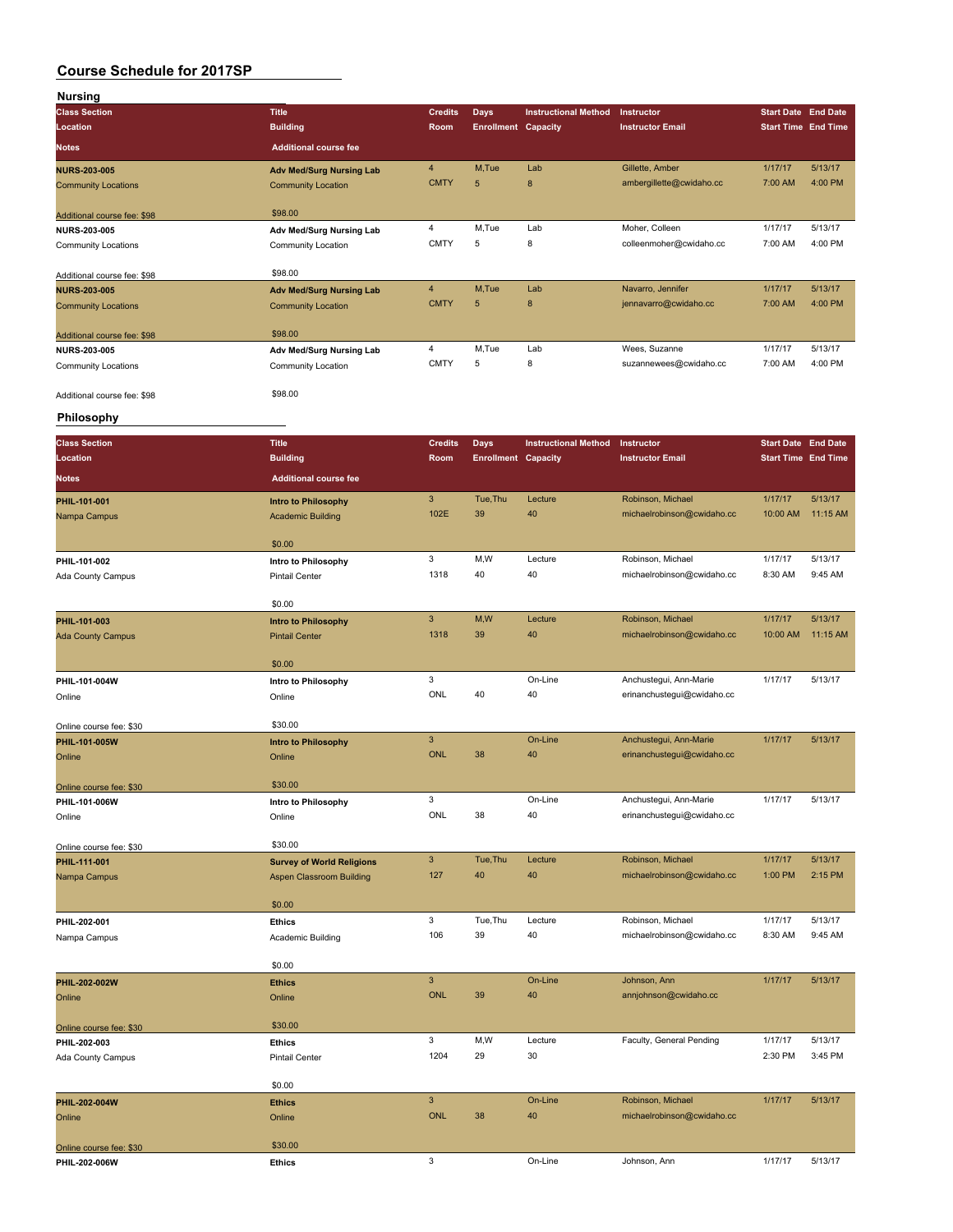# Course Schedule for 2017SP

## Nursing

| Class Section / Location / Notes | Title / Building / Additional course fee | Credits / Room | Days / Enrollment | Instructional Method / Capacity | Instructor / Instructor Email | Start Date / Start Time | End Date / End Time |
|---|---|---|---|---|---|---|---|
| **NURS-203-005** | **Adv Med/Surg Nursing Lab** | 4 | M,Tue | Lab | Gillette, Amber | 1/17/17 | 5/13/17 |
| Community Locations | Community Location | CMTY | 5 | 8 | ambergillette@cwidaho.cc | 7:00 AM | 4:00 PM |
| Additional course fee: $98 | $98.00 | | | | | | |
| **NURS-203-005** | **Adv Med/Surg Nursing Lab** | 4 | M,Tue | Lab | Moher, Colleen | 1/17/17 | 5/13/17 |
| Community Locations | Community Location | CMTY | 5 | 8 | colleenmoher@cwidaho.cc | 7:00 AM | 4:00 PM |
| Additional course fee: $98 | $98.00 | | | | | | |
| **NURS-203-005** | **Adv Med/Surg Nursing Lab** | 4 | M,Tue | Lab | Navarro, Jennifer | 1/17/17 | 5/13/17 |
| Community Locations | Community Location | CMTY | 5 | 8 | jennavarro@cwidaho.cc | 7:00 AM | 4:00 PM |
| Additional course fee: $98 | $98.00 | | | | | | |
| **NURS-203-005** | **Adv Med/Surg Nursing Lab** | 4 | M,Tue | Lab | Wees, Suzanne | 1/17/17 | 5/13/17 |
| Community Locations | Community Location | CMTY | 5 | 8 | suzannewees@cwidaho.cc | 7:00 AM | 4:00 PM |
| Additional course fee: $98 | $98.00 | | | | | | |

## Philosophy

| Class Section / Location / Notes | Title / Building / Additional course fee | Credits / Room | Days / Enrollment | Instructional Method / Capacity | Instructor / Instructor Email | Start Date / Start Time | End Date / End Time |
|---|---|---|---|---|---|---|---|
| **PHIL-101-001** | **Intro to Philosophy** | 3 | Tue,Thu | Lecture | Robinson, Michael | 1/17/17 | 5/13/17 |
| Nampa Campus | Academic Building | 102E | 39 | 40 | michaelrobinson@cwidaho.cc | 10:00 AM | 11:15 AM |
| | $0.00 | | | | | | |
| **PHIL-101-002** | **Intro to Philosophy** | 3 | M,W | Lecture | Robinson, Michael | 1/17/17 | 5/13/17 |
| Ada County Campus | Pintail Center | 1318 | 40 | 40 | michaelrobinson@cwidaho.cc | 8:30 AM | 9:45 AM |
| | $0.00 | | | | | | |
| **PHIL-101-003** | **Intro to Philosophy** | 3 | M,W | Lecture | Robinson, Michael | 1/17/17 | 5/13/17 |
| Ada County Campus | Pintail Center | 1318 | 39 | 40 | michaelrobinson@cwidaho.cc | 10:00 AM | 11:15 AM |
| | $0.00 | | | | | | |
| **PHIL-101-004W** | **Intro to Philosophy** | 3 | | On-Line | Anchustegui, Ann-Marie | 1/17/17 | 5/13/17 |
| Online | Online | ONL | 40 | 40 | erinanchustegui@cwidaho.cc | | |
| Online course fee: $30 | $30.00 | | | | | | |
| **PHIL-101-005W** | **Intro to Philosophy** | 3 | | On-Line | Anchustegui, Ann-Marie | 1/17/17 | 5/13/17 |
| Online | Online | ONL | 38 | 40 | erinanchustegui@cwidaho.cc | | |
| Online course fee: $30 | $30.00 | | | | | | |
| **PHIL-101-006W** | **Intro to Philosophy** | 3 | | On-Line | Anchustegui, Ann-Marie | 1/17/17 | 5/13/17 |
| Online | Online | ONL | 38 | 40 | erinanchustegui@cwidaho.cc | | |
| Online course fee: $30 | $30.00 | | | | | | |
| **PHIL-111-001** | **Survey of World Religions** | 3 | Tue,Thu | Lecture | Robinson, Michael | 1/17/17 | 5/13/17 |
| Nampa Campus | Aspen Classroom Building | 127 | 40 | 40 | michaelrobinson@cwidaho.cc | 1:00 PM | 2:15 PM |
| | $0.00 | | | | | | |
| **PHIL-202-001** | **Ethics** | 3 | Tue,Thu | Lecture | Robinson, Michael | 1/17/17 | 5/13/17 |
| Nampa Campus | Academic Building | 106 | 39 | 40 | michaelrobinson@cwidaho.cc | 8:30 AM | 9:45 AM |
| | $0.00 | | | | | | |
| **PHIL-202-002W** | **Ethics** | 3 | | On-Line | Johnson, Ann | 1/17/17 | 5/13/17 |
| Online | Online | ONL | 39 | 40 | annjohnson@cwidaho.cc | | |
| Online course fee: $30 | $30.00 | | | | | | |
| **PHIL-202-003** | **Ethics** | 3 | M,W | Lecture | Faculty, General Pending | 1/17/17 | 5/13/17 |
| Ada County Campus | Pintail Center | 1204 | 29 | 30 | | 2:30 PM | 3:45 PM |
| | $0.00 | | | | | | |
| **PHIL-202-004W** | **Ethics** | 3 | | On-Line | Robinson, Michael | 1/17/17 | 5/13/17 |
| Online | Online | ONL | 38 | 40 | michaelrobinson@cwidaho.cc | | |
| Online course fee: $30 | $30.00 | | | | | | |
| **PHIL-202-006W** | **Ethics** | 3 | | On-Line | Johnson, Ann | 1/17/17 | 5/13/17 |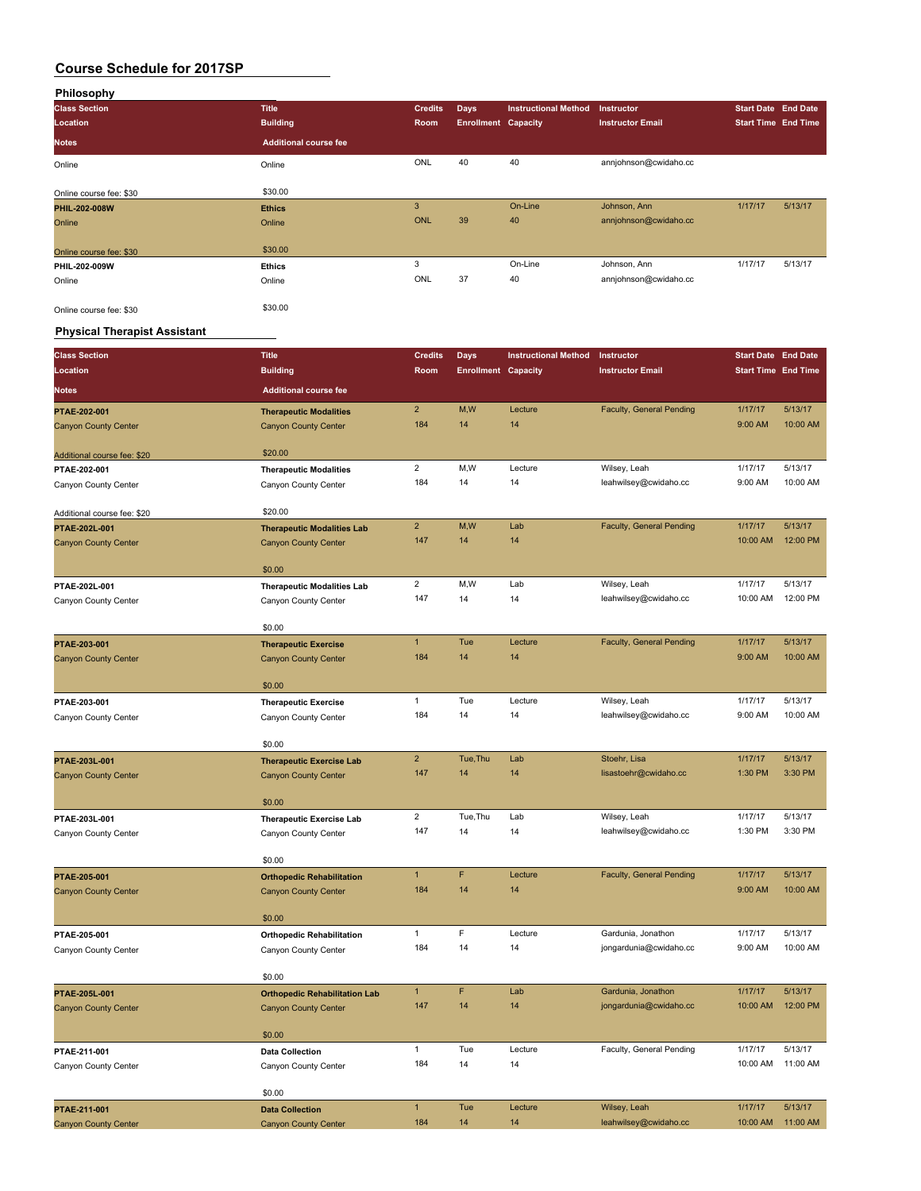# Course Schedule for 2017SP

## Philosophy

| Class Section / Location / Notes | Title / Building / Additional course fee | Credits / Room | Days / Enrollment | Instructional Method / Capacity | Instructor / Instructor Email | Start Date / Start Time | End Date / End Time |
|---|---|---|---|---|---|---|---|
| Online | Online | ONL | 40 | 40 | annjohnson@cwidaho.cc | | |
| Online course fee: $30 | $30.00 | | | | | | |
| **PHIL-202-008W** | **Ethics** | 3 | | On-Line | Johnson, Ann | 1/17/17 | 5/13/17 |
| Online | Online | ONL | 39 | 40 | annjohnson@cwidaho.cc | | |
| Online course fee: $30 | $30.00 | | | | | | |
| **PHIL-202-009W** | **Ethics** | 3 | | On-Line | Johnson, Ann | 1/17/17 | 5/13/17 |
| Online | Online | ONL | 37 | 40 | annjohnson@cwidaho.cc | | |
| Online course fee: $30 | $30.00 | | | | | | |

## Physical Therapist Assistant

| Class Section / Location / Notes | Title / Building / Additional course fee | Credits / Room | Days / Enrollment | Instructional Method / Capacity | Instructor / Instructor Email | Start Date / Start Time | End Date / End Time |
|---|---|---|---|---|---|---|---|
| **PTAE-202-001** | **Therapeutic Modalities** | 2 | M,W | Lecture | Faculty, General Pending | 1/17/17 | 5/13/17 |
| Canyon County Center | Canyon County Center | 184 | 14 | 14 | | 9:00 AM | 10:00 AM |
| Additional course fee: $20 | $20.00 | | | | | | |
| **PTAE-202-001** | **Therapeutic Modalities** | 2 | M,W | Lecture | Wilsey, Leah | 1/17/17 | 5/13/17 |
| Canyon County Center | Canyon County Center | 184 | 14 | 14 | leahwilsey@cwidaho.cc | 9:00 AM | 10:00 AM |
| Additional course fee: $20 | $20.00 | | | | | | |
| **PTAE-202L-001** | **Therapeutic Modalities Lab** | 2 | M,W | Lab | Faculty, General Pending | 1/17/17 | 5/13/17 |
| Canyon County Center | Canyon County Center | 147 | 14 | 14 | | 10:00 AM | 12:00 PM |
| | $0.00 | | | | | | |
| **PTAE-202L-001** | **Therapeutic Modalities Lab** | 2 | M,W | Lab | Wilsey, Leah | 1/17/17 | 5/13/17 |
| Canyon County Center | Canyon County Center | 147 | 14 | 14 | leahwilsey@cwidaho.cc | 10:00 AM | 12:00 PM |
| | $0.00 | | | | | | |
| **PTAE-203-001** | **Therapeutic Exercise** | 1 | Tue | Lecture | Faculty, General Pending | 1/17/17 | 5/13/17 |
| Canyon County Center | Canyon County Center | 184 | 14 | 14 | | 9:00 AM | 10:00 AM |
| | $0.00 | | | | | | |
| **PTAE-203-001** | **Therapeutic Exercise** | 1 | Tue | Lecture | Wilsey, Leah | 1/17/17 | 5/13/17 |
| Canyon County Center | Canyon County Center | 184 | 14 | 14 | leahwilsey@cwidaho.cc | 9:00 AM | 10:00 AM |
| | $0.00 | | | | | | |
| **PTAE-203L-001** | **Therapeutic Exercise Lab** | 2 | Tue,Thu | Lab | Stoehr, Lisa | 1/17/17 | 5/13/17 |
| Canyon County Center | Canyon County Center | 147 | 14 | 14 | lisastoehr@cwidaho.cc | 1:30 PM | 3:30 PM |
| | $0.00 | | | | | | |
| **PTAE-203L-001** | **Therapeutic Exercise Lab** | 2 | Tue,Thu | Lab | Wilsey, Leah | 1/17/17 | 5/13/17 |
| Canyon County Center | Canyon County Center | 147 | 14 | 14 | leahwilsey@cwidaho.cc | 1:30 PM | 3:30 PM |
| | $0.00 | | | | | | |
| **PTAE-205-001** | **Orthopedic Rehabilitation** | 1 | F | Lecture | Faculty, General Pending | 1/17/17 | 5/13/17 |
| Canyon County Center | Canyon County Center | 184 | 14 | 14 | | 9:00 AM | 10:00 AM |
| | $0.00 | | | | | | |
| **PTAE-205-001** | **Orthopedic Rehabilitation** | 1 | F | Lecture | Gardunia, Jonathon | 1/17/17 | 5/13/17 |
| Canyon County Center | Canyon County Center | 184 | 14 | 14 | jongardunia@cwidaho.cc | 9:00 AM | 10:00 AM |
| | $0.00 | | | | | | |
| **PTAE-205L-001** | **Orthopedic Rehabilitation Lab** | 1 | F | Lab | Gardunia, Jonathon | 1/17/17 | 5/13/17 |
| Canyon County Center | Canyon County Center | 147 | 14 | 14 | jongardunia@cwidaho.cc | 10:00 AM | 12:00 PM |
| | $0.00 | | | | | | |
| **PTAE-211-001** | **Data Collection** | 1 | Tue | Lecture | Faculty, General Pending | 1/17/17 | 5/13/17 |
| Canyon County Center | Canyon County Center | 184 | 14 | 14 | | 10:00 AM | 11:00 AM |
| | $0.00 | | | | | | |
| **PTAE-211-001** | **Data Collection** | 1 | Tue | Lecture | Wilsey, Leah | 1/17/17 | 5/13/17 |
| Canyon County Center | Canyon County Center | 184 | 14 | 14 | leahwilsey@cwidaho.cc | 10:00 AM | 11:00 AM |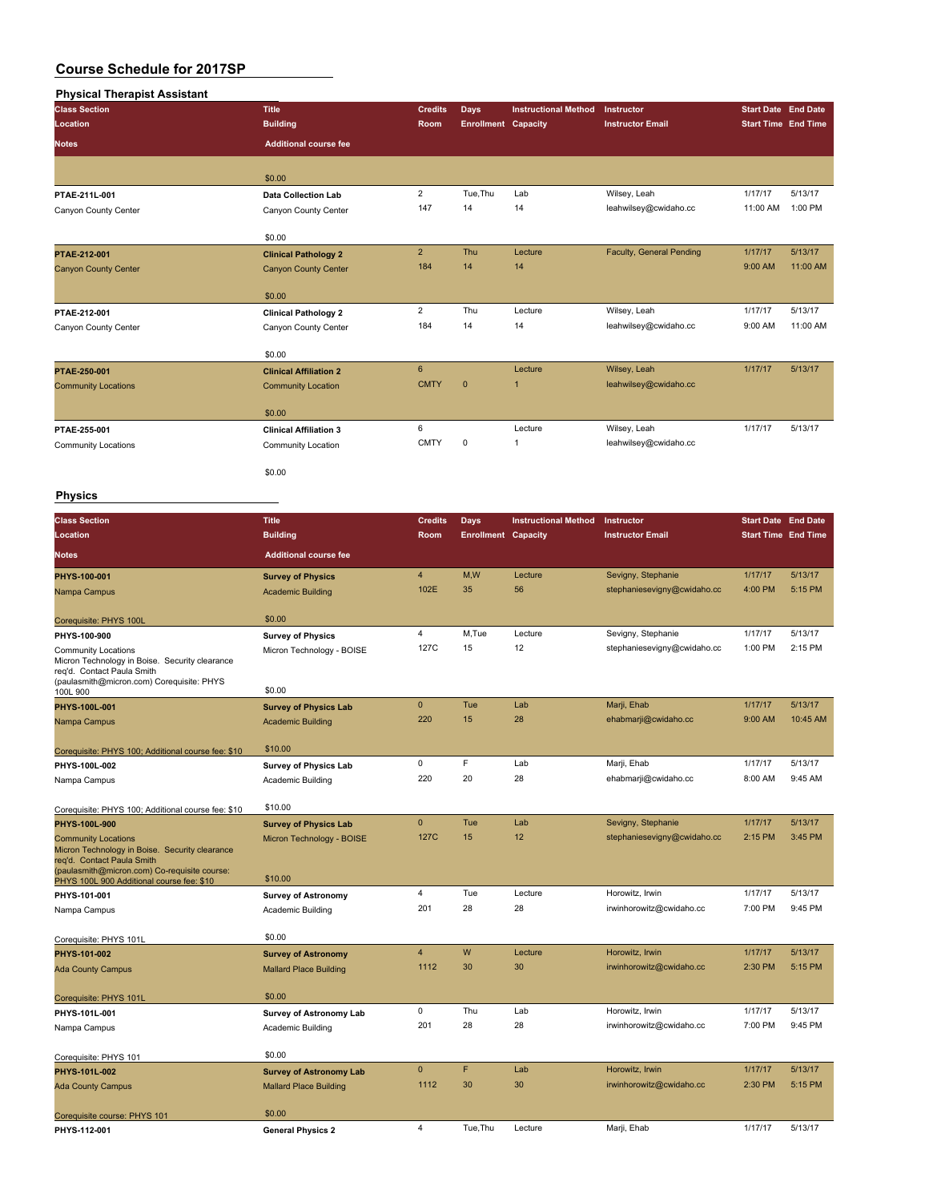# Course Schedule for 2017SP

## Physical Therapist Assistant

| Class Section | Title | Credits | Days | Instructional Method | Instructor | Start Date | End Date |
|---|---|---|---|---|---|---|---|
| Location | Building | Room | Enrollment | Capacity | Instructor Email | Start Time | End Time |
| Notes | Additional course fee | | | | | | |
| | $0.00 | | | | | | |
| PTAE-211L-001 | Data Collection Lab | 2 | Tue,Thu | Lab | Wilsey, Leah | 1/17/17 | 5/13/17 |
| Canyon County Center | Canyon County Center | 147 | 14 | 14 | leahwilsey@cwidaho.cc | 11:00 AM | 1:00 PM |
| | $0.00 | | | | | | |
| PTAE-212-001 | Clinical Pathology 2 | 2 | Thu | Lecture | Faculty, General Pending | 1/17/17 | 5/13/17 |
| Canyon County Center | Canyon County Center | 184 | 14 | 14 | | 9:00 AM | 11:00 AM |
| | $0.00 | | | | | | |
| PTAE-212-001 | Clinical Pathology 2 | 2 | Thu | Lecture | Wilsey, Leah | 1/17/17 | 5/13/17 |
| Canyon County Center | Canyon County Center | 184 | 14 | 14 | leahwilsey@cwidaho.cc | 9:00 AM | 11:00 AM |
| | $0.00 | | | | | | |
| PTAE-250-001 | Clinical Affiliation 2 | 6 | | Lecture | Wilsey, Leah | 1/17/17 | 5/13/17 |
| Community Locations | Community Location | CMTY | 0 | 1 | leahwilsey@cwidaho.cc | | |
| | $0.00 | | | | | | |
| PTAE-255-001 | Clinical Affiliation 3 | 6 | | Lecture | Wilsey, Leah | 1/17/17 | 5/13/17 |
| Community Locations | Community Location | CMTY | 0 | 1 | leahwilsey@cwidaho.cc | | |
| | $0.00 | | | | | | |

## Physics

| Class Section | Title | Credits | Days | Instructional Method | Instructor | Start Date | End Date |
|---|---|---|---|---|---|---|---|
| Location | Building | Room | Enrollment | Capacity | Instructor Email | Start Time | End Time |
| Notes | Additional course fee | | | | | | |
| PHYS-100-001 | Survey of Physics | 4 | M,W | Lecture | Sevigny, Stephanie | 1/17/17 | 5/13/17 |
| Nampa Campus | Academic Building | 102E | 35 | 56 | stephaniesevigny@cwidaho.cc | 4:00 PM | 5:15 PM |
| Corequisite: PHYS 100L | $0.00 | | | | | | |
| PHYS-100-900 | Survey of Physics | 4 | M,Tue | Lecture | Sevigny, Stephanie | 1/17/17 | 5/13/17 |
| Community Locations Micron Technology in Boise. Security clearance req'd. Contact Paula Smith (paulasmith@micron.com) Corequisite: PHYS 100L 900 | Micron Technology - BOISE | 127C | 15 | 12 | stephaniesevigny@cwidaho.cc | 1:00 PM | 2:15 PM |
| | $0.00 | | | | | | |
| PHYS-100L-001 | Survey of Physics Lab | 0 | Tue | Lab | Marji, Ehab | 1/17/17 | 5/13/17 |
| Nampa Campus | Academic Building | 220 | 15 | 28 | ehabmarji@cwidaho.cc | 9:00 AM | 10:45 AM |
| Corequisite: PHYS 100; Additional course fee: $10 | $10.00 | | | | | | |
| PHYS-100L-002 | Survey of Physics Lab | 0 | F | Lab | Marji, Ehab | 1/17/17 | 5/13/17 |
| Nampa Campus | Academic Building | 220 | 20 | 28 | ehabmarji@cwidaho.cc | 8:00 AM | 9:45 AM |
| Corequisite: PHYS 100; Additional course fee: $10 | $10.00 | | | | | | |
| PHYS-100L-900 | Survey of Physics Lab | 0 | Tue | Lab | Sevigny, Stephanie | 1/17/17 | 5/13/17 |
| Community Locations Micron Technology in Boise. Security clearance req'd. Contact Paula Smith (paulasmith@micron.com) Co-requisite course: PHYS 100L 900 Additional course fee: $10 | Micron Technology - BOISE | 127C | 15 | 12 | stephaniesevigny@cwidaho.cc | 2:15 PM | 3:45 PM |
| | $10.00 | | | | | | |
| PHYS-101-001 | Survey of Astronomy | 4 | Tue | Lecture | Horowitz, Irwin | 1/17/17 | 5/13/17 |
| Nampa Campus | Academic Building | 201 | 28 | 28 | irwinhorowitz@cwidaho.cc | 7:00 PM | 9:45 PM |
| Corequisite: PHYS 101L | $0.00 | | | | | | |
| PHYS-101-002 | Survey of Astronomy | 4 | W | Lecture | Horowitz, Irwin | 1/17/17 | 5/13/17 |
| Ada County Campus | Mallard Place Building | 1112 | 30 | 30 | irwinhorowitz@cwidaho.cc | 2:30 PM | 5:15 PM |
| Corequisite: PHYS 101L | $0.00 | | | | | | |
| PHYS-101L-001 | Survey of Astronomy Lab | 0 | Thu | Lab | Horowitz, Irwin | 1/17/17 | 5/13/17 |
| Nampa Campus | Academic Building | 201 | 28 | 28 | irwinhorowitz@cwidaho.cc | 7:00 PM | 9:45 PM |
| Corequisite: PHYS 101 | $0.00 | | | | | | |
| PHYS-101L-002 | Survey of Astronomy Lab | 0 | F | Lab | Horowitz, Irwin | 1/17/17 | 5/13/17 |
| Ada County Campus | Mallard Place Building | 1112 | 30 | 30 | irwinhorowitz@cwidaho.cc | 2:30 PM | 5:15 PM |
| Corequisite course: PHYS 101 | $0.00 | | | | | | |
| PHYS-112-001 | General Physics 2 | 4 | Tue,Thu | Lecture | Marji, Ehab | 1/17/17 | 5/13/17 |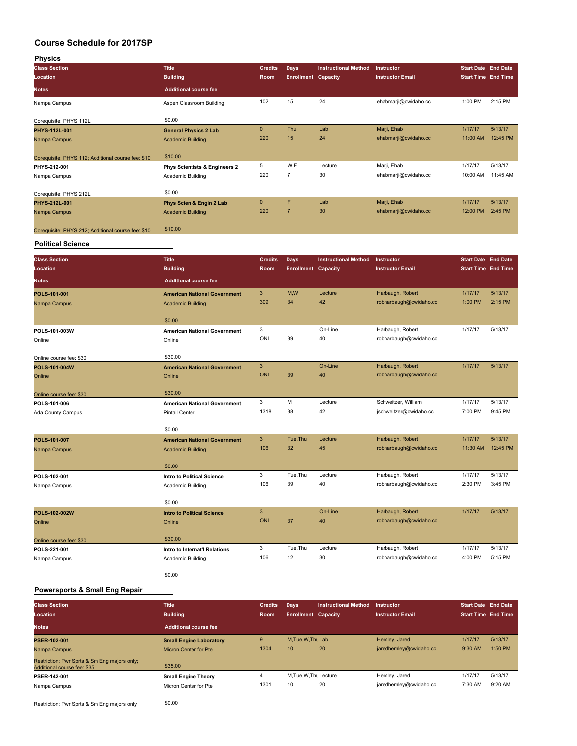# Course Schedule for 2017SP

## Physics

| Class Section / Location / Notes | Title / Building / Additional course fee | Credits / Room | Days / Enrollment | Instructional Method / Capacity | Instructor / Instructor Email | Start Date / Start Time | End Date / End Time |
|---|---|---|---|---|---|---|---|
| Nampa Campus | Aspen Classroom Building | 102 | 15 | 24 | ehabmarji@cwidaho.cc | 1:00 PM | 2:15 PM |
| Corequisite: PHYS 112L | $0.00 | | | | | | |
| **PHYS-112L-001** | **General Physics 2 Lab** | 0 | Thu | Lab | Marji, Ehab | 1/17/17 | 5/13/17 |
| Nampa Campus | Academic Building | 220 | 15 | 24 | ehabmarji@cwidaho.cc | 11:00 AM | 12:45 PM |
| Corequisite: PHYS 112; Additional course fee: $10 | $10.00 | | | | | | |
| **PHYS-212-001** | **Phys Scientists & Engineers 2** | 5 | W,F | Lecture | Marji, Ehab | 1/17/17 | 5/13/17 |
| Nampa Campus | Academic Building | 220 | 7 | 30 | ehabmarji@cwidaho.cc | 10:00 AM | 11:45 AM |
| Corequisite: PHYS 212L | $0.00 | | | | | | |
| **PHYS-212L-001** | **Phys Scien & Engin 2 Lab** | 0 | F | Lab | Marji, Ehab | 1/17/17 | 5/13/17 |
| Nampa Campus | Academic Building | 220 | 7 | 30 | ehabmarji@cwidaho.cc | 12:00 PM | 2:45 PM |
| Corequisite: PHYS 212; Additional course fee: $10 | $10.00 | | | | | | |

## Political Science

| Class Section / Location / Notes | Title / Building / Additional course fee | Credits / Room | Days / Enrollment | Instructional Method / Capacity | Instructor / Instructor Email | Start Date / Start Time | End Date / End Time |
|---|---|---|---|---|---|---|---|
| **POLS-101-001** | **American National Government** | 3 | M,W | Lecture | Harbaugh, Robert | 1/17/17 | 5/13/17 |
| Nampa Campus | Academic Building | 309 | 34 | 42 | robharbaugh@cwidaho.cc | 1:00 PM | 2:15 PM |
| | $0.00 | | | | | | |
| **POLS-101-003W** | **American National Government** | 3 | | On-Line | Harbaugh, Robert | 1/17/17 | 5/13/17 |
| Online | Online | ONL | 39 | 40 | robharbaugh@cwidaho.cc | | |
| Online course fee: $30 | $30.00 | | | | | | |
| **POLS-101-004W** | **American National Government** | 3 | | On-Line | Harbaugh, Robert | 1/17/17 | 5/13/17 |
| Online | Online | ONL | 39 | 40 | robharbaugh@cwidaho.cc | | |
| Online course fee: $30 | $30.00 | | | | | | |
| **POLS-101-006** | **American National Government** | 3 | M | Lecture | Schweitzer, William | 1/17/17 | 5/13/17 |
| Ada County Campus | Pintail Center | 1318 | 38 | 42 | jschweitzer@cwidaho.cc | 7:00 PM | 9:45 PM |
| | $0.00 | | | | | | |
| **POLS-101-007** | **American National Government** | 3 | Tue,Thu | Lecture | Harbaugh, Robert | 1/17/17 | 5/13/17 |
| Nampa Campus | Academic Building | 106 | 32 | 45 | robharbaugh@cwidaho.cc | 11:30 AM | 12:45 PM |
| | $0.00 | | | | | | |
| **POLS-102-001** | **Intro to Political Science** | 3 | Tue,Thu | Lecture | Harbaugh, Robert | 1/17/17 | 5/13/17 |
| Nampa Campus | Academic Building | 106 | 39 | 40 | robharbaugh@cwidaho.cc | 2:30 PM | 3:45 PM |
| | $0.00 | | | | | | |
| **POLS-102-002W** | **Intro to Political Science** | 3 | | On-Line | Harbaugh, Robert | 1/17/17 | 5/13/17 |
| Online | Online | ONL | 37 | 40 | robharbaugh@cwidaho.cc | | |
| Online course fee: $30 | $30.00 | | | | | | |
| **POLS-221-001** | **Intro to Internat'l Relations** | 3 | Tue,Thu | Lecture | Harbaugh, Robert | 1/17/17 | 5/13/17 |
| Nampa Campus | Academic Building | 106 | 12 | 30 | robharbaugh@cwidaho.cc | 4:00 PM | 5:15 PM |
| | $0.00 | | | | | | |

## Powersports & Small Eng Repair

| Class Section / Location / Notes | Title / Building / Additional course fee | Credits / Room | Days / Enrollment | Instructional Method / Capacity | Instructor / Instructor Email | Start Date / Start Time | End Date / End Time |
|---|---|---|---|---|---|---|---|
| **PSER-102-001** | **Small Engine Laboratory** | 9 | M,Tue,W,Thu | Lab | Hemley, Jared | 1/17/17 | 5/13/17 |
| Nampa Campus | Micron Center for Pte | 1304 | 10 | 20 | jaredhemley@cwidaho.cc | 9:30 AM | 1:50 PM |
| Restriction: Pwr Sprts & Sm Eng majors only; Additional course fee: $35 | $35.00 | | | | | | |
| **PSER-142-001** | **Small Engine Theory** | 4 | M,Tue,W,Thu | Lecture | Hemley, Jared | 1/17/17 | 5/13/17 |
| Nampa Campus | Micron Center for Pte | 1301 | 10 | 20 | jaredhemley@cwidaho.cc | 7:30 AM | 9:20 AM |
| Restriction: Pwr Sprts & Sm Eng majors only | $0.00 | | | | | | |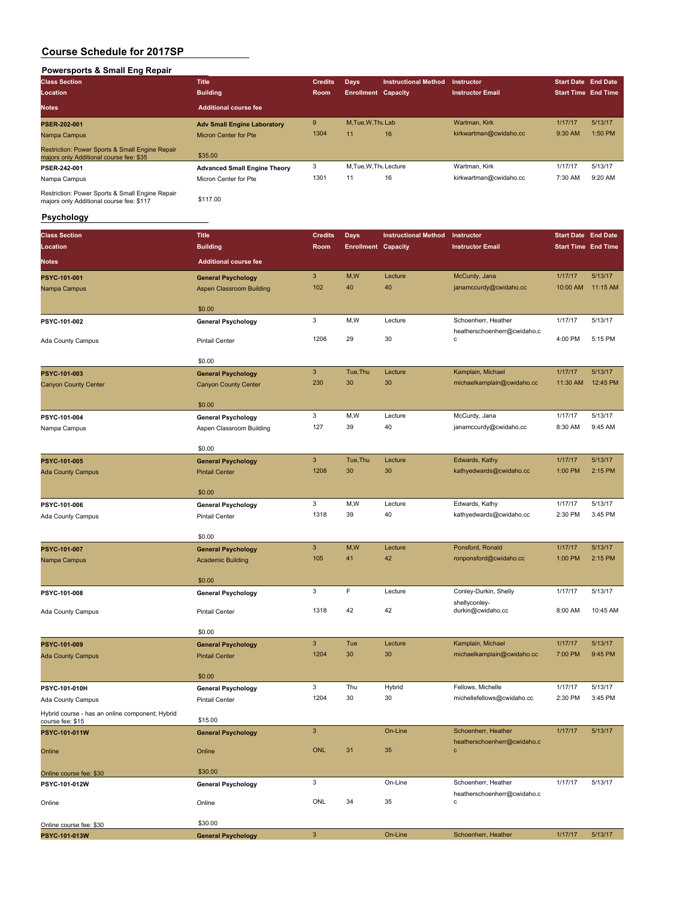# Course Schedule for 2017SP

## Powersports & Small Eng Repair

| Class Section / Location / Notes | Title / Building / Additional course fee | Credits / Room | Days / Enrollment | Instructional Method / Capacity | Instructor / Instructor Email | Start Date / Start Time | End Date / End Time |
|---|---|---|---|---|---|---|---|
| **PSER-202-001** | **Adv Small Engine Laboratory** | 9 | M,Tue,W,Thu | Lab | Wartman, Kirk | 1/17/17 | 5/13/17 |
| Nampa Campus | Micron Center for Pte | 1304 | 11 | 16 | kirkwartman@cwidaho.cc | 9:30 AM | 1:50 PM |
| Restriction: Power Sports & Small Engine Repair majors only Additional course fee: $35 | $35.00 | | | | | | |
| **PSER-242-001** | **Advanced Small Engine Theory** | 3 | M,Tue,W,Thu | Lecture | Wartman, Kirk | 1/17/17 | 5/13/17 |
| Nampa Campus | Micron Center for Pte | 1301 | 11 | 16 | kirkwartman@cwidaho.cc | 7:30 AM | 9:20 AM |
| Restriction: Power Sports & Small Engine Repair majors only Additional course fee: $117 | $117.00 | | | | | | |

## Psychology

| Class Section / Location / Notes | Title / Building / Additional course fee | Credits / Room | Days / Enrollment | Instructional Method / Capacity | Instructor / Instructor Email | Start Date / Start Time | End Date / End Time |
|---|---|---|---|---|---|---|---|
| **PSYC-101-001** | **General Psychology** | 3 | M,W | Lecture | McCurdy, Jana | 1/17/17 | 5/13/17 |
| Nampa Campus | Aspen Classroom Building | 102 | 40 | 40 | janamccurdy@cwidaho.cc | 10:00 AM | 11:15 AM |
| | $0.00 | | | | | | |
| **PSYC-101-002** | **General Psychology** | 3 | M,W | Lecture | Schoenherr, Heather | 1/17/17 | 5/13/17 |
| Ada County Campus | Pintail Center | 1206 | 29 | 30 | heatherschoenherr@cwidaho.cc | 4:00 PM | 5:15 PM |
| | $0.00 | | | | | | |
| **PSYC-101-003** | **General Psychology** | 3 | Tue,Thu | Lecture | Kamplain, Michael | 1/17/17 | 5/13/17 |
| Canyon County Center | Canyon County Center | 230 | 30 | 30 | michaelkamplain@cwidaho.cc | 11:30 AM | 12:45 PM |
| | $0.00 | | | | | | |
| **PSYC-101-004** | **General Psychology** | 3 | M,W | Lecture | McCurdy, Jana | 1/17/17 | 5/13/17 |
| Nampa Campus | Aspen Classroom Building | 127 | 39 | 40 | janamccurdy@cwidaho.cc | 8:30 AM | 9:45 AM |
| | $0.00 | | | | | | |
| **PSYC-101-005** | **General Psychology** | 3 | Tue,Thu | Lecture | Edwards, Kathy | 1/17/17 | 5/13/17 |
| Ada County Campus | Pintail Center | 1208 | 30 | 30 | kathyedwards@cwidaho.cc | 1:00 PM | 2:15 PM |
| | $0.00 | | | | | | |
| **PSYC-101-006** | **General Psychology** | 3 | M,W | Lecture | Edwards, Kathy | 1/17/17 | 5/13/17 |
| Ada County Campus | Pintail Center | 1318 | 39 | 40 | kathyedwards@cwidaho.cc | 2:30 PM | 3:45 PM |
| | $0.00 | | | | | | |
| **PSYC-101-007** | **General Psychology** | 3 | M,W | Lecture | Ponsford, Ronald | 1/17/17 | 5/13/17 |
| Nampa Campus | Academic Building | 105 | 41 | 42 | ronponsford@cwidaho.cc | 1:00 PM | 2:15 PM |
| | $0.00 | | | | | | |
| **PSYC-101-008** | **General Psychology** | 3 | F | Lecture | Conley-Durkin, Shelly | 1/17/17 | 5/13/17 |
| Ada County Campus | Pintail Center | 1318 | 42 | 42 | shellyconley-durkin@cwidaho.cc | 8:00 AM | 10:45 AM |
| | $0.00 | | | | | | |
| **PSYC-101-009** | **General Psychology** | 3 | Tue | Lecture | Kamplain, Michael | 1/17/17 | 5/13/17 |
| Ada County Campus | Pintail Center | 1204 | 30 | 30 | michaelkamplain@cwidaho.cc | 7:00 PM | 9:45 PM |
| | $0.00 | | | | | | |
| **PSYC-101-010H** | **General Psychology** | 3 | Thu | Hybrid | Fellows, Michelle | 1/17/17 | 5/13/17 |
| Ada County Campus | Pintail Center | 1204 | 30 | 30 | michellefellows@cwidaho.cc | 2:30 PM | 3:45 PM |
| Hybrid course - has an online component; Hybrid course fee: $15 | $15.00 | | | | | | |
| **PSYC-101-011W** | **General Psychology** | 3 | | On-Line | Schoenherr, Heather | 1/17/17 | 5/13/17 |
| Online | Online | ONL | 31 | 35 | heatherschoenherr@cwidaho.cc | | |
| Online course fee: $30 | $30.00 | | | | | | |
| **PSYC-101-012W** | **General Psychology** | 3 | | On-Line | Schoenherr, Heather | 1/17/17 | 5/13/17 |
| Online | Online | ONL | 34 | 35 | heatherschoenherr@cwidaho.cc | | |
| Online course fee: $30 | $30.00 | | | | | | |
| **PSYC-101-013W** | **General Psychology** | 3 | | On-Line | Schoenherr, Heather | 1/17/17 | 5/13/17 |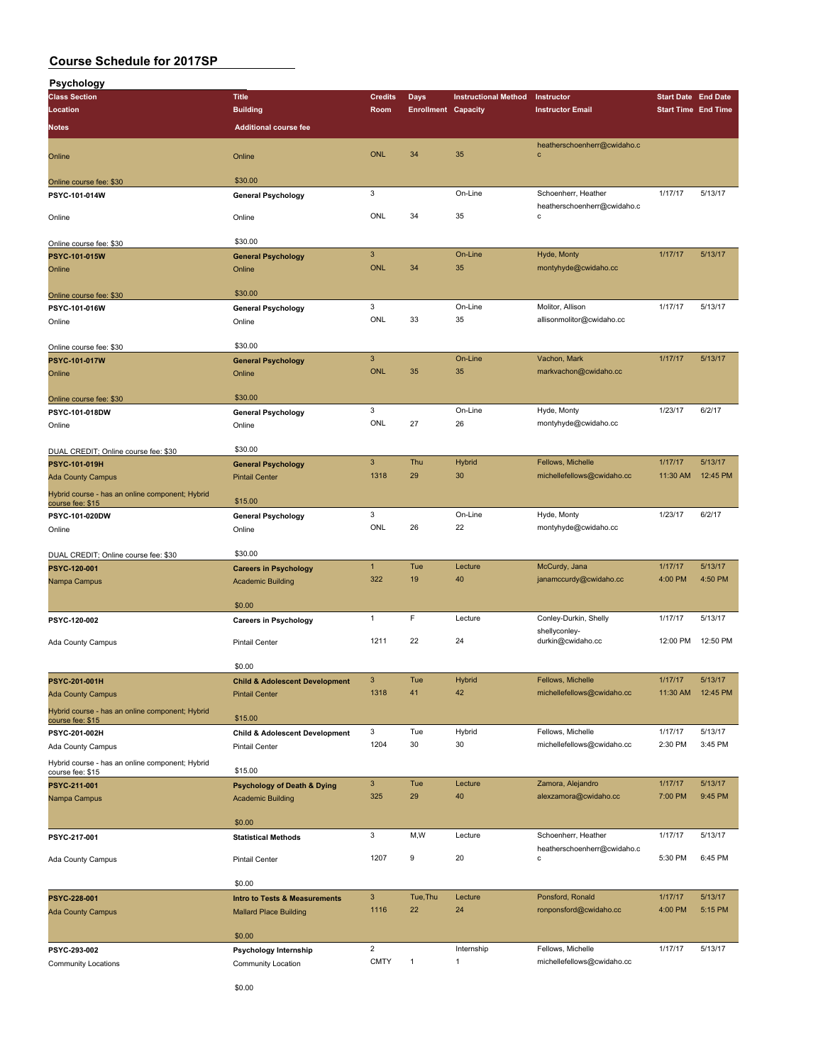# Course Schedule for 2017SP

## Psychology

| Class Section / Location / Notes | Title / Building / Additional course fee | Credits / Room | Days / Enrollment | Instructional Method / Capacity | Instructor / Instructor Email | Start Date / Start Time | End Date / End Time |
|---|---|---|---|---|---|---|---|
| Online | Online | ONL | 34 | 35 | heatherschoenherr@cwidaho.cc | | |
| Online course fee: $30 | $30.00 | | | | | | |
| **PSYC-101-014W** | **General Psychology** | 3 | | On-Line | Schoenherr, Heather | 1/17/17 | 5/13/17 |
| Online | Online | ONL | 34 | 35 | heatherschoenherr@cwidaho.cc | | |
| Online course fee: $30 | $30.00 | | | | | | |
| **PSYC-101-015W** | **General Psychology** | 3 | | On-Line | Hyde, Monty | 1/17/17 | 5/13/17 |
| Online | Online | ONL | 34 | 35 | montyhyde@cwidaho.cc | | |
| Online course fee: $30 | $30.00 | | | | | | |
| **PSYC-101-016W** | **General Psychology** | 3 | | On-Line | Molitor, Allison | 1/17/17 | 5/13/17 |
| Online | Online | ONL | 33 | 35 | allisonmolitor@cwidaho.cc | | |
| Online course fee: $30 | $30.00 | | | | | | |
| **PSYC-101-017W** | **General Psychology** | 3 | | On-Line | Vachon, Mark | 1/17/17 | 5/13/17 |
| Online | Online | ONL | 35 | 35 | markvachon@cwidaho.cc | | |
| Online course fee: $30 | $30.00 | | | | | | |
| **PSYC-101-018DW** | **General Psychology** | 3 | | On-Line | Hyde, Monty | 1/23/17 | 6/2/17 |
| Online | Online | ONL | 27 | 26 | montyhyde@cwidaho.cc | | |
| DUAL CREDIT; Online course fee: $30 | $30.00 | | | | | | |
| **PSYC-101-019H** | **General Psychology** | 3 | Thu | Hybrid | Fellows, Michelle | 1/17/17 | 5/13/17 |
| Ada County Campus | Pintail Center | 1318 | 29 | 30 | michellefellows@cwidaho.cc | 11:30 AM | 12:45 PM |
| Hybrid course - has an online component; Hybrid course fee: $15 | $15.00 | | | | | | |
| **PSYC-101-020DW** | **General Psychology** | 3 | | On-Line | Hyde, Monty | 1/23/17 | 6/2/17 |
| Online | Online | ONL | 26 | 22 | montyhyde@cwidaho.cc | | |
| DUAL CREDIT; Online course fee: $30 | $30.00 | | | | | | |
| **PSYC-120-001** | **Careers in Psychology** | 1 | Tue | Lecture | McCurdy, Jana | 1/17/17 | 5/13/17 |
| Nampa Campus | Academic Building | 322 | 19 | 40 | janamccurdy@cwidaho.cc | 4:00 PM | 4:50 PM |
| | $0.00 | | | | | | |
| **PSYC-120-002** | **Careers in Psychology** | 1 | F | Lecture | Conley-Durkin, Shelly | 1/17/17 | 5/13/17 |
| Ada County Campus | Pintail Center | 1211 | 22 | 24 | shellyconley-durkin@cwidaho.cc | 12:00 PM | 12:50 PM |
| | $0.00 | | | | | | |
| **PSYC-201-001H** | **Child & Adolescent Development** | 3 | Tue | Hybrid | Fellows, Michelle | 1/17/17 | 5/13/17 |
| Ada County Campus | Pintail Center | 1318 | 41 | 42 | michellefellows@cwidaho.cc | 11:30 AM | 12:45 PM |
| Hybrid course - has an online component; Hybrid course fee: $15 | $15.00 | | | | | | |
| **PSYC-201-002H** | **Child & Adolescent Development** | 3 | Tue | Hybrid | Fellows, Michelle | 1/17/17 | 5/13/17 |
| Ada County Campus | Pintail Center | 1204 | 30 | 30 | michellefellows@cwidaho.cc | 2:30 PM | 3:45 PM |
| Hybrid course - has an online component; Hybrid course fee: $15 | $15.00 | | | | | | |
| **PSYC-211-001** | **Psychology of Death & Dying** | 3 | Tue | Lecture | Zamora, Alejandro | 1/17/17 | 5/13/17 |
| Nampa Campus | Academic Building | 325 | 29 | 40 | alexzamora@cwidaho.cc | 7:00 PM | 9:45 PM |
| | $0.00 | | | | | | |
| **PSYC-217-001** | **Statistical Methods** | 3 | M,W | Lecture | Schoenherr, Heather | 1/17/17 | 5/13/17 |
| Ada County Campus | Pintail Center | 1207 | 9 | 20 | heatherschoenherr@cwidaho.cc | 5:30 PM | 6:45 PM |
| | $0.00 | | | | | | |
| **PSYC-228-001** | **Intro to Tests & Measurements** | 3 | Tue,Thu | Lecture | Ponsford, Ronald | 1/17/17 | 5/13/17 |
| Ada County Campus | Mallard Place Building | 1116 | 22 | 24 | ronponsford@cwidaho.cc | 4:00 PM | 5:15 PM |
| | $0.00 | | | | | | |
| **PSYC-293-002** | **Psychology Internship** | 2 | | Internship | Fellows, Michelle | 1/17/17 | 5/13/17 |
| Community Locations | Community Location | CMTY | 1 | 1 | michellefellows@cwidaho.cc | | |
| | $0.00 | | | | | | |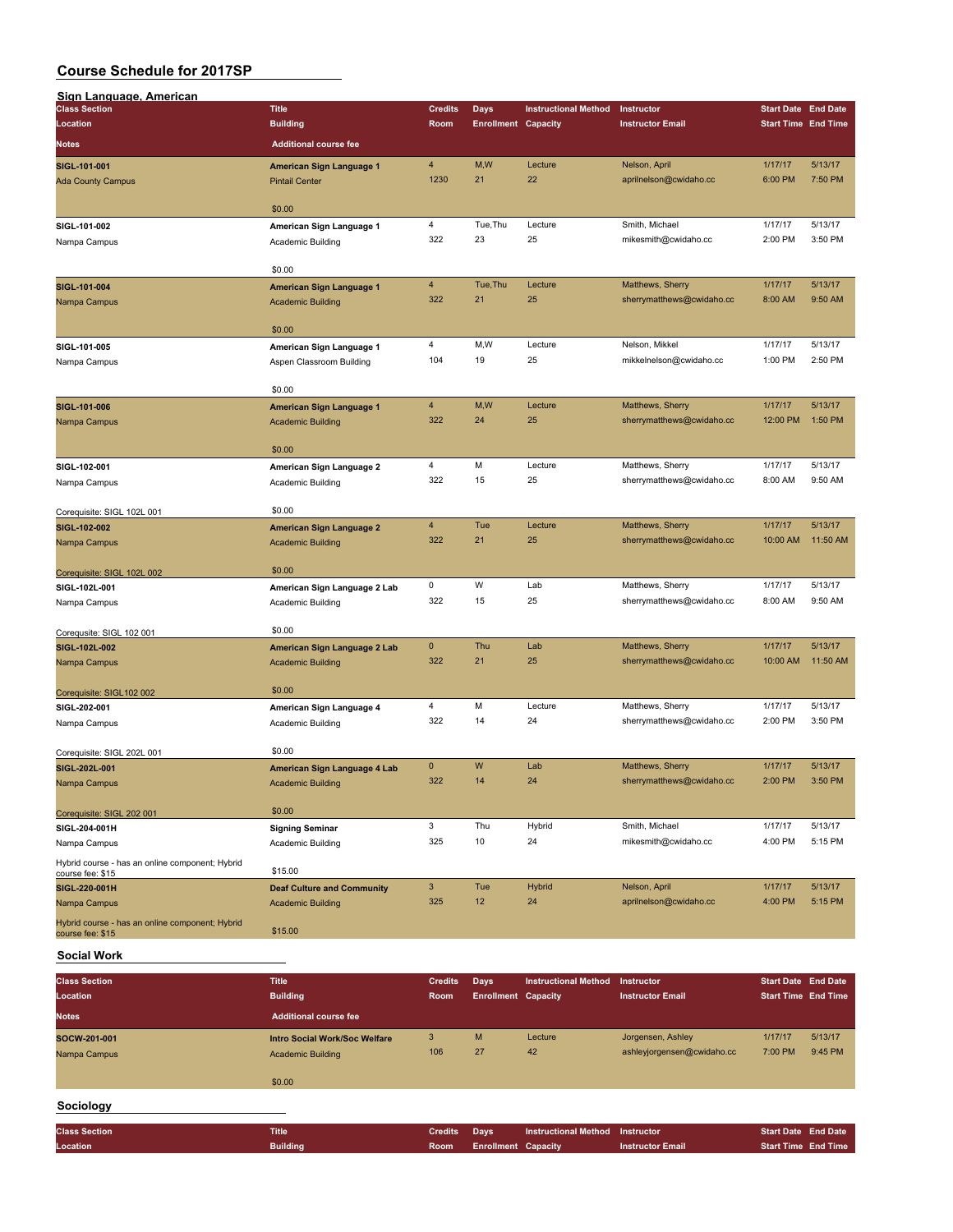# Course Schedule for 2017SP

## Sign Language, American

| Class Section / Location / Notes | Title / Building / Additional course fee | Credits / Room | Days / Enrollment | Instructional Method / Capacity | Instructor / Instructor Email | Start Date / Start Time | End Date / End Time |
|---|---|---|---|---|---|---|---|
| **SIGL-101-001**<br>Ada County Campus | **American Sign Language 1**<br>Pintail Center<br>$0.00 | 4<br>1230 | M,W<br>21 | Lecture<br>22 | Nelson, April<br>aprilnelson@cwidaho.cc | 1/17/17<br>6:00 PM | 5/13/17<br>7:50 PM |
| **SIGL-101-002**<br>Nampa Campus | **American Sign Language 1**<br>Academic Building<br>$0.00 | 4<br>322 | Tue,Thu<br>23 | Lecture<br>25 | Smith, Michael<br>mikesmith@cwidaho.cc | 1/17/17<br>2:00 PM | 5/13/17<br>3:50 PM |
| **SIGL-101-004**<br>Nampa Campus | **American Sign Language 1**<br>Academic Building<br>$0.00 | 4<br>322 | Tue,Thu<br>21 | Lecture<br>25 | Matthews, Sherry<br>sherrymatthews@cwidaho.cc | 1/17/17<br>8:00 AM | 5/13/17<br>9:50 AM |
| **SIGL-101-005**<br>Nampa Campus | **American Sign Language 1**<br>Aspen Classroom Building<br>$0.00 | 4<br>104 | M,W<br>19 | Lecture<br>25 | Nelson, Mikkel<br>mikkelnelson@cwidaho.cc | 1/17/17<br>1:00 PM | 5/13/17<br>2:50 PM |
| **SIGL-101-006**<br>Nampa Campus | **American Sign Language 1**<br>Academic Building<br>$0.00 | 4<br>322 | M,W<br>24 | Lecture<br>25 | Matthews, Sherry<br>sherrymatthews@cwidaho.cc | 1/17/17<br>12:00 PM | 5/13/17<br>1:50 PM |
| **SIGL-102-001**<br>Nampa Campus<br>Corequisite: SIGL 102L 001 | **American Sign Language 2**<br>Academic Building<br>$0.00 | 4<br>322 | M<br>15 | Lecture<br>25 | Matthews, Sherry<br>sherrymatthews@cwidaho.cc | 1/17/17<br>8:00 AM | 5/13/17<br>9:50 AM |
| **SIGL-102-002**<br>Nampa Campus<br>Corequisite: SIGL 102L 002 | **American Sign Language 2**<br>Academic Building<br>$0.00 | 4<br>322 | Tue<br>21 | Lecture<br>25 | Matthews, Sherry<br>sherrymatthews@cwidaho.cc | 1/17/17<br>10:00 AM | 5/13/17<br>11:50 AM |
| **SIGL-102L-001**<br>Nampa Campus<br>Corequsite: SIGL 102 001 | **American Sign Language 2 Lab**<br>Academic Building<br>$0.00 | 0<br>322 | W<br>15 | Lab<br>25 | Matthews, Sherry<br>sherrymatthews@cwidaho.cc | 1/17/17<br>8:00 AM | 5/13/17<br>9:50 AM |
| **SIGL-102L-002**<br>Nampa Campus<br>Corequisite: SIGL102 002 | **American Sign Language 2 Lab**<br>Academic Building<br>$0.00 | 0<br>322 | Thu<br>21 | Lab<br>25 | Matthews, Sherry<br>sherrymatthews@cwidaho.cc | 1/17/17<br>10:00 AM | 5/13/17<br>11:50 AM |
| **SIGL-202-001**<br>Nampa Campus<br>Corequisite: SIGL 202L 001 | **American Sign Language 4**<br>Academic Building<br>$0.00 | 4<br>322 | M<br>14 | Lecture<br>24 | Matthews, Sherry<br>sherrymatthews@cwidaho.cc | 1/17/17<br>2:00 PM | 5/13/17<br>3:50 PM |
| **SIGL-202L-001**<br>Nampa Campus<br>Corequisite: SIGL 202 001 | **American Sign Language 4 Lab**<br>Academic Building<br>$0.00 | 0<br>322 | W<br>14 | Lab<br>24 | Matthews, Sherry<br>sherrymatthews@cwidaho.cc | 1/17/17<br>2:00 PM | 5/13/17<br>3:50 PM |
| **SIGL-204-001H**<br>Nampa Campus<br>Hybrid course - has an online component; Hybrid course fee: $15 | **Signing Seminar**<br>Academic Building<br>$15.00 | 3<br>325 | Thu<br>10 | Hybrid<br>24 | Smith, Michael<br>mikesmith@cwidaho.cc | 1/17/17<br>4:00 PM | 5/13/17<br>5:15 PM |
| **SIGL-220-001H**<br>Nampa Campus<br>Hybrid course - has an online component; Hybrid course fee: $15 | **Deaf Culture and Community**<br>Academic Building<br>$15.00 | 3<br>325 | Tue<br>12 | Hybrid<br>24 | Nelson, April<br>aprilnelson@cwidaho.cc | 1/17/17<br>4:00 PM | 5/13/17<br>5:15 PM |

## Social Work

| Class Section / Location / Notes | Title / Building / Additional course fee | Credits / Room | Days / Enrollment | Instructional Method / Capacity | Instructor / Instructor Email | Start Date / Start Time | End Date / End Time |
|---|---|---|---|---|---|---|---|
| **SOCW-201-001**<br>Nampa Campus | **Intro Social Work/Soc Welfare**<br>Academic Building<br>$0.00 | 3<br>106 | M<br>27 | Lecture<br>42 | Jorgensen, Ashley<br>ashleyjorgensen@cwidaho.cc | 1/17/17<br>7:00 PM | 5/13/17<br>9:45 PM |

## Sociology

| Class Section / Location | Title / Building | Credits / Room | Days / Enrollment | Instructional Method / Capacity | Instructor / Instructor Email | Start Date / Start Time | End Date / End Time |
|---|---|---|---|---|---|---|---|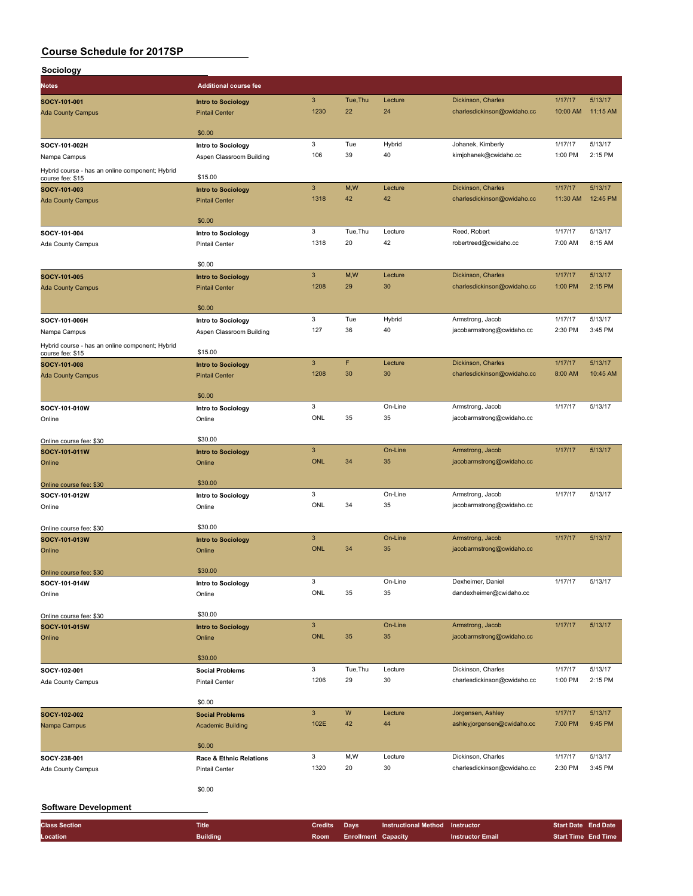## Course Schedule for 2017SP

### Sociology

| Notes | Additional course fee | | | | | | | |
|---|---|---|---|---|---|---|---|---|
| **SOCY-101-001** | **Intro to Sociology** | 3 | Tue,Thu | Lecture | Dickinson, Charles | 1/17/17 | 5/13/17 |
| Ada County Campus | Pintail Center | 1230 | 22 | 24 | charlesdickinson@cwidaho.cc | 10:00 AM | 11:15 AM |
| | $0.00 | | | | | | |
| **SOCY-101-002H** | **Intro to Sociology** | 3 | Tue | Hybrid | Johanek, Kimberly | 1/17/17 | 5/13/17 |
| Nampa Campus | Aspen Classroom Building | 106 | 39 | 40 | kimjohanek@cwidaho.cc | 1:00 PM | 2:15 PM |
| Hybrid course - has an online component; Hybrid course fee: $15 | $15.00 | | | | | | |
| **SOCY-101-003** | **Intro to Sociology** | 3 | M,W | Lecture | Dickinson, Charles | 1/17/17 | 5/13/17 |
| Ada County Campus | Pintail Center | 1318 | 42 | 42 | charlesdickinson@cwidaho.cc | 11:30 AM | 12:45 PM |
| | $0.00 | | | | | | |
| **SOCY-101-004** | **Intro to Sociology** | 3 | Tue,Thu | Lecture | Reed, Robert | 1/17/17 | 5/13/17 |
| Ada County Campus | Pintail Center | 1318 | 20 | 42 | robertreed@cwidaho.cc | 7:00 AM | 8:15 AM |
| | $0.00 | | | | | | |
| **SOCY-101-005** | **Intro to Sociology** | 3 | M,W | Lecture | Dickinson, Charles | 1/17/17 | 5/13/17 |
| Ada County Campus | Pintail Center | 1208 | 29 | 30 | charlesdickinson@cwidaho.cc | 1:00 PM | 2:15 PM |
| | $0.00 | | | | | | |
| **SOCY-101-006H** | **Intro to Sociology** | 3 | Tue | Hybrid | Armstrong, Jacob | 1/17/17 | 5/13/17 |
| Nampa Campus | Aspen Classroom Building | 127 | 36 | 40 | jacobarmstrong@cwidaho.cc | 2:30 PM | 3:45 PM |
| Hybrid course - has an online component; Hybrid course fee: $15 | $15.00 | | | | | | |
| **SOCY-101-008** | **Intro to Sociology** | 3 | F | Lecture | Dickinson, Charles | 1/17/17 | 5/13/17 |
| Ada County Campus | Pintail Center | 1208 | 30 | 30 | charlesdickinson@cwidaho.cc | 8:00 AM | 10:45 AM |
| | $0.00 | | | | | | |
| **SOCY-101-010W** | **Intro to Sociology** | 3 | | On-Line | Armstrong, Jacob | 1/17/17 | 5/13/17 |
| Online | Online | ONL | 35 | 35 | jacobarmstrong@cwidaho.cc | | |
| Online course fee: $30 | $30.00 | | | | | | |
| **SOCY-101-011W** | **Intro to Sociology** | 3 | | On-Line | Armstrong, Jacob | 1/17/17 | 5/13/17 |
| Online | Online | ONL | 34 | 35 | jacobarmstrong@cwidaho.cc | | |
| Online course fee: $30 | $30.00 | | | | | | |
| **SOCY-101-012W** | **Intro to Sociology** | 3 | | On-Line | Armstrong, Jacob | 1/17/17 | 5/13/17 |
| Online | Online | ONL | 34 | 35 | jacobarmstrong@cwidaho.cc | | |
| Online course fee: $30 | $30.00 | | | | | | |
| **SOCY-101-013W** | **Intro to Sociology** | 3 | | On-Line | Armstrong, Jacob | 1/17/17 | 5/13/17 |
| Online | Online | ONL | 34 | 35 | jacobarmstrong@cwidaho.cc | | |
| Online course fee: $30 | $30.00 | | | | | | |
| **SOCY-101-014W** | **Intro to Sociology** | 3 | | On-Line | Dexheimer, Daniel | 1/17/17 | 5/13/17 |
| Online | Online | ONL | 35 | 35 | dandexheimer@cwidaho.cc | | |
| Online course fee: $30 | $30.00 | | | | | | |
| **SOCY-101-015W** | **Intro to Sociology** | 3 | | On-Line | Armstrong, Jacob | 1/17/17 | 5/13/17 |
| Online | Online | ONL | 35 | 35 | jacobarmstrong@cwidaho.cc | | |
| | $30.00 | | | | | | |
| **SOCY-102-001** | **Social Problems** | 3 | Tue,Thu | Lecture | Dickinson, Charles | 1/17/17 | 5/13/17 |
| Ada County Campus | Pintail Center | 1206 | 29 | 30 | charlesdickinson@cwidaho.cc | 1:00 PM | 2:15 PM |
| | $0.00 | | | | | | |
| **SOCY-102-002** | **Social Problems** | 3 | W | Lecture | Jorgensen, Ashley | 1/17/17 | 5/13/17 |
| Nampa Campus | Academic Building | 102E | 42 | 44 | ashleyjorgensen@cwidaho.cc | 7:00 PM | 9:45 PM |
| | $0.00 | | | | | | |
| **SOCY-238-001** | **Race & Ethnic Relations** | 3 | M,W | Lecture | Dickinson, Charles | 1/17/17 | 5/13/17 |
| Ada County Campus | Pintail Center | 1320 | 20 | 30 | charlesdickinson@cwidaho.cc | 2:30 PM | 3:45 PM |
| | $0.00 | | | | | | |

### Software Development

| Class Section | Title | Credits | Days | Instructional Method | Instructor | Start Date | End Date |
|---|---|---|---|---|---|---|---|
| Location | Building | Room | Enrollment | Capacity | Instructor Email | Start Time | End Time |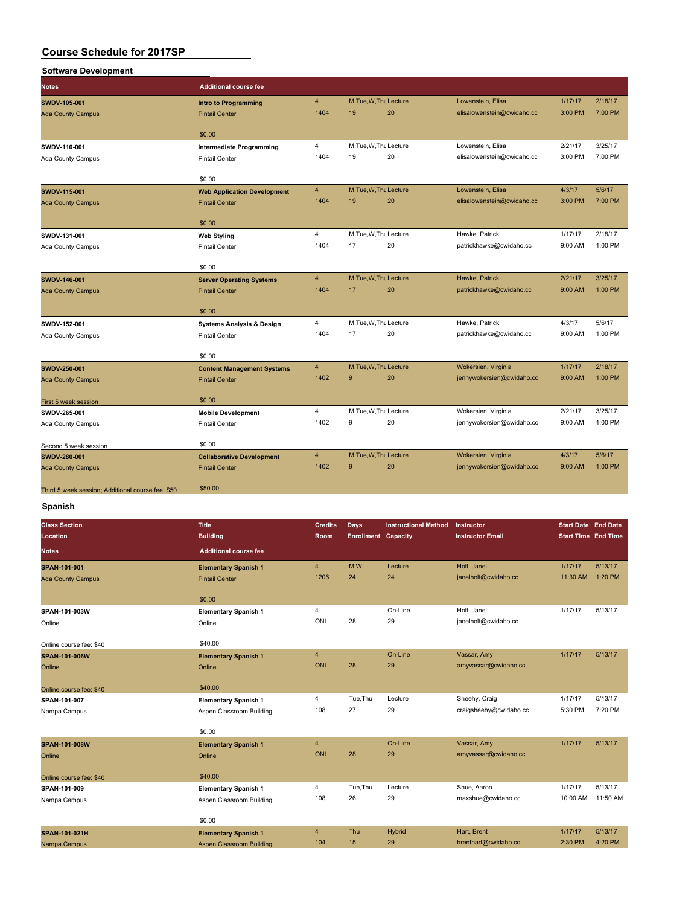# Course Schedule for 2017SP

## Software Development

| Class Section / Location / Notes | Title / Building / Additional course fee | Credits / Room | Days / Enrollment | Instructional Method / Capacity | Instructor / Instructor Email | Start Date / Start Time | End Date / End Time |
|---|---|---|---|---|---|---|---|
| SWDV-105-001<br>Ada County Campus | Intro to Programming<br>Pintail Center<br>$0.00 | 4<br>1404 | M,Tue,W,Thu<br>19 | Lecture<br>20 | Lowenstein, Elisa<br>elisalowenstein@cwidaho.cc | 1/17/17<br>3:00 PM | 2/18/17<br>7:00 PM |
| SWDV-110-001<br>Ada County Campus | Intermediate Programming<br>Pintail Center<br>$0.00 | 4<br>1404 | M,Tue,W,Thu<br>19 | Lecture<br>20 | Lowenstein, Elisa<br>elisalowenstein@cwidaho.cc | 2/21/17<br>3:00 PM | 3/25/17<br>7:00 PM |
| SWDV-115-001<br>Ada County Campus | Web Application Development<br>Pintail Center<br>$0.00 | 4<br>1404 | M,Tue,W,Thu<br>19 | Lecture<br>20 | Lowenstein, Elisa<br>elisalowenstein@cwidaho.cc | 4/3/17<br>3:00 PM | 5/6/17<br>7:00 PM |
| SWDV-131-001<br>Ada County Campus | Web Styling<br>Pintail Center<br>$0.00 | 4<br>1404 | M,Tue,W,Thu<br>17 | Lecture<br>20 | Hawke, Patrick<br>patrickhawke@cwidaho.cc | 1/17/17<br>9:00 AM | 2/18/17<br>1:00 PM |
| SWDV-146-001<br>Ada County Campus | Server Operating Systems<br>Pintail Center<br>$0.00 | 4<br>1404 | M,Tue,W,Thu<br>17 | Lecture<br>20 | Hawke, Patrick<br>patrickhawke@cwidaho.cc | 2/21/17<br>9:00 AM | 3/25/17<br>1:00 PM |
| SWDV-152-001<br>Ada County Campus | Systems Analysis & Design<br>Pintail Center<br>$0.00 | 4<br>1404 | M,Tue,W,Thu<br>17 | Lecture<br>20 | Hawke, Patrick<br>patrickhawke@cwidaho.cc | 4/3/17<br>9:00 AM | 5/6/17<br>1:00 PM |
| SWDV-250-001<br>Ada County Campus<br>First 5 week session | Content Management Systems<br>Pintail Center<br>$0.00 | 4<br>1402 | M,Tue,W,Thu<br>9 | Lecture<br>20 | Wokersien, Virginia<br>jennywokersien@cwidaho.cc | 1/17/17<br>9:00 AM | 2/18/17<br>1:00 PM |
| SWDV-265-001<br>Ada County Campus<br>Second 5 week session | Mobile Development<br>Pintail Center<br>$0.00 | 4<br>1402 | M,Tue,W,Thu<br>9 | Lecture<br>20 | Wokersien, Virginia<br>jennywokersien@cwidaho.cc | 2/21/17<br>9:00 AM | 3/25/17<br>1:00 PM |
| SWDV-280-001<br>Ada County Campus<br>Third 5 week session; Additional course fee: $50 | Collaborative Development<br>Pintail Center<br>$50.00 | 4<br>1402 | M,Tue,W,Thu<br>9 | Lecture<br>20 | Wokersien, Virginia<br>jennywokersien@cwidaho.cc | 4/3/17<br>9:00 AM | 5/6/17<br>1:00 PM |

## Spanish

| Class Section / Location / Notes | Title / Building / Additional course fee | Credits / Room | Days / Enrollment | Instructional Method / Capacity | Instructor / Instructor Email | Start Date / Start Time | End Date / End Time |
|---|---|---|---|---|---|---|---|
| SPAN-101-001<br>Ada County Campus | Elementary Spanish 1<br>Pintail Center<br>$0.00 | 4<br>1206 | M,W<br>24 | Lecture<br>24 | Holt, Janel<br>janelholt@cwidaho.cc | 1/17/17<br>11:30 AM | 5/13/17<br>1:20 PM |
| SPAN-101-003W<br>Online<br>Online course fee: $40 | Elementary Spanish 1<br>Online<br>$40.00 | 4<br>ONL | <br>28 | On-Line<br>29 | Holt, Janel<br>janelholt@cwidaho.cc | 1/17/17 | 5/13/17 |
| SPAN-101-006W<br>Online<br>Online course fee: $40 | Elementary Spanish 1<br>Online<br>$40.00 | 4<br>ONL | <br>28 | On-Line<br>29 | Vassar, Amy<br>amyvassar@cwidaho.cc | 1/17/17 | 5/13/17 |
| SPAN-101-007<br>Nampa Campus | Elementary Spanish 1<br>Aspen Classroom Building<br>$0.00 | 4<br>108 | Tue,Thu<br>27 | Lecture<br>29 | Sheehy, Craig<br>craigsheehy@cwidaho.cc | 1/17/17<br>5:30 PM | 5/13/17<br>7:20 PM |
| SPAN-101-008W<br>Online<br>Online course fee: $40 | Elementary Spanish 1<br>Online<br>$40.00 | 4<br>ONL | <br>28 | On-Line<br>29 | Vassar, Amy<br>amyvassar@cwidaho.cc | 1/17/17 | 5/13/17 |
| SPAN-101-009<br>Nampa Campus | Elementary Spanish 1<br>Aspen Classroom Building<br>$0.00 | 4<br>108 | Tue,Thu<br>26 | Lecture<br>29 | Shue, Aaron<br>maxshue@cwidaho.cc | 1/17/17<br>10:00 AM | 5/13/17<br>11:50 AM |
| SPAN-101-021H<br>Nampa Campus | Elementary Spanish 1<br>Aspen Classroom Building | 4<br>104 | Thu<br>15 | Hybrid<br>29 | Hart, Brent<br>brenthart@cwidaho.cc | 1/17/17<br>2:30 PM | 5/13/17<br>4:20 PM |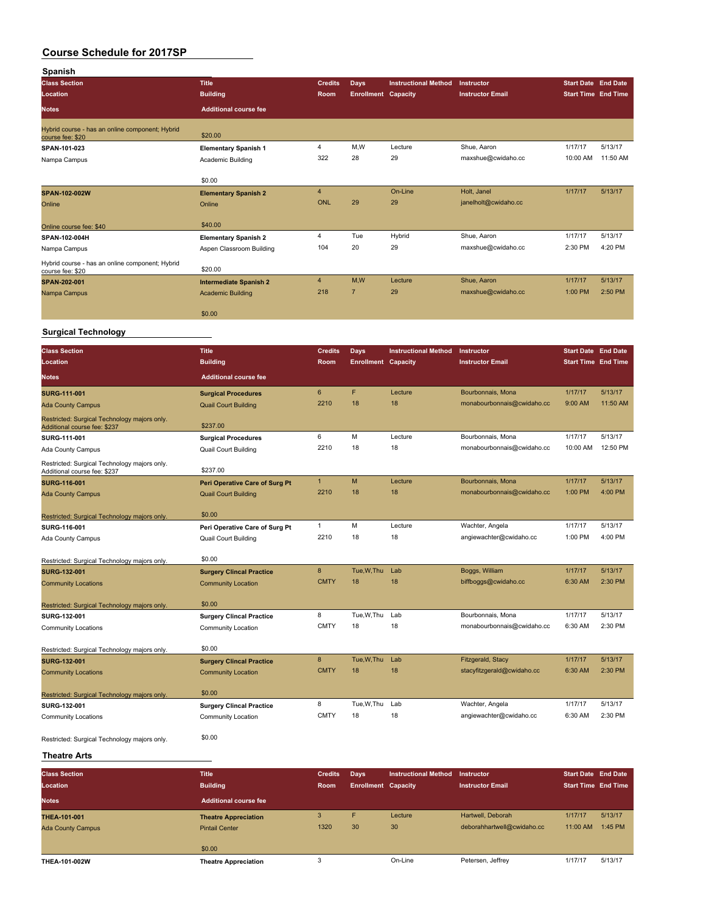# Course Schedule for 2017SP

## Spanish

| Class Section / Location / Notes | Title / Building / Additional course fee | Credits / Room | Days / Enrollment | Instructional Method / Capacity | Instructor / Instructor Email | Start Date / Start Time | End Date / End Time |
|---|---|---|---|---|---|---|---|
| Hybrid course - has an online component; Hybrid course fee: $20 | $20.00 | | | | | | |
| SPAN-101-023 | Elementary Spanish 1 | 4 | M,W | Lecture | Shue, Aaron | 1/17/17 | 5/13/17 |
| Nampa Campus | Academic Building | 322 | 28 | 29 | maxshue@cwidaho.cc | 10:00 AM | 11:50 AM |
| | $0.00 | | | | | | |
| SPAN-102-002W | Elementary Spanish 2 | 4 | | On-Line | Holt, Janel | 1/17/17 | 5/13/17 |
| Online | Online | ONL | 29 | 29 | janelholt@cwidaho.cc | | |
| Online course fee: $40 | $40.00 | | | | | | |
| SPAN-102-004H | Elementary Spanish 2 | 4 | Tue | Hybrid | Shue, Aaron | 1/17/17 | 5/13/17 |
| Nampa Campus | Aspen Classroom Building | 104 | 20 | 29 | maxshue@cwidaho.cc | 2:30 PM | 4:20 PM |
| Hybrid course - has an online component; Hybrid course fee: $20 | $20.00 | | | | | | |
| SPAN-202-001 | Intermediate Spanish 2 | 4 | M,W | Lecture | Shue, Aaron | 1/17/17 | 5/13/17 |
| Nampa Campus | Academic Building | 218 | 7 | 29 | maxshue@cwidaho.cc | 1:00 PM | 2:50 PM |
| | $0.00 | | | | | | |

## Surgical Technology

| Class Section / Location / Notes | Title / Building / Additional course fee | Credits / Room | Days / Enrollment | Instructional Method / Capacity | Instructor / Instructor Email | Start Date / Start Time | End Date / End Time |
|---|---|---|---|---|---|---|---|
| SURG-111-001 | Surgical Procedures | 6 | F | Lecture | Bourbonnais, Mona | 1/17/17 | 5/13/17 |
| Ada County Campus | Quail Court Building | 2210 | 18 | 18 | monabourbonnais@cwidaho.cc | 9:00 AM | 11:50 AM |
| Restricted: Surgical Technology majors only. Additional course fee: $237 | $237.00 | | | | | | |
| SURG-111-001 | Surgical Procedures | 6 | M | Lecture | Bourbonnais, Mona | 1/17/17 | 5/13/17 |
| Ada County Campus | Quail Court Building | 2210 | 18 | 18 | monabourbonnais@cwidaho.cc | 10:00 AM | 12:50 PM |
| Restricted: Surgical Technology majors only. Additional course fee: $237 | $237.00 | | | | | | |
| SURG-116-001 | Peri Operative Care of Surg Pt | 1 | M | Lecture | Bourbonnais, Mona | 1/17/17 | 5/13/17 |
| Ada County Campus | Quail Court Building | 2210 | 18 | 18 | monabourbonnais@cwidaho.cc | 1:00 PM | 4:00 PM |
| Restricted: Surgical Technology majors only. | $0.00 | | | | | | |
| SURG-116-001 | Peri Operative Care of Surg Pt | 1 | M | Lecture | Wachter, Angela | 1/17/17 | 5/13/17 |
| Ada County Campus | Quail Court Building | 2210 | 18 | 18 | angiewachter@cwidaho.cc | 1:00 PM | 4:00 PM |
| Restricted: Surgical Technology majors only. | $0.00 | | | | | | |
| SURG-132-001 | Surgery Clincal Practice | 8 | Tue,W,Thu | Lab | Boggs, William | 1/17/17 | 5/13/17 |
| Community Locations | Community Location | CMTY | 18 | 18 | biffboggs@cwidaho.cc | 6:30 AM | 2:30 PM |
| Restricted: Surgical Technology majors only. | $0.00 | | | | | | |
| SURG-132-001 | Surgery Clincal Practice | 8 | Tue,W,Thu | Lab | Bourbonnais, Mona | 1/17/17 | 5/13/17 |
| Community Locations | Community Location | CMTY | 18 | 18 | monabourbonnais@cwidaho.cc | 6:30 AM | 2:30 PM |
| Restricted: Surgical Technology majors only. | $0.00 | | | | | | |
| SURG-132-001 | Surgery Clincal Practice | 8 | Tue,W,Thu | Lab | Fitzgerald, Stacy | 1/17/17 | 5/13/17 |
| Community Locations | Community Location | CMTY | 18 | 18 | stacyfitzgerald@cwidaho.cc | 6:30 AM | 2:30 PM |
| Restricted: Surgical Technology majors only. | $0.00 | | | | | | |
| SURG-132-001 | Surgery Clincal Practice | 8 | Tue,W,Thu | Lab | Wachter, Angela | 1/17/17 | 5/13/17 |
| Community Locations | Community Location | CMTY | 18 | 18 | angiewachter@cwidaho.cc | 6:30 AM | 2:30 PM |
| Restricted: Surgical Technology majors only. | $0.00 | | | | | | |

## Theatre Arts

| Class Section / Location / Notes | Title / Building / Additional course fee | Credits / Room | Days / Enrollment | Instructional Method / Capacity | Instructor / Instructor Email | Start Date / Start Time | End Date / End Time |
|---|---|---|---|---|---|---|---|
| THEA-101-001 | Theatre Appreciation | 3 | F | Lecture | Hartwell, Deborah | 1/17/17 | 5/13/17 |
| Ada County Campus | Pintail Center | 1320 | 30 | 30 | deborahhartwell@cwidaho.cc | 11:00 AM | 1:45 PM |
| | $0.00 | | | | | | |
| THEA-101-002W | Theatre Appreciation | 3 | | On-Line | Petersen, Jeffrey | 1/17/17 | 5/13/17 |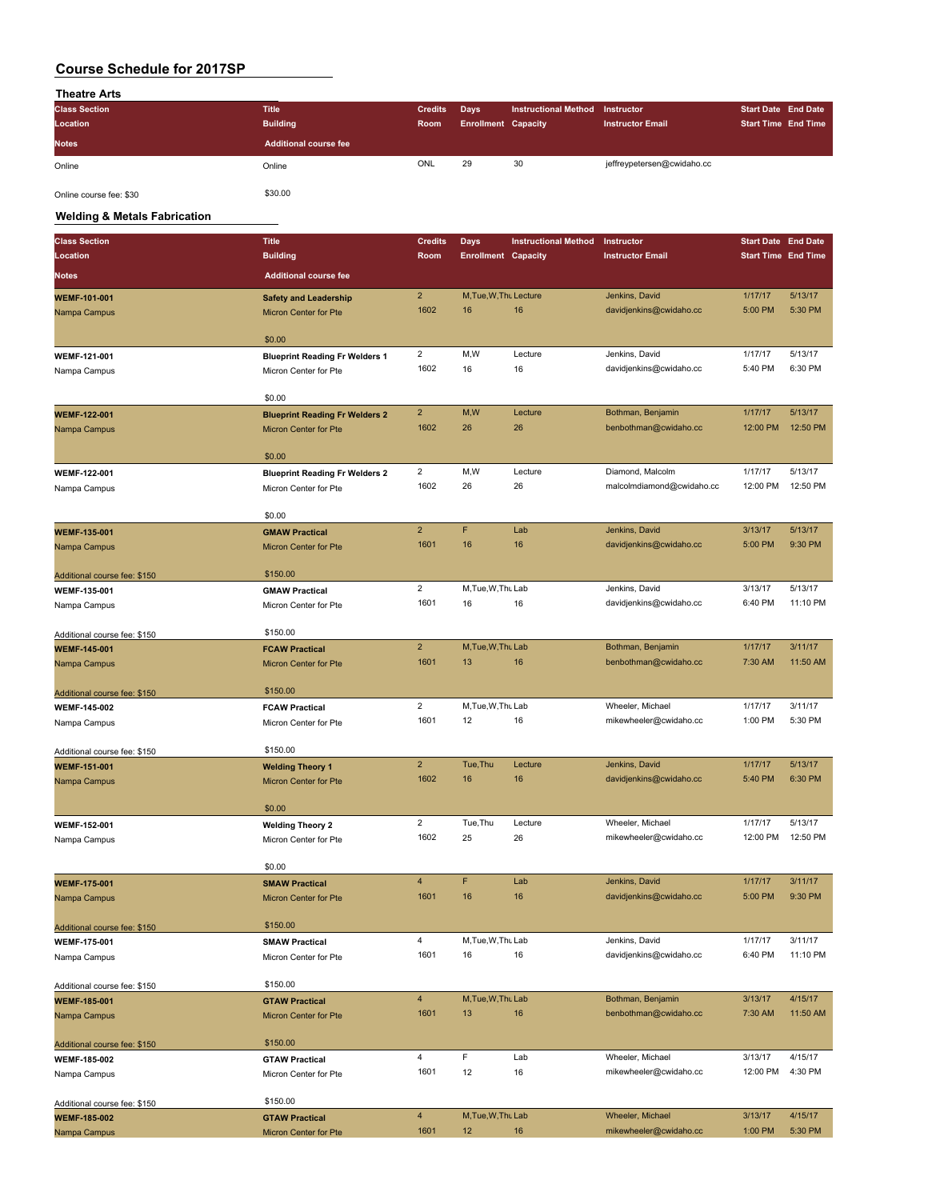# Course Schedule for 2017SP

## Theatre Arts

| Class Section / Location / Notes | Title / Building / Additional course fee | Credits / Room | Days / Enrollment | Instructional Method / Capacity | Instructor / Instructor Email | Start Date / Start Time | End Date / End Time |
|---|---|---|---|---|---|---|---|
| Online | Online | ONL | 29 | 30 | jeffreypetersen@cwidaho.cc | | |
| Online course fee: $30 | $30.00 | | | | | | |

## Welding & Metals Fabrication

| Class Section / Location / Notes | Title / Building / Additional course fee | Credits / Room | Days / Enrollment | Instructional Method / Capacity | Instructor / Instructor Email | Start Date / Start Time | End Date / End Time |
|---|---|---|---|---|---|---|---|
| **WEMF-101-001** | **Safety and Leadership** | 2 | M,Tue,W,Thu | Lecture | Jenkins, David | 1/17/17 | 5/13/17 |
| Nampa Campus | Micron Center for Pte | 1602 | 16 | 16 | davidjenkins@cwidaho.cc | 5:00 PM | 5:30 PM |
| | $0.00 | | | | | | |
| **WEMF-121-001** | **Blueprint Reading Fr Welders 1** | 2 | M,W | Lecture | Jenkins, David | 1/17/17 | 5/13/17 |
| Nampa Campus | Micron Center for Pte | 1602 | 16 | 16 | davidjenkins@cwidaho.cc | 5:40 PM | 6:30 PM |
| | $0.00 | | | | | | |
| **WEMF-122-001** | **Blueprint Reading Fr Welders 2** | 2 | M,W | Lecture | Bothman, Benjamin | 1/17/17 | 5/13/17 |
| Nampa Campus | Micron Center for Pte | 1602 | 26 | 26 | benbothman@cwidaho.cc | 12:00 PM | 12:50 PM |
| | $0.00 | | | | | | |
| **WEMF-122-001** | **Blueprint Reading Fr Welders 2** | 2 | M,W | Lecture | Diamond, Malcolm | 1/17/17 | 5/13/17 |
| Nampa Campus | Micron Center for Pte | 1602 | 26 | 26 | malcolmdiamond@cwidaho.cc | 12:00 PM | 12:50 PM |
| | $0.00 | | | | | | |
| **WEMF-135-001** | **GMAW Practical** | 2 | F | Lab | Jenkins, David | 3/13/17 | 5/13/17 |
| Nampa Campus | Micron Center for Pte | 1601 | 16 | 16 | davidjenkins@cwidaho.cc | 5:00 PM | 9:30 PM |
| Additional course fee: $150 | $150.00 | | | | | | |
| **WEMF-135-001** | **GMAW Practical** | 2 | M,Tue,W,Thu | Lab | Jenkins, David | 3/13/17 | 5/13/17 |
| Nampa Campus | Micron Center for Pte | 1601 | 16 | 16 | davidjenkins@cwidaho.cc | 6:40 PM | 11:10 PM |
| Additional course fee: $150 | $150.00 | | | | | | |
| **WEMF-145-001** | **FCAW Practical** | 2 | M,Tue,W,Thu | Lab | Bothman, Benjamin | 1/17/17 | 3/11/17 |
| Nampa Campus | Micron Center for Pte | 1601 | 13 | 16 | benbothman@cwidaho.cc | 7:30 AM | 11:50 AM |
| Additional course fee: $150 | $150.00 | | | | | | |
| **WEMF-145-002** | **FCAW Practical** | 2 | M,Tue,W,Thu | Lab | Wheeler, Michael | 1/17/17 | 3/11/17 |
| Nampa Campus | Micron Center for Pte | 1601 | 12 | 16 | mikewheeler@cwidaho.cc | 1:00 PM | 5:30 PM |
| Additional course fee: $150 | $150.00 | | | | | | |
| **WEMF-151-001** | **Welding Theory 1** | 2 | Tue,Thu | Lecture | Jenkins, David | 1/17/17 | 5/13/17 |
| Nampa Campus | Micron Center for Pte | 1602 | 16 | 16 | davidjenkins@cwidaho.cc | 5:40 PM | 6:30 PM |
| | $0.00 | | | | | | |
| **WEMF-152-001** | **Welding Theory 2** | 2 | Tue,Thu | Lecture | Wheeler, Michael | 1/17/17 | 5/13/17 |
| Nampa Campus | Micron Center for Pte | 1602 | 25 | 26 | mikewheeler@cwidaho.cc | 12:00 PM | 12:50 PM |
| | $0.00 | | | | | | |
| **WEMF-175-001** | **SMAW Practical** | 4 | F | Lab | Jenkins, David | 1/17/17 | 3/11/17 |
| Nampa Campus | Micron Center for Pte | 1601 | 16 | 16 | davidjenkins@cwidaho.cc | 5:00 PM | 9:30 PM |
| Additional course fee: $150 | $150.00 | | | | | | |
| **WEMF-175-001** | **SMAW Practical** | 4 | M,Tue,W,Thu | Lab | Jenkins, David | 1/17/17 | 3/11/17 |
| Nampa Campus | Micron Center for Pte | 1601 | 16 | 16 | davidjenkins@cwidaho.cc | 6:40 PM | 11:10 PM |
| Additional course fee: $150 | $150.00 | | | | | | |
| **WEMF-185-001** | **GTAW Practical** | 4 | M,Tue,W,Thu | Lab | Bothman, Benjamin | 3/13/17 | 4/15/17 |
| Nampa Campus | Micron Center for Pte | 1601 | 13 | 16 | benbothman@cwidaho.cc | 7:30 AM | 11:50 AM |
| Additional course fee: $150 | $150.00 | | | | | | |
| **WEMF-185-002** | **GTAW Practical** | 4 | F | Lab | Wheeler, Michael | 3/13/17 | 4/15/17 |
| Nampa Campus | Micron Center for Pte | 1601 | 12 | 16 | mikewheeler@cwidaho.cc | 12:00 PM | 4:30 PM |
| Additional course fee: $150 | $150.00 | | | | | | |
| **WEMF-185-002** | **GTAW Practical** | 4 | M,Tue,W,Thu | Lab | Wheeler, Michael | 3/13/17 | 4/15/17 |
| Nampa Campus | Micron Center for Pte | 1601 | 12 | 16 | mikewheeler@cwidaho.cc | 1:00 PM | 5:30 PM |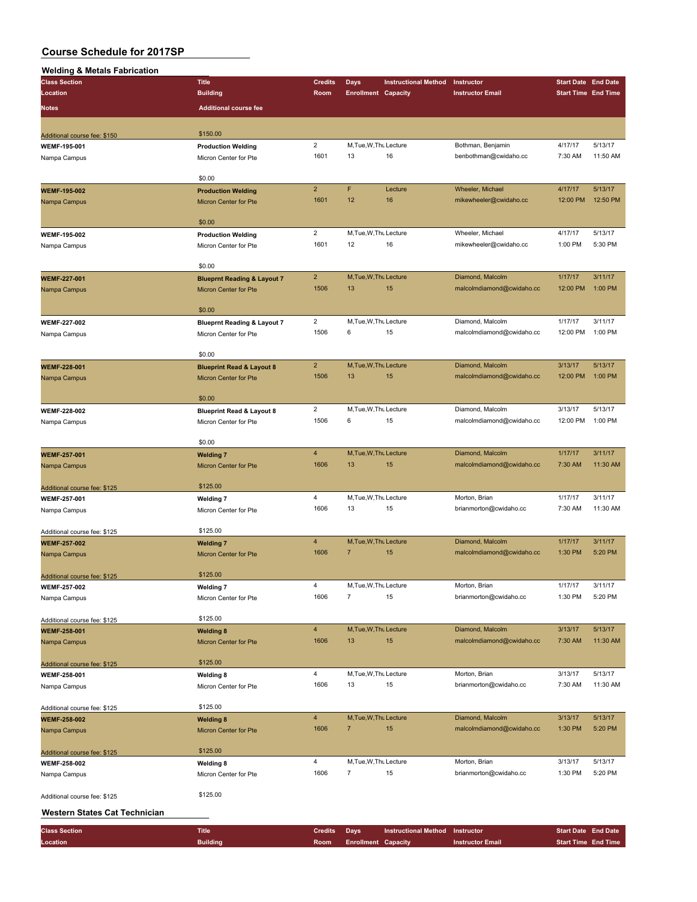# Course Schedule for 2017SP

## Welding & Metals Fabrication

| Class Section / Location / Notes | Title / Building / Additional course fee | Credits / Room | Days / Enrollment | Instructional Method / Capacity | Instructor / Instructor Email | Start Date / Start Time | End Date / End Time |
|---|---|---|---|---|---|---|---|
| Additional course fee: $150 | $150.00 | | | | | | |
| WEMF-195-001 | Production Welding | 2 | M,Tue,W,Thu | Lecture | Bothman, Benjamin | 4/17/17 | 5/13/17 |
| Nampa Campus | Micron Center for Pte | 1601 | 13 | 16 | benbothman@cwidaho.cc | 7:30 AM | 11:50 AM |
| | $0.00 | | | | | | |
| WEMF-195-002 | Production Welding | 2 | F | Lecture | Wheeler, Michael | 4/17/17 | 5/13/17 |
| Nampa Campus | Micron Center for Pte | 1601 | 12 | 16 | mikewheeler@cwidaho.cc | 12:00 PM | 12:50 PM |
| | $0.00 | | | | | | |
| WEMF-195-002 | Production Welding | 2 | M,Tue,W,Thu | Lecture | Wheeler, Michael | 4/17/17 | 5/13/17 |
| Nampa Campus | Micron Center for Pte | 1601 | 12 | 16 | mikewheeler@cwidaho.cc | 1:00 PM | 5:30 PM |
| | $0.00 | | | | | | |
| WEMF-227-001 | Blueprnt Reading & Layout 7 | 2 | M,Tue,W,Thu | Lecture | Diamond, Malcolm | 1/17/17 | 3/11/17 |
| Nampa Campus | Micron Center for Pte | 1506 | 13 | 15 | malcolmdiamond@cwidaho.cc | 12:00 PM | 1:00 PM |
| | $0.00 | | | | | | |
| WEMF-227-002 | Blueprnt Reading & Layout 7 | 2 | M,Tue,W,Thu | Lecture | Diamond, Malcolm | 1/17/17 | 3/11/17 |
| Nampa Campus | Micron Center for Pte | 1506 | 6 | 15 | malcolmdiamond@cwidaho.cc | 12:00 PM | 1:00 PM |
| | $0.00 | | | | | | |
| WEMF-228-001 | Blueprint Read & Layout 8 | 2 | M,Tue,W,Thu | Lecture | Diamond, Malcolm | 3/13/17 | 5/13/17 |
| Nampa Campus | Micron Center for Pte | 1506 | 13 | 15 | malcolmdiamond@cwidaho.cc | 12:00 PM | 1:00 PM |
| | $0.00 | | | | | | |
| WEMF-228-002 | Blueprint Read & Layout 8 | 2 | M,Tue,W,Thu | Lecture | Diamond, Malcolm | 3/13/17 | 5/13/17 |
| Nampa Campus | Micron Center for Pte | 1506 | 6 | 15 | malcolmdiamond@cwidaho.cc | 12:00 PM | 1:00 PM |
| | $0.00 | | | | | | |
| WEMF-257-001 | Welding 7 | 4 | M,Tue,W,Thu | Lecture | Diamond, Malcolm | 1/17/17 | 3/11/17 |
| Nampa Campus | Micron Center for Pte | 1606 | 13 | 15 | malcolmdiamond@cwidaho.cc | 7:30 AM | 11:30 AM |
| Additional course fee: $125 | $125.00 | | | | | | |
| WEMF-257-001 | Welding 7 | 4 | M,Tue,W,Thu | Lecture | Morton, Brian | 1/17/17 | 3/11/17 |
| Nampa Campus | Micron Center for Pte | 1606 | 13 | 15 | brianmorton@cwidaho.cc | 7:30 AM | 11:30 AM |
| Additional course fee: $125 | $125.00 | | | | | | |
| WEMF-257-002 | Welding 7 | 4 | M,Tue,W,Thu | Lecture | Diamond, Malcolm | 1/17/17 | 3/11/17 |
| Nampa Campus | Micron Center for Pte | 1606 | 7 | 15 | malcolmdiamond@cwidaho.cc | 1:30 PM | 5:20 PM |
| Additional course fee: $125 | $125.00 | | | | | | |
| WEMF-257-002 | Welding 7 | 4 | M,Tue,W,Thu | Lecture | Morton, Brian | 1/17/17 | 3/11/17 |
| Nampa Campus | Micron Center for Pte | 1606 | 7 | 15 | brianmorton@cwidaho.cc | 1:30 PM | 5:20 PM |
| Additional course fee: $125 | $125.00 | | | | | | |
| WEMF-258-001 | Welding 8 | 4 | M,Tue,W,Thu | Lecture | Diamond, Malcolm | 3/13/17 | 5/13/17 |
| Nampa Campus | Micron Center for Pte | 1606 | 13 | 15 | malcolmdiamond@cwidaho.cc | 7:30 AM | 11:30 AM |
| Additional course fee: $125 | $125.00 | | | | | | |
| WEMF-258-001 | Welding 8 | 4 | M,Tue,W,Thu | Lecture | Morton, Brian | 3/13/17 | 5/13/17 |
| Nampa Campus | Micron Center for Pte | 1606 | 13 | 15 | brianmorton@cwidaho.cc | 7:30 AM | 11:30 AM |
| Additional course fee: $125 | $125.00 | | | | | | |
| WEMF-258-002 | Welding 8 | 4 | M,Tue,W,Thu | Lecture | Diamond, Malcolm | 3/13/17 | 5/13/17 |
| Nampa Campus | Micron Center for Pte | 1606 | 7 | 15 | malcolmdiamond@cwidaho.cc | 1:30 PM | 5:20 PM |
| Additional course fee: $125 | $125.00 | | | | | | |
| WEMF-258-002 | Welding 8 | 4 | M,Tue,W,Thu | Lecture | Morton, Brian | 3/13/17 | 5/13/17 |
| Nampa Campus | Micron Center for Pte | 1606 | 7 | 15 | brianmorton@cwidaho.cc | 1:30 PM | 5:20 PM |
| Additional course fee: $125 | $125.00 | | | | | | |

## Western States Cat Technician

| Class Section / Location | Title / Building | Credits / Room | Days / Enrollment | Instructional Method / Capacity | Instructor / Instructor Email | Start Date / Start Time | End Date / End Time |
|---|---|---|---|---|---|---|---|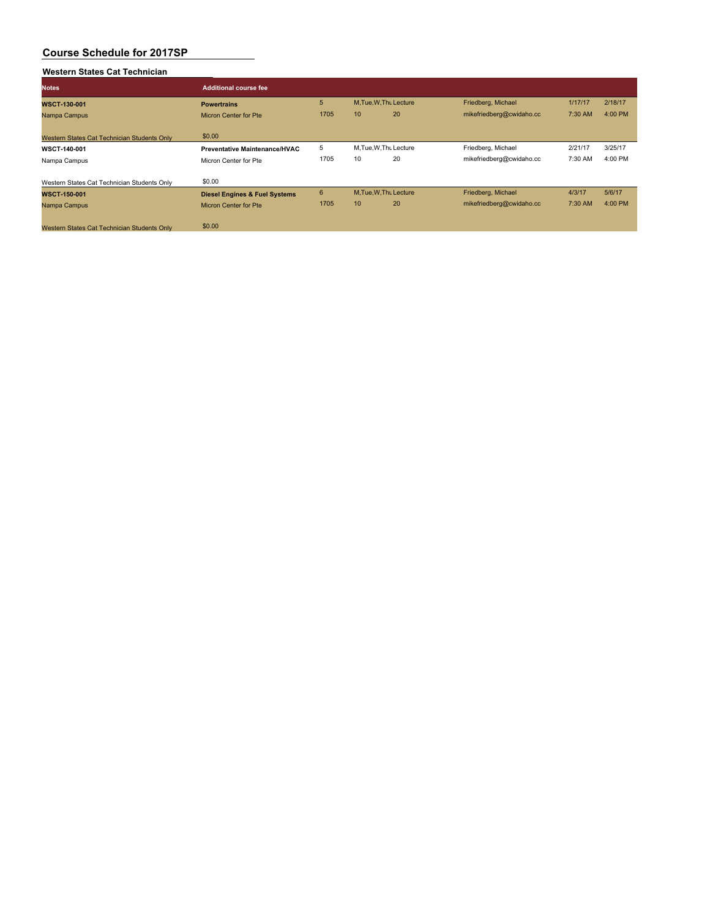# Course Schedule for 2017SP

## Western States Cat Technician

| Notes | Additional course fee | | | | | | | |
|---|---|---|---|---|---|---|---|---|
| **WSCT-130-001** | **Powertrains** | 5 | M,Tue,W,Thu | Lecture | Friedberg, Michael | | 1/17/17 | 2/18/17 |
| Nampa Campus | Micron Center for Pte | 1705 | 10 | 20 | mikefriedberg@cwidaho.cc | | 7:30 AM | 4:00 PM |
| Western States Cat Technician Students Only | $0.00 | | | | | | | |
| **WSCT-140-001** | **Preventative Maintenance/HVAC** | 5 | M,Tue,W,Thu | Lecture | Friedberg, Michael | | 2/21/17 | 3/25/17 |
| Nampa Campus | Micron Center for Pte | 1705 | 10 | 20 | mikefriedberg@cwidaho.cc | | 7:30 AM | 4:00 PM |
| Western States Cat Technician Students Only | $0.00 | | | | | | | |
| **WSCT-150-001** | **Diesel Engines & Fuel Systems** | 6 | M,Tue,W,Thu | Lecture | Friedberg, Michael | | 4/3/17 | 5/6/17 |
| Nampa Campus | Micron Center for Pte | 1705 | 10 | 20 | mikefriedberg@cwidaho.cc | | 7:30 AM | 4:00 PM |
| Western States Cat Technician Students Only | $0.00 | | | | | | | |